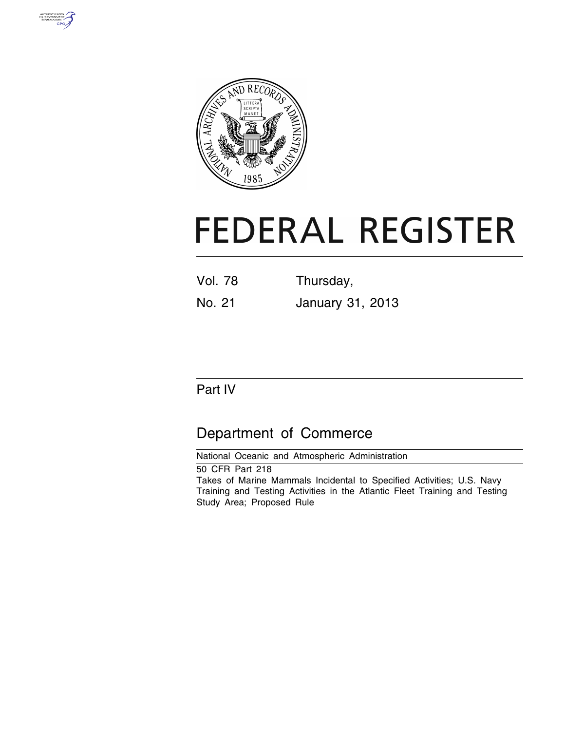# FEDERAL REGISTER

Vol. 78 Thursday,

No. 21 January 31, 2013

## Part IV

## Department of Commerce

National Oceanic and Atmospheric Administration

50 CFR Part 218

Takes of Marine Mammals Incidental to Specified Activities; U.S. Navy Training and Testing Activities in the Atlantic Fleet Training and Testing Study Area; Proposed Rule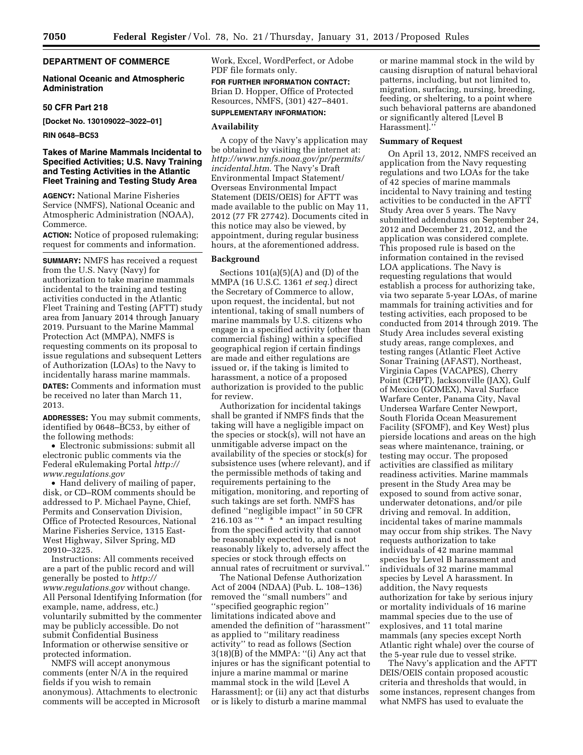**DEPARTMENT OF COMMERCE**

**National Oceanic and Atmospheric Administration**

**50 CFR Part 218**

**[Docket No. 130109022–3022–01]**

**RIN 0648–BC53**

## Takes of Marine Mammals Incidental to Specified Activities; U.S. Navy Training and Testing Activities in the Atlantic Fleet Training and Testing Study Area

**AGENCY:** National Marine Fisheries Service (NMFS), National Oceanic and Atmospheric Administration (NOAA), Commerce.

**ACTION:** Notice of proposed rulemaking; request for comments and information.

**SUMMARY:** NMFS has received a request from the U.S. Navy (Navy) for authorization to take marine mammals incidental to the training and testing activities conducted in the Atlantic Fleet Training and Testing (AFTT) study area from January 2014 through January 2019. Pursuant to the Marine Mammal Protection Act (MMPA), NMFS is requesting comments on its proposal to issue regulations and subsequent Letters of Authorization (LOAs) to the Navy to incidentally harass marine mammals.

**DATES:** Comments and information must be received no later than March 11, 2013.

**ADDRESSES:** You may submit comments, identified by 0648–BC53, by either of the following methods:

- Electronic submissions: submit all electronic public comments via the Federal eRulemaking Portal *http://www.regulations.gov*
- Hand delivery of mailing of paper, disk, or CD–ROM comments should be addressed to P. Michael Payne, Chief, Permits and Conservation Division, Office of Protected Resources, National Marine Fisheries Service, 1315 East-West Highway, Silver Spring, MD 20910–3225.

Instructions: All comments received are a part of the public record and will generally be posted to *http://www.regulations.gov* without change. All Personal Identifying Information (for example, name, address, etc.) voluntarily submitted by the commenter may be publicly accessible. Do not submit Confidential Business Information or otherwise sensitive or protected information.

NMFS will accept anonymous comments (enter N/A in the required fields if you wish to remain anonymous). Attachments to electronic comments will be accepted in Microsoft Work, Excel, WordPerfect, or Adobe PDF file formats only.

**FOR FURTHER INFORMATION CONTACT:** Brian D. Hopper, Office of Protected Resources, NMFS, (301) 427–8401.

**SUPPLEMENTARY INFORMATION:**

### Availability

A copy of the Navy's application may be obtained by visiting the internet at: *http://www.nmfs.noaa.gov/pr/permits/incidental.htm*. The Navy's Draft Environmental Impact Statement/Overseas Environmental Impact Statement (DEIS/OEIS) for AFTT was made available to the public on May 11, 2012 (77 FR 27742). Documents cited in this notice may also be viewed, by appointment, during regular business hours, at the aforementioned address.

### Background

Sections 101(a)(5)(A) and (D) of the MMPA (16 U.S.C. 1361 *et seq.*) direct the Secretary of Commerce to allow, upon request, the incidental, but not intentional, taking of small numbers of marine mammals by U.S. citizens who engage in a specified activity (other than commercial fishing) within a specified geographical region if certain findings are made and either regulations are issued or, if the taking is limited to harassment, a notice of a proposed authorization is provided to the public for review.

Authorization for incidental takings shall be granted if NMFS finds that the taking will have a negligible impact on the species or stock(s), will not have an unmitigable adverse impact on the availability of the species or stock(s) for subsistence uses (where relevant), and if the permissible methods of taking and requirements pertaining to the mitigation, monitoring, and reporting of such takings are set forth. NMFS has defined ''negligible impact'' in 50 CFR 216.103 as ''* * * an impact resulting from the specified activity that cannot be reasonably expected to, and is not reasonably likely to, adversely affect the species or stock through effects on annual rates of recruitment or survival.''

The National Defense Authorization Act of 2004 (NDAA) (Pub. L. 108–136) removed the ''small numbers'' and ''specified geographic region'' limitations indicated above and amended the definition of ''harassment'' as applied to ''military readiness activity'' to read as follows (Section 3(18)(B) of the MMPA: ''(i) Any act that injures or has the significant potential to injure a marine mammal or marine mammal stock in the wild [Level A Harassment]; or (ii) any act that disturbs or is likely to disturb a marine mammal or marine mammal stock in the wild by causing disruption of natural behavioral patterns, including, but not limited to, migration, surfacing, nursing, breeding, feeding, or sheltering, to a point where such behavioral patterns are abandoned or significantly altered [Level B Harassment].''

### Summary of Request

On April 13, 2012, NMFS received an application from the Navy requesting regulations and two LOAs for the take of 42 species of marine mammals incidental to Navy training and testing activities to be conducted in the AFTT Study Area over 5 years. The Navy submitted addendums on September 24, 2012 and December 21, 2012, and the application was considered complete. This proposed rule is based on the information contained in the revised LOA applications. The Navy is requesting regulations that would establish a process for authorizing take, via two separate 5-year LOAs, of marine mammals for training activities and for testing activities, each proposed to be conducted from 2014 through 2019. The Study Area includes several existing study areas, range complexes, and testing ranges (Atlantic Fleet Active Sonar Training (AFAST), Northeast, Virginia Capes (VACAPES), Cherry Point (CHPT), Jacksonville (JAX), Gulf of Mexico (GOMEX), Naval Surface Warfare Center, Panama City, Naval Undersea Warfare Center Newport, South Florida Ocean Measurement Facility (SFOMF), and Key West) plus pierside locations and areas on the high seas where maintenance, training, or testing may occur. The proposed activities are classified as military readiness activities. Marine mammals present in the Study Area may be exposed to sound from active sonar, underwater detonations, and/or pile driving and removal. In addition, incidental takes of marine mammals may occur from ship strikes. The Navy requests authorization to take individuals of 42 marine mammal species by Level B harassment and individuals of 32 marine mammal species by Level A harassment. In addition, the Navy requests authorization for take by serious injury or mortality individuals of 16 marine mammal species due to the use of explosives, and 11 total marine mammals (any species except North Atlantic right whale) over the course of the 5-year rule due to vessel strike.

The Navy's application and the AFTT DEIS/OEIS contain proposed acoustic criteria and thresholds that would, in some instances, represent changes from what NMFS has used to evaluate the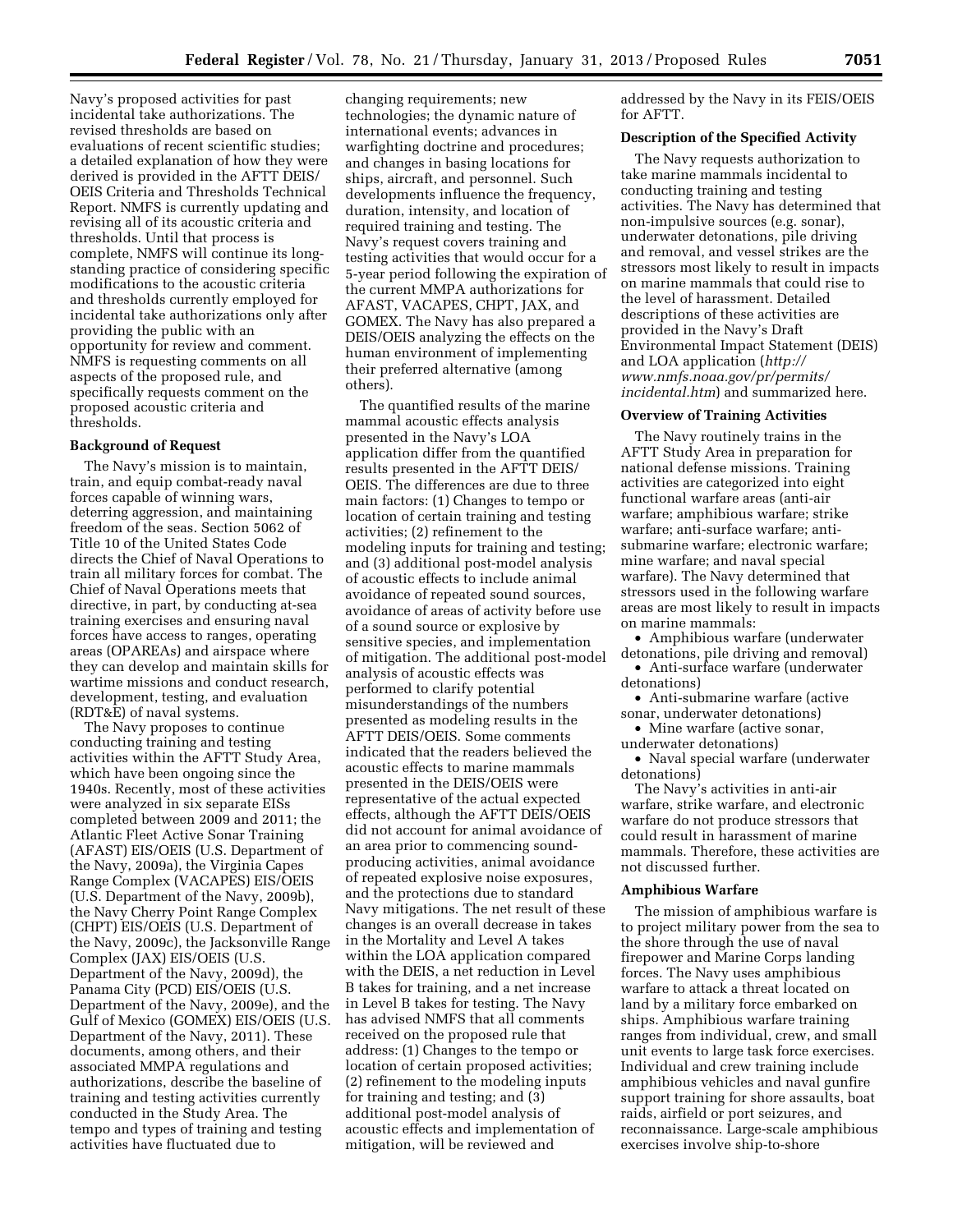Navy's proposed activities for past incidental take authorizations. The revised thresholds are based on evaluations of recent scientific studies; a detailed explanation of how they were derived is provided in the AFTT DEIS/OEIS Criteria and Thresholds Technical Report. NMFS is currently updating and revising all of its acoustic criteria and thresholds. Until that process is complete, NMFS will continue its long-standing practice of considering specific modifications to the acoustic criteria and thresholds currently employed for incidental take authorizations only after providing the public with an opportunity for review and comment. NMFS is requesting comments on all aspects of the proposed rule, and specifically requests comment on the proposed acoustic criteria and thresholds.

**Background of Request**

The Navy's mission is to maintain, train, and equip combat-ready naval forces capable of winning wars, deterring aggression, and maintaining freedom of the seas. Section 5062 of Title 10 of the United States Code directs the Chief of Naval Operations to train all military forces for combat. The Chief of Naval Operations meets that directive, in part, by conducting at-sea training exercises and ensuring naval forces have access to ranges, operating areas (OPAREAs) and airspace where they can develop and maintain skills for wartime missions and conduct research, development, testing, and evaluation (RDT&E) of naval systems.

The Navy proposes to continue conducting training and testing activities within the AFTT Study Area, which have been ongoing since the 1940s. Recently, most of these activities were analyzed in six separate EISs completed between 2009 and 2011; the Atlantic Fleet Active Sonar Training (AFAST) EIS/OEIS (U.S. Department of the Navy, 2009a), the Virginia Capes Range Complex (VACAPES) EIS/OEIS (U.S. Department of the Navy, 2009b), the Navy Cherry Point Range Complex (CHPT) EIS/OEIS (U.S. Department of the Navy, 2009c), the Jacksonville Range Complex (JAX) EIS/OEIS (U.S. Department of the Navy, 2009d), the Panama City (PCD) EIS/OEIS (U.S. Department of the Navy, 2009e), and the Gulf of Mexico (GOMEX) EIS/OEIS (U.S. Department of the Navy, 2011). These documents, among others, and their associated MMPA regulations and authorizations, describe the baseline of training and testing activities currently conducted in the Study Area. The tempo and types of training and testing activities have fluctuated due to changing requirements; new technologies; the dynamic nature of international events; advances in warfighting doctrine and procedures; and changes in basing locations for ships, aircraft, and personnel. Such developments influence the frequency, duration, intensity, and location of required training and testing. The Navy's request covers training and testing activities that would occur for a 5-year period following the expiration of the current MMPA authorizations for AFAST, VACAPES, CHPT, JAX, and GOMEX. The Navy has also prepared a DEIS/OEIS analyzing the effects on the human environment of implementing their preferred alternative (among others).

The quantified results of the marine mammal acoustic effects analysis presented in the Navy's LOA application differ from the quantified results presented in the AFTT DEIS/OEIS. The differences are due to three main factors: (1) Changes to tempo or location of certain training and testing activities; (2) refinement to the modeling inputs for training and testing; and (3) additional post-model analysis of acoustic effects to include animal avoidance of repeated sound sources, avoidance of areas of activity before use of a sound source or explosive by sensitive species, and implementation of mitigation. The additional post-model analysis of acoustic effects was performed to clarify potential misunderstandings of the numbers presented as modeling results in the AFTT DEIS/OEIS. Some comments indicated that the readers believed the acoustic effects to marine mammals presented in the DEIS/OEIS were representative of the actual expected effects, although the AFTT DEIS/OEIS did not account for animal avoidance of an area prior to commencing sound-producing activities, animal avoidance of repeated explosive noise exposures, and the protections due to standard Navy mitigations. The net result of these changes is an overall decrease in takes in the Mortality and Level A takes within the LOA application compared with the DEIS, a net reduction in Level B takes for training, and a net increase in Level B takes for testing. The Navy has advised NMFS that all comments received on the proposed rule that address: (1) Changes to the tempo or location of certain proposed activities; (2) refinement to the modeling inputs for training and testing; and (3) additional post-model analysis of acoustic effects and implementation of mitigation, will be reviewed and addressed by the Navy in its FEIS/OEIS for AFTT.

**Description of the Specified Activity**

The Navy requests authorization to take marine mammals incidental to conducting training and testing activities. The Navy has determined that non-impulsive sources (e.g. sonar), underwater detonations, pile driving and removal, and vessel strikes are the stressors most likely to result in impacts on marine mammals that could rise to the level of harassment. Detailed descriptions of these activities are provided in the Navy's Draft Environmental Impact Statement (DEIS) and LOA application (*http://www.nmfs.noaa.gov/pr/permits/incidental.htm*) and summarized here.

**Overview of Training Activities**

The Navy routinely trains in the AFTT Study Area in preparation for national defense missions. Training activities are categorized into eight functional warfare areas (anti-air warfare; amphibious warfare; strike warfare; anti-surface warfare; anti-submarine warfare; electronic warfare; mine warfare; and naval special warfare). The Navy determined that stressors used in the following warfare areas are most likely to result in impacts on marine mammals:

- Amphibious warfare (underwater detonations, pile driving and removal)
- Anti-surface warfare (underwater detonations)
- Anti-submarine warfare (active sonar, underwater detonations)
- Mine warfare (active sonar, underwater detonations)
- Naval special warfare (underwater detonations)

The Navy's activities in anti-air warfare, strike warfare, and electronic warfare do not produce stressors that could result in harassment of marine mammals. Therefore, these activities are not discussed further.

**Amphibious Warfare**

The mission of amphibious warfare is to project military power from the sea to the shore through the use of naval firepower and Marine Corps landing forces. The Navy uses amphibious warfare to attack a threat located on land by a military force embarked on ships. Amphibious warfare training ranges from individual, crew, and small unit events to large task force exercises. Individual and crew training include amphibious vehicles and naval gunfire support training for shore assaults, boat raids, airfield or port seizures, and reconnaissance. Large-scale amphibious exercises involve ship-to-shore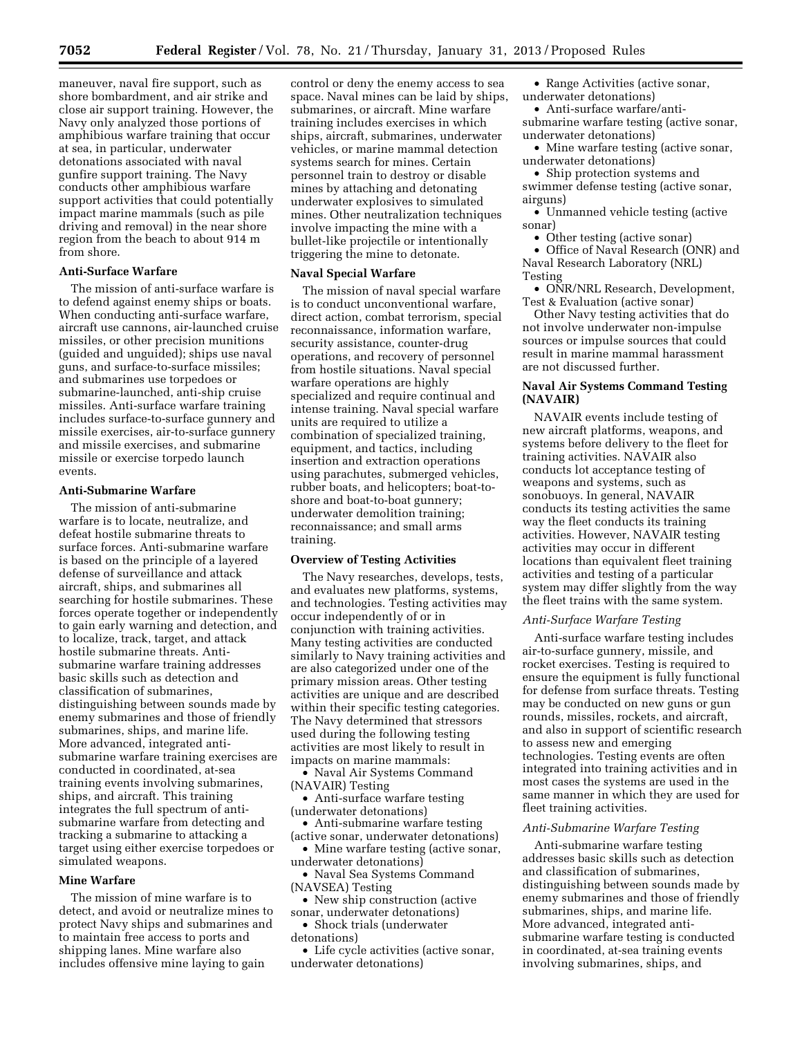maneuver, naval fire support, such as shore bombardment, and air strike and close air support training. However, the Navy only analyzed those portions of amphibious warfare training that occur at sea, in particular, underwater detonations associated with naval gunfire support training. The Navy conducts other amphibious warfare support activities that could potentially impact marine mammals (such as pile driving and removal) in the near shore region from the beach to about 914 m from shore.

### Anti-Surface Warfare

The mission of anti-surface warfare is to defend against enemy ships or boats. When conducting anti-surface warfare, aircraft use cannons, air-launched cruise missiles, or other precision munitions (guided and unguided); ships use naval guns, and surface-to-surface missiles; and submarines use torpedoes or submarine-launched, anti-ship cruise missiles. Anti-surface warfare training includes surface-to-surface gunnery and missile exercises, air-to-surface gunnery and missile exercises, and submarine missile or exercise torpedo launch events.

### Anti-Submarine Warfare

The mission of anti-submarine warfare is to locate, neutralize, and defeat hostile submarine threats to surface forces. Anti-submarine warfare is based on the principle of a layered defense of surveillance and attack aircraft, ships, and submarines all searching for hostile submarines. These forces operate together or independently to gain early warning and detection, and to localize, track, target, and attack hostile submarine threats. Anti-submarine warfare training addresses basic skills such as detection and classification of submarines, distinguishing between sounds made by enemy submarines and those of friendly submarines, ships, and marine life. More advanced, integrated anti-submarine warfare training exercises are conducted in coordinated, at-sea training events involving submarines, ships, and aircraft. This training integrates the full spectrum of anti-submarine warfare from detecting and tracking a submarine to attacking a target using either exercise torpedoes or simulated weapons.

### Mine Warfare

The mission of mine warfare is to detect, and avoid or neutralize mines to protect Navy ships and submarines and to maintain free access to ports and shipping lanes. Mine warfare also includes offensive mine laying to gain control or deny the enemy access to sea space. Naval mines can be laid by ships, submarines, or aircraft. Mine warfare training includes exercises in which ships, aircraft, submarines, underwater vehicles, or marine mammal detection systems search for mines. Certain personnel train to destroy or disable mines by attaching and detonating underwater explosives to simulated mines. Other neutralization techniques involve impacting the mine with a bullet-like projectile or intentionally triggering the mine to detonate.

### Naval Special Warfare

The mission of naval special warfare is to conduct unconventional warfare, direct action, combat terrorism, special reconnaissance, information warfare, security assistance, counter-drug operations, and recovery of personnel from hostile situations. Naval special warfare operations are highly specialized and require continual and intense training. Naval special warfare units are required to utilize a combination of specialized training, equipment, and tactics, including insertion and extraction operations using parachutes, submerged vehicles, rubber boats, and helicopters; boat-to-shore and boat-to-boat gunnery; underwater demolition training; reconnaissance; and small arms training.

### Overview of Testing Activities

The Navy researches, develops, tests, and evaluates new platforms, systems, and technologies. Testing activities may occur independently of or in conjunction with training activities. Many testing activities are conducted similarly to Navy training activities and are also categorized under one of the primary mission areas. Other testing activities are unique and are described within their specific testing categories. The Navy determined that stressors used during the following testing activities are most likely to result in impacts on marine mammals:

- Naval Air Systems Command (NAVAIR) Testing
- Anti-surface warfare testing (underwater detonations)
- Anti-submarine warfare testing (active sonar, underwater detonations)
- Mine warfare testing (active sonar, underwater detonations)
- Naval Sea Systems Command (NAVSEA) Testing
- New ship construction (active sonar, underwater detonations)
- Shock trials (underwater detonations)
- Life cycle activities (active sonar, underwater detonations)
- Range Activities (active sonar, underwater detonations)
- Anti-surface warfare/anti-submarine warfare testing (active sonar, underwater detonations)
- Mine warfare testing (active sonar, underwater detonations)
- Ship protection systems and swimmer defense testing (active sonar, airguns)
- Unmanned vehicle testing (active sonar)
- Other testing (active sonar)
- Office of Naval Research (ONR) and Naval Research Laboratory (NRL) Testing
- ONR/NRL Research, Development, Test & Evaluation (active sonar)

Other Navy testing activities that do not involve underwater non-impulse sources or impulse sources that could result in marine mammal harassment are not discussed further.

### Naval Air Systems Command Testing (NAVAIR)

NAVAIR events include testing of new aircraft platforms, weapons, and systems before delivery to the fleet for training activities. NAVAIR also conducts lot acceptance testing of weapons and systems, such as sonobuoys. In general, NAVAIR conducts its testing activities the same way the fleet conducts its training activities. However, NAVAIR testing activities may occur in different locations than equivalent fleet training activities and testing of a particular system may differ slightly from the way the fleet trains with the same system.

#### *Anti-Surface Warfare Testing*

Anti-surface warfare testing includes air-to-surface gunnery, missile, and rocket exercises. Testing is required to ensure the equipment is fully functional for defense from surface threats. Testing may be conducted on new guns or gun rounds, missiles, rockets, and aircraft, and also in support of scientific research to assess new and emerging technologies. Testing events are often integrated into training activities and in most cases the systems are used in the same manner in which they are used for fleet training activities.

#### *Anti-Submarine Warfare Testing*

Anti-submarine warfare testing addresses basic skills such as detection and classification of submarines, distinguishing between sounds made by enemy submarines and those of friendly submarines, ships, and marine life. More advanced, integrated anti-submarine warfare testing is conducted in coordinated, at-sea training events involving submarines, ships, and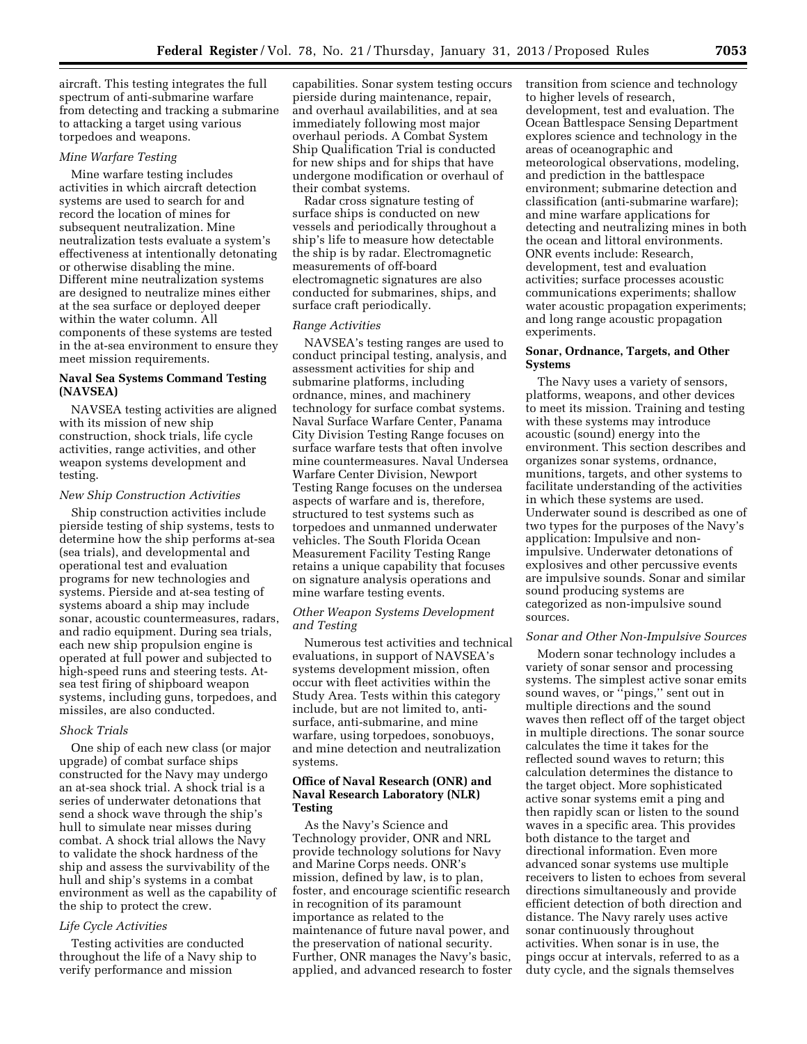aircraft. This testing integrates the full spectrum of anti-submarine warfare from detecting and tracking a submarine to attacking a target using various torpedoes and weapons.

*Mine Warfare Testing*

Mine warfare testing includes activities in which aircraft detection systems are used to search for and record the location of mines for subsequent neutralization. Mine neutralization tests evaluate a system's effectiveness at intentionally detonating or otherwise disabling the mine. Different mine neutralization systems are designed to neutralize mines either at the sea surface or deployed deeper within the water column. All components of these systems are tested in the at-sea environment to ensure they meet mission requirements.

**Naval Sea Systems Command Testing (NAVSEA)**

NAVSEA testing activities are aligned with its mission of new ship construction, shock trials, life cycle activities, range activities, and other weapon systems development and testing.

*New Ship Construction Activities*

Ship construction activities include pierside testing of ship systems, tests to determine how the ship performs at-sea (sea trials), and developmental and operational test and evaluation programs for new technologies and systems. Pierside and at-sea testing of systems aboard a ship may include sonar, acoustic countermeasures, radars, and radio equipment. During sea trials, each new ship propulsion engine is operated at full power and subjected to high-speed runs and steering tests. At-sea test firing of shipboard weapon systems, including guns, torpedoes, and missiles, are also conducted.

*Shock Trials*

One ship of each new class (or major upgrade) of combat surface ships constructed for the Navy may undergo an at-sea shock trial. A shock trial is a series of underwater detonations that send a shock wave through the ship's hull to simulate near misses during combat. A shock trial allows the Navy to validate the shock hardness of the ship and assess the survivability of the hull and ship's systems in a combat environment as well as the capability of the ship to protect the crew.

*Life Cycle Activities*

Testing activities are conducted throughout the life of a Navy ship to verify performance and mission capabilities. Sonar system testing occurs pierside during maintenance, repair, and overhaul availabilities, and at sea immediately following most major overhaul periods. A Combat System Ship Qualification Trial is conducted for new ships and for ships that have undergone modification or overhaul of their combat systems.

Radar cross signature testing of surface ships is conducted on new vessels and periodically throughout a ship's life to measure how detectable the ship is by radar. Electromagnetic measurements of off-board electromagnetic signatures are also conducted for submarines, ships, and surface craft periodically.

*Range Activities*

NAVSEA's testing ranges are used to conduct principal testing, analysis, and assessment activities for ship and submarine platforms, including ordnance, mines, and machinery technology for surface combat systems. Naval Surface Warfare Center, Panama City Division Testing Range focuses on surface warfare tests that often involve mine countermeasures. Naval Undersea Warfare Center Division, Newport Testing Range focuses on the undersea aspects of warfare and is, therefore, structured to test systems such as torpedoes and unmanned underwater vehicles. The South Florida Ocean Measurement Facility Testing Range retains a unique capability that focuses on signature analysis operations and mine warfare testing events.

*Other Weapon Systems Development and Testing*

Numerous test activities and technical evaluations, in support of NAVSEA's systems development mission, often occur with fleet activities within the Study Area. Tests within this category include, but are not limited to, anti-surface, anti-submarine, and mine warfare, using torpedoes, sonobuoys, and mine detection and neutralization systems.

**Office of Naval Research (ONR) and Naval Research Laboratory (NLR) Testing**

As the Navy's Science and Technology provider, ONR and NRL provide technology solutions for Navy and Marine Corps needs. ONR's mission, defined by law, is to plan, foster, and encourage scientific research in recognition of its paramount importance as related to the maintenance of future naval power, and the preservation of national security. Further, ONR manages the Navy's basic, applied, and advanced research to foster transition from science and technology to higher levels of research, development, test and evaluation. The Ocean Battlespace Sensing Department explores science and technology in the areas of oceanographic and meteorological observations, modeling, and prediction in the battlespace environment; submarine detection and classification (anti-submarine warfare); and mine warfare applications for detecting and neutralizing mines in both the ocean and littoral environments. ONR events include: Research, development, test and evaluation activities; surface processes acoustic communications experiments; shallow water acoustic propagation experiments; and long range acoustic propagation experiments.

**Sonar, Ordnance, Targets, and Other Systems**

The Navy uses a variety of sensors, platforms, weapons, and other devices to meet its mission. Training and testing with these systems may introduce acoustic (sound) energy into the environment. This section describes and organizes sonar systems, ordnance, munitions, targets, and other systems to facilitate understanding of the activities in which these systems are used. Underwater sound is described as one of two types for the purposes of the Navy's application: Impulsive and non-impulsive. Underwater detonations of explosives and other percussive events are impulsive sounds. Sonar and similar sound producing systems are categorized as non-impulsive sound sources.

*Sonar and Other Non-Impulsive Sources*

Modern sonar technology includes a variety of sonar sensor and processing systems. The simplest active sonar emits sound waves, or "pings," sent out in multiple directions and the sound waves then reflect off of the target object in multiple directions. The sonar source calculates the time it takes for the reflected sound waves to return; this calculation determines the distance to the target object. More sophisticated active sonar systems emit a ping and then rapidly scan or listen to the sound waves in a specific area. This provides both distance to the target and directional information. Even more advanced sonar systems use multiple receivers to listen to echoes from several directions simultaneously and provide efficient detection of both direction and distance. The Navy rarely uses active sonar continuously throughout activities. When sonar is in use, the pings occur at intervals, referred to as a duty cycle, and the signals themselves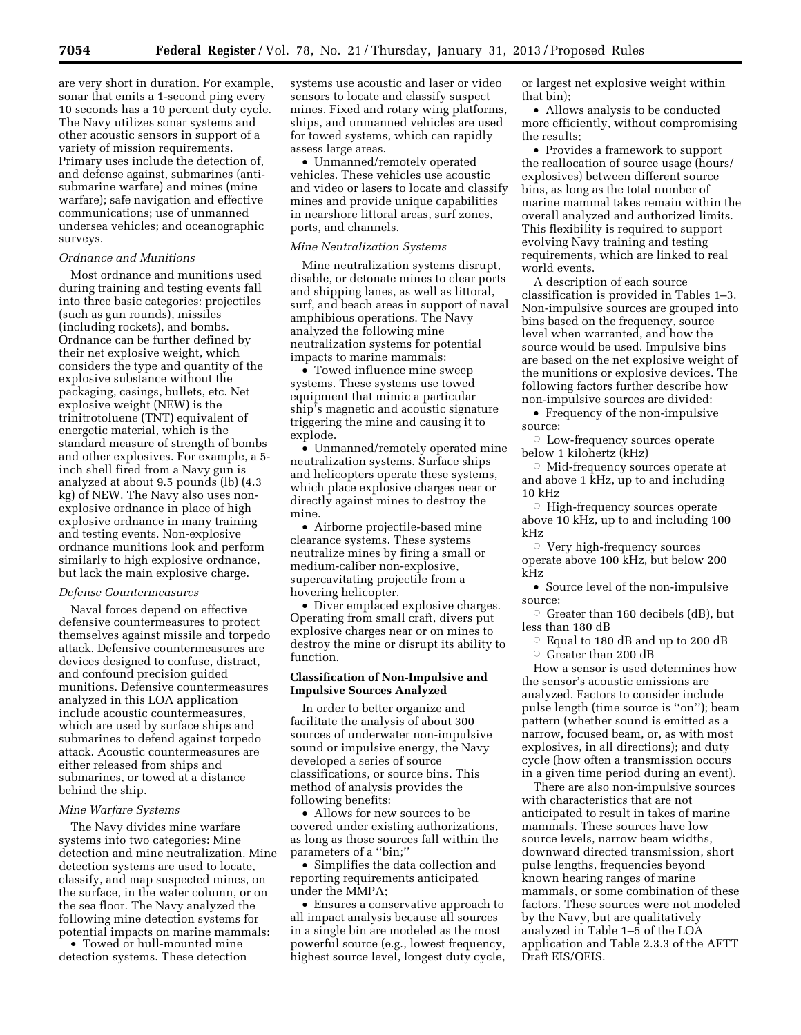are very short in duration. For example, sonar that emits a 1-second ping every 10 seconds has a 10 percent duty cycle. The Navy utilizes sonar systems and other acoustic sensors in support of a variety of mission requirements. Primary uses include the detection of, and defense against, submarines (anti-submarine warfare) and mines (mine warfare); safe navigation and effective communications; use of unmanned undersea vehicles; and oceanographic surveys.

*Ordnance and Munitions*

Most ordnance and munitions used during training and testing events fall into three basic categories: projectiles (such as gun rounds), missiles (including rockets), and bombs. Ordnance can be further defined by their net explosive weight, which considers the type and quantity of the explosive substance without the packaging, casings, bullets, etc. Net explosive weight (NEW) is the trinitrotoluene (TNT) equivalent of energetic material, which is the standard measure of strength of bombs and other explosives. For example, a 5-inch shell fired from a Navy gun is analyzed at about 9.5 pounds (lb) (4.3 kg) of NEW. The Navy also uses non-explosive ordnance in place of high explosive ordnance in many training and testing events. Non-explosive ordnance munitions look and perform similarly to high explosive ordnance, but lack the main explosive charge.

*Defense Countermeasures*

Naval forces depend on effective defensive countermeasures to protect themselves against missile and torpedo attack. Defensive countermeasures are devices designed to confuse, distract, and confound precision guided munitions. Defensive countermeasures analyzed in this LOA application include acoustic countermeasures, which are used by surface ships and submarines to defend against torpedo attack. Acoustic countermeasures are either released from ships and submarines, or towed at a distance behind the ship.

*Mine Warfare Systems*

The Navy divides mine warfare systems into two categories: Mine detection and mine neutralization. Mine detection systems are used to locate, classify, and map suspected mines, on the surface, in the water column, or on the sea floor. The Navy analyzed the following mine detection systems for potential impacts on marine mammals:

- Towed or hull-mounted mine detection systems. These detection systems use acoustic and laser or video sensors to locate and classify suspect mines. Fixed and rotary wing platforms, ships, and unmanned vehicles are used for towed systems, which can rapidly assess large areas.
- Unmanned/remotely operated vehicles. These vehicles use acoustic and video or lasers to locate and classify mines and provide unique capabilities in nearshore littoral areas, surf zones, ports, and channels.

*Mine Neutralization Systems*

Mine neutralization systems disrupt, disable, or detonate mines to clear ports and shipping lanes, as well as littoral, surf, and beach areas in support of naval amphibious operations. The Navy analyzed the following mine neutralization systems for potential impacts to marine mammals:

- Towed influence mine sweep systems. These systems use towed equipment that mimic a particular ship's magnetic and acoustic signature triggering the mine and causing it to explode.
- Unmanned/remotely operated mine neutralization systems. Surface ships and helicopters operate these systems, which place explosive charges near or directly against mines to destroy the mine.
- Airborne projectile-based mine clearance systems. These systems neutralize mines by firing a small or medium-caliber non-explosive, supercavitating projectile from a hovering helicopter.
- Diver emplaced explosive charges. Operating from small craft, divers put explosive charges near or on mines to destroy the mine or disrupt its ability to function.

**Classification of Non-Impulsive and Impulsive Sources Analyzed**

In order to better organize and facilitate the analysis of about 300 sources of underwater non-impulsive sound or impulsive energy, the Navy developed a series of source classifications, or source bins. This method of analysis provides the following benefits:

- Allows for new sources to be covered under existing authorizations, as long as those sources fall within the parameters of a "bin;"
- Simplifies the data collection and reporting requirements anticipated under the MMPA;
- Ensures a conservative approach to all impact analysis because all sources in a single bin are modeled as the most powerful source (e.g., lowest frequency, highest source level, longest duty cycle, or largest net explosive weight within that bin);
- Allows analysis to be conducted more efficiently, without compromising the results;
- Provides a framework to support the reallocation of source usage (hours/explosives) between different source bins, as long as the total number of marine mammal takes remain within the overall analyzed and authorized limits. This flexibility is required to support evolving Navy training and testing requirements, which are linked to real world events.

A description of each source classification is provided in Tables 1–3. Non-impulsive sources are grouped into bins based on the frequency, source level when warranted, and how the source would be used. Impulsive bins are based on the net explosive weight of the munitions or explosive devices. The following factors further describe how non-impulsive sources are divided:

- Frequency of the non-impulsive source:
  - Low-frequency sources operate below 1 kilohertz (kHz)
  - Mid-frequency sources operate at and above 1 kHz, up to and including 10 kHz
  - High-frequency sources operate above 10 kHz, up to and including 100 kHz
  - Very high-frequency sources operate above 100 kHz, but below 200 kHz
- Source level of the non-impulsive source:
  - Greater than 160 decibels (dB), but less than 180 dB
  - Equal to 180 dB and up to 200 dB
  - Greater than 200 dB

How a sensor is used determines how the sensor's acoustic emissions are analyzed. Factors to consider include pulse length (time source is "on"); beam pattern (whether sound is emitted as a narrow, focused beam, or, as with most explosives, in all directions); and duty cycle (how often a transmission occurs in a given time period during an event).

There are also non-impulsive sources with characteristics that are not anticipated to result in takes of marine mammals. These sources have low source levels, narrow beam widths, downward directed transmission, short pulse lengths, frequencies beyond known hearing ranges of marine mammals, or some combination of these factors. These sources were not modeled by the Navy, but are qualitatively analyzed in Table 1–5 of the LOA application and Table 2.3.3 of the AFTT Draft EIS/OEIS.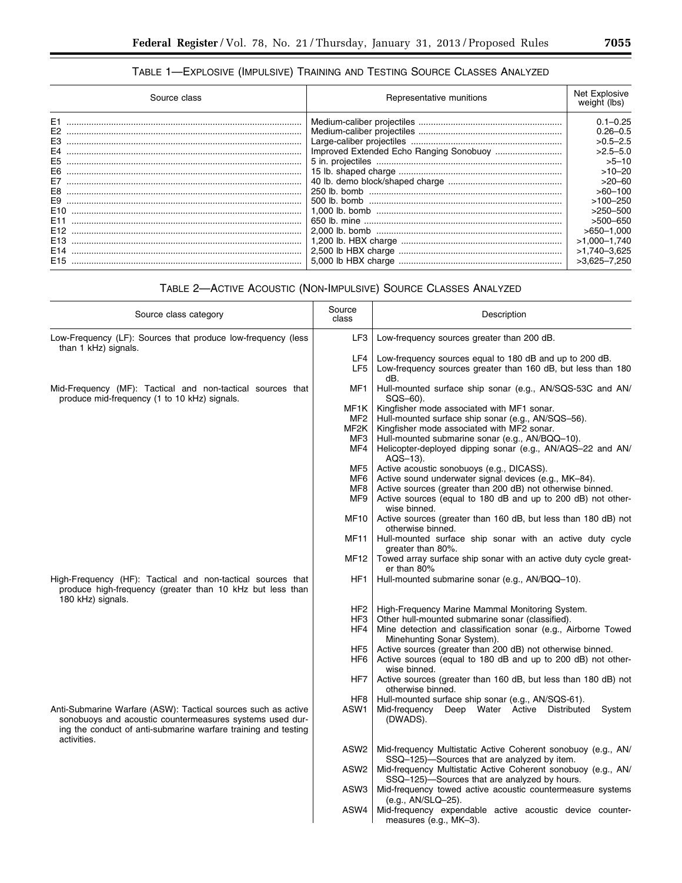### TABLE 1—EXPLOSIVE (IMPULSIVE) TRAINING AND TESTING SOURCE CLASSES ANALYZED

| Source class | Representative munitions | Net Explosive weight (lbs) |
|---|---|---|
| E1 | Medium-caliber projectiles | 0.1–0.25 |
| E2 | Medium-caliber projectiles | 0.26–0.5 |
| E3 | Large-caliber projectiles | >0.5–2.5 |
| E4 | Improved Extended Echo Ranging Sonobuoy | >2.5–5.0 |
| E5 | 5 in. projectiles | >5–10 |
| E6 | 15 lb. shaped charge | >10–20 |
| E7 | 40 lb. demo block/shaped charge | >20–60 |
| E8 | 250 lb. bomb | >60–100 |
| E9 | 500 lb. bomb | >100–250 |
| E10 | 1,000 lb. bomb | >250–500 |
| E11 | 650 lb. mine | >500–650 |
| E12 | 2,000 lb. bomb | >650–1,000 |
| E13 | 1,200 lb. HBX charge | >1,000–1,740 |
| E14 | 2,500 lb HBX charge | >1,740–3,625 |
| E15 | 5,000 lb HBX charge | >3,625–7,250 |

### TABLE 2—ACTIVE ACOUSTIC (NON-IMPULSIVE) SOURCE CLASSES ANALYZED

| Source class category | Source class | Description |
|---|---|---|
| Low-Frequency (LF): Sources that produce low-frequency (less than 1 kHz) signals. | LF3 | Low-frequency sources greater than 200 dB. |
| | LF4 | Low-frequency sources equal to 180 dB and up to 200 dB. |
| | LF5 | Low-frequency sources greater than 160 dB, but less than 180 dB. |
| Mid-Frequency (MF): Tactical and non-tactical sources that produce mid-frequency (1 to 10 kHz) signals. | MF1 | Hull-mounted surface ship sonar (e.g., AN/SQS-53C and AN/SQS–60). |
| | MF1K | Kingfisher mode associated with MF1 sonar. |
| | MF2 | Hull-mounted surface ship sonar (e.g., AN/SQS–56). |
| | MF2K | Kingfisher mode associated with MF2 sonar. |
| | MF3 | Hull-mounted submarine sonar (e.g., AN/BQQ–10). |
| | MF4 | Helicopter-deployed dipping sonar (e.g., AN/AQS–22 and AN/AQS–13). |
| | MF5 | Active acoustic sonobuoys (e.g., DICASS). |
| | MF6 | Active sound underwater signal devices (e.g., MK–84). |
| | MF8 | Active sources (greater than 200 dB) not otherwise binned. |
| | MF9 | Active sources (equal to 180 dB and up to 200 dB) not otherwise binned. |
| | MF10 | Active sources (greater than 160 dB, but less than 180 dB) not otherwise binned. |
| | MF11 | Hull-mounted surface ship sonar with an active duty cycle greater than 80%. |
| | MF12 | Towed array surface ship sonar with an active duty cycle greater than 80% |
| High-Frequency (HF): Tactical and non-tactical sources that produce high-frequency (greater than 10 kHz but less than 180 kHz) signals. | HF1 | Hull-mounted submarine sonar (e.g., AN/BQQ–10). |
| | HF2 | High-Frequency Marine Mammal Monitoring System. |
| | HF3 | Other hull-mounted submarine sonar (classified). |
| | HF4 | Mine detection and classification sonar (e.g., Airborne Towed Minehunting Sonar System). |
| | HF5 | Active sources (greater than 200 dB) not otherwise binned. |
| | HF6 | Active sources (equal to 180 dB and up to 200 dB) not otherwise binned. |
| | HF7 | Active sources (greater than 160 dB, but less than 180 dB) not otherwise binned. |
| | HF8 | Hull-mounted surface ship sonar (e.g., AN/SQS-61). |
| Anti-Submarine Warfare (ASW): Tactical sources such as active sonobuoys and acoustic countermeasures systems used during the conduct of anti-submarine warfare training and testing activities. | ASW1 | Mid-frequency Deep Water Active Distributed System (DWADS). |
| | ASW2 | Mid-frequency Multistatic Active Coherent sonobuoy (e.g., AN/SSQ–125)—Sources that are analyzed by item. |
| | ASW2 | Mid-frequency Multistatic Active Coherent sonobuoy (e.g., AN/SSQ–125)—Sources that are analyzed by hours. |
| | ASW3 | Mid-frequency towed active acoustic countermeasure systems (e.g., AN/SLQ–25). |
| | ASW4 | Mid-frequency expendable active acoustic device countermeasures (e.g., MK–3). |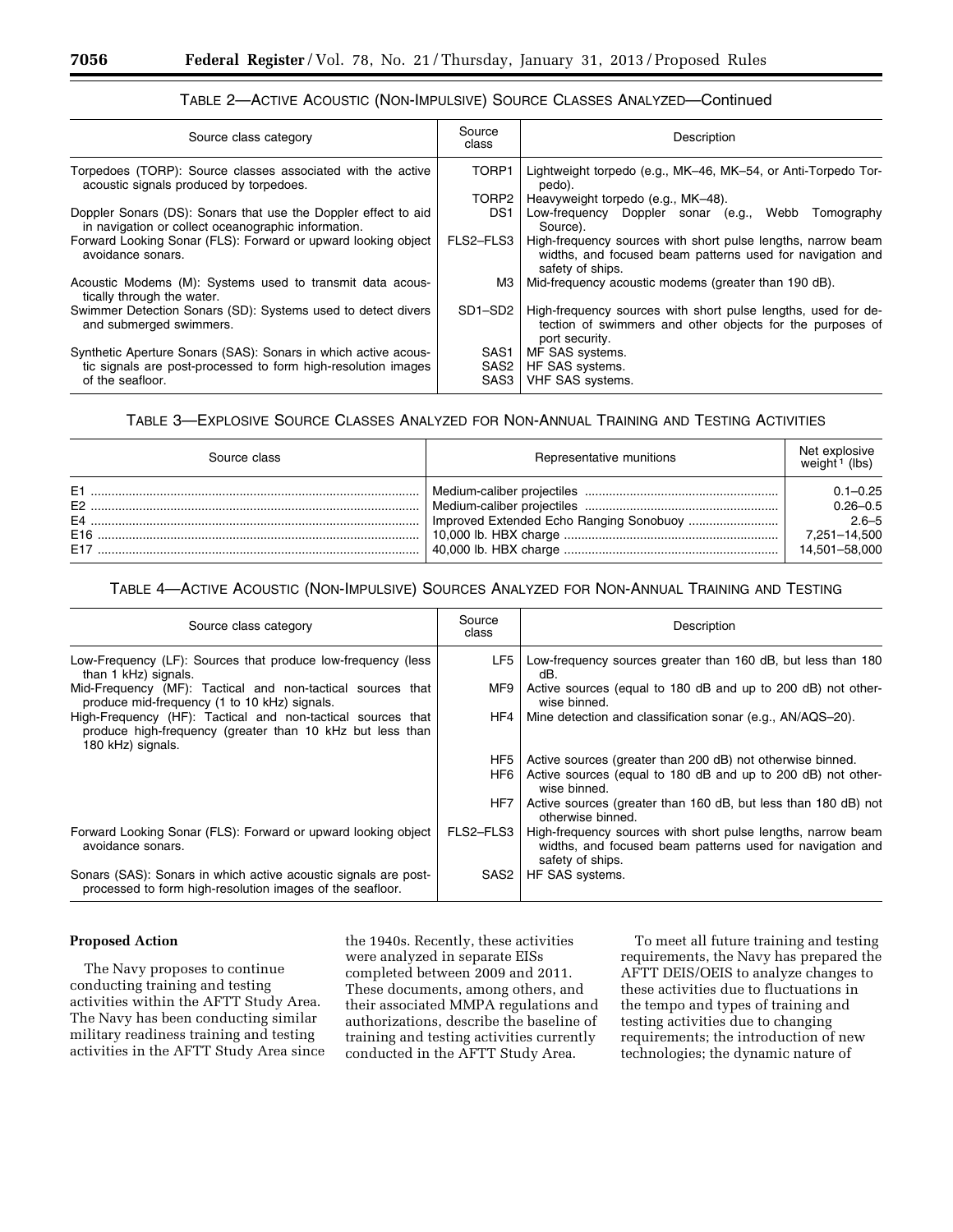TABLE 2—ACTIVE ACOUSTIC (NON-IMPULSIVE) SOURCE CLASSES ANALYZED—Continued

| Source class category | Source class | Description |
| --- | --- | --- |
| Torpedoes (TORP): Source classes associated with the active acoustic signals produced by torpedoes. | TORP1 | Lightweight torpedo (e.g., MK–46, MK–54, or Anti-Torpedo Torpedo). |
| | TORP2 | Heavyweight torpedo (e.g., MK–48). |
| Doppler Sonars (DS): Sonars that use the Doppler effect to aid in navigation or collect oceanographic information. | DS1 | Low-frequency Doppler sonar (e.g., Webb Tomography Source). |
| Forward Looking Sonar (FLS): Forward or upward looking object avoidance sonars. | FLS2–FLS3 | High-frequency sources with short pulse lengths, narrow beam widths, and focused beam patterns used for navigation and safety of ships. |
| Acoustic Modems (M): Systems used to transmit data acoustically through the water. | M3 | Mid-frequency acoustic modems (greater than 190 dB). |
| Swimmer Detection Sonars (SD): Systems used to detect divers and submerged swimmers. | SD1–SD2 | High-frequency sources with short pulse lengths, used for detection of swimmers and other objects for the purposes of port security. |
| Synthetic Aperture Sonars (SAS): Sonars in which active acoustic signals are post-processed to form high-resolution images of the seafloor. | SAS1 | MF SAS systems. |
| | SAS2 | HF SAS systems. |
| | SAS3 | VHF SAS systems. |

TABLE 3—EXPLOSIVE SOURCE CLASSES ANALYZED FOR NON-ANNUAL TRAINING AND TESTING ACTIVITIES

| Source class | Representative munitions | Net explosive weight[1] (lbs) |
| --- | --- | --- |
| E1 | Medium-caliber projectiles | 0.1–0.25 |
| E2 | Medium-caliber projectiles | 0.26–0.5 |
| E4 | Improved Extended Echo Ranging Sonobuoy | 2.6–5 |
| E16 | 10,000 lb. HBX charge | 7,251–14,500 |
| E17 | 40,000 lb. HBX charge | 14,501–58,000 |

TABLE 4—ACTIVE ACOUSTIC (NON-IMPULSIVE) SOURCES ANALYZED FOR NON-ANNUAL TRAINING AND TESTING

| Source class category | Source class | Description |
| --- | --- | --- |
| Low-Frequency (LF): Sources that produce low-frequency (less than 1 kHz) signals. | LF5 | Low-frequency sources greater than 160 dB, but less than 180 dB. |
| Mid-Frequency (MF): Tactical and non-tactical sources that produce mid-frequency (1 to 10 kHz) signals. | MF9 | Active sources (equal to 180 dB and up to 200 dB) not otherwise binned. |
| High-Frequency (HF): Tactical and non-tactical sources that produce high-frequency (greater than 10 kHz but less than 180 kHz) signals. | HF4 | Mine detection and classification sonar (e.g., AN/AQS–20). |
| | HF5 | Active sources (greater than 200 dB) not otherwise binned. |
| | HF6 | Active sources (equal to 180 dB and up to 200 dB) not otherwise binned. |
| | HF7 | Active sources (greater than 160 dB, but less than 180 dB) not otherwise binned. |
| Forward Looking Sonar (FLS): Forward or upward looking object avoidance sonars. | FLS2–FLS3 | High-frequency sources with short pulse lengths, narrow beam widths, and focused beam patterns used for navigation and safety of ships. |
| Sonars (SAS): Sonars in which active acoustic signals are post-processed to form high-resolution images of the seafloor. | SAS2 | HF SAS systems. |

**Proposed Action**

The Navy proposes to continue conducting training and testing activities within the AFTT Study Area. The Navy has been conducting similar military readiness training and testing activities in the AFTT Study Area since the 1940s. Recently, these activities were analyzed in separate EISs completed between 2009 and 2011. These documents, among others, and their associated MMPA regulations and authorizations, describe the baseline of training and testing activities currently conducted in the AFTT Study Area.

To meet all future training and testing requirements, the Navy has prepared the AFTT DEIS/OEIS to analyze changes to these activities due to fluctuations in the tempo and types of training and testing activities due to changing requirements; the introduction of new technologies; the dynamic nature of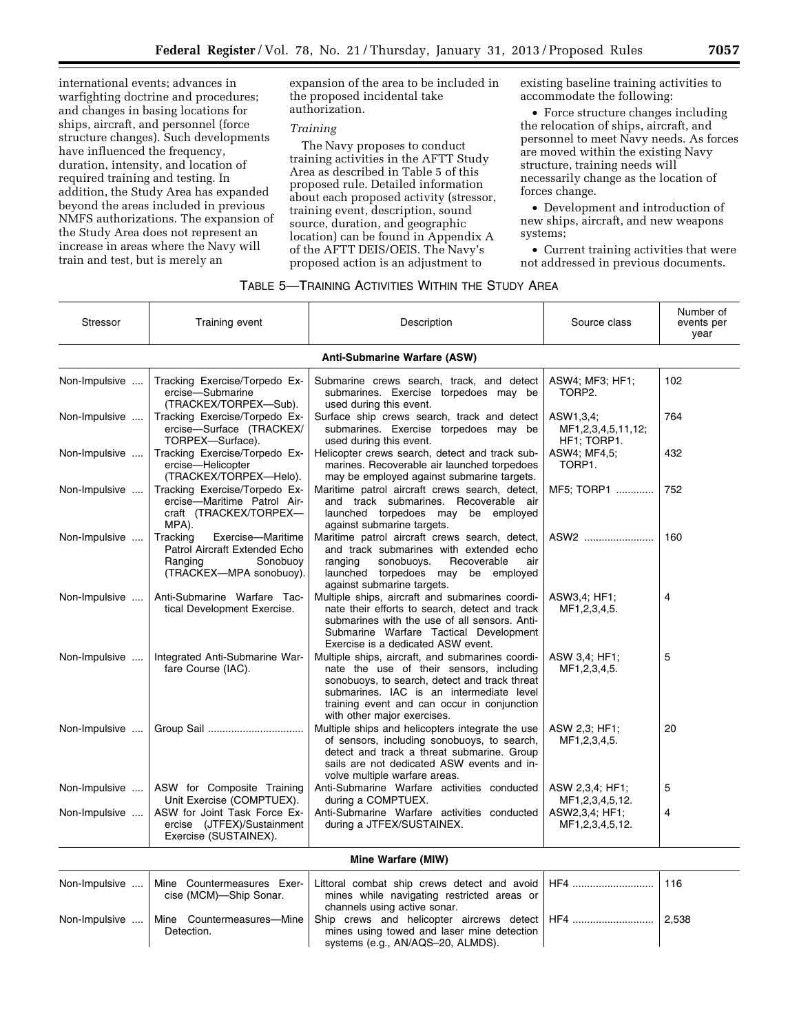international events; advances in warfighting doctrine and procedures; and changes in basing locations for ships, aircraft, and personnel (force structure changes). Such developments have influenced the frequency, duration, intensity, and location of required training and testing. In addition, the Study Area has expanded beyond the areas included in previous NMFS authorizations. The expansion of the Study Area does not represent an increase in areas where the Navy will train and test, but is merely an expansion of the area to be included in the proposed incidental take authorization.

*Training*

The Navy proposes to conduct training activities in the AFTT Study Area as described in Table 5 of this proposed rule. Detailed information about each proposed activity (stressor, training event, description, sound source, duration, and geographic location) can be found in Appendix A of the AFTT DEIS/OEIS. The Navy's proposed action is an adjustment to existing baseline training activities to accommodate the following:

- Force structure changes including the relocation of ships, aircraft, and personnel to meet Navy needs. As forces are moved within the existing Navy structure, training needs will necessarily change as the location of forces change.
- Development and introduction of new ships, aircraft, and new weapons systems;
- Current training activities that were not addressed in previous documents.

TABLE 5—TRAINING ACTIVITIES WITHIN THE STUDY AREA

| Stressor | Training event | Description | Source class | Number of events per year |
|---|---|---|---|---|
| **Anti-Submarine Warfare (ASW)** | | | | |
| Non-Impulsive | Tracking Exercise/Torpedo Exercise—Submarine (TRACKEX/TORPEX—Sub). | Submarine crews search, track, and detect submarines. Exercise torpedoes may be used during this event. | ASW4; MF3; HF1; TORP2. | 102 |
| Non-Impulsive | Tracking Exercise/Torpedo Exercise—Surface (TRACKEX/TORPEX—Surface). | Surface ship crews search, track and detect submarines. Exercise torpedoes may be used during this event. | ASW1,3,4; MF1,2,3,4,5,11,12; HF1; TORP1. | 764 |
| Non-Impulsive | Tracking Exercise/Torpedo Exercise—Helicopter (TRACKEX/TORPEX—Helo). | Helicopter crews search, detect and track submarines. Recoverable air launched torpedoes may be employed against submarine targets. | ASW4; MF4,5; TORP1. | 432 |
| Non-Impulsive | Tracking Exercise/Torpedo Exercise—Maritime Patrol Aircraft (TRACKEX/TORPEX—MPA). | Maritime patrol aircraft crews search, detect, and track submarines. Recoverable air launched torpedoes may be employed against submarine targets. | MF5; TORP1 | 752 |
| Non-Impulsive | Tracking Exercise—Maritime Patrol Aircraft Extended Echo Ranging Sonobuoy (TRACKEX—MPA sonobuoy). | Maritime patrol aircraft crews search, detect, and track submarines with extended echo ranging sonobuoys. Recoverable air launched torpedoes may be employed against submarine targets. | ASW2 | 160 |
| Non-Impulsive | Anti-Submarine Warfare Tactical Development Exercise. | Multiple ships, aircraft and submarines coordinate their efforts to search, detect and track submarines with the use of all sensors. Anti-Submarine Warfare Tactical Development Exercise is a dedicated ASW event. | ASW3,4; HF1; MF1,2,3,4,5. | 4 |
| Non-Impulsive | Integrated Anti-Submarine Warfare Course (IAC). | Multiple ships, aircraft, and submarines coordinate the use of their sensors, including sonobuoys, to search, detect and track threat submarines. IAC is an intermediate level training event and can occur in conjunction with other major exercises. | ASW 3,4; HF1; MF1,2,3,4,5. | 5 |
| Non-Impulsive | Group Sail | Multiple ships and helicopters integrate the use of sensors, including sonobuoys, to search, detect and track a threat submarine. Group sails are not dedicated ASW events and involve multiple warfare areas. | ASW 2,3; HF1; MF1,2,3,4,5. | 20 |
| Non-Impulsive | ASW for Composite Training Unit Exercise (COMPTUEX). | Anti-Submarine Warfare activities conducted during a COMPTUEX. | ASW 2,3,4; HF1; MF1,2,3,4,5,12. | 5 |
| Non-Impulsive | ASW for Joint Task Force Exercise (JTFEX)/Sustainment Exercise (SUSTAINEX). | Anti-Submarine Warfare activities conducted during a JTFEX/SUSTAINEX. | ASW2,3,4; HF1; MF1,2,3,4,5,12. | 4 |
| **Mine Warfare (MIW)** | | | | |
| Non-Impulsive | Mine Countermeasures Exercise (MCM)—Ship Sonar. | Littoral combat ship crews detect and avoid mines while navigating restricted areas or channels using active sonar. | HF4 | 116 |
| Non-Impulsive | Mine Countermeasures—Mine Detection. | Ship crews and helicopter aircrews detect mines using towed and laser mine detection systems (e.g., AN/AQS–20, ALMDS). | HF4 | 2,538 |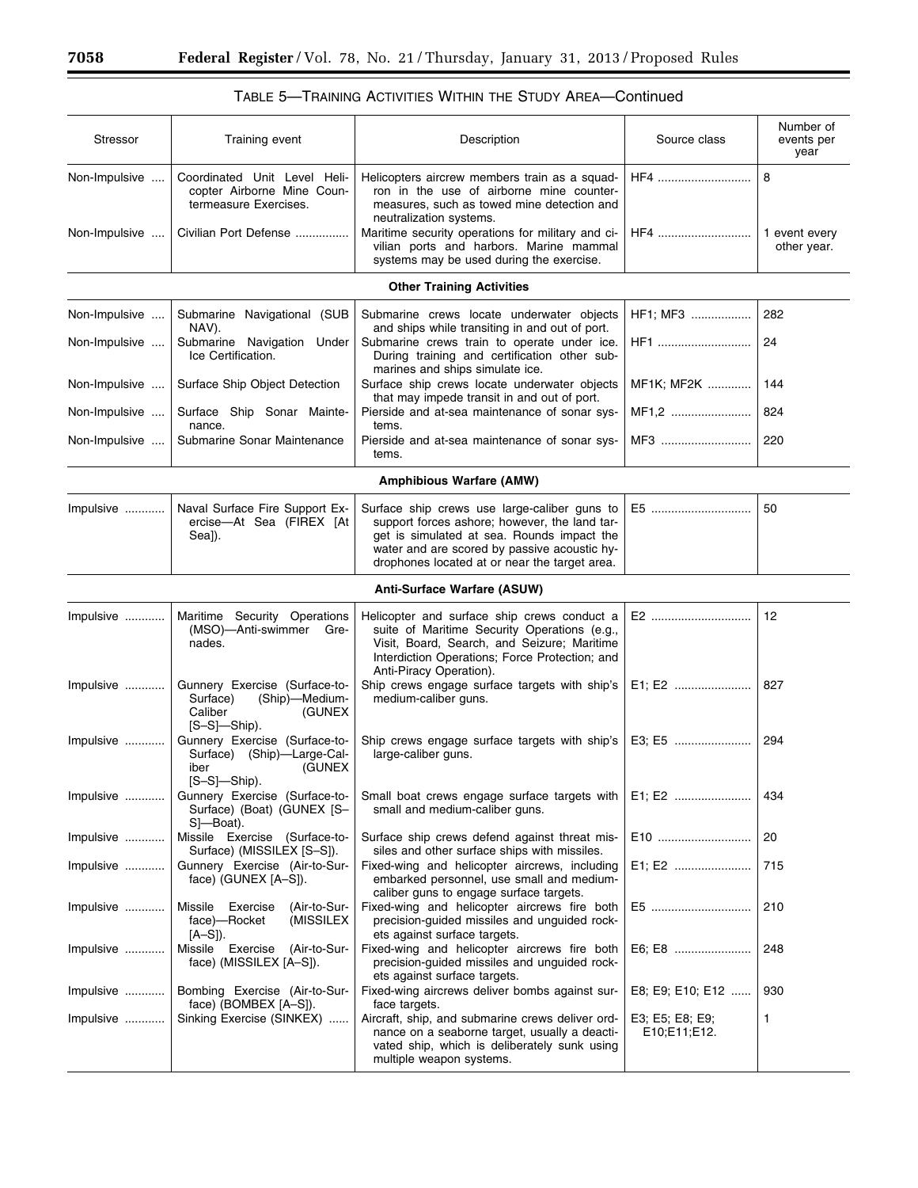TABLE 5—TRAINING ACTIVITIES WITHIN THE STUDY AREA—Continued

| Stressor | Training event | Description | Source class | Number of events per year |
|---|---|---|---|---|
| Non-Impulsive | Coordinated Unit Level Helicopter Airborne Mine Countermeasure Exercises. | Helicopters aircrew members train as a squadron in the use of airborne mine countermeasures, such as towed mine detection and neutralization systems. | HF4 | 8 |
| Non-Impulsive | Civilian Port Defense | Maritime security operations for military and civilian ports and harbors. Marine mammal systems may be used during the exercise. | HF4 | 1 event every other year. |
| **Other Training Activities** | | | | |
| Non-Impulsive | Submarine Navigational (SUB NAV). | Submarine crews locate underwater objects and ships while transiting in and out of port. | HF1; MF3 | 282 |
| Non-Impulsive | Submarine Navigation Under Ice Certification. | Submarine crews train to operate under ice. During training and certification other submarines and ships simulate ice. | HF1 | 24 |
| Non-Impulsive | Surface Ship Object Detection | Surface ship crews locate underwater objects that may impede transit in and out of port. | MF1K; MF2K | 144 |
| Non-Impulsive | Surface Ship Sonar Maintenance. | Pierside and at-sea maintenance of sonar systems. | MF1,2 | 824 |
| Non-Impulsive | Submarine Sonar Maintenance | Pierside and at-sea maintenance of sonar systems. | MF3 | 220 |
| **Amphibious Warfare (AMW)** | | | | |
| Impulsive | Naval Surface Fire Support Exercise—At Sea (FIREX [At Sea]). | Surface ship crews use large-caliber guns to support forces ashore; however, the land target is simulated at sea. Rounds impact the water and are scored by passive acoustic hydrophones located at or near the target area. | E5 | 50 |
| **Anti-Surface Warfare (ASUW)** | | | | |
| Impulsive | Maritime Security Operations (MSO)—Anti-swimmer Grenades. | Helicopter and surface ship crews conduct a suite of Maritime Security Operations (e.g., Visit, Board, Search, and Seizure; Maritime Interdiction Operations; Force Protection; and Anti-Piracy Operation). | E2 | 12 |
| Impulsive | Gunnery Exercise (Surface-to-Surface) (Ship)—Medium-Caliber (GUNEX [S–S]—Ship). | Ship crews engage surface targets with ship's medium-caliber guns. | E1; E2 | 827 |
| Impulsive | Gunnery Exercise (Surface-to-Surface) (Ship)—Large-Caliber (GUNEX [S–S]—Ship). | Ship crews engage surface targets with ship's large-caliber guns. | E3; E5 | 294 |
| Impulsive | Gunnery Exercise (Surface-to-Surface) (Boat) (GUNEX [S–S]—Boat). | Small boat crews engage surface targets with small and medium-caliber guns. | E1; E2 | 434 |
| Impulsive | Missile Exercise (Surface-to-Surface) (MISSILEX [S–S]). | Surface ship crews defend against threat missiles and other surface ships with missiles. | E10 | 20 |
| Impulsive | Gunnery Exercise (Air-to-Surface) (GUNEX [A–S]). | Fixed-wing and helicopter aircrews, including embarked personnel, use small and medium-caliber guns to engage surface targets. | E1; E2 | 715 |
| Impulsive | Missile Exercise (Air-to-Surface)—Rocket (MISSILEX [A–S]). | Fixed-wing and helicopter aircrews fire both precision-guided missiles and unguided rockets against surface targets. | E5 | 210 |
| Impulsive | Missile Exercise (Air-to-Surface) (MISSILEX [A–S]). | Fixed-wing and helicopter aircrews fire both precision-guided missiles and unguided rockets against surface targets. | E6; E8 | 248 |
| Impulsive | Bombing Exercise (Air-to-Surface) (BOMBEX [A–S]). | Fixed-wing aircrews deliver bombs against surface targets. | E8; E9; E10; E12 | 930 |
| Impulsive | Sinking Exercise (SINKEX) | Aircraft, ship, and submarine crews deliver ordnance on a seaborne target, usually a deactivated ship, which is deliberately sunk using multiple weapon systems. | E3; E5; E8; E9; E10;E11;E12. | 1 |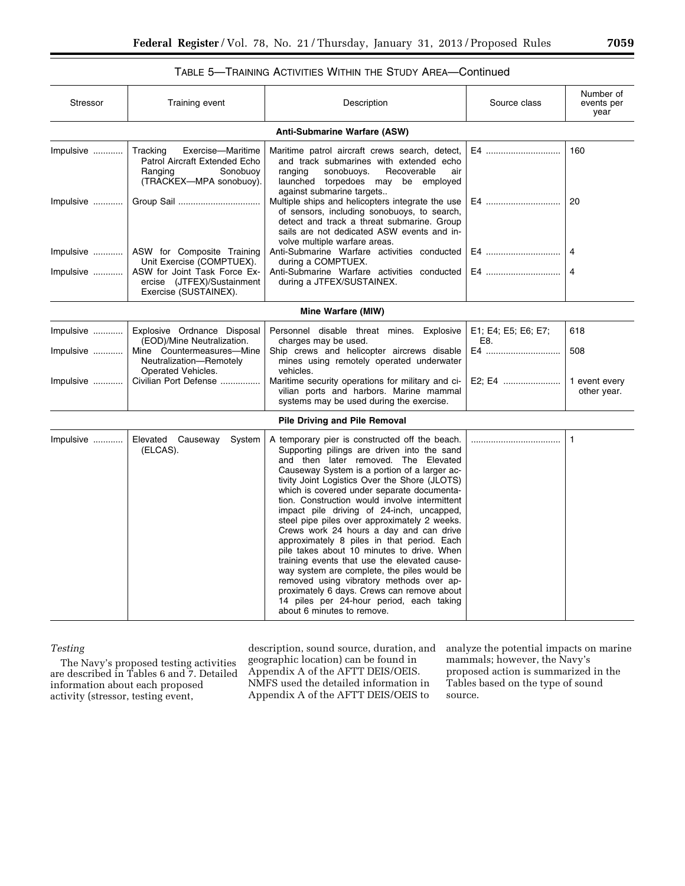TABLE 5—TRAINING ACTIVITIES WITHIN THE STUDY AREA—Continued

| Stressor | Training event | Description | Source class | Number of events per year |
|---|---|---|---|---|
| **Anti-Submarine Warfare (ASW)** | | | | |
| Impulsive | Tracking Exercise—Maritime Patrol Aircraft Extended Echo Ranging Sonobuoy (TRACKEX—MPA sonobuoy). | Maritime patrol aircraft crews search, detect, and track submarines with extended echo ranging sonobuoys. Recoverable air launched torpedoes may be employed against submarine targets.. | E4 | 160 |
| Impulsive | Group Sail | Multiple ships and helicopters integrate the use of sensors, including sonobuoys, to search, detect and track a threat submarine. Group sails are not dedicated ASW events and involve multiple warfare areas. | E4 | 20 |
| Impulsive | ASW for Composite Training Unit Exercise (COMPTUEX). | Anti-Submarine Warfare activities conducted during a COMPTUEX. | E4 | 4 |
| Impulsive | ASW for Joint Task Force Exercise (JTFEX)/Sustainment Exercise (SUSTAINEX). | Anti-Submarine Warfare activities conducted during a JTFEX/SUSTAINEX. | E4 | 4 |
| **Mine Warfare (MIW)** | | | | |
| Impulsive | Explosive Ordnance Disposal (EOD)/Mine Neutralization. | Personnel disable threat mines. Explosive charges may be used. | E1; E4; E5; E6; E7; E8. | 618 |
| Impulsive | Mine Countermeasures—Mine Neutralization—Remotely Operated Vehicles. | Ship crews and helicopter aircrews disable mines using remotely operated underwater vehicles. | E4 | 508 |
| Impulsive | Civilian Port Defense | Maritime security operations for military and civilian ports and harbors. Marine mammal systems may be used during the exercise. | E2; E4 | 1 event every other year. |
| **Pile Driving and Pile Removal** | | | | |
| Impulsive | Elevated Causeway System (ELCAS). | A temporary pier is constructed off the beach. Supporting pilings are driven into the sand and then later removed. The Elevated Causeway System is a portion of a larger activity Joint Logistics Over the Shore (JLOTS) which is covered under separate documentation. Construction would involve intermittent impact pile driving of 24-inch, uncapped, steel pipe piles over approximately 2 weeks. Crews work 24 hours a day and can drive approximately 8 piles in that period. Each pile takes about 10 minutes to drive. When training events that use the elevated causeway system are complete, the piles would be removed using vibratory methods over approximately 6 days. Crews can remove about 14 piles per 24-hour period, each taking about 6 minutes to remove. | | 1 |

*Testing*

The Navy's proposed testing activities are described in Tables 6 and 7. Detailed information about each proposed activity (stressor, testing event, description, sound source, duration, and geographic location) can be found in Appendix A of the AFTT DEIS/OEIS. NMFS used the detailed information in Appendix A of the AFTT DEIS/OEIS to analyze the potential impacts on marine mammals; however, the Navy's proposed action is summarized in the Tables based on the type of sound source.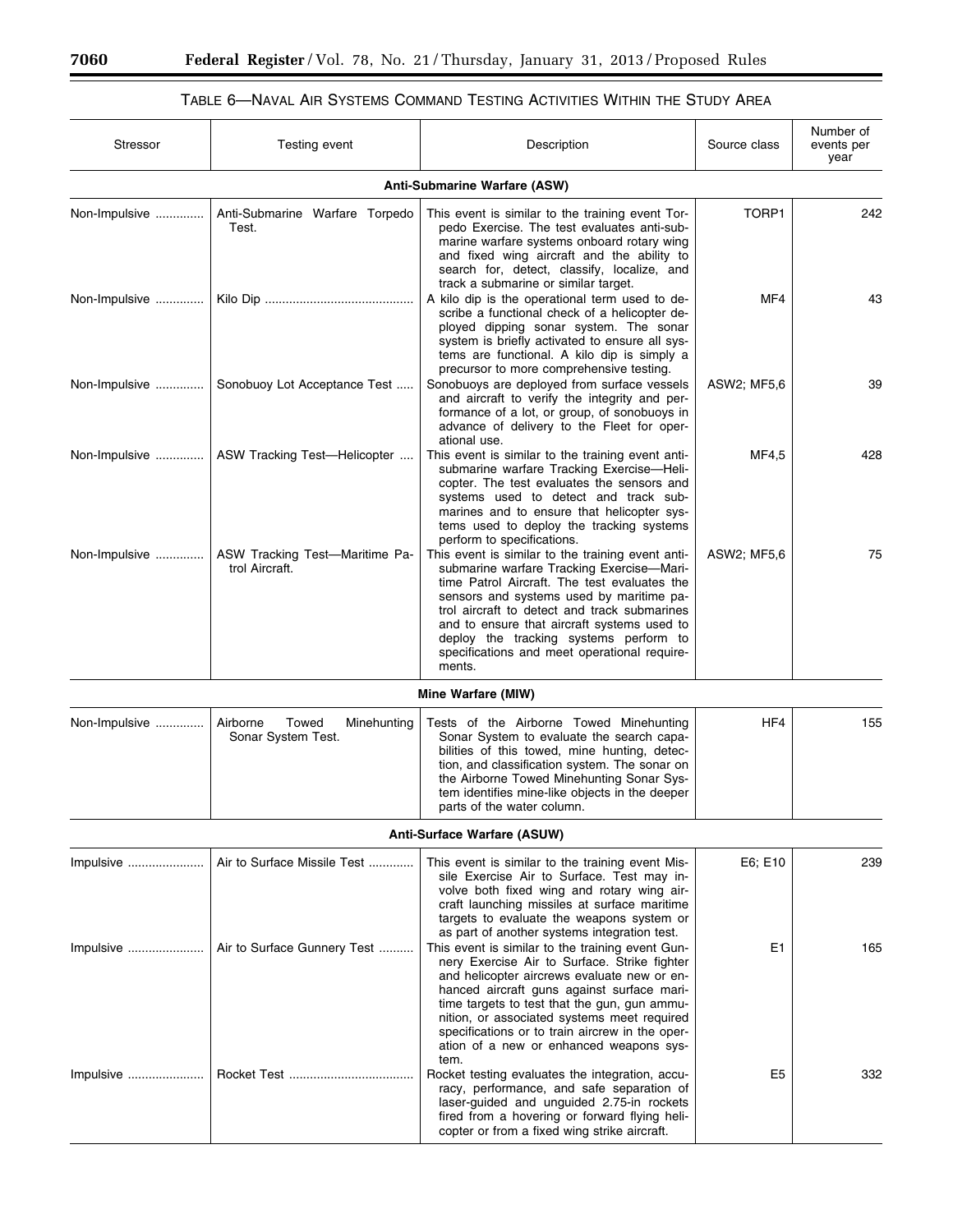TABLE 6—NAVAL AIR SYSTEMS COMMAND TESTING ACTIVITIES WITHIN THE STUDY AREA

| Stressor | Testing event | Description | Source class | Number of events per year |
|---|---|---|---|---|
| **Anti-Submarine Warfare (ASW)** | | | | |
| Non-Impulsive | Anti-Submarine Warfare Torpedo Test. | This event is similar to the training event Torpedo Exercise. The test evaluates anti-submarine warfare systems onboard rotary wing and fixed wing aircraft and the ability to search for, detect, classify, localize, and track a submarine or similar target. | TORP1 | 242 |
| Non-Impulsive | Kilo Dip | A kilo dip is the operational term used to describe a functional check of a helicopter deployed dipping sonar system. The sonar system is briefly activated to ensure all systems are functional. A kilo dip is simply a precursor to more comprehensive testing. | MF4 | 43 |
| Non-Impulsive | Sonobuoy Lot Acceptance Test | Sonobuoys are deployed from surface vessels and aircraft to verify the integrity and performance of a lot, or group, of sonobuoys in advance of delivery to the Fleet for operational use. | ASW2; MF5,6 | 39 |
| Non-Impulsive | ASW Tracking Test—Helicopter | This event is similar to the training event anti-submarine warfare Tracking Exercise—Helicopter. The test evaluates the sensors and systems used to detect and track submarines and to ensure that helicopter systems used to deploy the tracking systems perform to specifications. | MF4,5 | 428 |
| Non-Impulsive | ASW Tracking Test—Maritime Patrol Aircraft. | This event is similar to the training event anti-submarine warfare Tracking Exercise—Maritime Patrol Aircraft. The test evaluates the sensors and systems used by maritime patrol aircraft to detect and track submarines and to ensure that aircraft systems used to deploy the tracking systems perform to specifications and meet operational requirements. | ASW2; MF5,6 | 75 |
| **Mine Warfare (MIW)** | | | | |
| Non-Impulsive | Airborne Towed Minehunting Sonar System Test. | Tests of the Airborne Towed Minehunting Sonar System to evaluate the search capabilities of this towed, mine hunting, detection, and classification system. The sonar on the Airborne Towed Minehunting Sonar System identifies mine-like objects in the deeper parts of the water column. | HF4 | 155 |
| **Anti-Surface Warfare (ASUW)** | | | | |
| Impulsive | Air to Surface Missile Test | This event is similar to the training event Missile Exercise Air to Surface. Test may involve both fixed wing and rotary wing aircraft launching missiles at surface maritime targets to evaluate the weapons system or as part of another systems integration test. | E6; E10 | 239 |
| Impulsive | Air to Surface Gunnery Test | This event is similar to the training event Gunnery Exercise Air to Surface. Strike fighter and helicopter aircrews evaluate new or enhanced aircraft guns against surface maritime targets to test that the gun, gun ammunition, or associated systems meet required specifications or to train aircrew in the operation of a new or enhanced weapons system. | E1 | 165 |
| Impulsive | Rocket Test | Rocket testing evaluates the integration, accuracy, performance, and safe separation of laser-guided and unguided 2.75-in rockets fired from a hovering or forward flying helicopter or from a fixed wing strike aircraft. | E5 | 332 |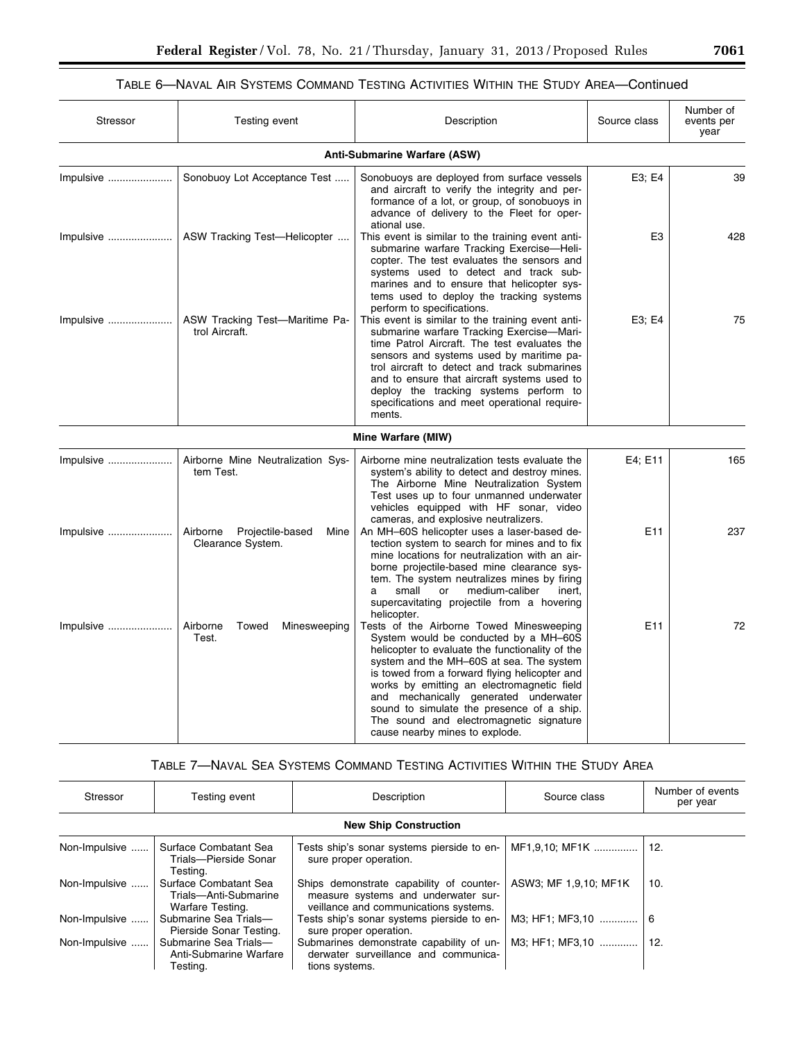TABLE 6—NAVAL AIR SYSTEMS COMMAND TESTING ACTIVITIES WITHIN THE STUDY AREA—Continued

| Stressor | Testing event | Description | Source class | Number of events per year |
|---|---|---|---|---|
| **Anti-Submarine Warfare (ASW)** | | | | |
| Impulsive | Sonobuoy Lot Acceptance Test | Sonobuoys are deployed from surface vessels and aircraft to verify the integrity and performance of a lot, or group, of sonobuoys in advance of delivery to the Fleet for operational use. | E3; E4 | 39 |
| Impulsive | ASW Tracking Test—Helicopter | This event is similar to the training event anti-submarine warfare Tracking Exercise—Helicopter. The test evaluates the sensors and systems used to detect and track submarines and to ensure that helicopter systems used to deploy the tracking systems perform to specifications. | E3 | 428 |
| Impulsive | ASW Tracking Test—Maritime Patrol Aircraft. | This event is similar to the training event anti-submarine warfare Tracking Exercise—Maritime Patrol Aircraft. The test evaluates the sensors and systems used by maritime patrol aircraft to detect and track submarines and to ensure that aircraft systems used to deploy the tracking systems perform to specifications and meet operational requirements. | E3; E4 | 75 |
| **Mine Warfare (MIW)** | | | | |
| Impulsive | Airborne Mine Neutralization System Test. | Airborne mine neutralization tests evaluate the system's ability to detect and destroy mines. The Airborne Mine Neutralization System Test uses up to four unmanned underwater vehicles equipped with HF sonar, video cameras, and explosive neutralizers. | E4; E11 | 165 |
| Impulsive | Airborne Projectile-based Mine Clearance System. | An MH–60S helicopter uses a laser-based detection system to search for mines and to fix mine locations for neutralization with an airborne projectile-based mine clearance system. The system neutralizes mines by firing a small or medium-caliber inert, supercavitating projectile from a hovering helicopter. | E11 | 237 |
| Impulsive | Airborne Towed Minesweeping Test. | Tests of the Airborne Towed Minesweeping System would be conducted by a MH–60S helicopter to evaluate the functionality of the system and the MH–60S at sea. The system is towed from a forward flying helicopter and works by emitting an electromagnetic field and mechanically generated underwater sound to simulate the presence of a ship. The sound and electromagnetic signature cause nearby mines to explode. | E11 | 72 |

TABLE 7—NAVAL SEA SYSTEMS COMMAND TESTING ACTIVITIES WITHIN THE STUDY AREA

| Stressor | Testing event | Description | Source class | Number of events per year |
|---|---|---|---|---|
| **New Ship Construction** | | | | |
| Non-Impulsive | Surface Combatant Sea Trials—Pierside Sonar Testing. | Tests ship's sonar systems pierside to ensure proper operation. | MF1,9,10; MF1K | 12. |
| Non-Impulsive | Surface Combatant Sea Trials—Anti-Submarine Warfare Testing. | Ships demonstrate capability of countermeasure systems and underwater surveillance and communications systems. | ASW3; MF 1,9,10; MF1K | 10. |
| Non-Impulsive | Submarine Sea Trials—Pierside Sonar Testing. | Tests ship's sonar systems pierside to ensure proper operation. | M3; HF1; MF3,10 | 6 |
| Non-Impulsive | Submarine Sea Trials—Anti-Submarine Warfare Testing. | Submarines demonstrate capability of underwater surveillance and communications systems. | M3; HF1; MF3,10 | 12. |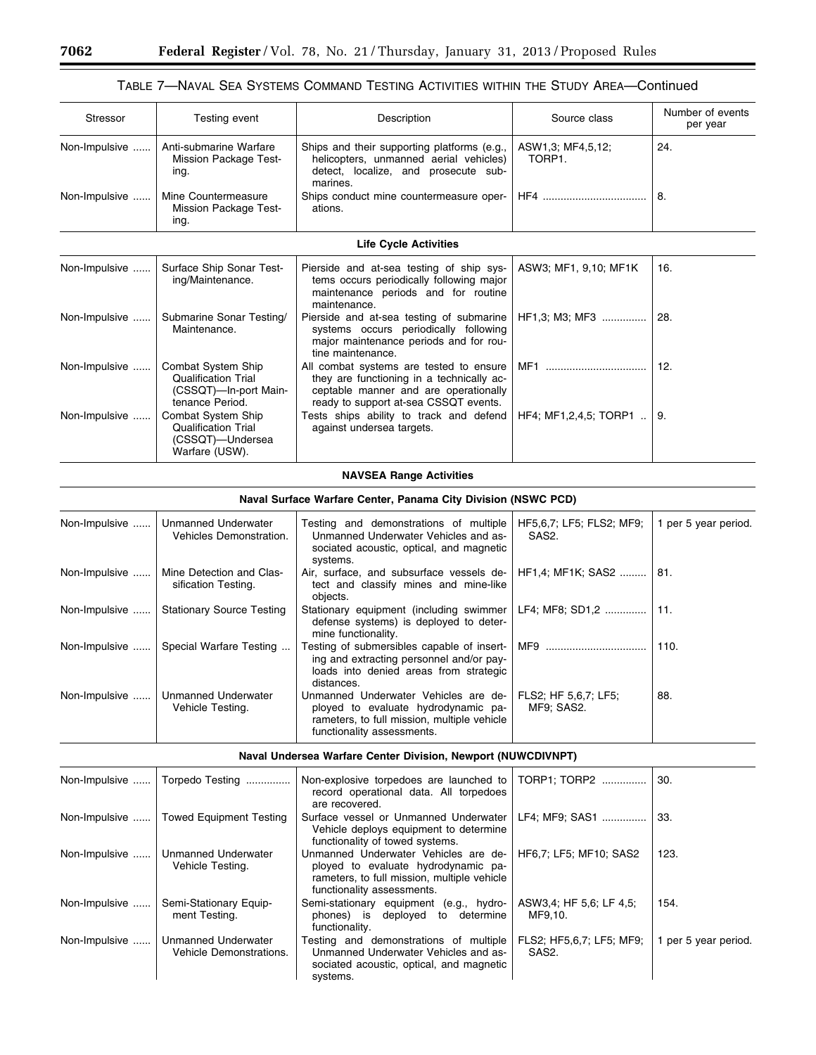TABLE 7—NAVAL SEA SYSTEMS COMMAND TESTING ACTIVITIES WITHIN THE STUDY AREA—Continued

| Stressor | Testing event | Description | Source class | Number of events per year |
|---|---|---|---|---|
| Non-Impulsive | Anti-submarine Warfare Mission Package Testing. | Ships and their supporting platforms (e.g., helicopters, unmanned aerial vehicles) detect, localize, and prosecute submarines. | ASW1,3; MF4,5,12; TORP1. | 24. |
| Non-Impulsive | Mine Countermeasure Mission Package Testing. | Ships conduct mine countermeasure operations. | HF4 | 8. |
| **Life Cycle Activities** | | | | |
| Non-Impulsive | Surface Ship Sonar Testing/Maintenance. | Pierside and at-sea testing of ship systems occurs periodically following major maintenance periods and for routine maintenance. | ASW3; MF1, 9,10; MF1K | 16. |
| Non-Impulsive | Submarine Sonar Testing/Maintenance. | Pierside and at-sea testing of submarine systems occurs periodically following major maintenance periods and for routine maintenance. | HF1,3; M3; MF3 | 28. |
| Non-Impulsive | Combat System Ship Qualification Trial (CSSQT)—In-port Maintenance Period. | All combat systems are tested to ensure they are functioning in a technically acceptable manner and are operationally ready to support at-sea CSSQT events. | MF1 | 12. |
| Non-Impulsive | Combat System Ship Qualification Trial (CSSQT)—Undersea Warfare (USW). | Tests ships ability to track and defend against undersea targets. | HF4; MF1,2,4,5; TORP1 | 9. |
| **NAVSEA Range Activities** | | | | |
| **Naval Surface Warfare Center, Panama City Division (NSWC PCD)** | | | | |
| Non-Impulsive | Unmanned Underwater Vehicles Demonstration. | Testing and demonstrations of multiple Unmanned Underwater Vehicles and associated acoustic, optical, and magnetic systems. | HF5,6,7; LF5; FLS2; MF9; SAS2. | 1 per 5 year period. |
| Non-Impulsive | Mine Detection and Classification Testing. | Air, surface, and subsurface vessels detect and classify mines and mine-like objects. | HF1,4; MF1K; SAS2 | 81. |
| Non-Impulsive | Stationary Source Testing | Stationary equipment (including swimmer defense systems) is deployed to determine functionality. | LF4; MF8; SD1,2 | 11. |
| Non-Impulsive | Special Warfare Testing | Testing of submersibles capable of inserting and extracting personnel and/or payloads into denied areas from strategic distances. | MF9 | 110. |
| Non-Impulsive | Unmanned Underwater Vehicle Testing. | Unmanned Underwater Vehicles are deployed to evaluate hydrodynamic parameters, to full mission, multiple vehicle functionality assessments. | FLS2; HF 5,6,7; LF5; MF9; SAS2. | 88. |
| **Naval Undersea Warfare Center Division, Newport (NUWCDIVNPT)** | | | | |
| Non-Impulsive | Torpedo Testing | Non-explosive torpedoes are launched to record operational data. All torpedoes are recovered. | TORP1; TORP2 | 30. |
| Non-Impulsive | Towed Equipment Testing | Surface vessel or Unmanned Underwater Vehicle deploys equipment to determine functionality of towed systems. | LF4; MF9; SAS1 | 33. |
| Non-Impulsive | Unmanned Underwater Vehicle Testing. | Unmanned Underwater Vehicles are deployed to evaluate hydrodynamic parameters, to full mission, multiple vehicle functionality assessments. | HF6,7; LF5; MF10; SAS2 | 123. |
| Non-Impulsive | Semi-Stationary Equipment Testing. | Semi-stationary equipment (e.g., hydrophones) is deployed to determine functionality. | ASW3,4; HF 5,6; LF 4,5; MF9,10. | 154. |
| Non-Impulsive | Unmanned Underwater Vehicle Demonstrations. | Testing and demonstrations of multiple Unmanned Underwater Vehicles and associated acoustic, optical, and magnetic systems. | FLS2; HF5,6,7; LF5; MF9; SAS2. | 1 per 5 year period. |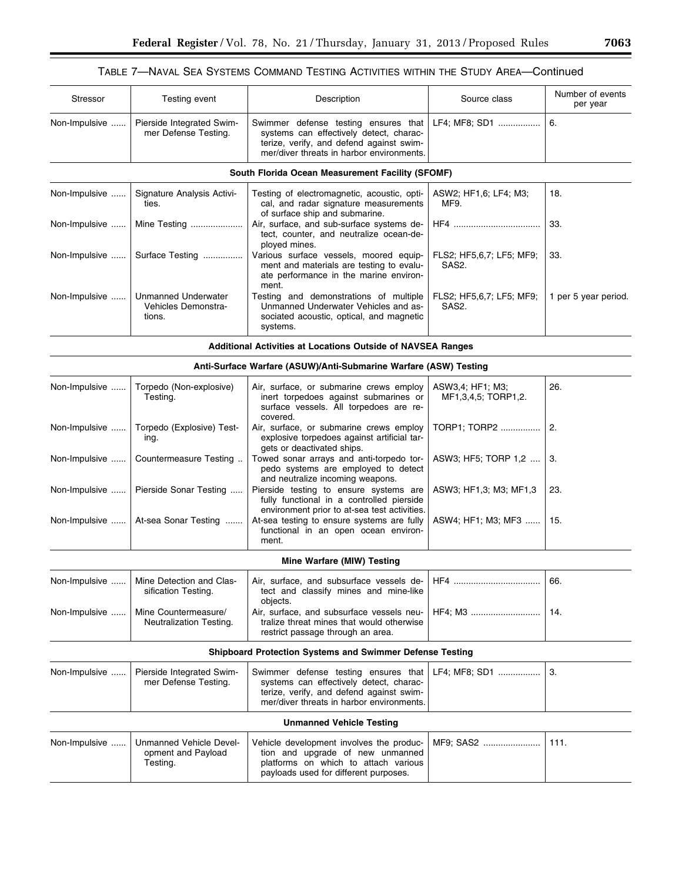TABLE 7—NAVAL SEA SYSTEMS COMMAND TESTING ACTIVITIES WITHIN THE STUDY AREA—Continued

| Stressor | Testing event | Description | Source class | Number of events per year |
| --- | --- | --- | --- | --- |
| Non-Impulsive | Pierside Integrated Swimmer Defense Testing. | Swimmer defense testing ensures that systems can effectively detect, characterize, verify, and defend against swimmer/diver threats in harbor environments. | LF4; MF8; SD1 | 6. |
| **South Florida Ocean Measurement Facility (SFOMF)** | | | | |
| Non-Impulsive | Signature Analysis Activities. | Testing of electromagnetic, acoustic, optical, and radar signature measurements of surface ship and submarine. | ASW2; HF1,6; LF4; M3; MF9. | 18. |
| Non-Impulsive | Mine Testing | Air, surface, and sub-surface systems detect, counter, and neutralize ocean-deployed mines. | HF4 | 33. |
| Non-Impulsive | Surface Testing | Various surface vessels, moored equipment and materials are testing to evaluate performance in the marine environment. | FLS2; HF5,6,7; LF5; MF9; SAS2. | 33. |
| Non-Impulsive | Unmanned Underwater Vehicles Demonstrations. | Testing and demonstrations of multiple Unmanned Underwater Vehicles and associated acoustic, optical, and magnetic systems. | FLS2; HF5,6,7; LF5; MF9; SAS2. | 1 per 5 year period. |
| **Additional Activities at Locations Outside of NAVSEA Ranges** | | | | |
| **Anti-Surface Warfare (ASUW)/Anti-Submarine Warfare (ASW) Testing** | | | | |
| Non-Impulsive | Torpedo (Non-explosive) Testing. | Air, surface, or submarine crews employ inert torpedoes against submarines or surface vessels. All torpedoes are recovered. | ASW3,4; HF1; M3; MF1,3,4,5; TORP1,2. | 26. |
| Non-Impulsive | Torpedo (Explosive) Testing. | Air, surface, or submarine crews employ explosive torpedoes against artificial targets or deactivated ships. | TORP1; TORP2 | 2. |
| Non-Impulsive | Countermeasure Testing | Towed sonar arrays and anti-torpedo torpedo systems are employed to detect and neutralize incoming weapons. | ASW3; HF5; TORP 1,2 | 3. |
| Non-Impulsive | Pierside Sonar Testing | Pierside testing to ensure systems are fully functional in a controlled pierside environment prior to at-sea test activities. | ASW3; HF1,3; M3; MF1,3 | 23. |
| Non-Impulsive | At-sea Sonar Testing | At-sea testing to ensure systems are fully functional in an open ocean environment. | ASW4; HF1; M3; MF3 | 15. |
| **Mine Warfare (MIW) Testing** | | | | |
| Non-Impulsive | Mine Detection and Classification Testing. | Air, surface, and subsurface vessels detect and classify mines and mine-like objects. | HF4 | 66. |
| Non-Impulsive | Mine Countermeasure/Neutralization Testing. | Air, surface, and subsurface vessels neutralize threat mines that would otherwise restrict passage through an area. | HF4; M3 | 14. |
| **Shipboard Protection Systems and Swimmer Defense Testing** | | | | |
| Non-Impulsive | Pierside Integrated Swimmer Defense Testing. | Swimmer defense testing ensures that systems can effectively detect, characterize, verify, and defend against swimmer/diver threats in harbor environments. | LF4; MF8; SD1 | 3. |
| **Unmanned Vehicle Testing** | | | | |
| Non-Impulsive | Unmanned Vehicle Development and Payload Testing. | Vehicle development involves the production and upgrade of new unmanned platforms on which to attach various payloads used for different purposes. | MF9; SAS2 | 111. |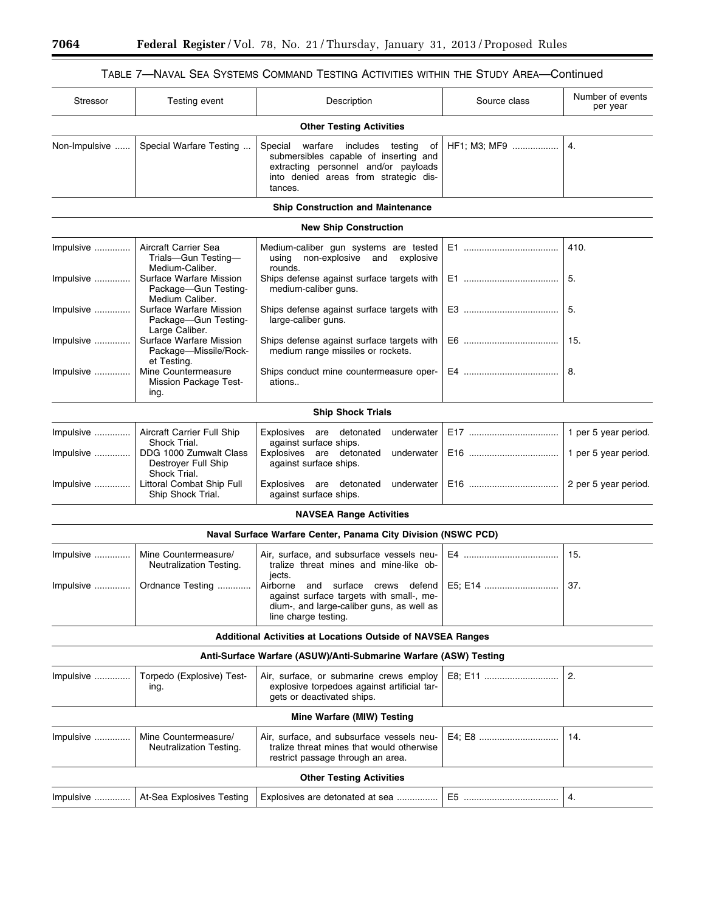TABLE 7—NAVAL SEA SYSTEMS COMMAND TESTING ACTIVITIES WITHIN THE STUDY AREA—Continued

| Stressor | Testing event | Description | Source class | Number of events per year |
|---|---|---|---|---|
| **Other Testing Activities** | | | | |
| Non-Impulsive | Special Warfare Testing | Special warfare includes testing of submersibles capable of inserting and extracting personnel and/or payloads into denied areas from strategic distances. | HF1; M3; MF9 | 4. |
| **Ship Construction and Maintenance** | | | | |
| **New Ship Construction** | | | | |
| Impulsive | Aircraft Carrier Sea Trials—Gun Testing—Medium-Caliber. | Medium-caliber gun systems are tested using non-explosive and explosive rounds. | E1 | 410. |
| Impulsive | Surface Warfare Mission Package—Gun Testing-Medium Caliber. | Ships defense against surface targets with medium-caliber guns. | E1 | 5. |
| Impulsive | Surface Warfare Mission Package—Gun Testing-Large Caliber. | Ships defense against surface targets with large-caliber guns. | E3 | 5. |
| Impulsive | Surface Warfare Mission Package—Missile/Rocket Testing. | Ships defense against surface targets with medium range missiles or rockets. | E6 | 15. |
| Impulsive | Mine Countermeasure Mission Package Testing. | Ships conduct mine countermeasure operations.. | E4 | 8. |
| **Ship Shock Trials** | | | | |
| Impulsive | Aircraft Carrier Full Ship Shock Trial. | Explosives are detonated underwater against surface ships. | E17 | 1 per 5 year period. |
| Impulsive | DDG 1000 Zumwalt Class Destroyer Full Ship Shock Trial. | Explosives are detonated underwater against surface ships. | E16 | 1 per 5 year period. |
| Impulsive | Littoral Combat Ship Full Ship Shock Trial. | Explosives are detonated underwater against surface ships. | E16 | 2 per 5 year period. |
| **NAVSEA Range Activities** | | | | |
| **Naval Surface Warfare Center, Panama City Division (NSWC PCD)** | | | | |
| Impulsive | Mine Countermeasure/Neutralization Testing. | Air, surface, and subsurface vessels neutralize threat mines and mine-like objects. | E4 | 15. |
| Impulsive | Ordnance Testing | Airborne and surface crews defend against surface targets with small-, medium-, and large-caliber guns, as well as line charge testing. | E5; E14 | 37. |
| **Additional Activities at Locations Outside of NAVSEA Ranges** | | | | |
| **Anti-Surface Warfare (ASUW)/Anti-Submarine Warfare (ASW) Testing** | | | | |
| Impulsive | Torpedo (Explosive) Testing. | Air, surface, or submarine crews employ explosive torpedoes against artificial targets or deactivated ships. | E8; E11 | 2. |
| **Mine Warfare (MIW) Testing** | | | | |
| Impulsive | Mine Countermeasure/Neutralization Testing. | Air, surface, and subsurface vessels neutralize threat mines that would otherwise restrict passage through an area. | E4; E8 | 14. |
| **Other Testing Activities** | | | | |
| Impulsive | At-Sea Explosives Testing | Explosives are detonated at sea | E5 | 4. |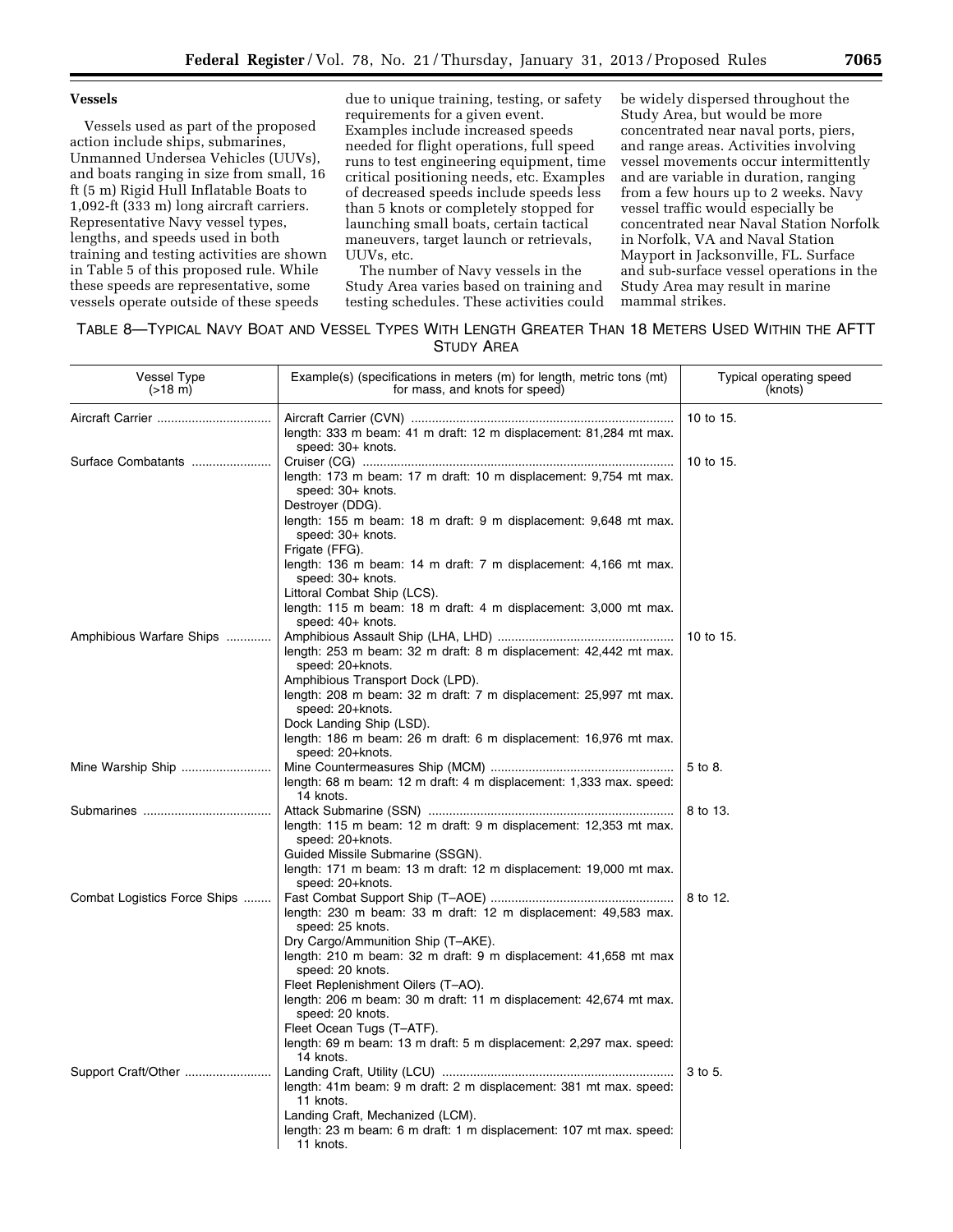### Vessels

Vessels used as part of the proposed action include ships, submarines, Unmanned Undersea Vehicles (UUVs), and boats ranging in size from small, 16 ft (5 m) Rigid Hull Inflatable Boats to 1,092-ft (333 m) long aircraft carriers. Representative Navy vessel types, lengths, and speeds used in both training and testing activities are shown in Table 5 of this proposed rule. While these speeds are representative, some vessels operate outside of these speeds due to unique training, testing, or safety requirements for a given event. Examples include increased speeds needed for flight operations, full speed runs to test engineering equipment, time critical positioning needs, etc. Examples of decreased speeds include speeds less than 5 knots or completely stopped for launching small boats, certain tactical maneuvers, target launch or retrievals, UUVs, etc.

The number of Navy vessels in the Study Area varies based on training and testing schedules. These activities could be widely dispersed throughout the Study Area, but would be more concentrated near naval ports, piers, and range areas. Activities involving vessel movements occur intermittently and are variable in duration, ranging from a few hours up to 2 weeks. Navy vessel traffic would especially be concentrated near Naval Station Norfolk in Norfolk, VA and Naval Station Mayport in Jacksonville, FL. Surface and sub-surface vessel operations in the Study Area may result in marine mammal strikes.

TABLE 8—TYPICAL NAVY BOAT AND VESSEL TYPES WITH LENGTH GREATER THAN 18 METERS USED WITHIN THE AFTT STUDY AREA

| Vessel Type (>18 m) | Example(s) (specifications in meters (m) for length, metric tons (mt) for mass, and knots for speed) | Typical operating speed (knots) |
|---|---|---|
| Aircraft Carrier | Aircraft Carrier (CVN)<br>length: 333 m beam: 41 m draft: 12 m displacement: 81,284 mt max. speed: 30+ knots. | 10 to 15. |
| Surface Combatants | Cruiser (CG)<br>length: 173 m beam: 17 m draft: 10 m displacement: 9,754 mt max. speed: 30+ knots.<br>Destroyer (DDG).<br>length: 155 m beam: 18 m draft: 9 m displacement: 9,648 mt max. speed: 30+ knots.<br>Frigate (FFG).<br>length: 136 m beam: 14 m draft: 7 m displacement: 4,166 mt max. speed: 30+ knots.<br>Littoral Combat Ship (LCS).<br>length: 115 m beam: 18 m draft: 4 m displacement: 3,000 mt max. speed: 40+ knots. | 10 to 15. |
| Amphibious Warfare Ships | Amphibious Assault Ship (LHA, LHD)<br>length: 253 m beam: 32 m draft: 8 m displacement: 42,442 mt max. speed: 20+knots.<br>Amphibious Transport Dock (LPD).<br>length: 208 m beam: 32 m draft: 7 m displacement: 25,997 mt max. speed: 20+knots.<br>Dock Landing Ship (LSD).<br>length: 186 m beam: 26 m draft: 6 m displacement: 16,976 mt max. speed: 20+knots. | 10 to 15. |
| Mine Warship Ship | Mine Countermeasures Ship (MCM)<br>length: 68 m beam: 12 m draft: 4 m displacement: 1,333 max. speed: 14 knots. | 5 to 8. |
| Submarines | Attack Submarine (SSN)<br>length: 115 m beam: 12 m draft: 9 m displacement: 12,353 mt max. speed: 20+knots.<br>Guided Missile Submarine (SSGN).<br>length: 171 m beam: 13 m draft: 12 m displacement: 19,000 mt max. speed: 20+knots. | 8 to 13. |
| Combat Logistics Force Ships | Fast Combat Support Ship (T–AOE)<br>length: 230 m beam: 33 m draft: 12 m displacement: 49,583 max. speed: 25 knots.<br>Dry Cargo/Ammunition Ship (T–AKE).<br>length: 210 m beam: 32 m draft: 9 m displacement: 41,658 mt max speed: 20 knots.<br>Fleet Replenishment Oilers (T–AO).<br>length: 206 m beam: 30 m draft: 11 m displacement: 42,674 mt max. speed: 20 knots.<br>Fleet Ocean Tugs (T–ATF).<br>length: 69 m beam: 13 m draft: 5 m displacement: 2,297 max. speed: 14 knots. | 8 to 12. |
| Support Craft/Other | Landing Craft, Utility (LCU)<br>length: 41m beam: 9 m draft: 2 m displacement: 381 mt max. speed: 11 knots.<br>Landing Craft, Mechanized (LCM).<br>length: 23 m beam: 6 m draft: 1 m displacement: 107 mt max. speed: 11 knots. | 3 to 5. |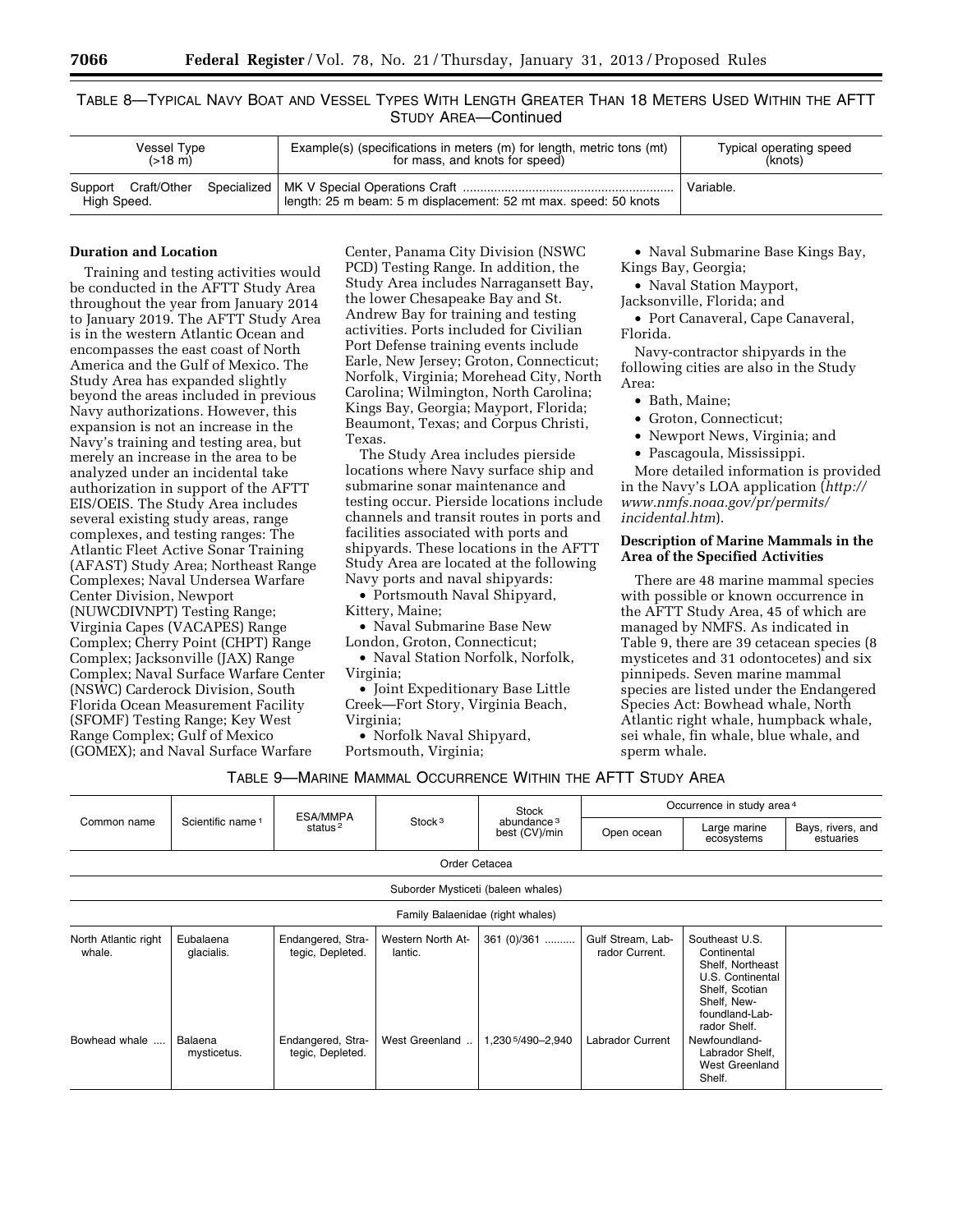TABLE 8—TYPICAL NAVY BOAT AND VESSEL TYPES WITH LENGTH GREATER THAN 18 METERS USED WITHIN THE AFTT STUDY AREA—Continued

| Vessel Type (>18 m) | Example(s) (specifications in meters (m) for length, metric tons (mt) for mass, and knots for speed) | Typical operating speed (knots) |
|---|---|---|
| Support Craft/Other Specialized High Speed. | MK V Special Operations Craft ............................................................ length: 25 m beam: 5 m displacement: 52 mt max. speed: 50 knots | Variable. |

**Duration and Location**

Training and testing activities would be conducted in the AFTT Study Area throughout the year from January 2014 to January 2019. The AFTT Study Area is in the western Atlantic Ocean and encompasses the east coast of North America and the Gulf of Mexico. The Study Area has expanded slightly beyond the areas included in previous Navy authorizations. However, this expansion is not an increase in the Navy's training and testing area, but merely an increase in the area to be analyzed under an incidental take authorization in support of the AFTT EIS/OEIS. The Study Area includes several existing study areas, range complexes, and testing ranges: The Atlantic Fleet Active Sonar Training (AFAST) Study Area; Northeast Range Complexes; Naval Undersea Warfare Center Division, Newport (NUWCDIVNPT) Testing Range; Virginia Capes (VACAPES) Range Complex; Cherry Point (CHPT) Range Complex; Jacksonville (JAX) Range Complex; Naval Surface Warfare Center (NSWC) Carderock Division, South Florida Ocean Measurement Facility (SFOMF) Testing Range; Key West Range Complex; Gulf of Mexico (GOMEX); and Naval Surface Warfare Center, Panama City Division (NSWC PCD) Testing Range. In addition, the Study Area includes Narragansett Bay, the lower Chesapeake Bay and St. Andrew Bay for training and testing activities. Ports included for Civilian Port Defense training events include Earle, New Jersey; Groton, Connecticut; Norfolk, Virginia; Morehead City, North Carolina; Wilmington, North Carolina; Kings Bay, Georgia; Mayport, Florida; Beaumont, Texas; and Corpus Christi, Texas.

The Study Area includes pierside locations where Navy surface ship and submarine sonar maintenance and testing occur. Pierside locations include channels and transit routes in ports and facilities associated with ports and shipyards. These locations in the AFTT Study Area are located at the following Navy ports and naval shipyards:

- Portsmouth Naval Shipyard, Kittery, Maine;
- Naval Submarine Base New London, Groton, Connecticut;
- Naval Station Norfolk, Norfolk, Virginia;
- Joint Expeditionary Base Little Creek—Fort Story, Virginia Beach, Virginia;
- Norfolk Naval Shipyard, Portsmouth, Virginia;
- Naval Submarine Base Kings Bay, Kings Bay, Georgia;
- Naval Station Mayport, Jacksonville, Florida; and
- Port Canaveral, Cape Canaveral, Florida.

Navy-contractor shipyards in the following cities are also in the Study Area:

- Bath, Maine;
- Groton, Connecticut;
- Newport News, Virginia; and
- Pascagoula, Mississippi.

More detailed information is provided in the Navy's LOA application (*http://www.nmfs.noaa.gov/pr/permits/incidental.htm*).

**Description of Marine Mammals in the Area of the Specified Activities**

There are 48 marine mammal species with possible or known occurrence in the AFTT Study Area, 45 of which are managed by NMFS. As indicated in Table 9, there are 39 cetacean species (8 mysticetes and 31 odontocetes) and six pinnipeds. Seven marine mammal species are listed under the Endangered Species Act: Bowhead whale, North Atlantic right whale, humpback whale, sei whale, fin whale, blue whale, and sperm whale.

TABLE 9—MARINE MAMMAL OCCURRENCE WITHIN THE AFTT STUDY AREA

| Common name | Scientific name [1] | ESA/MMPA status [2] | Stock [3] | Stock abundance [3] best (CV)/min | Occurrence in study area [4] | | |
|---|---|---|---|---|---|---|---|
| | | | | | Open ocean | Large marine ecosystems | Bays, rivers, and estuaries |
| Order Cetacea | | | | | | | |
| Suborder Mysticeti (baleen whales) | | | | | | | |
| Family Balaenidae (right whales) | | | | | | | |
| North Atlantic right whale. | Eubalaena glacialis. | Endangered, Strategic, Depleted. | Western North Atlantic. | 361 (0)/361 .......... | Gulf Stream, Labrador Current. | Southeast U.S. Continental Shelf, Northeast U.S. Continental Shelf, Scotian Shelf, Newfoundland-Labrador Shelf. | |
| Bowhead whale .... | Balaena mysticetus. | Endangered, Strategic, Depleted. | West Greenland .. | 1,230 [5]/490–2,940 | Labrador Current | Newfoundland-Labrador Shelf, West Greenland Shelf. | |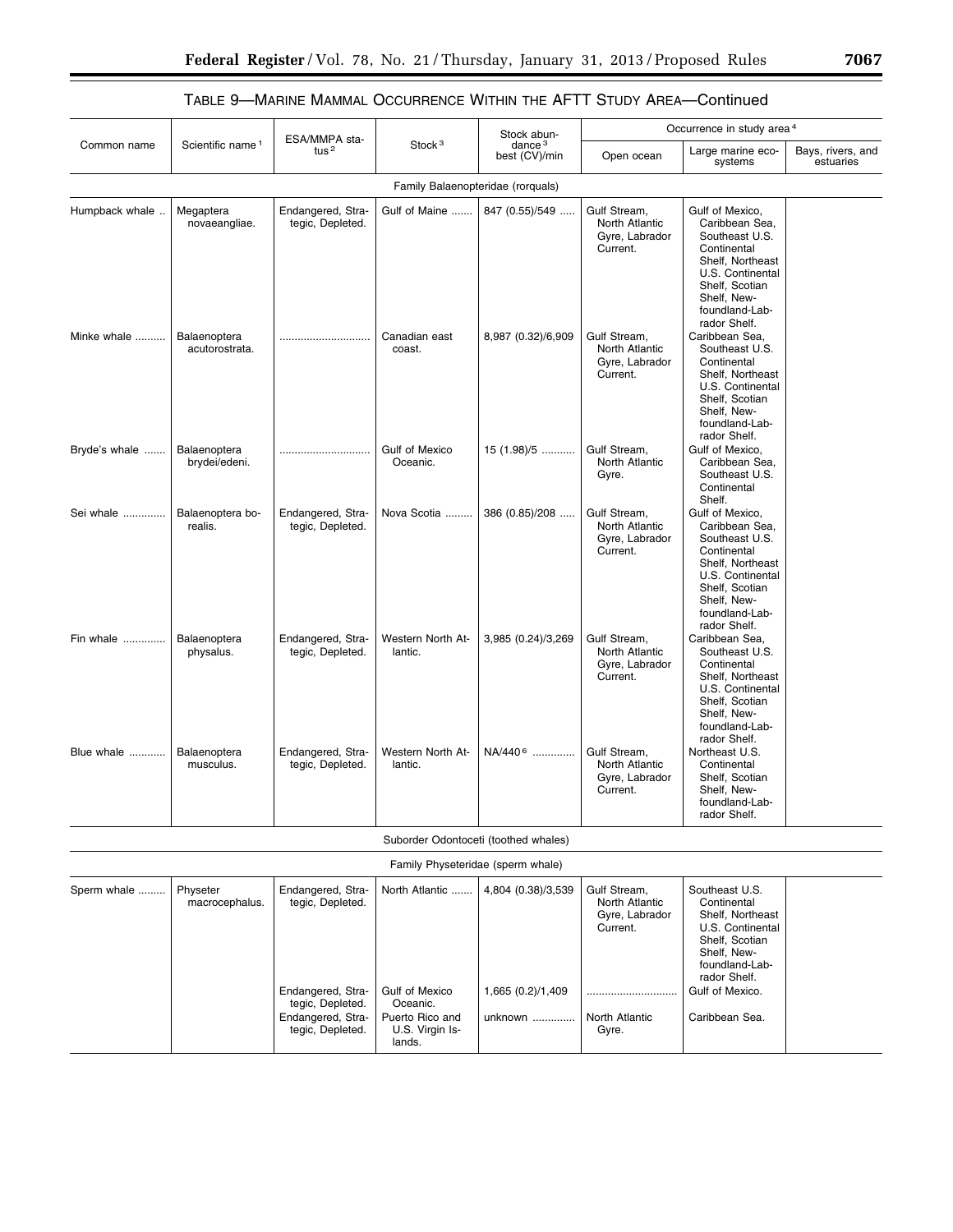TABLE 9—MARINE MAMMAL OCCURRENCE WITHIN THE AFTT STUDY AREA—Continued

| Common name | Scientific name [1] | ESA/MMPA status [2] | Stock [3] | Stock abundance [3] best (CV)/min | Occurrence in study area [4] | | |
|---|---|---|---|---|---|---|---|
| | | | | | Open ocean | Large marine ecosystems | Bays, rivers, and estuaries |
| Family Balaenopteridae (rorquals) | | | | | | | |
| Humpback whale | Megaptera novaeangliae. | Endangered, Strategic, Depleted. | Gulf of Maine | 847 (0.55)/549 | Gulf Stream, North Atlantic Gyre, Labrador Current. | Gulf of Mexico, Caribbean Sea, Southeast U.S. Continental Shelf, Northeast U.S. Continental Shelf, Scotian Shelf, Newfoundland-Labrador Shelf. | |
| Minke whale | Balaenoptera acutorostrata. | | Canadian east coast. | 8,987 (0.32)/6,909 | Gulf Stream, North Atlantic Gyre, Labrador Current. | Caribbean Sea, Southeast U.S. Continental Shelf, Northeast U.S. Continental Shelf, Scotian Shelf, Newfoundland-Labrador Shelf. | |
| Bryde's whale | Balaenoptera brydei/edeni. | | Gulf of Mexico Oceanic. | 15 (1.98)/5 | Gulf Stream, North Atlantic Gyre. | Gulf of Mexico, Caribbean Sea, Southeast U.S. Continental Shelf. | |
| Sei whale | Balaenoptera borealis. | Endangered, Strategic, Depleted. | Nova Scotia | 386 (0.85)/208 | Gulf Stream, North Atlantic Gyre, Labrador Current. | Gulf of Mexico, Caribbean Sea, Southeast U.S. Continental Shelf, Northeast U.S. Continental Shelf, Scotian Shelf, Newfoundland-Labrador Shelf. | |
| Fin whale | Balaenoptera physalus. | Endangered, Strategic, Depleted. | Western North Atlantic. | 3,985 (0.24)/3,269 | Gulf Stream, North Atlantic Gyre, Labrador Current. | Caribbean Sea, Southeast U.S. Continental Shelf, Northeast U.S. Continental Shelf, Scotian Shelf, Newfoundland-Labrador Shelf. | |
| Blue whale | Balaenoptera musculus. | Endangered, Strategic, Depleted. | Western North Atlantic. | NA/440 [6] | Gulf Stream, North Atlantic Gyre, Labrador Current. | Northeast U.S. Continental Shelf, Scotian Shelf, Newfoundland-Labrador Shelf. | |
| Suborder Odontoceti (toothed whales) | | | | | | | |
| Family Physeteridae (sperm whale) | | | | | | | |
| Sperm whale | Physeter macrocephalus. | Endangered, Strategic, Depleted. | North Atlantic | 4,804 (0.38)/3,539 | Gulf Stream, North Atlantic Gyre, Labrador Current. | Southeast U.S. Continental Shelf, Northeast U.S. Continental Shelf, Scotian Shelf, Newfoundland-Labrador Shelf. | |
| | | Endangered, Strategic, Depleted. | Gulf of Mexico Oceanic. | 1,665 (0.2)/1,409 | | Gulf of Mexico. | |
| | | Endangered, Strategic, Depleted. | Puerto Rico and U.S. Virgin Islands. | unknown | North Atlantic Gyre. | Caribbean Sea. | |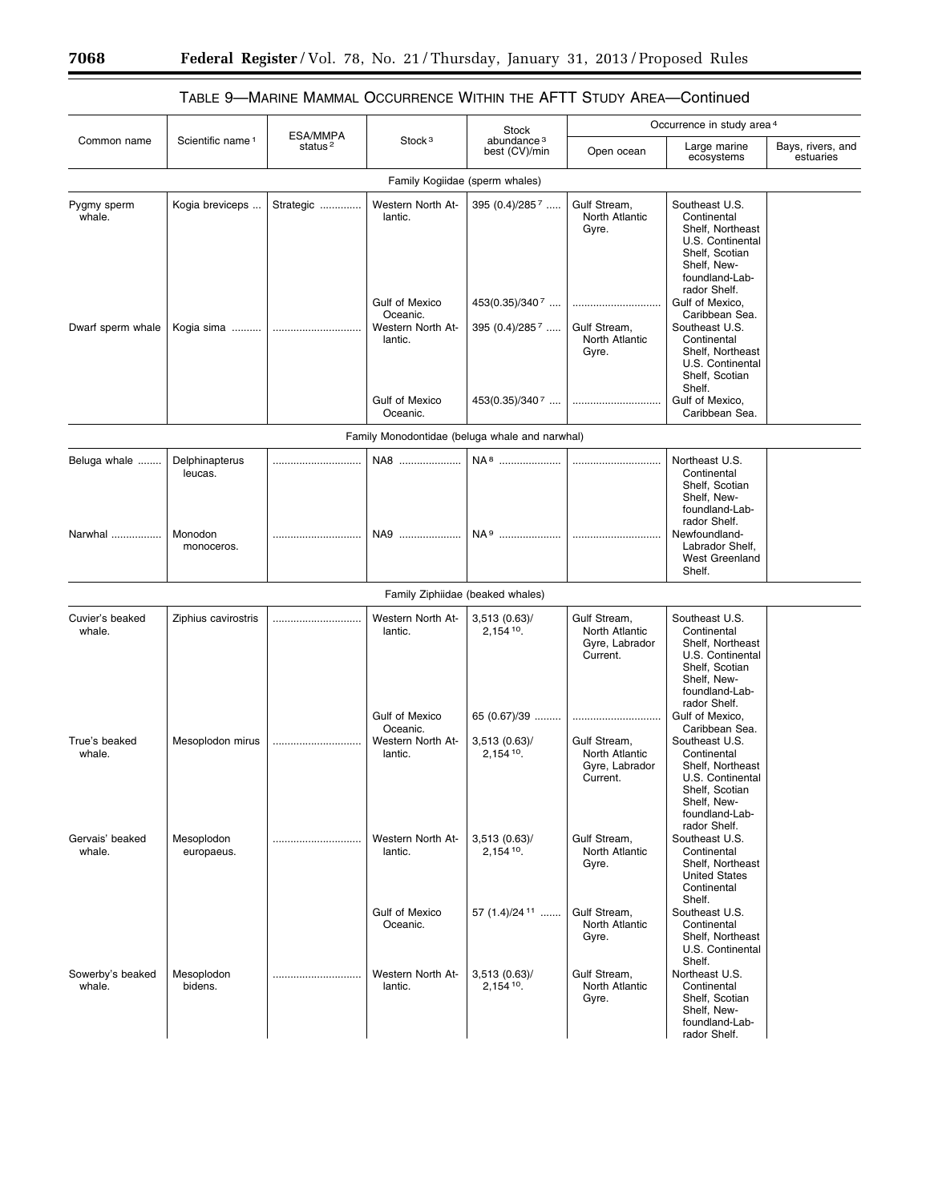## TABLE 9—MARINE MAMMAL OCCURRENCE WITHIN THE AFTT STUDY AREA—Continued

| Common name | Scientific name [1] | ESA/MMPA status [2] | Stock [3] | Stock abundance [3] best (CV)/min | Occurrence in study area [4] | | |
|---|---|---|---|---|---|---|---|
| | | | | | Open ocean | Large marine ecosystems | Bays, rivers, and estuaries |
| **Family Kogiidae (sperm whales)** | | | | | | | |
| Pygmy sperm whale. | Kogia breviceps ... | Strategic ............. | Western North Atlantic. | 395 (0.4)/285 [7] ..... | Gulf Stream, North Atlantic Gyre. | Southeast U.S. Continental Shelf, Northeast U.S. Continental Shelf, Scotian Shelf, Newfoundland-Labrador Shelf. | |
| | | | Gulf of Mexico Oceanic. | 453(0.35)/340 [7] .... | ............................ | Gulf of Mexico, Caribbean Sea. | |
| Dwarf sperm whale | Kogia sima .......... | ............................. | Western North Atlantic. | 395 (0.4)/285 [7] ..... | Gulf Stream, North Atlantic Gyre. | Southeast U.S. Continental Shelf, Northeast U.S. Continental Shelf, Scotian Shelf. | |
| | | | Gulf of Mexico Oceanic. | 453(0.35)/340 [7] .... | ............................ | Gulf of Mexico, Caribbean Sea. | |
| **Family Monodontidae (beluga whale and narwhal)** | | | | | | | |
| Beluga whale ........ | Delphinapterus leucas. | ............................. | NA8 ..................... | NA [8] ..................... | ............................ | Northeast U.S. Continental Shelf, Scotian Shelf, Newfoundland-Labrador Shelf. | |
| Narwhal ................. | Monodon monoceros. | ............................. | NA9 ..................... | NA [9] ..................... | ............................ | Newfoundland-Labrador Shelf, West Greenland Shelf. | |
| **Family Ziphiidae (beaked whales)** | | | | | | | |
| Cuvier's beaked whale. | Ziphius cavirostris | ............................. | Western North Atlantic. | 3,513 (0.63)/ 2,154 [10]. | Gulf Stream, North Atlantic Gyre, Labrador Current. | Southeast U.S. Continental Shelf, Northeast U.S. Continental Shelf, Scotian Shelf, Newfoundland-Labrador Shelf. | |
| | | | Gulf of Mexico Oceanic. | 65 (0.67)/39 ......... | ............................ | Gulf of Mexico, Caribbean Sea. | |
| True's beaked whale. | Mesoplodon mirus | ............................. | Western North Atlantic. | 3,513 (0.63)/ 2,154 [10]. | Gulf Stream, North Atlantic Gyre, Labrador Current. | Southeast U.S. Continental Shelf, Northeast U.S. Continental Shelf, Scotian Shelf, Newfoundland-Labrador Shelf. | |
| Gervais' beaked whale. | Mesoplodon europaeus. | ............................. | Western North Atlantic. | 3,513 (0.63)/ 2,154 [10]. | Gulf Stream, North Atlantic Gyre. | Southeast U.S. Continental Shelf, Northeast United States Continental Shelf. | |
| | | | Gulf of Mexico Oceanic. | 57 (1.4)/24 [11] ........ | Gulf Stream, North Atlantic Gyre. | Southeast U.S. Continental Shelf, Northeast U.S. Continental Shelf. | |
| Sowerby's beaked whale. | Mesoplodon bidens. | ............................. | Western North Atlantic. | 3,513 (0.63)/ 2,154 [10]. | Gulf Stream, North Atlantic Gyre. | Northeast U.S. Continental Shelf, Scotian Shelf, Newfoundland-Labrador Shelf. | |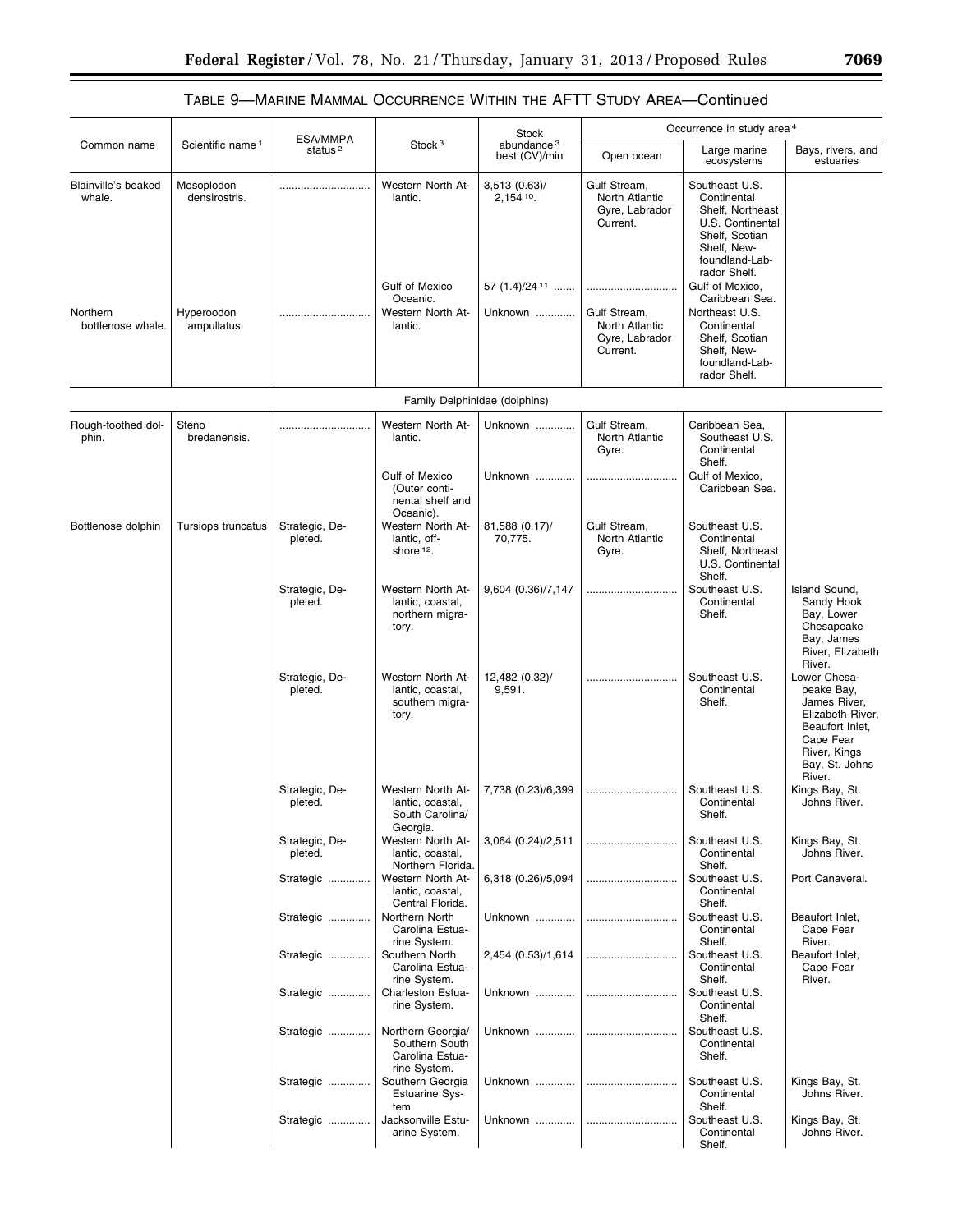## TABLE 9—MARINE MAMMAL OCCURRENCE WITHIN THE AFTT STUDY AREA—Continued

| Common name | Scientific name [1] | ESA/MMPA status [2] | Stock [3] | Stock abundance [3] best (CV)/min | Occurrence in study area [4] | | |
|---|---|---|---|---|---|---|---|
| | | | | | Open ocean | Large marine ecosystems | Bays, rivers, and estuaries |
| Blainville's beaked whale. | Mesoplodon densirostris. | .............................. | Western North Atlantic. | 3,513 (0.63)/ 2,154 [10]. | Gulf Stream, North Atlantic Gyre, Labrador Current. | Southeast U.S. Continental Shelf, Northeast U.S. Continental Shelf, Scotian Shelf, Newfoundland-Labrador Shelf. | |
| | | | Gulf of Mexico Oceanic. | 57 (1.4)/24 [11] ....... | .............................. | Gulf of Mexico, Caribbean Sea. | |
| Northern bottlenose whale. | Hyperoodon ampullatus. | .............................. | Western North Atlantic. | Unknown ............. | Gulf Stream, North Atlantic Gyre, Labrador Current. | Northeast U.S. Continental Shelf, Scotian Shelf, Newfoundland-Labrador Shelf. | |
| Family Delphinidae (dolphins) | | | | | | | |
| Rough-toothed dolphin. | Steno bredanensis. | .............................. | Western North Atlantic. | Unknown ............. | Gulf Stream, North Atlantic Gyre. | Caribbean Sea, Southeast U.S. Continental Shelf. | |
| | | | Gulf of Mexico (Outer continental shelf and Oceanic). | Unknown ............. | .............................. | Gulf of Mexico, Caribbean Sea. | |
| Bottlenose dolphin | Tursiops truncatus | Strategic, Depleted. | Western North Atlantic, offshore [12]. | 81,588 (0.17)/ 70,775. | Gulf Stream, North Atlantic Gyre. | Southeast U.S. Continental Shelf, Northeast U.S. Continental Shelf. | |
| | | Strategic, Depleted. | Western North Atlantic, coastal, northern migratory. | 9,604 (0.36)/7,147 | .............................. | Southeast U.S. Continental Shelf. | Island Sound, Sandy Hook Bay, Lower Chesapeake Bay, James River, Elizabeth River. |
| | | Strategic, Depleted. | Western North Atlantic, coastal, southern migratory. | 12,482 (0.32)/ 9,591. | .............................. | Southeast U.S. Continental Shelf. | Lower Chesapeake Bay, James River, Elizabeth River, Beaufort Inlet, Cape Fear River, Kings Bay, St. Johns River. |
| | | Strategic, Depleted. | Western North Atlantic, coastal, South Carolina/ Georgia. | 7,738 (0.23)/6,399 | .............................. | Southeast U.S. Continental Shelf. | Kings Bay, St. Johns River. |
| | | Strategic, Depleted. | Western North Atlantic, coastal, Northern Florida. | 3,064 (0.24)/2,511 | .............................. | Southeast U.S. Continental Shelf. | Kings Bay, St. Johns River. |
| | | Strategic ............. | Western North Atlantic, coastal, Central Florida. | 6,318 (0.26)/5,094 | .............................. | Southeast U.S. Continental Shelf. | Port Canaveral. |
| | | Strategic ............. | Northern North Carolina Estuarine System. | Unknown ............. | .............................. | Southeast U.S. Continental Shelf. | Beaufort Inlet, Cape Fear River. |
| | | Strategic ............. | Southern North Carolina Estuarine System. | 2,454 (0.53)/1,614 | .............................. | Southeast U.S. Continental Shelf. | Beaufort Inlet, Cape Fear River. |
| | | Strategic ............. | Charleston Estuarine System. | Unknown ............. | .............................. | Southeast U.S. Continental Shelf. | |
| | | Strategic ............. | Northern Georgia/ Southern South Carolina Estuarine System. | Unknown ............. | .............................. | Southeast U.S. Continental Shelf. | |
| | | Strategic ............. | Southern Georgia Estuarine System. | Unknown ............. | .............................. | Southeast U.S. Continental Shelf. | Kings Bay, St. Johns River. |
| | | Strategic ............. | Jacksonville Estuarine System. | Unknown ............. | .............................. | Southeast U.S. Continental Shelf. | Kings Bay, St. Johns River. |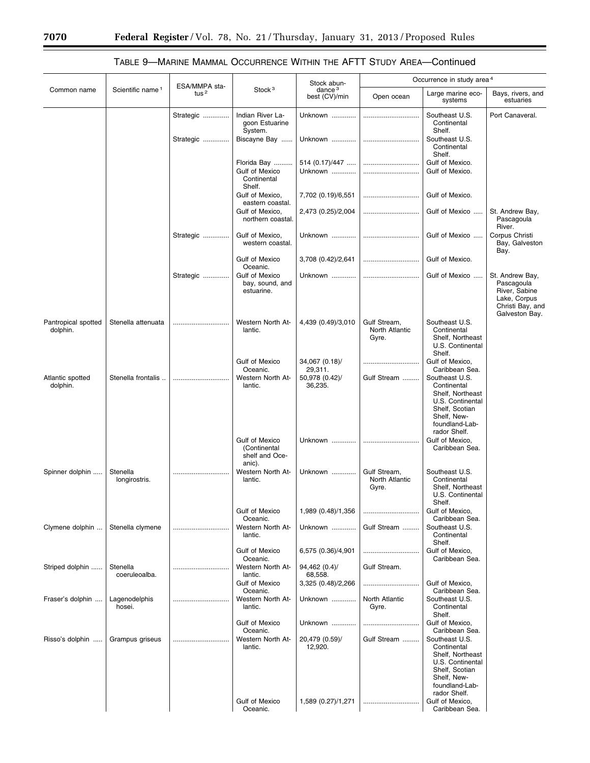## TABLE 9—MARINE MAMMAL OCCURRENCE WITHIN THE AFTT STUDY AREA—Continued

| Common name | Scientific name [1] | ESA/MMPA status [2] | Stock [3] | Stock abundance [3] best (CV)/min | Occurrence in study area [4] | | |
|---|---|---|---|---|---|---|---|
| | | | | | Open ocean | Large marine ecosystems | Bays, rivers, and estuaries |
| | | Strategic | Indian River Lagoon Estuarine System. | Unknown | | Southeast U.S. Continental Shelf. | Port Canaveral. |
| | | Strategic | Biscayne Bay | Unknown | | Southeast U.S. Continental Shelf. | |
| | | | Florida Bay | 514 (0.17)/447 | | Gulf of Mexico. | |
| | | | Gulf of Mexico Continental Shelf. | Unknown | | Gulf of Mexico. | |
| | | | Gulf of Mexico, eastern coastal. | 7,702 (0.19)/6,551 | | Gulf of Mexico. | |
| | | | Gulf of Mexico, northern coastal. | 2,473 (0.25)/2,004 | | Gulf of Mexico | St. Andrew Bay, Pascagoula River. |
| | | Strategic | Gulf of Mexico, western coastal. | Unknown | | Gulf of Mexico | Corpus Christi Bay, Galveston Bay. |
| | | | Gulf of Mexico Oceanic. | 3,708 (0.42)/2,641 | | Gulf of Mexico. | |
| | | Strategic | Gulf of Mexico bay, sound, and estuarine. | Unknown | | Gulf of Mexico | St. Andrew Bay, Pascagoula River, Sabine Lake, Corpus Christi Bay, and Galveston Bay. |
| Pantropical spotted dolphin. | Stenella attenuata | | Western North Atlantic. | 4,439 (0.49)/3,010 | Gulf Stream, North Atlantic Gyre. | Southeast U.S. Continental Shelf, Northeast U.S. Continental Shelf. | |
| | | | Gulf of Mexico Oceanic. | 34,067 (0.18)/ 29,311. | | Gulf of Mexico, Caribbean Sea. | |
| Atlantic spotted dolphin. | Stenella frontalis | | Western North Atlantic. | 50,978 (0.42)/ 36,235. | Gulf Stream | Southeast U.S. Continental Shelf, Northeast U.S. Continental Shelf, Scotian Shelf, Newfoundland-Labrador Shelf. | |
| | | | Gulf of Mexico (Continental shelf and Oceanic). | Unknown | | Gulf of Mexico, Caribbean Sea. | |
| Spinner dolphin | Stenella longirostris. | | Western North Atlantic. | Unknown | Gulf Stream, North Atlantic Gyre. | Southeast U.S. Continental Shelf, Northeast U.S. Continental Shelf. | |
| | | | Gulf of Mexico Oceanic. | 1,989 (0.48)/1,356 | | Gulf of Mexico, Caribbean Sea. | |
| Clymene dolphin | Stenella clymene | | Western North Atlantic. | Unknown | Gulf Stream | Southeast U.S. Continental Shelf. | |
| | | | Gulf of Mexico Oceanic. | 6,575 (0.36)/4,901 | | Gulf of Mexico, Caribbean Sea. | |
| Striped dolphin | Stenella coeruleoalba. | | Western North Atlantic. | 94,462 (0.4)/ 68,558. | Gulf Stream. | | |
| | | | Gulf of Mexico Oceanic. | 3,325 (0.48)/2,266 | | Gulf of Mexico, Caribbean Sea. | |
| Fraser's dolphin | Lagenodelphis hosei. | | Western North Atlantic. | Unknown | North Atlantic Gyre. | Southeast U.S. Continental Shelf. | |
| | | | Gulf of Mexico Oceanic. | Unknown | | Gulf of Mexico, Caribbean Sea. | |
| Risso's dolphin | Grampus griseus | | Western North Atlantic. | 20,479 (0.59)/ 12,920. | Gulf Stream | Southeast U.S. Continental Shelf, Northeast U.S. Continental Shelf, Scotian Shelf, Newfoundland-Labrador Shelf. | |
| | | | Gulf of Mexico Oceanic. | 1,589 (0.27)/1,271 | | Gulf of Mexico, Caribbean Sea. | |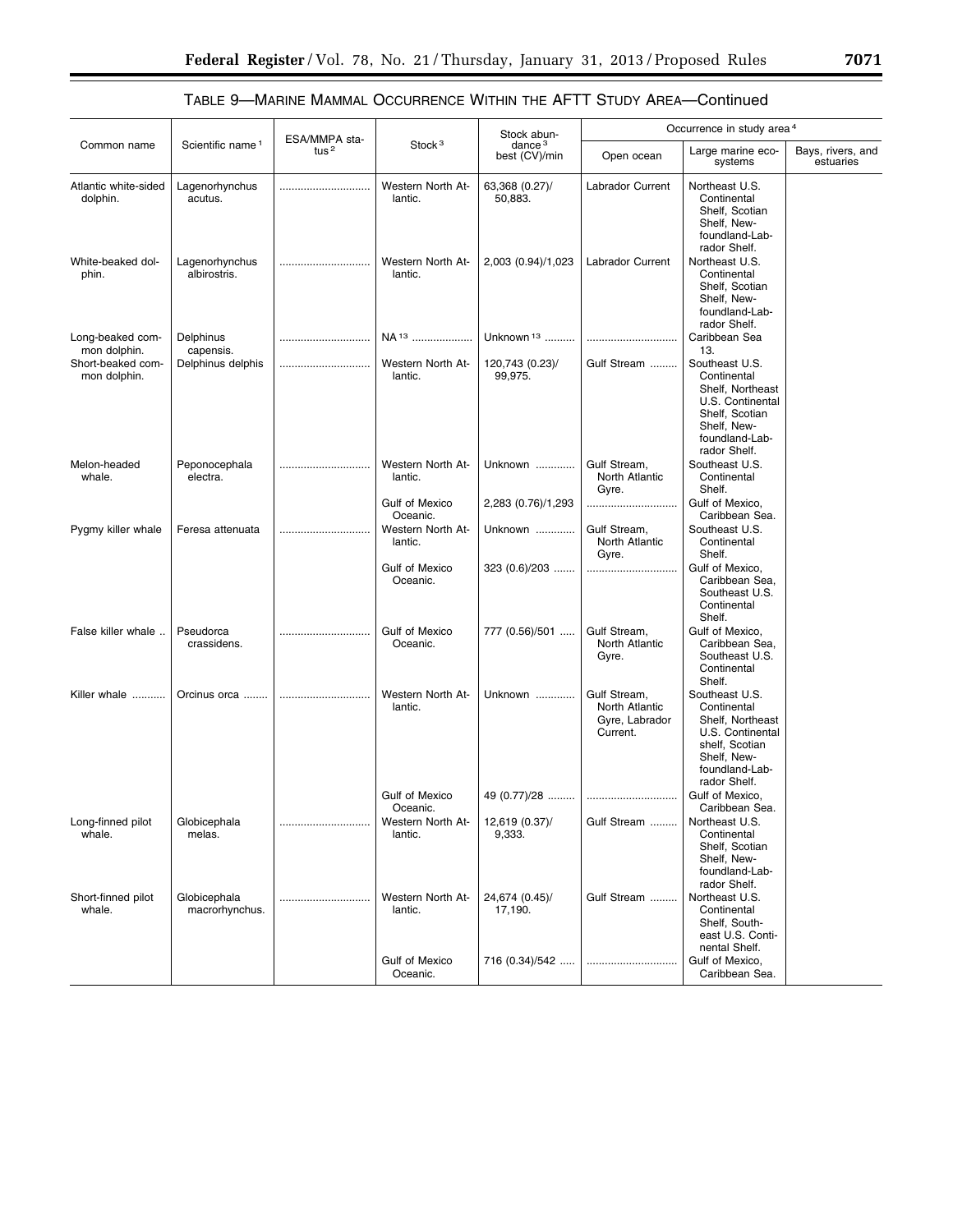## TABLE 9—MARINE MAMMAL OCCURRENCE WITHIN THE AFTT STUDY AREA—Continued

| Common name | Scientific name [1] | ESA/MMPA status [2] | Stock [3] | Stock abundance [3] best (CV)/min | Occurrence in study area [4] | | |
|---|---|---|---|---|---|---|---|
| | | | | | Open ocean | Large marine ecosystems | Bays, rivers, and estuaries |
| Atlantic white-sided dolphin. | Lagenorhynchus acutus. | .............................. | Western North Atlantic. | 63,368 (0.27)/ 50,883. | Labrador Current | Northeast U.S. Continental Shelf, Scotian Shelf, Newfoundland-Labrador Shelf. | |
| White-beaked dolphin. | Lagenorhynchus albirostris. | .............................. | Western North Atlantic. | 2,003 (0.94)/1,023 | Labrador Current | Northeast U.S. Continental Shelf, Scotian Shelf, Newfoundland-Labrador Shelf. | |
| Long-beaked common dolphin. | Delphinus capensis. | .............................. | NA [13] .................... | Unknown [13] .......... | .............................. | Caribbean Sea 13. | |
| Short-beaked common dolphin. | Delphinus delphis | .............................. | Western North Atlantic. | 120,743 (0.23)/ 99,975. | Gulf Stream ......... | Southeast U.S. Continental Shelf, Northeast U.S. Continental Shelf, Scotian Shelf, Newfoundland-Labrador Shelf. | |
| Melon-headed whale. | Peponocephala electra. | .............................. | Western North Atlantic. | Unknown ............. | Gulf Stream, North Atlantic Gyre. | Southeast U.S. Continental Shelf. | |
| | | | Gulf of Mexico Oceanic. | 2,283 (0.76)/1,293 | .............................. | Gulf of Mexico, Caribbean Sea. | |
| Pygmy killer whale | Feresa attenuata | .............................. | Western North Atlantic. | Unknown ............. | Gulf Stream, North Atlantic Gyre. | Southeast U.S. Continental Shelf. | |
| | | | Gulf of Mexico Oceanic. | 323 (0.6)/203 ....... | .............................. | Gulf of Mexico, Caribbean Sea, Southeast U.S. Continental Shelf. | |
| False killer whale .. | Pseudorca crassidens. | .............................. | Gulf of Mexico Oceanic. | 777 (0.56)/501 ..... | Gulf Stream, North Atlantic Gyre. | Gulf of Mexico, Caribbean Sea, Southeast U.S. Continental Shelf. | |
| Killer whale ........... | Orcinus orca ........ | .............................. | Western North Atlantic. | Unknown ............. | Gulf Stream, North Atlantic Gyre, Labrador Current. | Southeast U.S. Continental Shelf, Northeast U.S. Continental shelf, Scotian Shelf, Newfoundland-Labrador Shelf. | |
| | | | Gulf of Mexico Oceanic. | 49 (0.77)/28 ......... | .............................. | Gulf of Mexico, Caribbean Sea. | |
| Long-finned pilot whale. | Globicephala melas. | .............................. | Western North Atlantic. | 12,619 (0.37)/ 9,333. | Gulf Stream ......... | Northeast U.S. Continental Shelf, Scotian Shelf, Newfoundland-Labrador Shelf. | |
| Short-finned pilot whale. | Globicephala macrorhynchus. | .............................. | Western North Atlantic. | 24,674 (0.45)/ 17,190. | Gulf Stream ......... | Northeast U.S. Continental Shelf, Southeast U.S. Continental Shelf. | |
| | | | Gulf of Mexico Oceanic. | 716 (0.34)/542 ..... | .............................. | Gulf of Mexico, Caribbean Sea. | |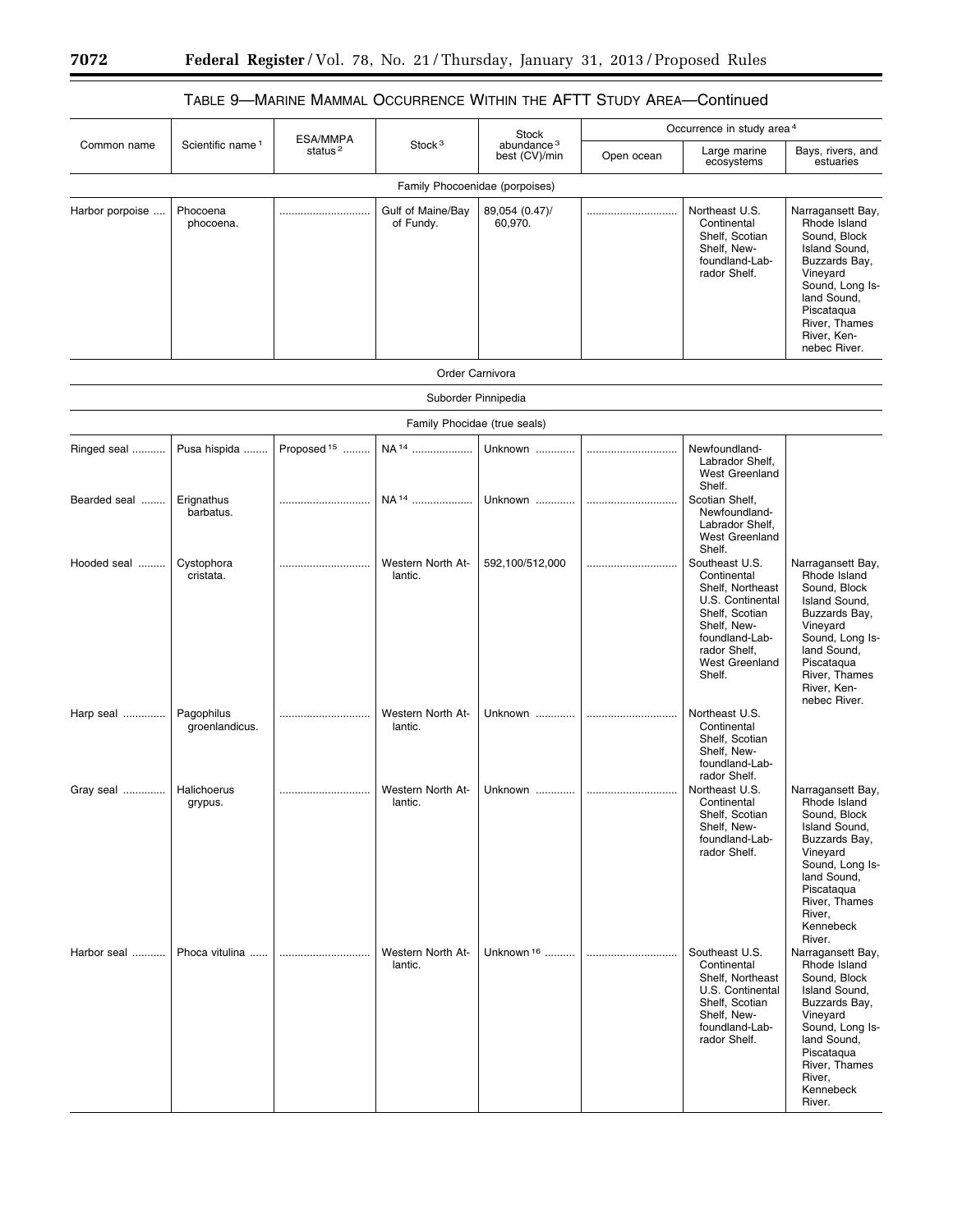## TABLE 9—MARINE MAMMAL OCCURRENCE WITHIN THE AFTT STUDY AREA—Continued

| Common name | Scientific name [1] | ESA/MMPA status [2] | Stock [3] | Stock abundance [3] best (CV)/min | Occurrence in study area [4] | | |
|---|---|---|---|---|---|---|---|
| | | | | | Open ocean | Large marine ecosystems | Bays, rivers, and estuaries |
| **Family Phocoenidae (porpoises)** | | | | | | | |
| Harbor porpoise | Phocoena phocoena. | | Gulf of Maine/Bay of Fundy. | 89,054 (0.47)/ 60,970. | | Northeast U.S. Continental Shelf, Scotian Shelf, Newfoundland-Labrador Shelf. | Narragansett Bay, Rhode Island Sound, Block Island Sound, Buzzards Bay, Vineyard Sound, Long Island Sound, Piscataqua River, Thames River, Kennebec River. |
| **Order Carnivora** | | | | | | | |
| **Suborder Pinnipedia** | | | | | | | |
| **Family Phocidae (true seals)** | | | | | | | |
| Ringed seal | Pusa hispida | Proposed [15] | NA [14] | Unknown | | Newfoundland-Labrador Shelf, West Greenland Shelf. | |
| Bearded seal | Erignathus barbatus. | | NA [14] | Unknown | | Scotian Shelf, Newfoundland-Labrador Shelf, West Greenland Shelf. | |
| Hooded seal | Cystophora cristata. | | Western North Atlantic. | 592,100/512,000 | | Southeast U.S. Continental Shelf, Northeast U.S. Continental Shelf, Scotian Shelf, Newfoundland-Labrador Shelf, West Greenland Shelf. | Narragansett Bay, Rhode Island Sound, Block Island Sound, Buzzards Bay, Vineyard Sound, Long Island Sound, Piscataqua River, Thames River, Kennebec River. |
| Harp seal | Pagophilus groenlandicus. | | Western North Atlantic. | Unknown | | Northeast U.S. Continental Shelf, Scotian Shelf, Newfoundland-Labrador Shelf. | |
| Gray seal | Halichoerus grypus. | | Western North Atlantic. | Unknown | | Northeast U.S. Continental Shelf, Scotian Shelf, Newfoundland-Labrador Shelf. | Narragansett Bay, Rhode Island Sound, Block Island Sound, Buzzards Bay, Vineyard Sound, Long Island Sound, Piscataqua River, Thames River, Kennebeck River. |
| Harbor seal | Phoca vitulina | | Western North Atlantic. | Unknown [16] | | Southeast U.S. Continental Shelf, Northeast U.S. Continental Shelf, Scotian Shelf, Newfoundland-Labrador Shelf. | Narragansett Bay, Rhode Island Sound, Block Island Sound, Buzzards Bay, Vineyard Sound, Long Island Sound, Piscataqua River, Thames River, Kennebeck River. |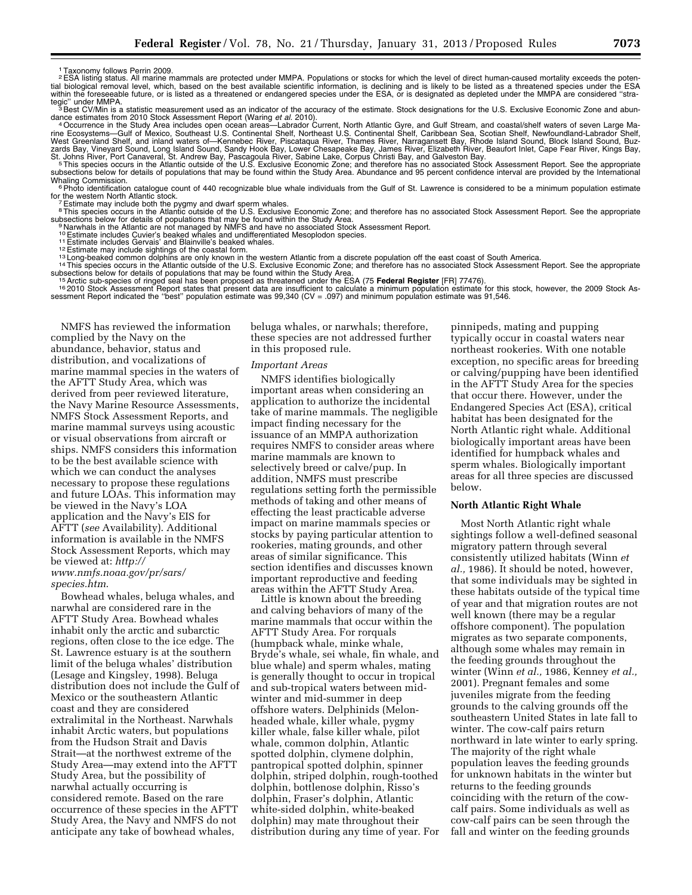[1] Taxonomy follows Perrin 2009.

[2] ESA listing status. All marine mammals are protected under MMPA. Populations or stocks for which the level of direct human-caused mortality exceeds the potential biological removal level, which, based on the best available scientific information, is declining and is likely to be listed as a threatened species under the ESA within the foreseeable future, or is listed as a threatened or endangered species under the ESA, or is designated as depleted under the MMPA are considered ''strategic'' under MMPA.

[3] Best CV/Min is a statistic measurement used as an indicator of the accuracy of the estimate. Stock designations for the U.S. Exclusive Economic Zone and abundance estimates from 2010 Stock Assessment Report (Waring *et al.* 2010).

[4] Occurrence in the Study Area includes open ocean areas—Labrador Current, North Atlantic Gyre, and Gulf Stream, and coastal/shelf waters of seven Large Marine Ecosystems—Gulf of Mexico, Southeast U.S. Continental Shelf, Northeast U.S. Continental Shelf, Caribbean Sea, Scotian Shelf, Newfoundland-Labrador Shelf, West Greenland Shelf, and inland waters of—Kennebec River, Piscataqua River, Thames River, Narragansett Bay, Rhode Island Sound, Block Island Sound, Buzzards Bay, Vineyard Sound, Long Island Sound, Sandy Hook Bay, Lower Chesapeake Bay, James River, Elizabeth River, Beaufort Inlet, Cape Fear River, Kings Bay, St. Johns River, Port Canaveral, St. Andrew Bay, Pascagoula River, Sabine Lake, Corpus Christi Bay, and Galveston Bay.

[5] This species occurs in the Atlantic outside of the U.S. Exclusive Economic Zone; and therefore has no associated Stock Assessment Report. See the appropriate subsections below for details of populations that may be found within the Study Area. Abundance and 95 percent confidence interval are provided by the International Whaling Commission.

[6] Photo identification catalogue count of 440 recognizable blue whale individuals from the Gulf of St. Lawrence is considered to be a minimum population estimate for the western North Atlantic stock.

[7] Estimate may include both the pygmy and dwarf sperm whales.

[8] This species occurs in the Atlantic outside of the U.S. Exclusive Economic Zone; and therefore has no associated Stock Assessment Report. See the appropriate subsections below for details of populations that may be found within the Study Area.

[9] Narwhals in the Atlantic are not managed by NMFS and have no associated Stock Assessment Report.

[10] Estimate includes Cuvier's beaked whales and undifferentiated Mesoplodon species.

[11] Estimate includes Gervais' and Blainville's beaked whales.

[12] Estimate may include sightings of the coastal form.

[13] Long-beaked common dolphins are only known in the western Atlantic from a discrete population off the east coast of South America.

[14] This species occurs in the Atlantic outside of the U.S. Exclusive Economic Zone; and therefore has no associated Stock Assessment Report. See the appropriate subsections below for details of populations that may be found within the Study Area.

[15] Arctic sub-species of ringed seal has been proposed as threatened under the ESA (75 **Federal Register** [FR] 77476).

[16] 2010 Stock Assessment Report states that present data are insufficient to calculate a minimum population estimate for this stock, however, the 2009 Stock Assessment Report indicated the ''best'' population estimate was 99,340 (CV = .097) and minimum population estimate was 91,546.

NMFS has reviewed the information complied by the Navy on the abundance, behavior, status and distribution, and vocalizations of marine mammal species in the waters of the AFTT Study Area, which was derived from peer reviewed literature, the Navy Marine Resource Assessments, NMFS Stock Assessment Reports, and marine mammal surveys using acoustic or visual observations from aircraft or ships. NMFS considers this information to be the best available science with which we can conduct the analyses necessary to propose these regulations and future LOAs. This information may be viewed in the Navy's LOA application and the Navy's EIS for AFTT (*see* Availability). Additional information is available in the NMFS Stock Assessment Reports, which may be viewed at: *http://www.nmfs.noaa.gov/pr/sars/species.htm*.

Bowhead whales, beluga whales, and narwhal are considered rare in the AFTT Study Area. Bowhead whales inhabit only the arctic and subarctic regions, often close to the ice edge. The St. Lawrence estuary is at the southern limit of the beluga whales' distribution (Lesage and Kingsley, 1998). Beluga distribution does not include the Gulf of Mexico or the southeastern Atlantic coast and they are considered extralimital in the Northeast. Narwhals inhabit Arctic waters, but populations from the Hudson Strait and Davis Strait—at the northwest extreme of the Study Area—may extend into the AFTT Study Area, but the possibility of narwhal actually occurring is considered remote. Based on the rare occurrence of these species in the AFTT Study Area, the Navy and NMFS do not anticipate any take of bowhead whales, beluga whales, or narwhals; therefore, these species are not addressed further in this proposed rule.

*Important Areas*

NMFS identifies biologically important areas when considering an application to authorize the incidental take of marine mammals. The negligible impact finding necessary for the issuance of an MMPA authorization requires NMFS to consider areas where marine mammals are known to selectively breed or calve/pup. In addition, NMFS must prescribe regulations setting forth the permissible methods of taking and other means of effecting the least practicable adverse impact on marine mammals species or stocks by paying particular attention to rookeries, mating grounds, and other areas of similar significance. This section identifies and discusses known important reproductive and feeding areas within the AFTT Study Area.

Little is known about the breeding and calving behaviors of many of the marine mammals that occur within the AFTT Study Area. For rorquals (humpback whale, minke whale, Bryde's whale, sei whale, fin whale, and blue whale) and sperm whales, mating is generally thought to occur in tropical and sub-tropical waters between mid-winter and mid-summer in deep offshore waters. Delphinids (Melon-headed whale, killer whale, pygmy killer whale, false killer whale, pilot whale, common dolphin, Atlantic spotted dolphin, clymene dolphin, pantropical spotted dolphin, spinner dolphin, striped dolphin, rough-toothed dolphin, bottlenose dolphin, Risso's dolphin, Fraser's dolphin, Atlantic white-sided dolphin, white-beaked dolphin) may mate throughout their distribution during any time of year. For pinnipeds, mating and pupping typically occur in coastal waters near northeast rookeries. With one notable exception, no specific areas for breeding or calving/pupping have been identified in the AFTT Study Area for the species that occur there. However, under the Endangered Species Act (ESA), critical habitat has been designated for the North Atlantic right whale. Additional biologically important areas have been identified for humpback whales and sperm whales. Biologically important areas for all three species are discussed below.

**North Atlantic Right Whale**

Most North Atlantic right whale sightings follow a well-defined seasonal migratory pattern through several consistently utilized habitats (Winn *et al.,* 1986). It should be noted, however, that some individuals may be sighted in these habitats outside of the typical time of year and that migration routes are not well known (there may be a regular offshore component). The population migrates as two separate components, although some whales may remain in the feeding grounds throughout the winter (Winn *et al.,* 1986, Kenney *et al.,* 2001). Pregnant females and some juveniles migrate from the feeding grounds to the calving grounds off the southeastern United States in late fall to winter. The cow-calf pairs return northward in late winter to early spring. The majority of the right whale population leaves the feeding grounds for unknown habitats in the winter but returns to the feeding grounds coinciding with the return of the cow-calf pairs. Some individuals as well as cow-calf pairs can be seen through the fall and winter on the feeding grounds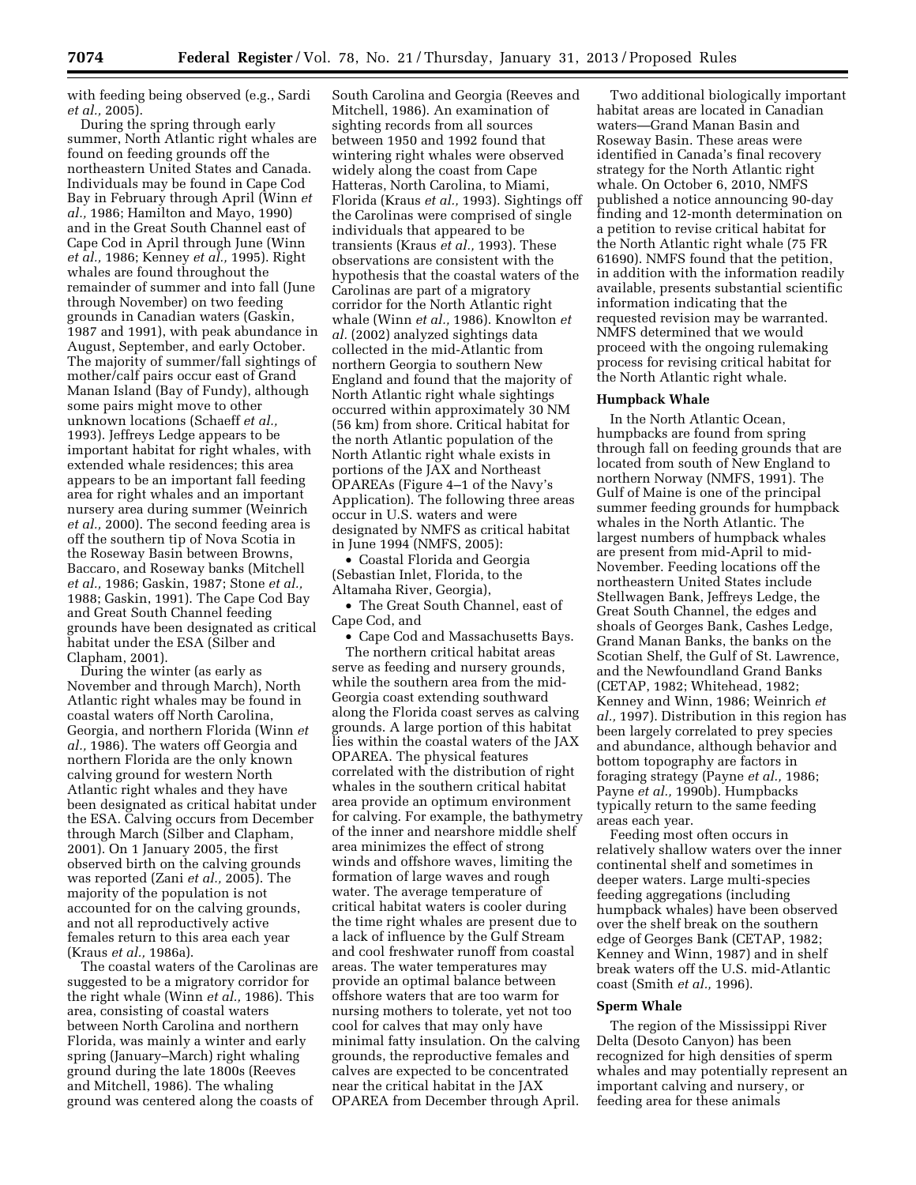with feeding being observed (e.g., Sardi *et al.,* 2005).

During the spring through early summer, North Atlantic right whales are found on feeding grounds off the northeastern United States and Canada. Individuals may be found in Cape Cod Bay in February through April (Winn *et al.,* 1986; Hamilton and Mayo, 1990) and in the Great South Channel east of Cape Cod in April through June (Winn *et al.,* 1986; Kenney *et al.,* 1995). Right whales are found throughout the remainder of summer and into fall (June through November) on two feeding grounds in Canadian waters (Gaskin, 1987 and 1991), with peak abundance in August, September, and early October. The majority of summer/fall sightings of mother/calf pairs occur east of Grand Manan Island (Bay of Fundy), although some pairs might move to other unknown locations (Schaeff *et al.,* 1993). Jeffreys Ledge appears to be important habitat for right whales, with extended whale residences; this area appears to be an important fall feeding area for right whales and an important nursery area during summer (Weinrich *et al.,* 2000). The second feeding area is off the southern tip of Nova Scotia in the Roseway Basin between Browns, Baccaro, and Roseway banks (Mitchell *et al.,* 1986; Gaskin, 1987; Stone *et al.,* 1988; Gaskin, 1991). The Cape Cod Bay and Great South Channel feeding grounds have been designated as critical habitat under the ESA (Silber and Clapham, 2001).

During the winter (as early as November and through March), North Atlantic right whales may be found in coastal waters off North Carolina, Georgia, and northern Florida (Winn *et al.,* 1986). The waters off Georgia and northern Florida are the only known calving ground for western North Atlantic right whales and they have been designated as critical habitat under the ESA. Calving occurs from December through March (Silber and Clapham, 2001). On 1 January 2005, the first observed birth on the calving grounds was reported (Zani *et al.,* 2005). The majority of the population is not accounted for on the calving grounds, and not all reproductively active females return to this area each year (Kraus *et al.,* 1986a).

The coastal waters of the Carolinas are suggested to be a migratory corridor for the right whale (Winn *et al.,* 1986). This area, consisting of coastal waters between North Carolina and northern Florida, was mainly a winter and early spring (January–March) right whaling ground during the late 1800s (Reeves and Mitchell, 1986). The whaling ground was centered along the coasts of South Carolina and Georgia (Reeves and Mitchell, 1986). An examination of sighting records from all sources between 1950 and 1992 found that wintering right whales were observed widely along the coast from Cape Hatteras, North Carolina, to Miami, Florida (Kraus *et al.,* 1993). Sightings off the Carolinas were comprised of single individuals that appeared to be transients (Kraus *et al.,* 1993). These observations are consistent with the hypothesis that the coastal waters of the Carolinas are part of a migratory corridor for the North Atlantic right whale (Winn *et al.,* 1986). Knowlton *et al.* (2002) analyzed sightings data collected in the mid-Atlantic from northern Georgia to southern New England and found that the majority of North Atlantic right whale sightings occurred within approximately 30 NM (56 km) from shore. Critical habitat for the north Atlantic population of the North Atlantic right whale exists in portions of the JAX and Northeast OPAREAs (Figure 4–1 of the Navy's Application). The following three areas occur in U.S. waters and were designated by NMFS as critical habitat in June 1994 (NMFS, 2005):

- Coastal Florida and Georgia (Sebastian Inlet, Florida, to the Altamaha River, Georgia),
- The Great South Channel, east of Cape Cod, and
- Cape Cod and Massachusetts Bays.

The northern critical habitat areas serve as feeding and nursery grounds, while the southern area from the mid-Georgia coast extending southward along the Florida coast serves as calving grounds. A large portion of this habitat lies within the coastal waters of the JAX OPAREA. The physical features correlated with the distribution of right whales in the southern critical habitat area provide an optimum environment for calving. For example, the bathymetry of the inner and nearshore middle shelf area minimizes the effect of strong winds and offshore waves, limiting the formation of large waves and rough water. The average temperature of critical habitat waters is cooler during the time right whales are present due to a lack of influence by the Gulf Stream and cool freshwater runoff from coastal areas. The water temperatures may provide an optimal balance between offshore waters that are too warm for nursing mothers to tolerate, yet not too cool for calves that may only have minimal fatty insulation. On the calving grounds, the reproductive females and calves are expected to be concentrated near the critical habitat in the JAX OPAREA from December through April.

Two additional biologically important habitat areas are located in Canadian waters—Grand Manan Basin and Roseway Basin. These areas were identified in Canada's final recovery strategy for the North Atlantic right whale. On October 6, 2010, NMFS published a notice announcing 90-day finding and 12-month determination on a petition to revise critical habitat for the North Atlantic right whale (75 FR 61690). NMFS found that the petition, in addition with the information readily available, presents substantial scientific information indicating that the requested revision may be warranted. NMFS determined that we would proceed with the ongoing rulemaking process for revising critical habitat for the North Atlantic right whale.

### Humpback Whale

In the North Atlantic Ocean, humpbacks are found from spring through fall on feeding grounds that are located from south of New England to northern Norway (NMFS, 1991). The Gulf of Maine is one of the principal summer feeding grounds for humpback whales in the North Atlantic. The largest numbers of humpback whales are present from mid-April to mid-November. Feeding locations off the northeastern United States include Stellwagen Bank, Jeffreys Ledge, the Great South Channel, the edges and shoals of Georges Bank, Cashes Ledge, Grand Manan Banks, the banks on the Scotian Shelf, the Gulf of St. Lawrence, and the Newfoundland Grand Banks (CETAP, 1982; Whitehead, 1982; Kenney and Winn, 1986; Weinrich *et al.,* 1997). Distribution in this region has been largely correlated to prey species and abundance, although behavior and bottom topography are factors in foraging strategy (Payne *et al.,* 1986; Payne *et al.,* 1990b). Humpbacks typically return to the same feeding areas each year.

Feeding most often occurs in relatively shallow waters over the inner continental shelf and sometimes in deeper waters. Large multi-species feeding aggregations (including humpback whales) have been observed over the shelf break on the southern edge of Georges Bank (CETAP, 1982; Kenney and Winn, 1987) and in shelf break waters off the U.S. mid-Atlantic coast (Smith *et al.,* 1996).

### Sperm Whale

The region of the Mississippi River Delta (Desoto Canyon) has been recognized for high densities of sperm whales and may potentially represent an important calving and nursery, or feeding area for these animals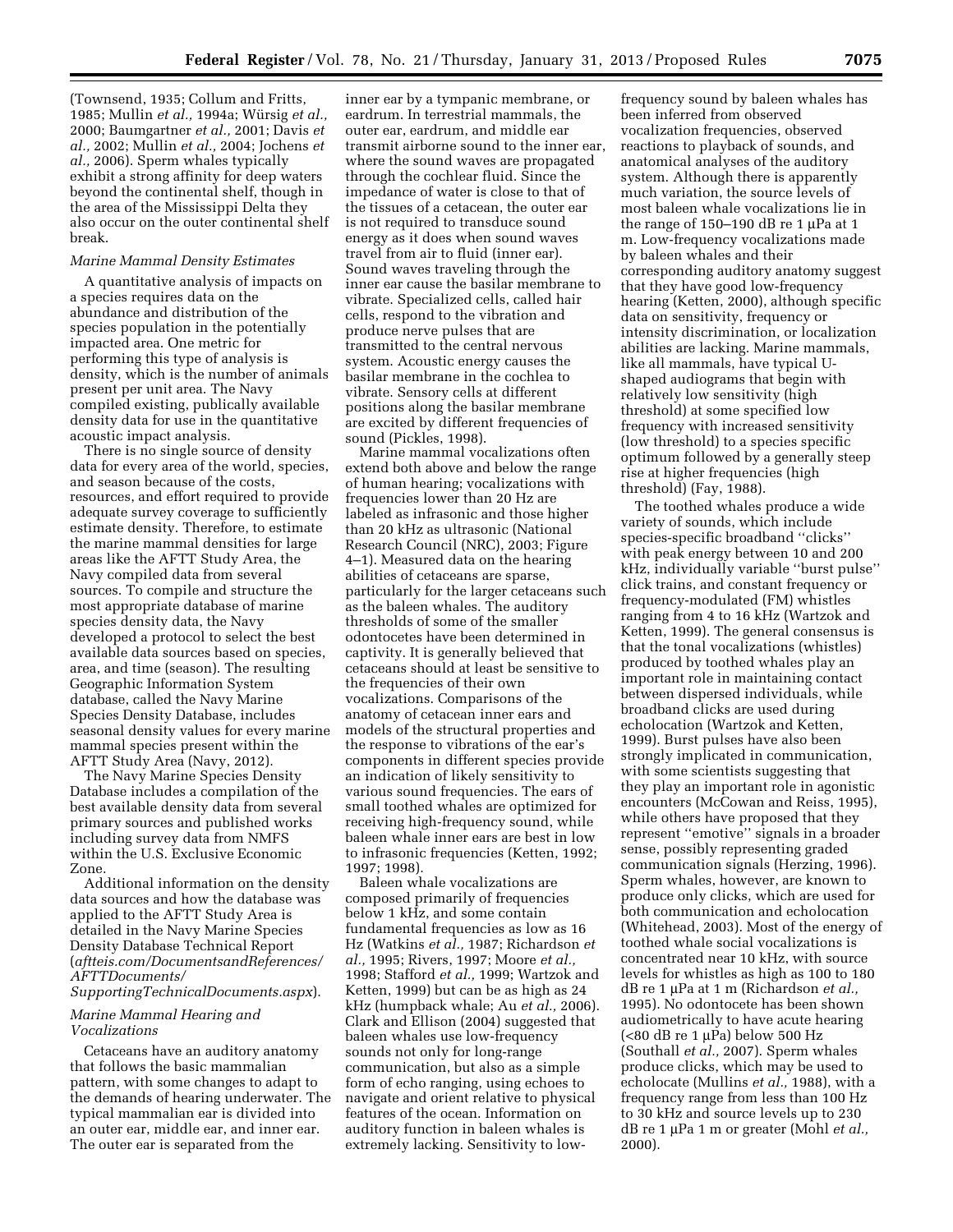(Townsend, 1935; Collum and Fritts, 1985; Mullin *et al.,* 1994a; Würsig *et al.,* 2000; Baumgartner *et al.,* 2001; Davis *et al.,* 2002; Mullin *et al.,* 2004; Jochens *et al.,* 2006). Sperm whales typically exhibit a strong affinity for deep waters beyond the continental shelf, though in the area of the Mississippi Delta they also occur on the outer continental shelf break.

### *Marine Mammal Density Estimates*

A quantitative analysis of impacts on a species requires data on the abundance and distribution of the species population in the potentially impacted area. One metric for performing this type of analysis is density, which is the number of animals present per unit area. The Navy compiled existing, publically available density data for use in the quantitative acoustic impact analysis.

There is no single source of density data for every area of the world, species, and season because of the costs, resources, and effort required to provide adequate survey coverage to sufficiently estimate density. Therefore, to estimate the marine mammal densities for large areas like the AFTT Study Area, the Navy compiled data from several sources. To compile and structure the most appropriate database of marine species density data, the Navy developed a protocol to select the best available data sources based on species, area, and time (season). The resulting Geographic Information System database, called the Navy Marine Species Density Database, includes seasonal density values for every marine mammal species present within the AFTT Study Area (Navy, 2012).

The Navy Marine Species Density Database includes a compilation of the best available density data from several primary sources and published works including survey data from NMFS within the U.S. Exclusive Economic Zone.

Additional information on the density data sources and how the database was applied to the AFTT Study Area is detailed in the Navy Marine Species Density Database Technical Report (*aftteis.com/DocumentsandReferences/AFTTDocuments/SupportingTechnicalDocuments.aspx*).

### *Marine Mammal Hearing and Vocalizations*

Cetaceans have an auditory anatomy that follows the basic mammalian pattern, with some changes to adapt to the demands of hearing underwater. The typical mammalian ear is divided into an outer ear, middle ear, and inner ear. The outer ear is separated from the inner ear by a tympanic membrane, or eardrum. In terrestrial mammals, the outer ear, eardrum, and middle ear transmit airborne sound to the inner ear, where the sound waves are propagated through the cochlear fluid. Since the impedance of water is close to that of the tissues of a cetacean, the outer ear is not required to transduce sound energy as it does when sound waves travel from air to fluid (inner ear). Sound waves traveling through the inner ear cause the basilar membrane to vibrate. Specialized cells, called hair cells, respond to the vibration and produce nerve pulses that are transmitted to the central nervous system. Acoustic energy causes the basilar membrane in the cochlea to vibrate. Sensory cells at different positions along the basilar membrane are excited by different frequencies of sound (Pickles, 1998).

Marine mammal vocalizations often extend both above and below the range of human hearing; vocalizations with frequencies lower than 20 Hz are labeled as infrasonic and those higher than 20 kHz as ultrasonic (National Research Council (NRC), 2003; Figure 4–1). Measured data on the hearing abilities of cetaceans are sparse, particularly for the larger cetaceans such as the baleen whales. The auditory thresholds of some of the smaller odontocetes have been determined in captivity. It is generally believed that cetaceans should at least be sensitive to the frequencies of their own vocalizations. Comparisons of the anatomy of cetacean inner ears and models of the structural properties and the response to vibrations of the ear's components in different species provide an indication of likely sensitivity to various sound frequencies. The ears of small toothed whales are optimized for receiving high-frequency sound, while baleen whale inner ears are best in low to infrasonic frequencies (Ketten, 1992; 1997; 1998).

Baleen whale vocalizations are composed primarily of frequencies below 1 kHz, and some contain fundamental frequencies as low as 16 Hz (Watkins *et al.,* 1987; Richardson *et al.,* 1995; Rivers, 1997; Moore *et al.,* 1998; Stafford *et al.,* 1999; Wartzok and Ketten, 1999) but can be as high as 24 kHz (humpback whale; Au *et al.,* 2006). Clark and Ellison (2004) suggested that baleen whales use low-frequency sounds not only for long-range communication, but also as a simple form of echo ranging, using echoes to navigate and orient relative to physical features of the ocean. Information on auditory function in baleen whales is extremely lacking. Sensitivity to low-frequency sound by baleen whales has been inferred from observed vocalization frequencies, observed reactions to playback of sounds, and anatomical analyses of the auditory system. Although there is apparently much variation, the source levels of most baleen whale vocalizations lie in the range of 150–190 dB re 1 μPa at 1 m. Low-frequency vocalizations made by baleen whales and their corresponding auditory anatomy suggest that they have good low-frequency hearing (Ketten, 2000), although specific data on sensitivity, frequency or intensity discrimination, or localization abilities are lacking. Marine mammals, like all mammals, have typical U-shaped audiograms that begin with relatively low sensitivity (high threshold) at some specified low frequency with increased sensitivity (low threshold) to a species specific optimum followed by a generally steep rise at higher frequencies (high threshold) (Fay, 1988).

The toothed whales produce a wide variety of sounds, which include species-specific broadband "clicks" with peak energy between 10 and 200 kHz, individually variable "burst pulse" click trains, and constant frequency or frequency-modulated (FM) whistles ranging from 4 to 16 kHz (Wartzok and Ketten, 1999). The general consensus is that the tonal vocalizations (whistles) produced by toothed whales play an important role in maintaining contact between dispersed individuals, while broadband clicks are used during echolocation (Wartzok and Ketten, 1999). Burst pulses have also been strongly implicated in communication, with some scientists suggesting that they play an important role in agonistic encounters (McCowan and Reiss, 1995), while others have proposed that they represent "emotive" signals in a broader sense, possibly representing graded communication signals (Herzing, 1996). Sperm whales, however, are known to produce only clicks, which are used for both communication and echolocation (Whitehead, 2003). Most of the energy of toothed whale social vocalizations is concentrated near 10 kHz, with source levels for whistles as high as 100 to 180 dB re 1 μPa at 1 m (Richardson *et al.,* 1995). No odontocete has been shown audiometrically to have acute hearing (<80 dB re 1 μPa) below 500 Hz (Southall *et al.,* 2007). Sperm whales produce clicks, which may be used to echolocate (Mullins *et al.,* 1988), with a frequency range from less than 100 Hz to 30 kHz and source levels up to 230 dB re 1 μPa 1 m or greater (Mohl *et al.,* 2000).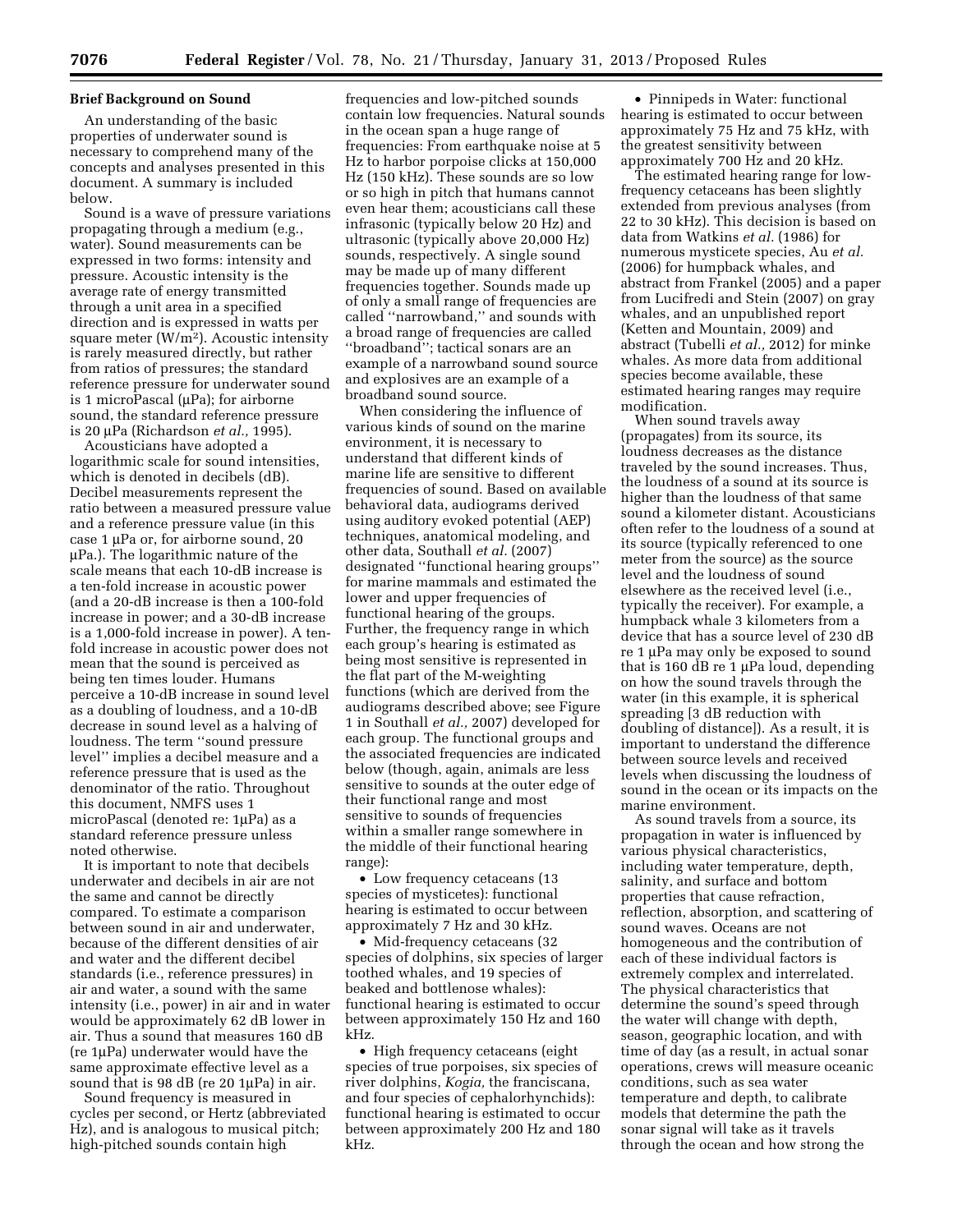### Brief Background on Sound

An understanding of the basic properties of underwater sound is necessary to comprehend many of the concepts and analyses presented in this document. A summary is included below.

Sound is a wave of pressure variations propagating through a medium (e.g., water). Sound measurements can be expressed in two forms: intensity and pressure. Acoustic intensity is the average rate of energy transmitted through a unit area in a specified direction and is expressed in watts per square meter ($W/m^2$). Acoustic intensity is rarely measured directly, but rather from ratios of pressures; the standard reference pressure for underwater sound is 1 microPascal (µPa); for airborne sound, the standard reference pressure is 20 µPa (Richardson *et al.,* 1995).

Acousticians have adopted a logarithmic scale for sound intensities, which is denoted in decibels (dB). Decibel measurements represent the ratio between a measured pressure value and a reference pressure value (in this case 1 µPa or, for airborne sound, 20 µPa.). The logarithmic nature of the scale means that each 10-dB increase is a ten-fold increase in acoustic power (and a 20-dB increase is then a 100-fold increase in power; and a 30-dB increase is a 1,000-fold increase in power). A ten-fold increase in acoustic power does not mean that the sound is perceived as being ten times louder. Humans perceive a 10-dB increase in sound level as a doubling of loudness, and a 10-dB decrease in sound level as a halving of loudness. The term ''sound pressure level'' implies a decibel measure and a reference pressure that is used as the denominator of the ratio. Throughout this document, NMFS uses 1 microPascal (denoted re: 1µPa) as a standard reference pressure unless noted otherwise.

It is important to note that decibels underwater and decibels in air are not the same and cannot be directly compared. To estimate a comparison between sound in air and underwater, because of the different densities of air and water and the different decibel standards (i.e., reference pressures) in air and water, a sound with the same intensity (i.e., power) in air and in water would be approximately 62 dB lower in air. Thus a sound that measures 160 dB (re 1µPa) underwater would have the same approximate effective level as a sound that is 98 dB (re 20 1µPa) in air.

Sound frequency is measured in cycles per second, or Hertz (abbreviated Hz), and is analogous to musical pitch; high-pitched sounds contain high frequencies and low-pitched sounds contain low frequencies. Natural sounds in the ocean span a huge range of frequencies: From earthquake noise at 5 Hz to harbor porpoise clicks at 150,000 Hz (150 kHz). These sounds are so low or so high in pitch that humans cannot even hear them; acousticians call these infrasonic (typically below 20 Hz) and ultrasonic (typically above 20,000 Hz) sounds, respectively. A single sound may be made up of many different frequencies together. Sounds made up of only a small range of frequencies are called ''narrowband,'' and sounds with a broad range of frequencies are called ''broadband''; tactical sonars are an example of a narrowband sound source and explosives are an example of a broadband sound source.

When considering the influence of various kinds of sound on the marine environment, it is necessary to understand that different kinds of marine life are sensitive to different frequencies of sound. Based on available behavioral data, audiograms derived using auditory evoked potential (AEP) techniques, anatomical modeling, and other data, Southall *et al.* (2007) designated ''functional hearing groups'' for marine mammals and estimated the lower and upper frequencies of functional hearing of the groups. Further, the frequency range in which each group's hearing is estimated as being most sensitive is represented in the flat part of the M-weighting functions (which are derived from the audiograms described above; see Figure 1 in Southall *et al.,* 2007) developed for each group. The functional groups and the associated frequencies are indicated below (though, again, animals are less sensitive to sounds at the outer edge of their functional range and most sensitive to sounds of frequencies within a smaller range somewhere in the middle of their functional hearing range):

- Low frequency cetaceans (13 species of mysticetes): functional hearing is estimated to occur between approximately 7 Hz and 30 kHz.
- Mid-frequency cetaceans (32 species of dolphins, six species of larger toothed whales, and 19 species of beaked and bottlenose whales): functional hearing is estimated to occur between approximately 150 Hz and 160 kHz.
- High frequency cetaceans (eight species of true porpoises, six species of river dolphins, *Kogia,* the franciscana, and four species of cephalorhynchids): functional hearing is estimated to occur between approximately 200 Hz and 180 kHz.
- Pinnipeds in Water: functional hearing is estimated to occur between approximately 75 Hz and 75 kHz, with the greatest sensitivity between approximately 700 Hz and 20 kHz.

The estimated hearing range for low-frequency cetaceans has been slightly extended from previous analyses (from 22 to 30 kHz). This decision is based on data from Watkins *et al.* (1986) for numerous mysticete species, Au *et al.* (2006) for humpback whales, and abstract from Frankel (2005) and a paper from Lucifredi and Stein (2007) on gray whales, and an unpublished report (Ketten and Mountain, 2009) and abstract (Tubelli *et al.,* 2012) for minke whales. As more data from additional species become available, these estimated hearing ranges may require modification.

When sound travels away (propagates) from its source, its loudness decreases as the distance traveled by the sound increases. Thus, the loudness of a sound at its source is higher than the loudness of that same sound a kilometer distant. Acousticians often refer to the loudness of a sound at its source (typically referenced to one meter from the source) as the source level and the loudness of sound elsewhere as the received level (i.e., typically the receiver). For example, a humpback whale 3 kilometers from a device that has a source level of 230 dB re 1 µPa may only be exposed to sound that is 160 dB re 1 µPa loud, depending on how the sound travels through the water (in this example, it is spherical spreading [3 dB reduction with doubling of distance]). As a result, it is important to understand the difference between source levels and received levels when discussing the loudness of sound in the ocean or its impacts on the marine environment.

As sound travels from a source, its propagation in water is influenced by various physical characteristics, including water temperature, depth, salinity, and surface and bottom properties that cause refraction, reflection, absorption, and scattering of sound waves. Oceans are not homogeneous and the contribution of each of these individual factors is extremely complex and interrelated. The physical characteristics that determine the sound's speed through the water will change with depth, season, geographic location, and with time of day (as a result, in actual sonar operations, crews will measure oceanic conditions, such as sea water temperature and depth, to calibrate models that determine the path the sonar signal will take as it travels through the ocean and how strong the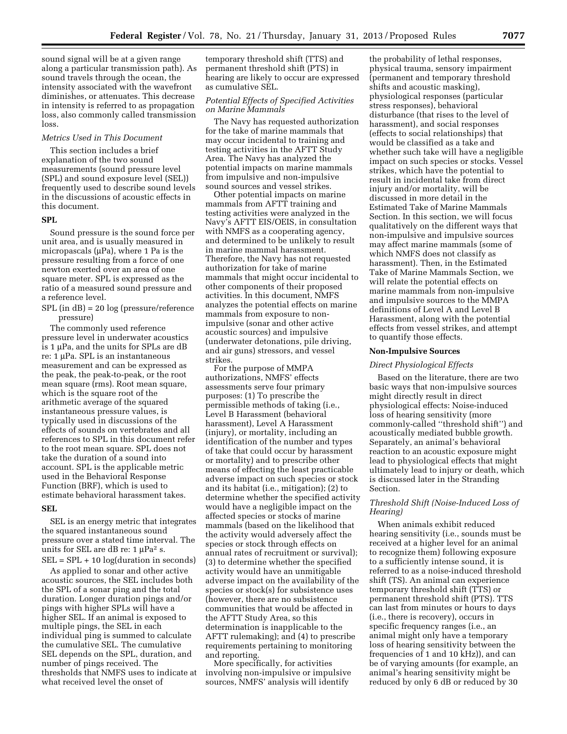sound signal will be at a given range along a particular transmission path). As sound travels through the ocean, the intensity associated with the wavefront diminishes, or attenuates. This decrease in intensity is referred to as propagation loss, also commonly called transmission loss.

*Metrics Used in This Document*

This section includes a brief explanation of the two sound measurements (sound pressure level (SPL) and sound exposure level (SEL)) frequently used to describe sound levels in the discussions of acoustic effects in this document.

**SPL**

Sound pressure is the sound force per unit area, and is usually measured in micropascals (µPa), where 1 Pa is the pressure resulting from a force of one newton exerted over an area of one square meter. SPL is expressed as the ratio of a measured sound pressure and a reference level.

SPL (in dB) = 20 log (pressure/reference pressure)

The commonly used reference pressure level in underwater acoustics is 1 µPa, and the units for SPLs are dB re: 1 µPa. SPL is an instantaneous measurement and can be expressed as the peak, the peak-to-peak, or the root mean square (rms). Root mean square, which is the square root of the arithmetic average of the squared instantaneous pressure values, is typically used in discussions of the effects of sounds on vertebrates and all references to SPL in this document refer to the root mean square. SPL does not take the duration of a sound into account. SPL is the applicable metric used in the Behavioral Response Function (BRF), which is used to estimate behavioral harassment takes.

**SEL**

SEL is an energy metric that integrates the squared instantaneous sound pressure over a stated time interval. The units for SEL are dB re: 1 µPa$^2$ s.

SEL = SPL + 10 log(duration in seconds)

As applied to sonar and other active acoustic sources, the SEL includes both the SPL of a sonar ping and the total duration. Longer duration pings and/or pings with higher SPLs will have a higher SEL. If an animal is exposed to multiple pings, the SEL in each individual ping is summed to calculate the cumulative SEL. The cumulative SEL depends on the SPL, duration, and number of pings received. The thresholds that NMFS uses to indicate at what received level the onset of temporary threshold shift (TTS) and permanent threshold shift (PTS) in hearing are likely to occur are expressed as cumulative SEL.

*Potential Effects of Specified Activities on Marine Mammals*

The Navy has requested authorization for the take of marine mammals that may occur incidental to training and testing activities in the AFTT Study Area. The Navy has analyzed the potential impacts on marine mammals from impulsive and non-impulsive sound sources and vessel strikes.

Other potential impacts on marine mammals from AFTT training and testing activities were analyzed in the Navy's AFTT EIS/OEIS, in consultation with NMFS as a cooperating agency, and determined to be unlikely to result in marine mammal harassment. Therefore, the Navy has not requested authorization for take of marine mammals that might occur incidental to other components of their proposed activities. In this document, NMFS analyzes the potential effects on marine mammals from exposure to non-impulsive (sonar and other active acoustic sources) and impulsive (underwater detonations, pile driving, and air guns) stressors, and vessel strikes.

For the purpose of MMPA authorizations, NMFS' effects assessments serve four primary purposes: (1) To prescribe the permissible methods of taking (i.e., Level B Harassment (behavioral harassment), Level A Harassment (injury), or mortality, including an identification of the number and types of take that could occur by harassment or mortality) and to prescribe other means of effecting the least practicable adverse impact on such species or stock and its habitat (i.e., mitigation); (2) to determine whether the specified activity would have a negligible impact on the affected species or stocks of marine mammals (based on the likelihood that the activity would adversely affect the species or stock through effects on annual rates of recruitment or survival); (3) to determine whether the specified activity would have an unmitigable adverse impact on the availability of the species or stock(s) for subsistence uses (however, there are no subsistence communities that would be affected in the AFTT Study Area, so this determination is inapplicable to the AFTT rulemaking); and (4) to prescribe requirements pertaining to monitoring and reporting.

More specifically, for activities involving non-impulsive or impulsive sources, NMFS' analysis will identify the probability of lethal responses, physical trauma, sensory impairment (permanent and temporary threshold shifts and acoustic masking), physiological responses (particular stress responses), behavioral disturbance (that rises to the level of harassment), and social responses (effects to social relationships) that would be classified as a take and whether such take will have a negligible impact on such species or stocks. Vessel strikes, which have the potential to result in incidental take from direct injury and/or mortality, will be discussed in more detail in the Estimated Take of Marine Mammals Section. In this section, we will focus qualitatively on the different ways that non-impulsive and impulsive sources may affect marine mammals (some of which NMFS does not classify as harassment). Then, in the Estimated Take of Marine Mammals Section, we will relate the potential effects on marine mammals from non-impulsive and impulsive sources to the MMPA definitions of Level A and Level B Harassment, along with the potential effects from vessel strikes, and attempt to quantify those effects.

**Non-Impulsive Sources**

*Direct Physiological Effects*

Based on the literature, there are two basic ways that non-impulsive sources might directly result in direct physiological effects: Noise-induced loss of hearing sensitivity (more commonly-called "threshold shift") and acoustically mediated bubble growth. Separately, an animal's behavioral reaction to an acoustic exposure might lead to physiological effects that might ultimately lead to injury or death, which is discussed later in the Stranding Section.

*Threshold Shift (Noise-Induced Loss of Hearing)*

When animals exhibit reduced hearing sensitivity (i.e., sounds must be received at a higher level for an animal to recognize them) following exposure to a sufficiently intense sound, it is referred to as a noise-induced threshold shift (TS). An animal can experience temporary threshold shift (TTS) or permanent threshold shift (PTS). TTS can last from minutes or hours to days (i.e., there is recovery), occurs in specific frequency ranges (i.e., an animal might only have a temporary loss of hearing sensitivity between the frequencies of 1 and 10 kHz)), and can be of varying amounts (for example, an animal's hearing sensitivity might be reduced by only 6 dB or reduced by 30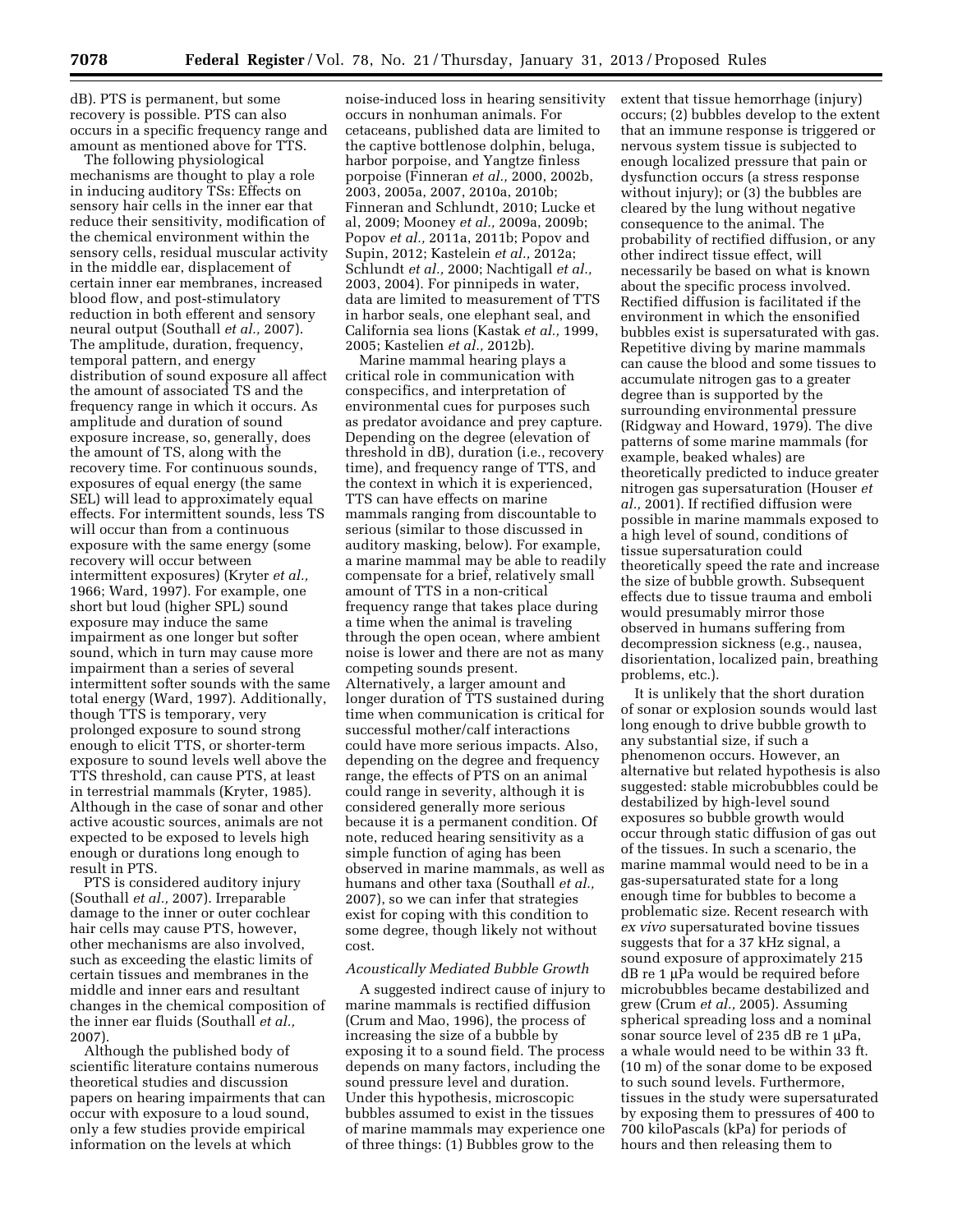dB). PTS is permanent, but some recovery is possible. PTS can also occurs in a specific frequency range and amount as mentioned above for TTS.

The following physiological mechanisms are thought to play a role in inducing auditory TSs: Effects on sensory hair cells in the inner ear that reduce their sensitivity, modification of the chemical environment within the sensory cells, residual muscular activity in the middle ear, displacement of certain inner ear membranes, increased blood flow, and post-stimulatory reduction in both efferent and sensory neural output (Southall *et al.,* 2007). The amplitude, duration, frequency, temporal pattern, and energy distribution of sound exposure all affect the amount of associated TS and the frequency range in which it occurs. As amplitude and duration of sound exposure increase, so, generally, does the amount of TS, along with the recovery time. For continuous sounds, exposures of equal energy (the same SEL) will lead to approximately equal effects. For intermittent sounds, less TS will occur than from a continuous exposure with the same energy (some recovery will occur between intermittent exposures) (Kryter *et al.,* 1966; Ward, 1997). For example, one short but loud (higher SPL) sound exposure may induce the same impairment as one longer but softer sound, which in turn may cause more impairment than a series of several intermittent softer sounds with the same total energy (Ward, 1997). Additionally, though TTS is temporary, very prolonged exposure to sound strong enough to elicit TTS, or shorter-term exposure to sound levels well above the TTS threshold, can cause PTS, at least in terrestrial mammals (Kryter, 1985). Although in the case of sonar and other active acoustic sources, animals are not expected to be exposed to levels high enough or durations long enough to result in PTS.

PTS is considered auditory injury (Southall *et al.,* 2007). Irreparable damage to the inner or outer cochlear hair cells may cause PTS, however, other mechanisms are also involved, such as exceeding the elastic limits of certain tissues and membranes in the middle and inner ears and resultant changes in the chemical composition of the inner ear fluids (Southall *et al.,* 2007).

Although the published body of scientific literature contains numerous theoretical studies and discussion papers on hearing impairments that can occur with exposure to a loud sound, only a few studies provide empirical information on the levels at which noise-induced loss in hearing sensitivity occurs in nonhuman animals. For cetaceans, published data are limited to the captive bottlenose dolphin, beluga, harbor porpoise, and Yangtze finless porpoise (Finneran *et al.,* 2000, 2002b, 2003, 2005a, 2007, 2010a, 2010b; Finneran and Schlundt, 2010; Lucke et al, 2009; Mooney *et al.,* 2009a, 2009b; Popov *et al.,* 2011a, 2011b; Popov and Supin, 2012; Kastelein *et al.,* 2012a; Schlundt *et al.,* 2000; Nachtigall *et al.,* 2003, 2004). For pinnipeds in water, data are limited to measurement of TTS in harbor seals, one elephant seal, and California sea lions (Kastak *et al.,* 1999, 2005; Kastelien *et al.,* 2012b).

Marine mammal hearing plays a critical role in communication with conspecifics, and interpretation of environmental cues for purposes such as predator avoidance and prey capture. Depending on the degree (elevation of threshold in dB), duration (i.e., recovery time), and frequency range of TTS, and the context in which it is experienced, TTS can have effects on marine mammals ranging from discountable to serious (similar to those discussed in auditory masking, below). For example, a marine mammal may be able to readily compensate for a brief, relatively small amount of TTS in a non-critical frequency range that takes place during a time when the animal is traveling through the open ocean, where ambient noise is lower and there are not as many competing sounds present. Alternatively, a larger amount and longer duration of TTS sustained during time when communication is critical for successful mother/calf interactions could have more serious impacts. Also, depending on the degree and frequency range, the effects of PTS on an animal could range in severity, although it is considered generally more serious because it is a permanent condition. Of note, reduced hearing sensitivity as a simple function of aging has been observed in marine mammals, as well as humans and other taxa (Southall *et al.,* 2007), so we can infer that strategies exist for coping with this condition to some degree, though likely not without cost.

*Acoustically Mediated Bubble Growth*

A suggested indirect cause of injury to marine mammals is rectified diffusion (Crum and Mao, 1996), the process of increasing the size of a bubble by exposing it to a sound field. The process depends on many factors, including the sound pressure level and duration. Under this hypothesis, microscopic bubbles assumed to exist in the tissues of marine mammals may experience one of three things: (1) Bubbles grow to the extent that tissue hemorrhage (injury) occurs; (2) bubbles develop to the extent that an immune response is triggered or nervous system tissue is subjected to enough localized pressure that pain or dysfunction occurs (a stress response without injury); or (3) the bubbles are cleared by the lung without negative consequence to the animal. The probability of rectified diffusion, or any other indirect tissue effect, will necessarily be based on what is known about the specific process involved. Rectified diffusion is facilitated if the environment in which the ensonified bubbles exist is supersaturated with gas. Repetitive diving by marine mammals can cause the blood and some tissues to accumulate nitrogen gas to a greater degree than is supported by the surrounding environmental pressure (Ridgway and Howard, 1979). The dive patterns of some marine mammals (for example, beaked whales) are theoretically predicted to induce greater nitrogen gas supersaturation (Houser *et al.,* 2001). If rectified diffusion were possible in marine mammals exposed to a high level of sound, conditions of tissue supersaturation could theoretically speed the rate and increase the size of bubble growth. Subsequent effects due to tissue trauma and emboli would presumably mirror those observed in humans suffering from decompression sickness (e.g., nausea, disorientation, localized pain, breathing problems, etc.).

It is unlikely that the short duration of sonar or explosion sounds would last long enough to drive bubble growth to any substantial size, if such a phenomenon occurs. However, an alternative but related hypothesis is also suggested: stable microbubbles could be destabilized by high-level sound exposures so bubble growth would occur through static diffusion of gas out of the tissues. In such a scenario, the marine mammal would need to be in a gas-supersaturated state for a long enough time for bubbles to become a problematic size. Recent research with *ex vivo* supersaturated bovine tissues suggests that for a 37 kHz signal, a sound exposure of approximately 215 dB re 1 μPa would be required before microbubbles became destabilized and grew (Crum *et al.,* 2005). Assuming spherical spreading loss and a nominal sonar source level of 235 dB re 1 μPa, a whale would need to be within 33 ft. (10 m) of the sonar dome to be exposed to such sound levels. Furthermore, tissues in the study were supersaturated by exposing them to pressures of 400 to 700 kiloPascals (kPa) for periods of hours and then releasing them to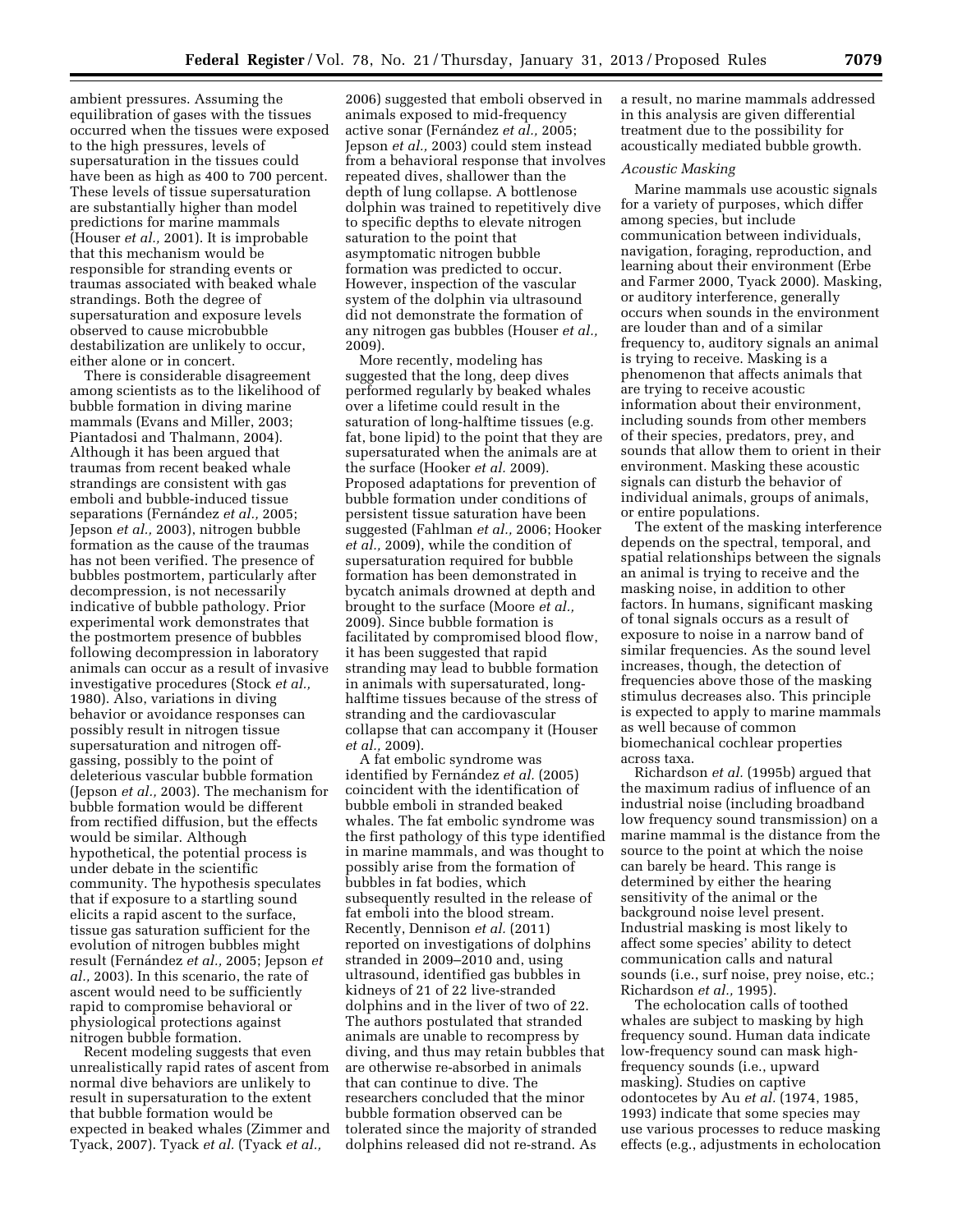ambient pressures. Assuming the equilibration of gases with the tissues occurred when the tissues were exposed to the high pressures, levels of supersaturation in the tissues could have been as high as 400 to 700 percent. These levels of tissue supersaturation are substantially higher than model predictions for marine mammals (Houser *et al.,* 2001). It is improbable that this mechanism would be responsible for stranding events or traumas associated with beaked whale strandings. Both the degree of supersaturation and exposure levels observed to cause microbubble destabilization are unlikely to occur, either alone or in concert.

There is considerable disagreement among scientists as to the likelihood of bubble formation in diving marine mammals (Evans and Miller, 2003; Piantadosi and Thalmann, 2004). Although it has been argued that traumas from recent beaked whale strandings are consistent with gas emboli and bubble-induced tissue separations (Fernández *et al.,* 2005; Jepson *et al.,* 2003), nitrogen bubble formation as the cause of the traumas has not been verified. The presence of bubbles postmortem, particularly after decompression, is not necessarily indicative of bubble pathology. Prior experimental work demonstrates that the postmortem presence of bubbles following decompression in laboratory animals can occur as a result of invasive investigative procedures (Stock *et al.,* 1980). Also, variations in diving behavior or avoidance responses can possibly result in nitrogen tissue supersaturation and nitrogen off-gassing, possibly to the point of deleterious vascular bubble formation (Jepson *et al.,* 2003). The mechanism for bubble formation would be different from rectified diffusion, but the effects would be similar. Although hypothetical, the potential process is under debate in the scientific community. The hypothesis speculates that if exposure to a startling sound elicits a rapid ascent to the surface, tissue gas saturation sufficient for the evolution of nitrogen bubbles might result (Fernández *et al.,* 2005; Jepson *et al.,* 2003). In this scenario, the rate of ascent would need to be sufficiently rapid to compromise behavioral or physiological protections against nitrogen bubble formation.

Recent modeling suggests that even unrealistically rapid rates of ascent from normal dive behaviors are unlikely to result in supersaturation to the extent that bubble formation would be expected in beaked whales (Zimmer and Tyack, 2007). Tyack *et al.* (Tyack *et al.,* 2006) suggested that emboli observed in animals exposed to mid-frequency active sonar (Fernández *et al.,* 2005; Jepson *et al.,* 2003) could stem instead from a behavioral response that involves repeated dives, shallower than the depth of lung collapse. A bottlenose dolphin was trained to repetitively dive to specific depths to elevate nitrogen saturation to the point that asymptomatic nitrogen bubble formation was predicted to occur. However, inspection of the vascular system of the dolphin via ultrasound did not demonstrate the formation of any nitrogen gas bubbles (Houser *et al.,* 2009).

More recently, modeling has suggested that the long, deep dives performed regularly by beaked whales over a lifetime could result in the saturation of long-halftime tissues (e.g. fat, bone lipid) to the point that they are supersaturated when the animals are at the surface (Hooker *et al.* 2009). Proposed adaptations for prevention of bubble formation under conditions of persistent tissue saturation have been suggested (Fahlman *et al.,* 2006; Hooker *et al.,* 2009), while the condition of supersaturation required for bubble formation has been demonstrated in bycatch animals drowned at depth and brought to the surface (Moore *et al.,* 2009). Since bubble formation is facilitated by compromised blood flow, it has been suggested that rapid stranding may lead to bubble formation in animals with supersaturated, long-halftime tissues because of the stress of stranding and the cardiovascular collapse that can accompany it (Houser *et al.,* 2009).

A fat embolic syndrome was identified by Fernández *et al.* (2005) coincident with the identification of bubble emboli in stranded beaked whales. The fat embolic syndrome was the first pathology of this type identified in marine mammals, and was thought to possibly arise from the formation of bubbles in fat bodies, which subsequently resulted in the release of fat emboli into the blood stream. Recently, Dennison *et al.* (2011) reported on investigations of dolphins stranded in 2009–2010 and, using ultrasound, identified gas bubbles in kidneys of 21 of 22 live-stranded dolphins and in the liver of two of 22. The authors postulated that stranded animals are unable to recompress by diving, and thus may retain bubbles that are otherwise re-absorbed in animals that can continue to dive. The researchers concluded that the minor bubble formation observed can be tolerated since the majority of stranded dolphins released did not re-strand. As a result, no marine mammals addressed in this analysis are given differential treatment due to the possibility for acoustically mediated bubble growth.

*Acoustic Masking*

Marine mammals use acoustic signals for a variety of purposes, which differ among species, but include communication between individuals, navigation, foraging, reproduction, and learning about their environment (Erbe and Farmer 2000, Tyack 2000). Masking, or auditory interference, generally occurs when sounds in the environment are louder than and of a similar frequency to, auditory signals an animal is trying to receive. Masking is a phenomenon that affects animals that are trying to receive acoustic information about their environment, including sounds from other members of their species, predators, prey, and sounds that allow them to orient in their environment. Masking these acoustic signals can disturb the behavior of individual animals, groups of animals, or entire populations.

The extent of the masking interference depends on the spectral, temporal, and spatial relationships between the signals an animal is trying to receive and the masking noise, in addition to other factors. In humans, significant masking of tonal signals occurs as a result of exposure to noise in a narrow band of similar frequencies. As the sound level increases, though, the detection of frequencies above those of the masking stimulus decreases also. This principle is expected to apply to marine mammals as well because of common biomechanical cochlear properties across taxa.

Richardson *et al.* (1995b) argued that the maximum radius of influence of an industrial noise (including broadband low frequency sound transmission) on a marine mammal is the distance from the source to the point at which the noise can barely be heard. This range is determined by either the hearing sensitivity of the animal or the background noise level present. Industrial masking is most likely to affect some species' ability to detect communication calls and natural sounds (i.e., surf noise, prey noise, etc.; Richardson *et al.,* 1995).

The echolocation calls of toothed whales are subject to masking by high frequency sound. Human data indicate low-frequency sound can mask high-frequency sounds (i.e., upward masking). Studies on captive odontocetes by Au *et al.* (1974, 1985, 1993) indicate that some species may use various processes to reduce masking effects (e.g., adjustments in echolocation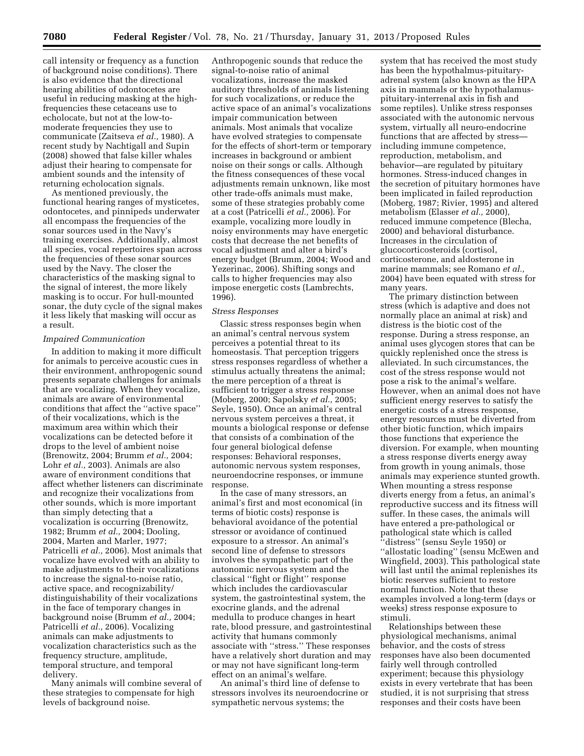call intensity or frequency as a function of background noise conditions). There is also evidence that the directional hearing abilities of odontocetes are useful in reducing masking at the high-frequencies these cetaceans use to echolocate, but not at the low-to-moderate frequencies they use to communicate (Zaitseva *et al.,* 1980). A recent study by Nachtigall and Supin (2008) showed that false killer whales adjust their hearing to compensate for ambient sounds and the intensity of returning echolocation signals.

As mentioned previously, the functional hearing ranges of mysticetes, odontocetes, and pinnipeds underwater all encompass the frequencies of the sonar sources used in the Navy's training exercises. Additionally, almost all species, vocal repertoires span across the frequencies of these sonar sources used by the Navy. The closer the characteristics of the masking signal to the signal of interest, the more likely masking is to occur. For hull-mounted sonar, the duty cycle of the signal makes it less likely that masking will occur as a result.

*Impaired Communication*

In addition to making it more difficult for animals to perceive acoustic cues in their environment, anthropogenic sound presents separate challenges for animals that are vocalizing. When they vocalize, animals are aware of environmental conditions that affect the ''active space'' of their vocalizations, which is the maximum area within which their vocalizations can be detected before it drops to the level of ambient noise (Brenowitz, 2004; Brumm *et al.,* 2004; Lohr *et al.,* 2003). Animals are also aware of environment conditions that affect whether listeners can discriminate and recognize their vocalizations from other sounds, which is more important than simply detecting that a vocalization is occurring (Brenowitz, 1982; Brumm *et al.,* 2004; Dooling, 2004, Marten and Marler, 1977; Patricelli *et al.,* 2006). Most animals that vocalize have evolved with an ability to make adjustments to their vocalizations to increase the signal-to-noise ratio, active space, and recognizability/distinguishability of their vocalizations in the face of temporary changes in background noise (Brumm *et al.,* 2004; Patricelli *et al.,* 2006). Vocalizing animals can make adjustments to vocalization characteristics such as the frequency structure, amplitude, temporal structure, and temporal delivery.

Many animals will combine several of these strategies to compensate for high levels of background noise.

Anthropogenic sounds that reduce the signal-to-noise ratio of animal vocalizations, increase the masked auditory thresholds of animals listening for such vocalizations, or reduce the active space of an animal's vocalizations impair communication between animals. Most animals that vocalize have evolved strategies to compensate for the effects of short-term or temporary increases in background or ambient noise on their songs or calls. Although the fitness consequences of these vocal adjustments remain unknown, like most other trade-offs animals must make, some of these strategies probably come at a cost (Patricelli *et al.,* 2006). For example, vocalizing more loudly in noisy environments may have energetic costs that decrease the net benefits of vocal adjustment and alter a bird's energy budget (Brumm, 2004; Wood and Yezerinac, 2006). Shifting songs and calls to higher frequencies may also impose energetic costs (Lambrechts, 1996).

*Stress Responses*

Classic stress responses begin when an animal's central nervous system perceives a potential threat to its homeostasis. That perception triggers stress responses regardless of whether a stimulus actually threatens the animal; the mere perception of a threat is sufficient to trigger a stress response (Moberg, 2000; Sapolsky *et al.,* 2005; Seyle, 1950). Once an animal's central nervous system perceives a threat, it mounts a biological response or defense that consists of a combination of the four general biological defense responses: Behavioral responses, autonomic nervous system responses, neuroendocrine responses, or immune response.

In the case of many stressors, an animal's first and most economical (in terms of biotic costs) response is behavioral avoidance of the potential stressor or avoidance of continued exposure to a stressor. An animal's second line of defense to stressors involves the sympathetic part of the autonomic nervous system and the classical ''fight or flight'' response which includes the cardiovascular system, the gastrointestinal system, the exocrine glands, and the adrenal medulla to produce changes in heart rate, blood pressure, and gastrointestinal activity that humans commonly associate with ''stress.'' These responses have a relatively short duration and may or may not have significant long-term effect on an animal's welfare.

An animal's third line of defense to stressors involves its neuroendocrine or sympathetic nervous systems; the system that has received the most study has been the hypothalmus-pituitary-adrenal system (also known as the HPA axis in mammals or the hypothalamus-pituitary-interrenal axis in fish and some reptiles). Unlike stress responses associated with the autonomic nervous system, virtually all neuro-endocrine functions that are affected by stress—including immune competence, reproduction, metabolism, and behavior—are regulated by pituitary hormones. Stress-induced changes in the secretion of pituitary hormones have been implicated in failed reproduction (Moberg, 1987; Rivier, 1995) and altered metabolism (Elasser *et al.,* 2000), reduced immune competence (Blecha, 2000) and behavioral disturbance. Increases in the circulation of glucocorticosteroids (cortisol, corticosterone, and aldosterone in marine mammals; see Romano *et al.,* 2004) have been equated with stress for many years.

The primary distinction between stress (which is adaptive and does not normally place an animal at risk) and distress is the biotic cost of the response. During a stress response, an animal uses glycogen stores that can be quickly replenished once the stress is alleviated. In such circumstances, the cost of the stress response would not pose a risk to the animal's welfare. However, when an animal does not have sufficient energy reserves to satisfy the energetic costs of a stress response, energy resources must be diverted from other biotic function, which impairs those functions that experience the diversion. For example, when mounting a stress response diverts energy away from growth in young animals, those animals may experience stunted growth. When mounting a stress response diverts energy from a fetus, an animal's reproductive success and its fitness will suffer. In these cases, the animals will have entered a pre-pathological or pathological state which is called ''distress'' (sensu Seyle 1950) or ''allostatic loading'' (sensu McEwen and Wingfield, 2003). This pathological state will last until the animal replenishes its biotic reserves sufficient to restore normal function. Note that these examples involved a long-term (days or weeks) stress response exposure to stimuli.

Relationships between these physiological mechanisms, animal behavior, and the costs of stress responses have also been documented fairly well through controlled experiment; because this physiology exists in every vertebrate that has been studied, it is not surprising that stress responses and their costs have been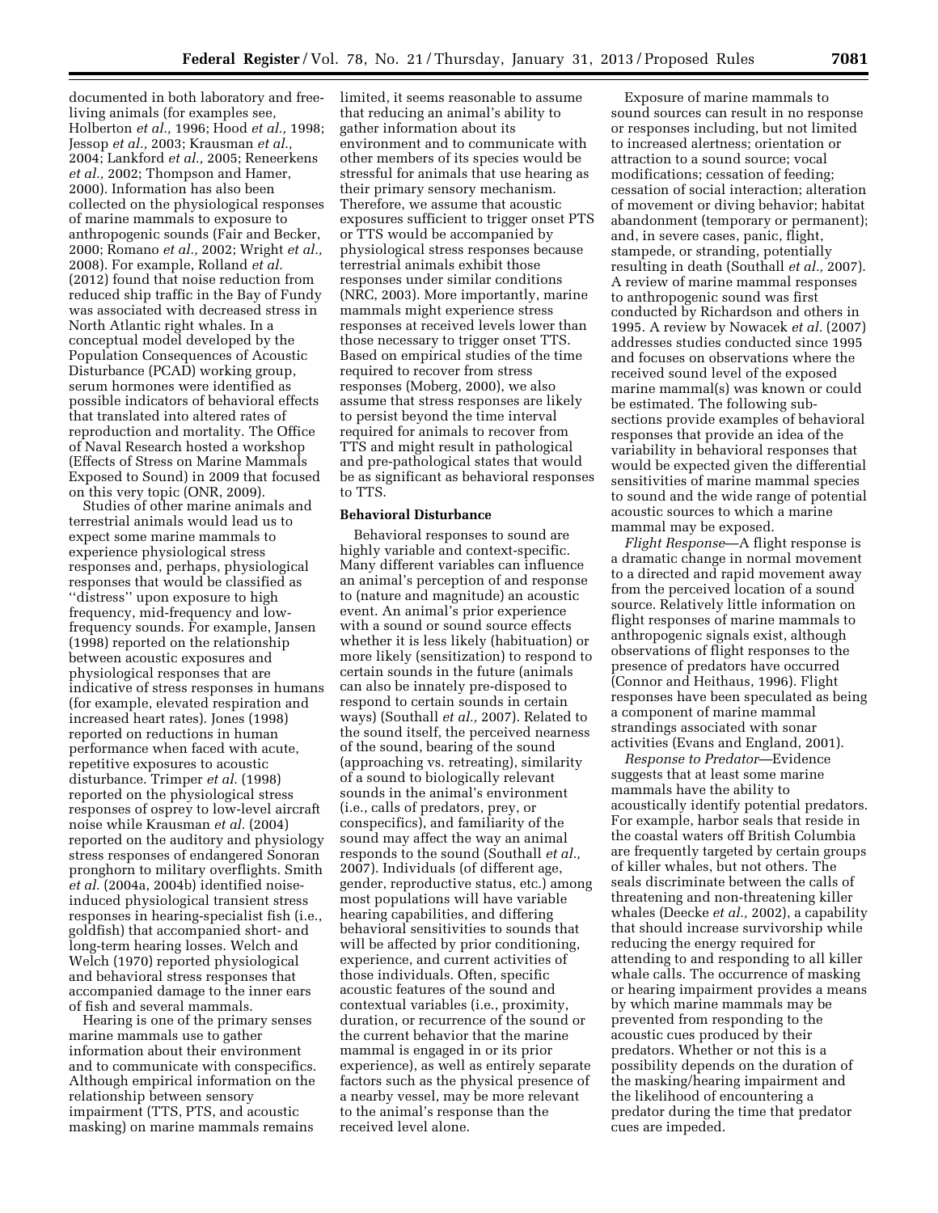documented in both laboratory and free-living animals (for examples see, Holberton *et al.,* 1996; Hood *et al.,* 1998; Jessop *et al.,* 2003; Krausman *et al.,* 2004; Lankford *et al.,* 2005; Reneerkens *et al.,* 2002; Thompson and Hamer, 2000). Information has also been collected on the physiological responses of marine mammals to exposure to anthropogenic sounds (Fair and Becker, 2000; Romano *et al.,* 2002; Wright *et al.,* 2008). For example, Rolland *et al.* (2012) found that noise reduction from reduced ship traffic in the Bay of Fundy was associated with decreased stress in North Atlantic right whales. In a conceptual model developed by the Population Consequences of Acoustic Disturbance (PCAD) working group, serum hormones were identified as possible indicators of behavioral effects that translated into altered rates of reproduction and mortality. The Office of Naval Research hosted a workshop (Effects of Stress on Marine Mammals Exposed to Sound) in 2009 that focused on this very topic (ONR, 2009).

Studies of other marine animals and terrestrial animals would lead us to expect some marine mammals to experience physiological stress responses and, perhaps, physiological responses that would be classified as ''distress'' upon exposure to high frequency, mid-frequency and low-frequency sounds. For example, Jansen (1998) reported on the relationship between acoustic exposures and physiological responses that are indicative of stress responses in humans (for example, elevated respiration and increased heart rates). Jones (1998) reported on reductions in human performance when faced with acute, repetitive exposures to acoustic disturbance. Trimper *et al.* (1998) reported on the physiological stress responses of osprey to low-level aircraft noise while Krausman *et al.* (2004) reported on the auditory and physiology stress responses of endangered Sonoran pronghorn to military overflights. Smith *et al.* (2004a, 2004b) identified noise-induced physiological transient stress responses in hearing-specialist fish (i.e., goldfish) that accompanied short- and long-term hearing losses. Welch and Welch (1970) reported physiological and behavioral stress responses that accompanied damage to the inner ears of fish and several mammals.

Hearing is one of the primary senses marine mammals use to gather information about their environment and to communicate with conspecifics. Although empirical information on the relationship between sensory impairment (TTS, PTS, and acoustic masking) on marine mammals remains limited, it seems reasonable to assume that reducing an animal's ability to gather information about its environment and to communicate with other members of its species would be stressful for animals that use hearing as their primary sensory mechanism. Therefore, we assume that acoustic exposures sufficient to trigger onset PTS or TTS would be accompanied by physiological stress responses because terrestrial animals exhibit those responses under similar conditions (NRC, 2003). More importantly, marine mammals might experience stress responses at received levels lower than those necessary to trigger onset TTS. Based on empirical studies of the time required to recover from stress responses (Moberg, 2000), we also assume that stress responses are likely to persist beyond the time interval required for animals to recover from TTS and might result in pathological and pre-pathological states that would be as significant as behavioral responses to TTS.

**Behavioral Disturbance**

Behavioral responses to sound are highly variable and context-specific. Many different variables can influence an animal's perception of and response to (nature and magnitude) an acoustic event. An animal's prior experience with a sound or sound source effects whether it is less likely (habituation) or more likely (sensitization) to respond to certain sounds in the future (animals can also be innately pre-disposed to respond to certain sounds in certain ways) (Southall *et al.,* 2007). Related to the sound itself, the perceived nearness of the sound, bearing of the sound (approaching vs. retreating), similarity of a sound to biologically relevant sounds in the animal's environment (i.e., calls of predators, prey, or conspecifics), and familiarity of the sound may affect the way an animal responds to the sound (Southall *et al.,* 2007). Individuals (of different age, gender, reproductive status, etc.) among most populations will have variable hearing capabilities, and differing behavioral sensitivities to sounds that will be affected by prior conditioning, experience, and current activities of those individuals. Often, specific acoustic features of the sound and contextual variables (i.e., proximity, duration, or recurrence of the sound or the current behavior that the marine mammal is engaged in or its prior experience), as well as entirely separate factors such as the physical presence of a nearby vessel, may be more relevant to the animal's response than the received level alone.

Exposure of marine mammals to sound sources can result in no response or responses including, but not limited to increased alertness; orientation or attraction to a sound source; vocal modifications; cessation of feeding; cessation of social interaction; alteration of movement or diving behavior; habitat abandonment (temporary or permanent); and, in severe cases, panic, flight, stampede, or stranding, potentially resulting in death (Southall *et al.,* 2007). A review of marine mammal responses to anthropogenic sound was first conducted by Richardson and others in 1995. A review by Nowacek *et al.* (2007) addresses studies conducted since 1995 and focuses on observations where the received sound level of the exposed marine mammal(s) was known or could be estimated. The following sub-sections provide examples of behavioral responses that provide an idea of the variability in behavioral responses that would be expected given the differential sensitivities of marine mammal species to sound and the wide range of potential acoustic sources to which a marine mammal may be exposed.

*Flight Response*—A flight response is a dramatic change in normal movement to a directed and rapid movement away from the perceived location of a sound source. Relatively little information on flight responses of marine mammals to anthropogenic signals exist, although observations of flight responses to the presence of predators have occurred (Connor and Heithaus, 1996). Flight responses have been speculated as being a component of marine mammal strandings associated with sonar activities (Evans and England, 2001).

*Response to Predator*—Evidence suggests that at least some marine mammals have the ability to acoustically identify potential predators. For example, harbor seals that reside in the coastal waters off British Columbia are frequently targeted by certain groups of killer whales, but not others. The seals discriminate between the calls of threatening and non-threatening killer whales (Deecke *et al.,* 2002), a capability that should increase survivorship while reducing the energy required for attending to and responding to all killer whale calls. The occurrence of masking or hearing impairment provides a means by which marine mammals may be prevented from responding to the acoustic cues produced by their predators. Whether or not this is a possibility depends on the duration of the masking/hearing impairment and the likelihood of encountering a predator during the time that predator cues are impeded.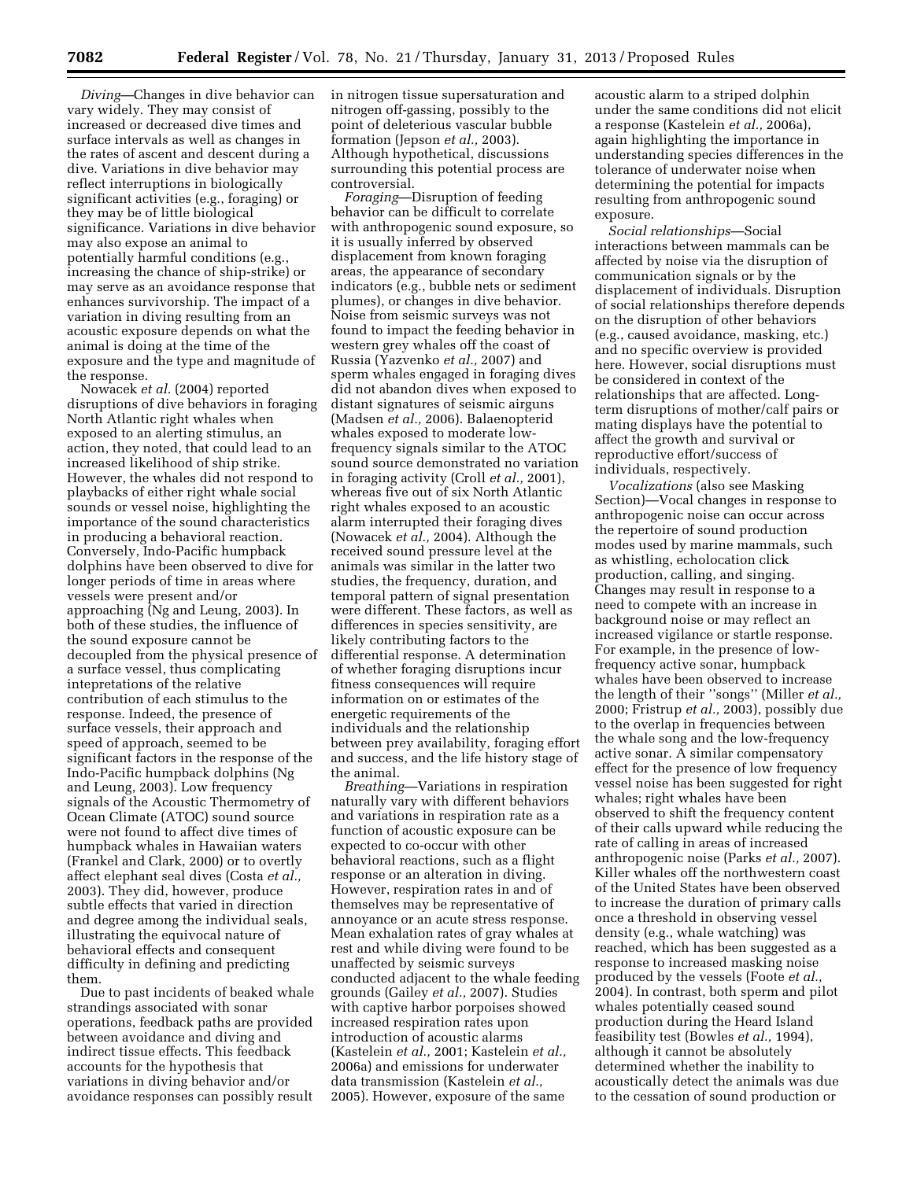*Diving*—Changes in dive behavior can vary widely. They may consist of increased or decreased dive times and surface intervals as well as changes in the rates of ascent and descent during a dive. Variations in dive behavior may reflect interruptions in biologically significant activities (e.g., foraging) or they may be of little biological significance. Variations in dive behavior may also expose an animal to potentially harmful conditions (e.g., increasing the chance of ship-strike) or may serve as an avoidance response that enhances survivorship. The impact of a variation in diving resulting from an acoustic exposure depends on what the animal is doing at the time of the exposure and the type and magnitude of the response.

Nowacek *et al.* (2004) reported disruptions of dive behaviors in foraging North Atlantic right whales when exposed to an alerting stimulus, an action, they noted, that could lead to an increased likelihood of ship strike. However, the whales did not respond to playbacks of either right whale social sounds or vessel noise, highlighting the importance of the sound characteristics in producing a behavioral reaction. Conversely, Indo-Pacific humpback dolphins have been observed to dive for longer periods of time in areas where vessels were present and/or approaching (Ng and Leung, 2003). In both of these studies, the influence of the sound exposure cannot be decoupled from the physical presence of a surface vessel, thus complicating intepretations of the relative contribution of each stimulus to the response. Indeed, the presence of surface vessels, their approach and speed of approach, seemed to be significant factors in the response of the Indo-Pacific humpback dolphins (Ng and Leung, 2003). Low frequency signals of the Acoustic Thermometry of Ocean Climate (ATOC) sound source were not found to affect dive times of humpback whales in Hawaiian waters (Frankel and Clark, 2000) or to overtly affect elephant seal dives (Costa *et al.,* 2003). They did, however, produce subtle effects that varied in direction and degree among the individual seals, illustrating the equivocal nature of behavioral effects and consequent difficulty in defining and predicting them.

Due to past incidents of beaked whale strandings associated with sonar operations, feedback paths are provided between avoidance and diving and indirect tissue effects. This feedback accounts for the hypothesis that variations in diving behavior and/or avoidance responses can possibly result in nitrogen tissue supersaturation and nitrogen off-gassing, possibly to the point of deleterious vascular bubble formation (Jepson *et al.,* 2003). Although hypothetical, discussions surrounding this potential process are controversial.

*Foraging*—Disruption of feeding behavior can be difficult to correlate with anthropogenic sound exposure, so it is usually inferred by observed displacement from known foraging areas, the appearance of secondary indicators (e.g., bubble nets or sediment plumes), or changes in dive behavior. Noise from seismic surveys was not found to impact the feeding behavior in western grey whales off the coast of Russia (Yazvenko *et al.,* 2007) and sperm whales engaged in foraging dives did not abandon dives when exposed to distant signatures of seismic airguns (Madsen *et al.,* 2006). Balaenopterid whales exposed to moderate low-frequency signals similar to the ATOC sound source demonstrated no variation in foraging activity (Croll *et al.,* 2001), whereas five out of six North Atlantic right whales exposed to an acoustic alarm interrupted their foraging dives (Nowacek *et al.,* 2004). Although the received sound pressure level at the animals was similar in the latter two studies, the frequency, duration, and temporal pattern of signal presentation were different. These factors, as well as differences in species sensitivity, are likely contributing factors to the differential response. A determination of whether foraging disruptions incur fitness consequences will require information on or estimates of the energetic requirements of the individuals and the relationship between prey availability, foraging effort and success, and the life history stage of the animal.

*Breathing*—Variations in respiration naturally vary with different behaviors and variations in respiration rate as a function of acoustic exposure can be expected to co-occur with other behavioral reactions, such as a flight response or an alteration in diving. However, respiration rates in and of themselves may be representative of annoyance or an acute stress response. Mean exhalation rates of gray whales at rest and while diving were found to be unaffected by seismic surveys conducted adjacent to the whale feeding grounds (Gailey *et al.,* 2007). Studies with captive harbor porpoises showed increased respiration rates upon introduction of acoustic alarms (Kastelein *et al.,* 2001; Kastelein *et al.,* 2006a) and emissions for underwater data transmission (Kastelein *et al.,* 2005). However, exposure of the same acoustic alarm to a striped dolphin under the same conditions did not elicit a response (Kastelein *et al.,* 2006a), again highlighting the importance in understanding species differences in the tolerance of underwater noise when determining the potential for impacts resulting from anthropogenic sound exposure.

*Social relationships*—Social interactions between mammals can be affected by noise via the disruption of communication signals or by the displacement of individuals. Disruption of social relationships therefore depends on the disruption of other behaviors (e.g., caused avoidance, masking, etc.) and no specific overview is provided here. However, social disruptions must be considered in context of the relationships that are affected. Long-term disruptions of mother/calf pairs or mating displays have the potential to affect the growth and survival or reproductive effort/success of individuals, respectively.

*Vocalizations* (also see Masking Section)—Vocal changes in response to anthropogenic noise can occur across the repertoire of sound production modes used by marine mammals, such as whistling, echolocation click production, calling, and singing. Changes may result in response to a need to compete with an increase in background noise or may reflect an increased vigilance or startle response. For example, in the presence of low-frequency active sonar, humpback whales have been observed to increase the length of their ''songs'' (Miller *et al.,* 2000; Fristrup *et al.,* 2003), possibly due to the overlap in frequencies between the whale song and the low-frequency active sonar. A similar compensatory effect for the presence of low frequency vessel noise has been suggested for right whales; right whales have been observed to shift the frequency content of their calls upward while reducing the rate of calling in areas of increased anthropogenic noise (Parks *et al.,* 2007). Killer whales off the northwestern coast of the United States have been observed to increase the duration of primary calls once a threshold in observing vessel density (e.g., whale watching) was reached, which has been suggested as a response to increased masking noise produced by the vessels (Foote *et al.,* 2004). In contrast, both sperm and pilot whales potentially ceased sound production during the Heard Island feasibility test (Bowles *et al.,* 1994), although it cannot be absolutely determined whether the inability to acoustically detect the animals was due to the cessation of sound production or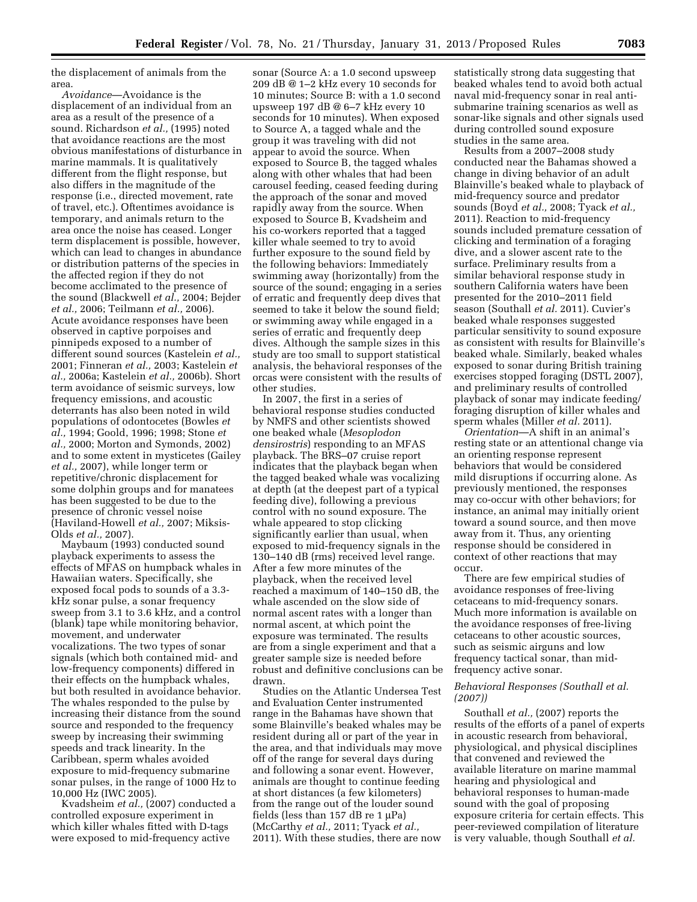the displacement of animals from the area.

*Avoidance*—Avoidance is the displacement of an individual from an area as a result of the presence of a sound. Richardson *et al.,* (1995) noted that avoidance reactions are the most obvious manifestations of disturbance in marine mammals. It is qualitatively different from the flight response, but also differs in the magnitude of the response (i.e., directed movement, rate of travel, etc.). Oftentimes avoidance is temporary, and animals return to the area once the noise has ceased. Longer term displacement is possible, however, which can lead to changes in abundance or distribution patterns of the species in the affected region if they do not become acclimated to the presence of the sound (Blackwell *et al.,* 2004; Bejder *et al.,* 2006; Teilmann *et al.,* 2006). Acute avoidance responses have been observed in captive porpoises and pinnipeds exposed to a number of different sound sources (Kastelein *et al.,* 2001; Finneran *et al.,* 2003; Kastelein *et al.,* 2006a; Kastelein *et al.,* 2006b). Short term avoidance of seismic surveys, low frequency emissions, and acoustic deterrants has also been noted in wild populations of odontocetes (Bowles *et al.,* 1994; Goold, 1996; 1998; Stone *et al.,* 2000; Morton and Symonds, 2002) and to some extent in mysticetes (Gailey *et al.,* 2007), while longer term or repetitive/chronic displacement for some dolphin groups and for manatees has been suggested to be due to the presence of chronic vessel noise (Haviland-Howell *et al.,* 2007; Miksis-Olds *et al.,* 2007).

Maybaum (1993) conducted sound playback experiments to assess the effects of MFAS on humpback whales in Hawaiian waters. Specifically, she exposed focal pods to sounds of a 3.3-kHz sonar pulse, a sonar frequency sweep from 3.1 to 3.6 kHz, and a control (blank) tape while monitoring behavior, movement, and underwater vocalizations. The two types of sonar signals (which both contained mid- and low-frequency components) differed in their effects on the humpback whales, but both resulted in avoidance behavior. The whales responded to the pulse by increasing their distance from the sound source and responded to the frequency sweep by increasing their swimming speeds and track linearity. In the Caribbean, sperm whales avoided exposure to mid-frequency submarine sonar pulses, in the range of 1000 Hz to 10,000 Hz (IWC 2005).

Kvadsheim *et al.,* (2007) conducted a controlled exposure experiment in which killer whales fitted with D-tags were exposed to mid-frequency active sonar (Source A: a 1.0 second upsweep 209 dB @ 1–2 kHz every 10 seconds for 10 minutes; Source B: with a 1.0 second upsweep 197 dB @ 6–7 kHz every 10 seconds for 10 minutes). When exposed to Source A, a tagged whale and the group it was traveling with did not appear to avoid the source. When exposed to Source B, the tagged whales along with other whales that had been carousel feeding, ceased feeding during the approach of the sonar and moved rapidly away from the source. When exposed to Source B, Kvadsheim and his co-workers reported that a tagged killer whale seemed to try to avoid further exposure to the sound field by the following behaviors: Immediately swimming away (horizontally) from the source of the sound; engaging in a series of erratic and frequently deep dives that seemed to take it below the sound field; or swimming away while engaged in a series of erratic and frequently deep dives. Although the sample sizes in this study are too small to support statistical analysis, the behavioral responses of the orcas were consistent with the results of other studies.

In 2007, the first in a series of behavioral response studies conducted by NMFS and other scientists showed one beaked whale (*Mesoplodon densirostris*) responding to an MFAS playback. The BRS–07 cruise report indicates that the playback began when the tagged beaked whale was vocalizing at depth (at the deepest part of a typical feeding dive), following a previous control with no sound exposure. The whale appeared to stop clicking significantly earlier than usual, when exposed to mid-frequency signals in the 130–140 dB (rms) received level range. After a few more minutes of the playback, when the received level reached a maximum of 140–150 dB, the whale ascended on the slow side of normal ascent rates with a longer than normal ascent, at which point the exposure was terminated. The results are from a single experiment and that a greater sample size is needed before robust and definitive conclusions can be drawn.

Studies on the Atlantic Undersea Test and Evaluation Center instrumented range in the Bahamas have shown that some Blainville's beaked whales may be resident during all or part of the year in the area, and that individuals may move off of the range for several days during and following a sonar event. However, animals are thought to continue feeding at short distances (a few kilometers) from the range out of the louder sound fields (less than 157 dB re 1 μPa) (McCarthy *et al.,* 2011; Tyack *et al.,* 2011). With these studies, there are now statistically strong data suggesting that beaked whales tend to avoid both actual naval mid-frequency sonar in real anti-submarine training scenarios as well as sonar-like signals and other signals used during controlled sound exposure studies in the same area.

Results from a 2007–2008 study conducted near the Bahamas showed a change in diving behavior of an adult Blainville's beaked whale to playback of mid-frequency source and predator sounds (Boyd *et al.,* 2008; Tyack *et al.,* 2011). Reaction to mid-frequency sounds included premature cessation of clicking and termination of a foraging dive, and a slower ascent rate to the surface. Preliminary results from a similar behavioral response study in southern California waters have been presented for the 2010–2011 field season (Southall *et al.* 2011). Cuvier's beaked whale responses suggested particular sensitivity to sound exposure as consistent with results for Blainville's beaked whale. Similarly, beaked whales exposed to sonar during British training exercises stopped foraging (DSTL 2007), and preliminary results of controlled playback of sonar may indicate feeding/foraging disruption of killer whales and sperm whales (Miller *et al.* 2011).

*Orientation*—A shift in an animal's resting state or an attentional change via an orienting response represent behaviors that would be considered mild disruptions if occurring alone. As previously mentioned, the responses may co-occur with other behaviors; for instance, an animal may initially orient toward a sound source, and then move away from it. Thus, any orienting response should be considered in context of other reactions that may occur.

There are few empirical studies of avoidance responses of free-living cetaceans to mid-frequency sonars. Much more information is available on the avoidance responses of free-living cetaceans to other acoustic sources, such as seismic airguns and low frequency tactical sonar, than mid-frequency active sonar.

### *Behavioral Responses (Southall et al. (2007))*

Southall *et al.,* (2007) reports the results of the efforts of a panel of experts in acoustic research from behavioral, physiological, and physical disciplines that convened and reviewed the available literature on marine mammal hearing and physiological and behavioral responses to human-made sound with the goal of proposing exposure criteria for certain effects. This peer-reviewed compilation of literature is very valuable, though Southall *et al.*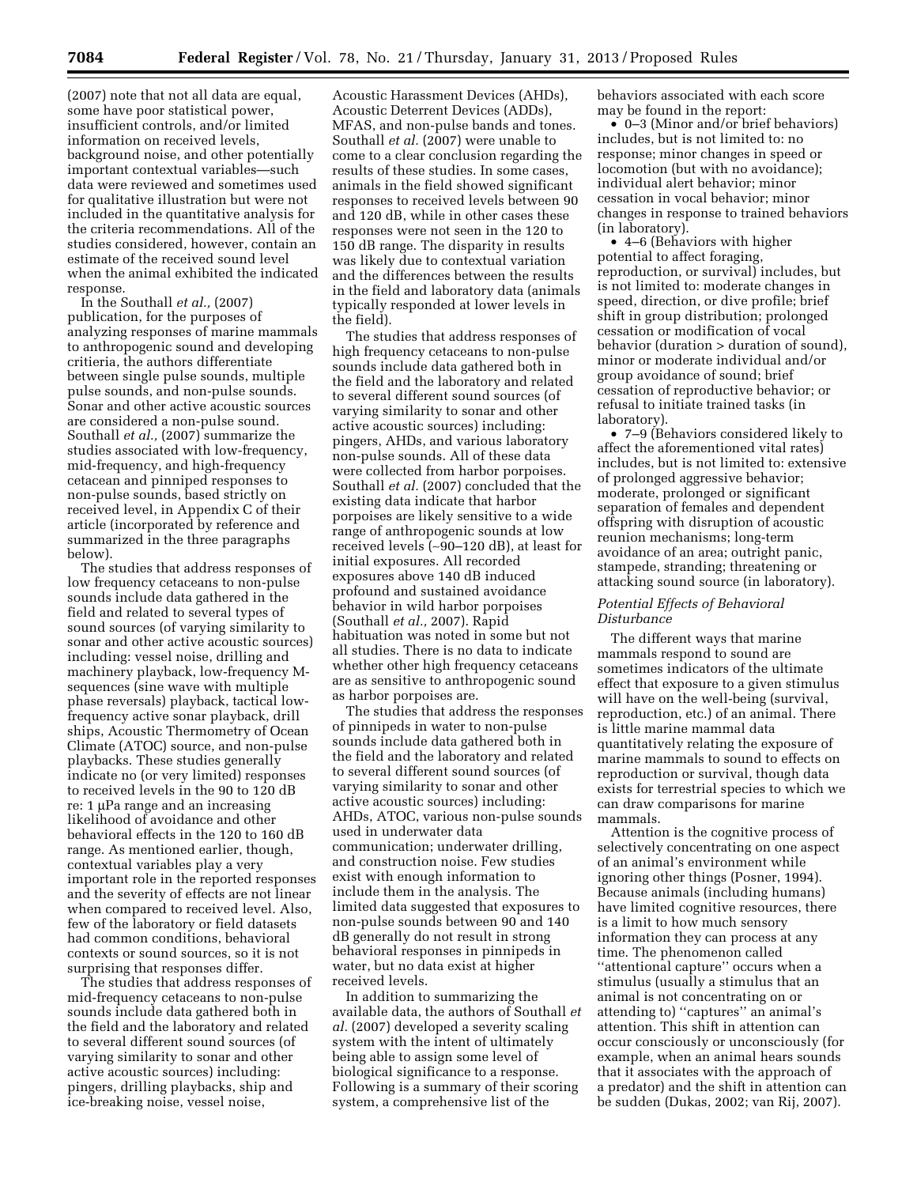(2007) note that not all data are equal, some have poor statistical power, insufficient controls, and/or limited information on received levels, background noise, and other potentially important contextual variables—such data were reviewed and sometimes used for qualitative illustration but were not included in the quantitative analysis for the criteria recommendations. All of the studies considered, however, contain an estimate of the received sound level when the animal exhibited the indicated response.

In the Southall *et al.,* (2007) publication, for the purposes of analyzing responses of marine mammals to anthropogenic sound and developing critieria, the authors differentiate between single pulse sounds, multiple pulse sounds, and non-pulse sounds. Sonar and other active acoustic sources are considered a non-pulse sound. Southall *et al.,* (2007) summarize the studies associated with low-frequency, mid-frequency, and high-frequency cetacean and pinniped responses to non-pulse sounds, based strictly on received level, in Appendix C of their article (incorporated by reference and summarized in the three paragraphs below).

The studies that address responses of low frequency cetaceans to non-pulse sounds include data gathered in the field and related to several types of sound sources (of varying similarity to sonar and other active acoustic sources) including: vessel noise, drilling and machinery playback, low-frequency M-sequences (sine wave with multiple phase reversals) playback, tactical low-frequency active sonar playback, drill ships, Acoustic Thermometry of Ocean Climate (ATOC) source, and non-pulse playbacks. These studies generally indicate no (or very limited) responses to received levels in the 90 to 120 dB re: 1 μPa range and an increasing likelihood of avoidance and other behavioral effects in the 120 to 160 dB range. As mentioned earlier, though, contextual variables play a very important role in the reported responses and the severity of effects are not linear when compared to received level. Also, few of the laboratory or field datasets had common conditions, behavioral contexts or sound sources, so it is not surprising that responses differ.

The studies that address responses of mid-frequency cetaceans to non-pulse sounds include data gathered both in the field and the laboratory and related to several different sound sources (of varying similarity to sonar and other active acoustic sources) including: pingers, drilling playbacks, ship and ice-breaking noise, vessel noise, Acoustic Harassment Devices (AHDs), Acoustic Deterrent Devices (ADDs), MFAS, and non-pulse bands and tones. Southall *et al.* (2007) were unable to come to a clear conclusion regarding the results of these studies. In some cases, animals in the field showed significant responses to received levels between 90 and 120 dB, while in other cases these responses were not seen in the 120 to 150 dB range. The disparity in results was likely due to contextual variation and the differences between the results in the field and laboratory data (animals typically responded at lower levels in the field).

The studies that address responses of high frequency cetaceans to non-pulse sounds include data gathered both in the field and the laboratory and related to several different sound sources (of varying similarity to sonar and other active acoustic sources) including: pingers, AHDs, and various laboratory non-pulse sounds. All of these data were collected from harbor porpoises. Southall *et al.* (2007) concluded that the existing data indicate that harbor porpoises are likely sensitive to a wide range of anthropogenic sounds at low received levels (~90–120 dB), at least for initial exposures. All recorded exposures above 140 dB induced profound and sustained avoidance behavior in wild harbor porpoises (Southall *et al.,* 2007). Rapid habituation was noted in some but not all studies. There is no data to indicate whether other high frequency cetaceans are as sensitive to anthropogenic sound as harbor porpoises are.

The studies that address the responses of pinnipeds in water to non-pulse sounds include data gathered both in the field and the laboratory and related to several different sound sources (of varying similarity to sonar and other active acoustic sources) including: AHDs, ATOC, various non-pulse sounds used in underwater data communication; underwater drilling, and construction noise. Few studies exist with enough information to include them in the analysis. The limited data suggested that exposures to non-pulse sounds between 90 and 140 dB generally do not result in strong behavioral responses in pinnipeds in water, but no data exist at higher received levels.

In addition to summarizing the available data, the authors of Southall *et al.* (2007) developed a severity scaling system with the intent of ultimately being able to assign some level of biological significance to a response. Following is a summary of their scoring system, a comprehensive list of the behaviors associated with each score may be found in the report:

- 0–3 (Minor and/or brief behaviors) includes, but is not limited to: no response; minor changes in speed or locomotion (but with no avoidance); individual alert behavior; minor cessation in vocal behavior; minor changes in response to trained behaviors (in laboratory).
- 4–6 (Behaviors with higher potential to affect foraging, reproduction, or survival) includes, but is not limited to: moderate changes in speed, direction, or dive profile; brief shift in group distribution; prolonged cessation or modification of vocal behavior (duration > duration of sound), minor or moderate individual and/or group avoidance of sound; brief cessation of reproductive behavior; or refusal to initiate trained tasks (in laboratory).
- 7–9 (Behaviors considered likely to affect the aforementioned vital rates) includes, but is not limited to: extensive of prolonged aggressive behavior; moderate, prolonged or significant separation of females and dependent offspring with disruption of acoustic reunion mechanisms; long-term avoidance of an area; outright panic, stampede, stranding; threatening or attacking sound source (in laboratory).

*Potential Effects of Behavioral Disturbance*

The different ways that marine mammals respond to sound are sometimes indicators of the ultimate effect that exposure to a given stimulus will have on the well-being (survival, reproduction, etc.) of an animal. There is little marine mammal data quantitatively relating the exposure of marine mammals to sound to effects on reproduction or survival, though data exists for terrestrial species to which we can draw comparisons for marine mammals.

Attention is the cognitive process of selectively concentrating on one aspect of an animal's environment while ignoring other things (Posner, 1994). Because animals (including humans) have limited cognitive resources, there is a limit to how much sensory information they can process at any time. The phenomenon called ''attentional capture'' occurs when a stimulus (usually a stimulus that an animal is not concentrating on or attending to) ''captures'' an animal's attention. This shift in attention can occur consciously or unconsciously (for example, when an animal hears sounds that it associates with the approach of a predator) and the shift in attention can be sudden (Dukas, 2002; van Rij, 2007).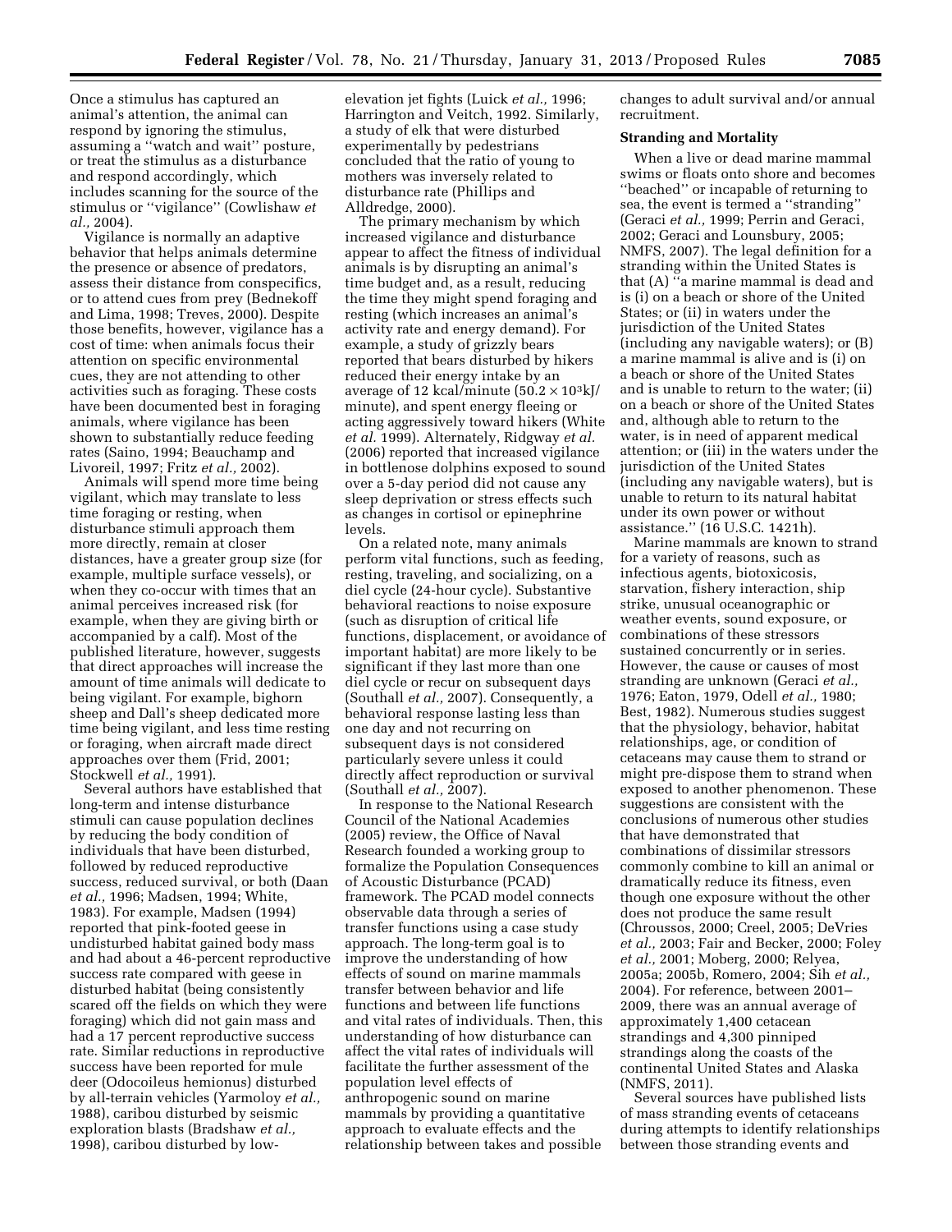Once a stimulus has captured an animal's attention, the animal can respond by ignoring the stimulus, assuming a ''watch and wait'' posture, or treat the stimulus as a disturbance and respond accordingly, which includes scanning for the source of the stimulus or ''vigilance'' (Cowlishaw *et al.,* 2004).

Vigilance is normally an adaptive behavior that helps animals determine the presence or absence of predators, assess their distance from conspecifics, or to attend cues from prey (Bednekoff and Lima, 1998; Treves, 2000). Despite those benefits, however, vigilance has a cost of time: when animals focus their attention on specific environmental cues, they are not attending to other activities such as foraging. These costs have been documented best in foraging animals, where vigilance has been shown to substantially reduce feeding rates (Saino, 1994; Beauchamp and Livoreil, 1997; Fritz *et al.,* 2002).

Animals will spend more time being vigilant, which may translate to less time foraging or resting, when disturbance stimuli approach them more directly, remain at closer distances, have a greater group size (for example, multiple surface vessels), or when they co-occur with times that an animal perceives increased risk (for example, when they are giving birth or accompanied by a calf). Most of the published literature, however, suggests that direct approaches will increase the amount of time animals will dedicate to being vigilant. For example, bighorn sheep and Dall's sheep dedicated more time being vigilant, and less time resting or foraging, when aircraft made direct approaches over them (Frid, 2001; Stockwell *et al.,* 1991).

Several authors have established that long-term and intense disturbance stimuli can cause population declines by reducing the body condition of individuals that have been disturbed, followed by reduced reproductive success, reduced survival, or both (Daan *et al.,* 1996; Madsen, 1994; White, 1983). For example, Madsen (1994) reported that pink-footed geese in undisturbed habitat gained body mass and had about a 46-percent reproductive success rate compared with geese in disturbed habitat (being consistently scared off the fields on which they were foraging) which did not gain mass and had a 17 percent reproductive success rate. Similar reductions in reproductive success have been reported for mule deer (Odocoileus hemionus) disturbed by all-terrain vehicles (Yarmoloy *et al.,* 1988), caribou disturbed by seismic exploration blasts (Bradshaw *et al.,* 1998), caribou disturbed by low-elevation jet fights (Luick *et al.,* 1996; Harrington and Veitch, 1992. Similarly, a study of elk that were disturbed experimentally by pedestrians concluded that the ratio of young to mothers was inversely related to disturbance rate (Phillips and Alldredge, 2000).

The primary mechanism by which increased vigilance and disturbance appear to affect the fitness of individual animals is by disrupting an animal's time budget and, as a result, reducing the time they might spend foraging and resting (which increases an animal's activity rate and energy demand). For example, a study of grizzly bears reported that bears disturbed by hikers reduced their energy intake by an average of 12 kcal/minute ($50.2 \times 10^3$kJ/minute), and spent energy fleeing or acting aggressively toward hikers (White *et al.* 1999). Alternately, Ridgway *et al.* (2006) reported that increased vigilance in bottlenose dolphins exposed to sound over a 5-day period did not cause any sleep deprivation or stress effects such as changes in cortisol or epinephrine levels.

On a related note, many animals perform vital functions, such as feeding, resting, traveling, and socializing, on a diel cycle (24-hour cycle). Substantive behavioral reactions to noise exposure (such as disruption of critical life functions, displacement, or avoidance of important habitat) are more likely to be significant if they last more than one diel cycle or recur on subsequent days (Southall *et al.,* 2007). Consequently, a behavioral response lasting less than one day and not recurring on subsequent days is not considered particularly severe unless it could directly affect reproduction or survival (Southall *et al.,* 2007).

In response to the National Research Council of the National Academies (2005) review, the Office of Naval Research founded a working group to formalize the Population Consequences of Acoustic Disturbance (PCAD) framework. The PCAD model connects observable data through a series of transfer functions using a case study approach. The long-term goal is to improve the understanding of how effects of sound on marine mammals transfer between behavior and life functions and between life functions and vital rates of individuals. Then, this understanding of how disturbance can affect the vital rates of individuals will facilitate the further assessment of the population level effects of anthropogenic sound on marine mammals by providing a quantitative approach to evaluate effects and the relationship between takes and possible changes to adult survival and/or annual recruitment.

**Stranding and Mortality**

When a live or dead marine mammal swims or floats onto shore and becomes ''beached'' or incapable of returning to sea, the event is termed a ''stranding'' (Geraci *et al.,* 1999; Perrin and Geraci, 2002; Geraci and Lounsbury, 2005; NMFS, 2007). The legal definition for a stranding within the United States is that (A) ''a marine mammal is dead and is (i) on a beach or shore of the United States; or (ii) in waters under the jurisdiction of the United States (including any navigable waters); or (B) a marine mammal is alive and is (i) on a beach or shore of the United States and is unable to return to the water; (ii) on a beach or shore of the United States and, although able to return to the water, is in need of apparent medical attention; or (iii) in the waters under the jurisdiction of the United States (including any navigable waters), but is unable to return to its natural habitat under its own power or without assistance.'' (16 U.S.C. 1421h).

Marine mammals are known to strand for a variety of reasons, such as infectious agents, biotoxicosis, starvation, fishery interaction, ship strike, unusual oceanographic or weather events, sound exposure, or combinations of these stressors sustained concurrently or in series. However, the cause or causes of most stranding are unknown (Geraci *et al.,* 1976; Eaton, 1979, Odell *et al.,* 1980; Best, 1982). Numerous studies suggest that the physiology, behavior, habitat relationships, age, or condition of cetaceans may cause them to strand or might pre-dispose them to strand when exposed to another phenomenon. These suggestions are consistent with the conclusions of numerous other studies that have demonstrated that combinations of dissimilar stressors commonly combine to kill an animal or dramatically reduce its fitness, even though one exposure without the other does not produce the same result (Chroussos, 2000; Creel, 2005; DeVries *et al.,* 2003; Fair and Becker, 2000; Foley *et al.,* 2001; Moberg, 2000; Relyea, 2005a; 2005b, Romero, 2004; Sih *et al.,* 2004). For reference, between 2001–2009, there was an annual average of approximately 1,400 cetacean strandings and 4,300 pinniped strandings along the coasts of the continental United States and Alaska (NMFS, 2011).

Several sources have published lists of mass stranding events of cetaceans during attempts to identify relationships between those stranding events and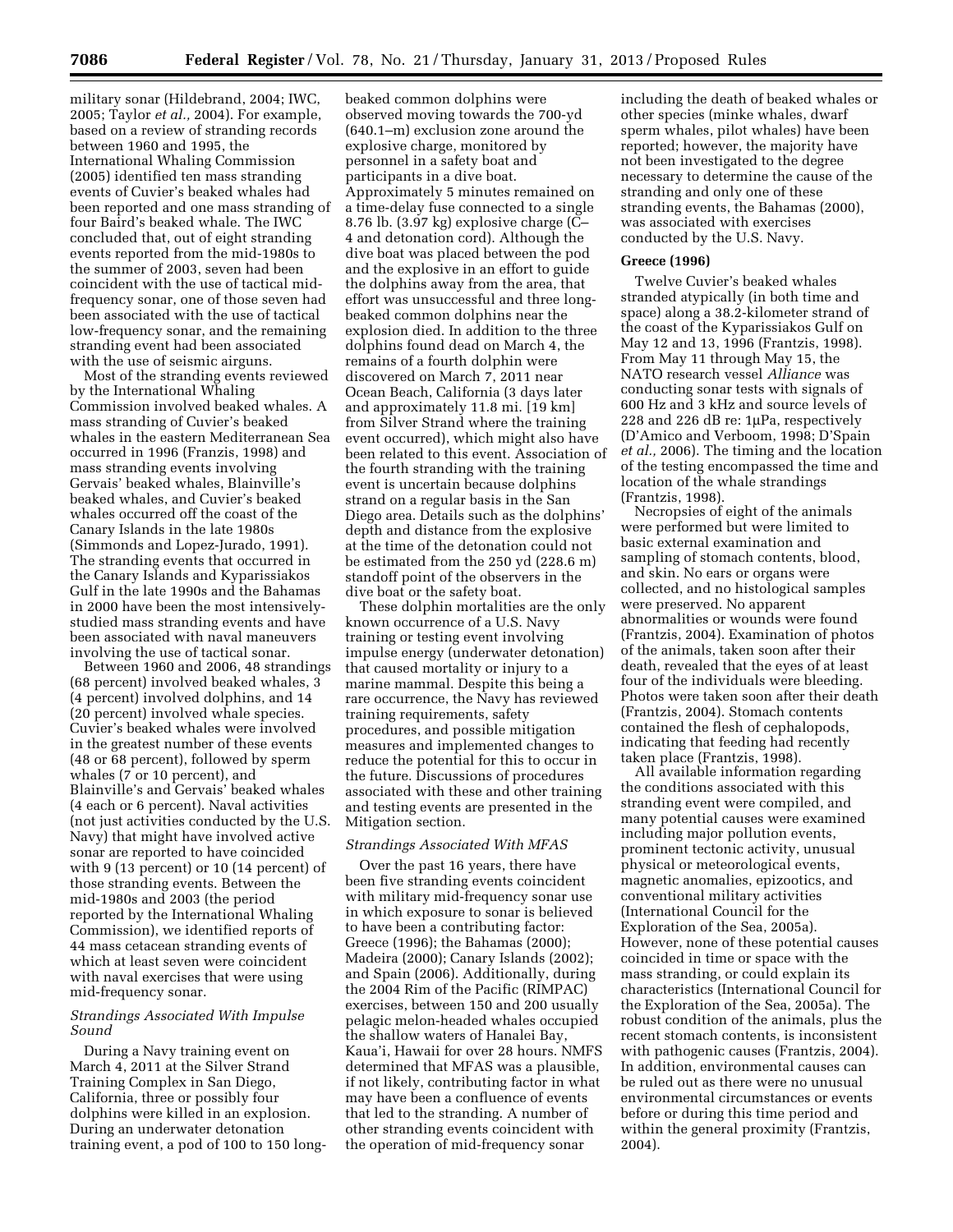military sonar (Hildebrand, 2004; IWC, 2005; Taylor *et al.,* 2004). For example, based on a review of stranding records between 1960 and 1995, the International Whaling Commission (2005) identified ten mass stranding events of Cuvier's beaked whales had been reported and one mass stranding of four Baird's beaked whale. The IWC concluded that, out of eight stranding events reported from the mid-1980s to the summer of 2003, seven had been coincident with the use of tactical mid-frequency sonar, one of those seven had been associated with the use of tactical low-frequency sonar, and the remaining stranding event had been associated with the use of seismic airguns.

Most of the stranding events reviewed by the International Whaling Commission involved beaked whales. A mass stranding of Cuvier's beaked whales in the eastern Mediterranean Sea occurred in 1996 (Franzis, 1998) and mass stranding events involving Gervais' beaked whales, Blainville's beaked whales, and Cuvier's beaked whales occurred off the coast of the Canary Islands in the late 1980s (Simmonds and Lopez-Jurado, 1991). The stranding events that occurred in the Canary Islands and Kyparissiakos Gulf in the late 1990s and the Bahamas in 2000 have been the most intensively-studied mass stranding events and have been associated with naval maneuvers involving the use of tactical sonar.

Between 1960 and 2006, 48 strandings (68 percent) involved beaked whales, 3 (4 percent) involved dolphins, and 14 (20 percent) involved whale species. Cuvier's beaked whales were involved in the greatest number of these events (48 or 68 percent), followed by sperm whales (7 or 10 percent), and Blainville's and Gervais' beaked whales (4 each or 6 percent). Naval activities (not just activities conducted by the U.S. Navy) that might have involved active sonar are reported to have coincided with 9 (13 percent) or 10 (14 percent) of those stranding events. Between the mid-1980s and 2003 (the period reported by the International Whaling Commission), we identified reports of 44 mass cetacean stranding events of which at least seven were coincident with naval exercises that were using mid-frequency sonar.

*Strandings Associated With Impulse Sound*

During a Navy training event on March 4, 2011 at the Silver Strand Training Complex in San Diego, California, three or possibly four dolphins were killed in an explosion. During an underwater detonation training event, a pod of 100 to 150 long-beaked common dolphins were observed moving towards the 700-yd (640.1–m) exclusion zone around the explosive charge, monitored by personnel in a safety boat and participants in a dive boat. Approximately 5 minutes remained on a time-delay fuse connected to a single 8.76 lb. (3.97 kg) explosive charge (C–4 and detonation cord). Although the dive boat was placed between the pod and the explosive in an effort to guide the dolphins away from the area, that effort was unsuccessful and three long-beaked common dolphins near the explosion died. In addition to the three dolphins found dead on March 4, the remains of a fourth dolphin were discovered on March 7, 2011 near Ocean Beach, California (3 days later and approximately 11.8 mi. [19 km] from Silver Strand where the training event occurred), which might also have been related to this event. Association of the fourth stranding with the training event is uncertain because dolphins strand on a regular basis in the San Diego area. Details such as the dolphins' depth and distance from the explosive at the time of the detonation could not be estimated from the 250 yd (228.6 m) standoff point of the observers in the dive boat or the safety boat.

These dolphin mortalities are the only known occurrence of a U.S. Navy training or testing event involving impulse energy (underwater detonation) that caused mortality or injury to a marine mammal. Despite this being a rare occurrence, the Navy has reviewed training requirements, safety procedures, and possible mitigation measures and implemented changes to reduce the potential for this to occur in the future. Discussions of procedures associated with these and other training and testing events are presented in the Mitigation section.

*Strandings Associated With MFAS*

Over the past 16 years, there have been five stranding events coincident with military mid-frequency sonar use in which exposure to sonar is believed to have been a contributing factor: Greece (1996); the Bahamas (2000); Madeira (2000); Canary Islands (2002); and Spain (2006). Additionally, during the 2004 Rim of the Pacific (RIMPAC) exercises, between 150 and 200 usually pelagic melon-headed whales occupied the shallow waters of Hanalei Bay, Kaua'i, Hawaii for over 28 hours. NMFS determined that MFAS was a plausible, if not likely, contributing factor in what may have been a confluence of events that led to the stranding. A number of other stranding events coincident with the operation of mid-frequency sonar including the death of beaked whales or other species (minke whales, dwarf sperm whales, pilot whales) have been reported; however, the majority have not been investigated to the degree necessary to determine the cause of the stranding and only one of these stranding events, the Bahamas (2000), was associated with exercises conducted by the U.S. Navy.

**Greece (1996)**

Twelve Cuvier's beaked whales stranded atypically (in both time and space) along a 38.2-kilometer strand of the coast of the Kyparissiakos Gulf on May 12 and 13, 1996 (Frantzis, 1998). From May 11 through May 15, the NATO research vessel *Alliance* was conducting sonar tests with signals of 600 Hz and 3 kHz and source levels of 228 and 226 dB re: 1μPa, respectively (D'Amico and Verboom, 1998; D'Spain *et al.,* 2006). The timing and the location of the testing encompassed the time and location of the whale strandings (Frantzis, 1998).

Necropsies of eight of the animals were performed but were limited to basic external examination and sampling of stomach contents, blood, and skin. No ears or organs were collected, and no histological samples were preserved. No apparent abnormalities or wounds were found (Frantzis, 2004). Examination of photos of the animals, taken soon after their death, revealed that the eyes of at least four of the individuals were bleeding. Photos were taken soon after their death (Frantzis, 2004). Stomach contents contained the flesh of cephalopods, indicating that feeding had recently taken place (Frantzis, 1998).

All available information regarding the conditions associated with this stranding event were compiled, and many potential causes were examined including major pollution events, prominent tectonic activity, unusual physical or meteorological events, magnetic anomalies, epizootics, and conventional military activities (International Council for the Exploration of the Sea, 2005a). However, none of these potential causes coincided in time or space with the mass stranding, or could explain its characteristics (International Council for the Exploration of the Sea, 2005a). The robust condition of the animals, plus the recent stomach contents, is inconsistent with pathogenic causes (Frantzis, 2004). In addition, environmental causes can be ruled out as there were no unusual environmental circumstances or events before or during this time period and within the general proximity (Frantzis, 2004).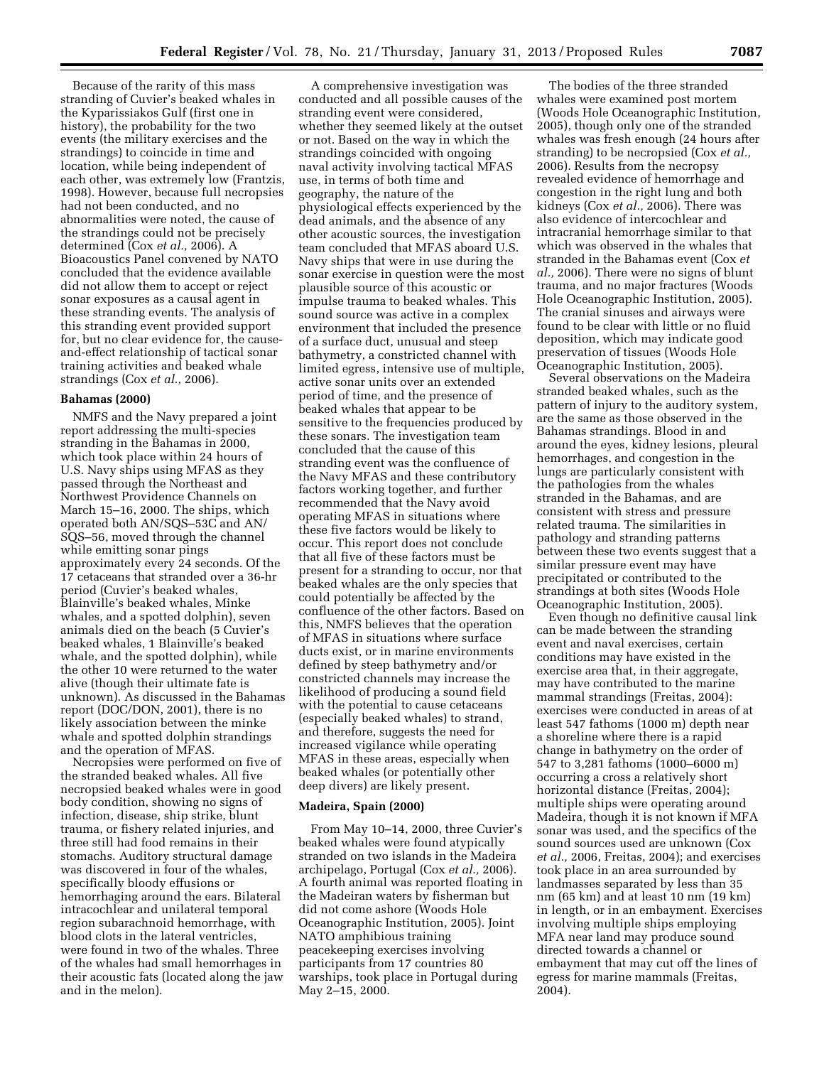Because of the rarity of this mass stranding of Cuvier's beaked whales in the Kyparissiakos Gulf (first one in history), the probability for the two events (the military exercises and the strandings) to coincide in time and location, while being independent of each other, was extremely low (Frantzis, 1998). However, because full necropsies had not been conducted, and no abnormalities were noted, the cause of the strandings could not be precisely determined (Cox *et al.,* 2006). A Bioacoustics Panel convened by NATO concluded that the evidence available did not allow them to accept or reject sonar exposures as a causal agent in these stranding events. The analysis of this stranding event provided support for, but no clear evidence for, the cause-and-effect relationship of tactical sonar training activities and beaked whale strandings (Cox *et al.,* 2006).

### Bahamas (2000)

NMFS and the Navy prepared a joint report addressing the multi-species stranding in the Bahamas in 2000, which took place within 24 hours of U.S. Navy ships using MFAS as they passed through the Northeast and Northwest Providence Channels on March 15–16, 2000. The ships, which operated both AN/SQS–53C and AN/SQS–56, moved through the channel while emitting sonar pings approximately every 24 seconds. Of the 17 cetaceans that stranded over a 36-hr period (Cuvier's beaked whales, Blainville's beaked whales, Minke whales, and a spotted dolphin), seven animals died on the beach (5 Cuvier's beaked whales, 1 Blainville's beaked whale, and the spotted dolphin), while the other 10 were returned to the water alive (though their ultimate fate is unknown). As discussed in the Bahamas report (DOC/DON, 2001), there is no likely association between the minke whale and spotted dolphin strandings and the operation of MFAS.

Necropsies were performed on five of the stranded beaked whales. All five necropsied beaked whales were in good body condition, showing no signs of infection, disease, ship strike, blunt trauma, or fishery related injuries, and three still had food remains in their stomachs. Auditory structural damage was discovered in four of the whales, specifically bloody effusions or hemorrhaging around the ears. Bilateral intracochlear and unilateral temporal region subarachnoid hemorrhage, with blood clots in the lateral ventricles, were found in two of the whales. Three of the whales had small hemorrhages in their acoustic fats (located along the jaw and in the melon).

A comprehensive investigation was conducted and all possible causes of the stranding event were considered, whether they seemed likely at the outset or not. Based on the way in which the strandings coincided with ongoing naval activity involving tactical MFAS use, in terms of both time and geography, the nature of the physiological effects experienced by the dead animals, and the absence of any other acoustic sources, the investigation team concluded that MFAS aboard U.S. Navy ships that were in use during the sonar exercise in question were the most plausible source of this acoustic or impulse trauma to beaked whales. This sound source was active in a complex environment that included the presence of a surface duct, unusual and steep bathymetry, a constricted channel with limited egress, intensive use of multiple, active sonar units over an extended period of time, and the presence of beaked whales that appear to be sensitive to the frequencies produced by these sonars. The investigation team concluded that the cause of this stranding event was the confluence of the Navy MFAS and these contributory factors working together, and further recommended that the Navy avoid operating MFAS in situations where these five factors would be likely to occur. This report does not conclude that all five of these factors must be present for a stranding to occur, nor that beaked whales are the only species that could potentially be affected by the confluence of the other factors. Based on this, NMFS believes that the operation of MFAS in situations where surface ducts exist, or in marine environments defined by steep bathymetry and/or constricted channels may increase the likelihood of producing a sound field with the potential to cause cetaceans (especially beaked whales) to strand, and therefore, suggests the need for increased vigilance while operating MFAS in these areas, especially when beaked whales (or potentially other deep divers) are likely present.

### Madeira, Spain (2000)

From May 10–14, 2000, three Cuvier's beaked whales were found atypically stranded on two islands in the Madeira archipelago, Portugal (Cox *et al.,* 2006). A fourth animal was reported floating in the Madeiran waters by fisherman but did not come ashore (Woods Hole Oceanographic Institution, 2005). Joint NATO amphibious training peacekeeping exercises involving participants from 17 countries 80 warships, took place in Portugal during May 2–15, 2000.

The bodies of the three stranded whales were examined post mortem (Woods Hole Oceanographic Institution, 2005), though only one of the stranded whales was fresh enough (24 hours after stranding) to be necropsied (Cox *et al.,* 2006). Results from the necropsy revealed evidence of hemorrhage and congestion in the right lung and both kidneys (Cox *et al.,* 2006). There was also evidence of intercochlear and intracranial hemorrhage similar to that which was observed in the whales that stranded in the Bahamas event (Cox *et al.,* 2006). There were no signs of blunt trauma, and no major fractures (Woods Hole Oceanographic Institution, 2005). The cranial sinuses and airways were found to be clear with little or no fluid deposition, which may indicate good preservation of tissues (Woods Hole Oceanographic Institution, 2005).

Several observations on the Madeira stranded beaked whales, such as the pattern of injury to the auditory system, are the same as those observed in the Bahamas strandings. Blood in and around the eyes, kidney lesions, pleural hemorrhages, and congestion in the lungs are particularly consistent with the pathologies from the whales stranded in the Bahamas, and are consistent with stress and pressure related trauma. The similarities in pathology and stranding patterns between these two events suggest that a similar pressure event may have precipitated or contributed to the strandings at both sites (Woods Hole Oceanographic Institution, 2005).

Even though no definitive causal link can be made between the stranding event and naval exercises, certain conditions may have existed in the exercise area that, in their aggregate, may have contributed to the marine mammal strandings (Freitas, 2004): exercises were conducted in areas of at least 547 fathoms (1000 m) depth near a shoreline where there is a rapid change in bathymetry on the order of 547 to 3,281 fathoms (1000–6000 m) occurring a cross a relatively short horizontal distance (Freitas, 2004); multiple ships were operating around Madeira, though it is not known if MFA sonar was used, and the specifics of the sound sources used are unknown (Cox *et al.,* 2006, Freitas, 2004); and exercises took place in an area surrounded by landmasses separated by less than 35 nm (65 km) and at least 10 nm (19 km) in length, or in an embayment. Exercises involving multiple ships employing MFA near land may produce sound directed towards a channel or embayment that may cut off the lines of egress for marine mammals (Freitas, 2004).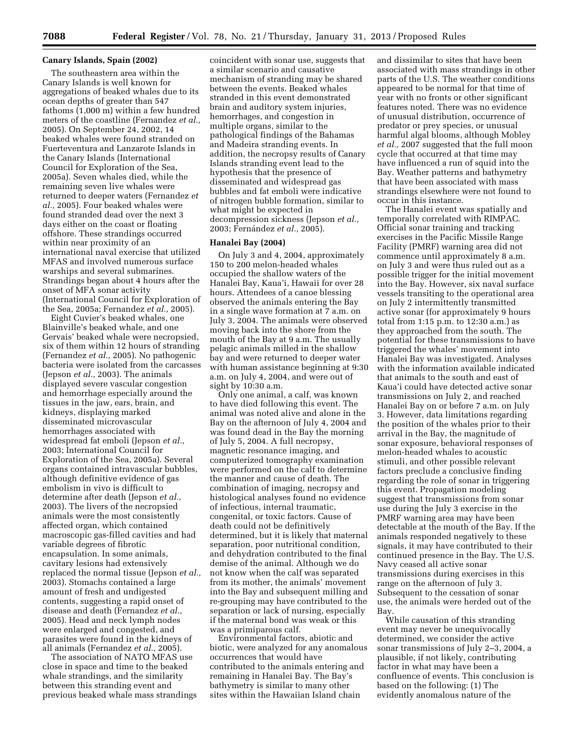### Canary Islands, Spain (2002)

The southeastern area within the Canary Islands is well known for aggregations of beaked whales due to its ocean depths of greater than 547 fathoms (1,000 m) within a few hundred meters of the coastline (Fernandez *et al.,* 2005). On September 24, 2002, 14 beaked whales were found stranded on Fuerteventura and Lanzarote Islands in the Canary Islands (International Council for Exploration of the Sea, 2005a). Seven whales died, while the remaining seven live whales were returned to deeper waters (Fernandez *et al.,* 2005). Four beaked whales were found stranded dead over the next 3 days either on the coast or floating offshore. These strandings occurred within near proximity of an international naval exercise that utilized MFAS and involved numerous surface warships and several submarines. Strandings began about 4 hours after the onset of MFA sonar activity (International Council for Exploration of the Sea, 2005a; Fernandez *et al.,* 2005).

Eight Cuvier's beaked whales, one Blainville's beaked whale, and one Gervais' beaked whale were necropsied, six of them within 12 hours of stranding (Fernandez *et al.,* 2005). No pathogenic bacteria were isolated from the carcasses (Jepson *et al.,* 2003). The animals displayed severe vascular congestion and hemorrhage especially around the tissues in the jaw, ears, brain, and kidneys, displaying marked disseminated microvascular hemorrhages associated with widespread fat emboli (Jepson *et al.,* 2003; International Council for Exploration of the Sea, 2005a). Several organs contained intravascular bubbles, although definitive evidence of gas embolism in vivo is difficult to determine after death (Jepson *et al.,* 2003). The livers of the necropsied animals were the most consistently affected organ, which contained macroscopic gas-filled cavities and had variable degrees of fibrotic encapsulation. In some animals, cavitary lesions had extensively replaced the normal tissue (Jepson *et al.,* 2003). Stomachs contained a large amount of fresh and undigested contents, suggesting a rapid onset of disease and death (Fernandez *et al.,* 2005). Head and neck lymph nodes were enlarged and congested, and parasites were found in the kidneys of all animals (Fernandez *et al.,* 2005).

The association of NATO MFAS use close in space and time to the beaked whale strandings, and the similarity between this stranding event and previous beaked whale mass strandings coincident with sonar use, suggests that a similar scenario and causative mechanism of stranding may be shared between the events. Beaked whales stranded in this event demonstrated brain and auditory system injuries, hemorrhages, and congestion in multiple organs, similar to the pathological findings of the Bahamas and Madeira stranding events. In addition, the necropsy results of Canary Islands stranding event lead to the hypothesis that the presence of disseminated and widespread gas bubbles and fat emboli were indicative of nitrogen bubble formation, similar to what might be expected in decompression sickness (Jepson *et al.,* 2003; Fernández *et al.,* 2005).

### Hanalei Bay (2004)

On July 3 and 4, 2004, approximately 150 to 200 melon-headed whales occupied the shallow waters of the Hanalei Bay, Kaua'i, Hawaii for over 28 hours. Attendees of a canoe blessing observed the animals entering the Bay in a single wave formation at 7 a.m. on July 3, 2004. The animals were observed moving back into the shore from the mouth of the Bay at 9 a.m. The usually pelagic animals milled in the shallow bay and were returned to deeper water with human assistance beginning at 9:30 a.m. on July 4, 2004, and were out of sight by 10:30 a.m.

Only one animal, a calf, was known to have died following this event. The animal was noted alive and alone in the Bay on the afternoon of July 4, 2004 and was found dead in the Bay the morning of July 5, 2004. A full necropsy, magnetic resonance imaging, and computerized tomography examination were performed on the calf to determine the manner and cause of death. The combination of imaging, necropsy and histological analyses found no evidence of infectious, internal traumatic, congenital, or toxic factors. Cause of death could not be definitively determined, but it is likely that maternal separation, poor nutritional condition, and dehydration contributed to the final demise of the animal. Although we do not know when the calf was separated from its mother, the animals' movement into the Bay and subsequent milling and re-grouping may have contributed to the separation or lack of nursing, especially if the maternal bond was weak or this was a primiparous calf.

Environmental factors, abiotic and biotic, were analyzed for any anomalous occurrences that would have contributed to the animals entering and remaining in Hanalei Bay. The Bay's bathymetry is similar to many other sites within the Hawaiian Island chain and dissimilar to sites that have been associated with mass strandings in other parts of the U.S. The weather conditions appeared to be normal for that time of year with no fronts or other significant features noted. There was no evidence of unusual distribution, occurrence of predator or prey species, or unusual harmful algal blooms, although Mobley *et al.,* 2007 suggested that the full moon cycle that occurred at that time may have influenced a run of squid into the Bay. Weather patterns and bathymetry that have been associated with mass strandings elsewhere were not found to occur in this instance.

The Hanalei event was spatially and temporally correlated with RIMPAC. Official sonar training and tracking exercises in the Pacific Missile Range Facility (PMRF) warning area did not commence until approximately 8 a.m. on July 3 and were thus ruled out as a possible trigger for the initial movement into the Bay. However, six naval surface vessels transiting to the operational area on July 2 intermittently transmitted active sonar (for approximately 9 hours total from 1:15 p.m. to 12:30 a.m.) as they approached from the south. The potential for these transmissions to have triggered the whales' movement into Hanalei Bay was investigated. Analyses with the information available indicated that animals to the south and east of Kaua'i could have detected active sonar transmissions on July 2, and reached Hanalei Bay on or before 7 a.m. on July 3. However, data limitations regarding the position of the whales prior to their arrival in the Bay, the magnitude of sonar exposure, behavioral responses of melon-headed whales to acoustic stimuli, and other possible relevant factors preclude a conclusive finding regarding the role of sonar in triggering this event. Propagation modeling suggest that transmissions from sonar use during the July 3 exercise in the PMRF warning area may have been detectable at the mouth of the Bay. If the animals responded negatively to these signals, it may have contributed to their continued presence in the Bay. The U.S. Navy ceased all active sonar transmissions during exercises in this range on the afternoon of July 3. Subsequent to the cessation of sonar use, the animals were herded out of the Bay.

While causation of this stranding event may never be unequivocally determined, we consider the active sonar transmissions of July 2–3, 2004, a plausible, if not likely, contributing factor in what may have been a confluence of events. This conclusion is based on the following: (1) The evidently anomalous nature of the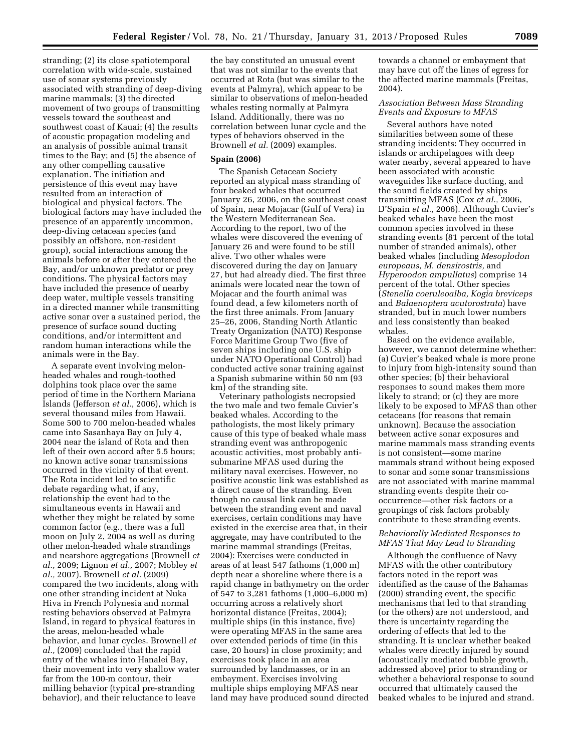stranding; (2) its close spatiotemporal correlation with wide-scale, sustained use of sonar systems previously associated with stranding of deep-diving marine mammals; (3) the directed movement of two groups of transmitting vessels toward the southeast and southwest coast of Kauai; (4) the results of acoustic propagation modeling and an analysis of possible animal transit times to the Bay; and (5) the absence of any other compelling causative explanation. The initiation and persistence of this event may have resulted from an interaction of biological and physical factors. The biological factors may have included the presence of an apparently uncommon, deep-diving cetacean species (and possibly an offshore, non-resident group), social interactions among the animals before or after they entered the Bay, and/or unknown predator or prey conditions. The physical factors may have included the presence of nearby deep water, multiple vessels transiting in a directed manner while transmitting active sonar over a sustained period, the presence of surface sound ducting conditions, and/or intermittent and random human interactions while the animals were in the Bay.

A separate event involving melon-headed whales and rough-toothed dolphins took place over the same period of time in the Northern Mariana Islands (Jefferson *et al.,* 2006), which is several thousand miles from Hawaii. Some 500 to 700 melon-headed whales came into Sasanhaya Bay on July 4, 2004 near the island of Rota and then left of their own accord after 5.5 hours; no known active sonar transmissions occurred in the vicinity of that event. The Rota incident led to scientific debate regarding what, if any, relationship the event had to the simultaneous events in Hawaii and whether they might be related by some common factor (e.g., there was a full moon on July 2, 2004 as well as during other melon-headed whale strandings and nearshore aggregations (Brownell *et al.,* 2009; Lignon *et al.,* 2007; Mobley *et al.,* 2007). Brownell *et al.* (2009) compared the two incidents, along with one other stranding incident at Nuka Hiva in French Polynesia and normal resting behaviors observed at Palmyra Island, in regard to physical features in the areas, melon-headed whale behavior, and lunar cycles. Brownell *et al.,* (2009) concluded that the rapid entry of the whales into Hanalei Bay, their movement into very shallow water far from the 100-m contour, their milling behavior (typical pre-stranding behavior), and their reluctance to leave the bay constituted an unusual event that was not similar to the events that occurred at Rota (but was similar to the events at Palmyra), which appear to be similar to observations of melon-headed whales resting normally at Palmyra Island. Additionally, there was no correlation between lunar cycle and the types of behaviors observed in the Brownell *et al.* (2009) examples.

**Spain (2006)**

The Spanish Cetacean Society reported an atypical mass stranding of four beaked whales that occurred January 26, 2006, on the southeast coast of Spain, near Mojacar (Gulf of Vera) in the Western Mediterranean Sea. According to the report, two of the whales were discovered the evening of January 26 and were found to be still alive. Two other whales were discovered during the day on January 27, but had already died. The first three animals were located near the town of Mojacar and the fourth animal was found dead, a few kilometers north of the first three animals. From January 25–26, 2006, Standing North Atlantic Treaty Organization (NATO) Response Force Maritime Group Two (five of seven ships including one U.S. ship under NATO Operational Control) had conducted active sonar training against a Spanish submarine within 50 nm (93 km) of the stranding site.

Veterinary pathologists necropsied the two male and two female Cuvier's beaked whales. According to the pathologists, the most likely primary cause of this type of beaked whale mass stranding event was anthropogenic acoustic activities, most probably anti-submarine MFAS used during the military naval exercises. However, no positive acoustic link was established as a direct cause of the stranding. Even though no causal link can be made between the stranding event and naval exercises, certain conditions may have existed in the exercise area that, in their aggregate, may have contributed to the marine mammal strandings (Freitas, 2004): Exercises were conducted in areas of at least 547 fathoms (1,000 m) depth near a shoreline where there is a rapid change in bathymetry on the order of 547 to 3,281 fathoms (1,000–6,000 m) occurring across a relatively short horizontal distance (Freitas, 2004); multiple ships (in this instance, five) were operating MFAS in the same area over extended periods of time (in this case, 20 hours) in close proximity; and exercises took place in an area surrounded by landmasses, or in an embayment. Exercises involving multiple ships employing MFAS near land may have produced sound directed towards a channel or embayment that may have cut off the lines of egress for the affected marine mammals (Freitas, 2004).

*Association Between Mass Stranding Events and Exposure to MFAS*

Several authors have noted similarities between some of these stranding incidents: They occurred in islands or archipelagoes with deep water nearby, several appeared to have been associated with acoustic waveguides like surface ducting, and the sound fields created by ships transmitting MFAS (Cox *et al.,* 2006, D'Spain *et al.,* 2006). Although Cuvier's beaked whales have been the most common species involved in these stranding events (81 percent of the total number of stranded animals), other beaked whales (including *Mesoplodon europeaus, M. densirostris,* and *Hyperoodon ampullatus*) comprise 14 percent of the total. Other species (*Stenella coeruleoalba, Kogia breviceps* and *Balaenoptera acutorostrata*) have stranded, but in much lower numbers and less consistently than beaked whales.

Based on the evidence available, however, we cannot determine whether: (a) Cuvier's beaked whale is more prone to injury from high-intensity sound than other species; (b) their behavioral responses to sound makes them more likely to strand; or (c) they are more likely to be exposed to MFAS than other cetaceans (for reasons that remain unknown). Because the association between active sonar exposures and marine mammals mass stranding events is not consistent—some marine mammals strand without being exposed to sonar and some sonar transmissions are not associated with marine mammal stranding events despite their co-occurrence—other risk factors or a groupings of risk factors probably contribute to these stranding events.

*Behaviorally Mediated Responses to MFAS That May Lead to Stranding*

Although the confluence of Navy MFAS with the other contributory factors noted in the report was identified as the cause of the Bahamas (2000) stranding event, the specific mechanisms that led to that stranding (or the others) are not understood, and there is uncertainty regarding the ordering of effects that led to the stranding. It is unclear whether beaked whales were directly injured by sound (acoustically mediated bubble growth, addressed above) prior to stranding or whether a behavioral response to sound occurred that ultimately caused the beaked whales to be injured and strand.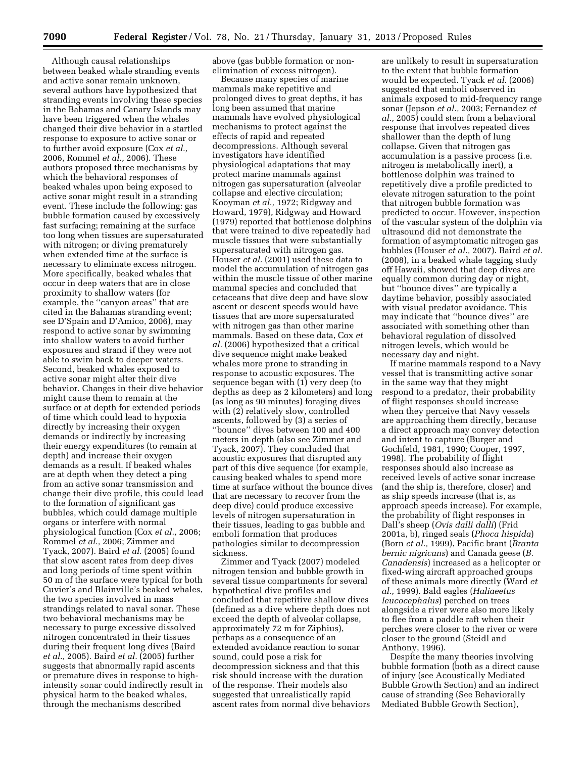Although causal relationships between beaked whale stranding events and active sonar remain unknown, several authors have hypothesized that stranding events involving these species in the Bahamas and Canary Islands may have been triggered when the whales changed their dive behavior in a startled response to exposure to active sonar or to further avoid exposure (Cox *et al.,* 2006, Rommel *et al.,* 2006). These authors proposed three mechanisms by which the behavioral responses of beaked whales upon being exposed to active sonar might result in a stranding event. These include the following: gas bubble formation caused by excessively fast surfacing; remaining at the surface too long when tissues are supersaturated with nitrogen; or diving prematurely when extended time at the surface is necessary to eliminate excess nitrogen. More specifically, beaked whales that occur in deep waters that are in close proximity to shallow waters (for example, the ''canyon areas'' that are cited in the Bahamas stranding event; see D'Spain and D'Amico, 2006), may respond to active sonar by swimming into shallow waters to avoid further exposures and strand if they were not able to swim back to deeper waters. Second, beaked whales exposed to active sonar might alter their dive behavior. Changes in their dive behavior might cause them to remain at the surface or at depth for extended periods of time which could lead to hypoxia directly by increasing their oxygen demands or indirectly by increasing their energy expenditures (to remain at depth) and increase their oxygen demands as a result. If beaked whales are at depth when they detect a ping from an active sonar transmission and change their dive profile, this could lead to the formation of significant gas bubbles, which could damage multiple organs or interfere with normal physiological function (Cox *et al.,* 2006; Rommel *et al.,* 2006; Zimmer and Tyack, 2007). Baird *et al.* (2005) found that slow ascent rates from deep dives and long periods of time spent within 50 m of the surface were typical for both Cuvier's and Blainville's beaked whales, the two species involved in mass strandings related to naval sonar. These two behavioral mechanisms may be necessary to purge excessive dissolved nitrogen concentrated in their tissues during their frequent long dives (Baird *et al.,* 2005). Baird *et al.* (2005) further suggests that abnormally rapid ascents or premature dives in response to high-intensity sonar could indirectly result in physical harm to the beaked whales, through the mechanisms described above (gas bubble formation or non-elimination of excess nitrogen).

Because many species of marine mammals make repetitive and prolonged dives to great depths, it has long been assumed that marine mammals have evolved physiological mechanisms to protect against the effects of rapid and repeated decompressions. Although several investigators have identified physiological adaptations that may protect marine mammals against nitrogen gas supersaturation (alveolar collapse and elective circulation; Kooyman *et al.,* 1972; Ridgway and Howard, 1979), Ridgway and Howard (1979) reported that bottlenose dolphins that were trained to dive repeatedly had muscle tissues that were substantially supersaturated with nitrogen gas. Houser *et al.* (2001) used these data to model the accumulation of nitrogen gas within the muscle tissue of other marine mammal species and concluded that cetaceans that dive deep and have slow ascent or descent speeds would have tissues that are more supersaturated with nitrogen gas than other marine mammals. Based on these data, Cox *et al.* (2006) hypothesized that a critical dive sequence might make beaked whales more prone to stranding in response to acoustic exposures. The sequence began with (1) very deep (to depths as deep as 2 kilometers) and long (as long as 90 minutes) foraging dives with (2) relatively slow, controlled ascents, followed by (3) a series of ''bounce'' dives between 100 and 400 meters in depth (also see Zimmer and Tyack, 2007). They concluded that acoustic exposures that disrupted any part of this dive sequence (for example, causing beaked whales to spend more time at surface without the bounce dives that are necessary to recover from the deep dive) could produce excessive levels of nitrogen supersaturation in their tissues, leading to gas bubble and emboli formation that produces pathologies similar to decompression sickness.

Zimmer and Tyack (2007) modeled nitrogen tension and bubble growth in several tissue compartments for several hypothetical dive profiles and concluded that repetitive shallow dives (defined as a dive where depth does not exceed the depth of alveolar collapse, approximately 72 m for Ziphius), perhaps as a consequence of an extended avoidance reaction to sonar sound, could pose a risk for decompression sickness and that this risk should increase with the duration of the response. Their models also suggested that unrealistically rapid ascent rates from normal dive behaviors are unlikely to result in supersaturation to the extent that bubble formation would be expected. Tyack *et al.* (2006) suggested that emboli observed in animals exposed to mid-frequency range sonar (Jepson *et al.,* 2003; Fernandez *et al.,* 2005) could stem from a behavioral response that involves repeated dives shallower than the depth of lung collapse. Given that nitrogen gas accumulation is a passive process (i.e. nitrogen is metabolically inert), a bottlenose dolphin was trained to repetitively dive a profile predicted to elevate nitrogen saturation to the point that nitrogen bubble formation was predicted to occur. However, inspection of the vascular system of the dolphin via ultrasound did not demonstrate the formation of asymptomatic nitrogen gas bubbles (Houser *et al.,* 2007). Baird *et al.* (2008), in a beaked whale tagging study off Hawaii, showed that deep dives are equally common during day or night, but ''bounce dives'' are typically a daytime behavior, possibly associated with visual predator avoidance. This may indicate that ''bounce dives'' are associated with something other than behavioral regulation of dissolved nitrogen levels, which would be necessary day and night.

If marine mammals respond to a Navy vessel that is transmitting active sonar in the same way that they might respond to a predator, their probability of flight responses should increase when they perceive that Navy vessels are approaching them directly, because a direct approach may convey detection and intent to capture (Burger and Gochfeld, 1981, 1990; Cooper, 1997, 1998). The probability of flight responses should also increase as received levels of active sonar increase (and the ship is, therefore, closer) and as ship speeds increase (that is, as approach speeds increase). For example, the probability of flight responses in Dall's sheep (*Ovis dalli dalli*) (Frid 2001a, b), ringed seals (*Phoca hispida*) (Born *et al.,* 1999), Pacific brant (*Branta bernic nigricans*) and Canada geese (*B. Canadensis*) increased as a helicopter or fixed-wing aircraft approached groups of these animals more directly (Ward *et al.,* 1999). Bald eagles (*Haliaeetus leucocephalus*) perched on trees alongside a river were also more likely to flee from a paddle raft when their perches were closer to the river or were closer to the ground (Steidl and Anthony, 1996).

Despite the many theories involving bubble formation (both as a direct cause of injury (see Acoustically Mediated Bubble Growth Section) and an indirect cause of stranding (See Behaviorally Mediated Bubble Growth Section),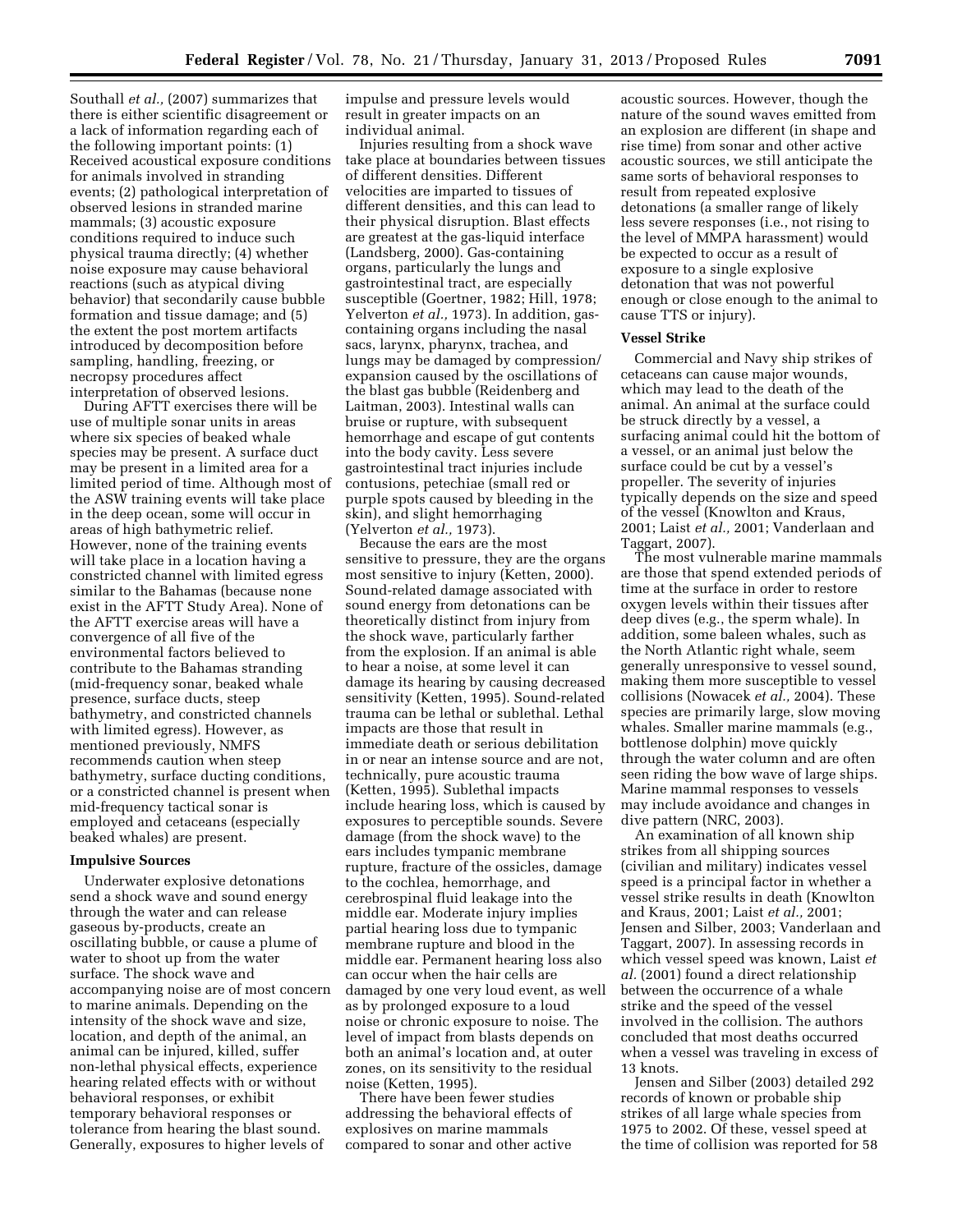Southall *et al.,* (2007) summarizes that there is either scientific disagreement or a lack of information regarding each of the following important points: (1) Received acoustical exposure conditions for animals involved in stranding events; (2) pathological interpretation of observed lesions in stranded marine mammals; (3) acoustic exposure conditions required to induce such physical trauma directly; (4) whether noise exposure may cause behavioral reactions (such as atypical diving behavior) that secondarily cause bubble formation and tissue damage; and (5) the extent the post mortem artifacts introduced by decomposition before sampling, handling, freezing, or necropsy procedures affect interpretation of observed lesions.

During AFTT exercises there will be use of multiple sonar units in areas where six species of beaked whale species may be present. A surface duct may be present in a limited area for a limited period of time. Although most of the ASW training events will take place in the deep ocean, some will occur in areas of high bathymetric relief. However, none of the training events will take place in a location having a constricted channel with limited egress similar to the Bahamas (because none exist in the AFTT Study Area). None of the AFTT exercise areas will have a convergence of all five of the environmental factors believed to contribute to the Bahamas stranding (mid-frequency sonar, beaked whale presence, surface ducts, steep bathymetry, and constricted channels with limited egress). However, as mentioned previously, NMFS recommends caution when steep bathymetry, surface ducting conditions, or a constricted channel is present when mid-frequency tactical sonar is employed and cetaceans (especially beaked whales) are present.

### Impulsive Sources

Underwater explosive detonations send a shock wave and sound energy through the water and can release gaseous by-products, create an oscillating bubble, or cause a plume of water to shoot up from the water surface. The shock wave and accompanying noise are of most concern to marine animals. Depending on the intensity of the shock wave and size, location, and depth of the animal, an animal can be injured, killed, suffer non-lethal physical effects, experience hearing related effects with or without behavioral responses, or exhibit temporary behavioral responses or tolerance from hearing the blast sound. Generally, exposures to higher levels of impulse and pressure levels would result in greater impacts on an individual animal.

Injuries resulting from a shock wave take place at boundaries between tissues of different densities. Different velocities are imparted to tissues of different densities, and this can lead to their physical disruption. Blast effects are greatest at the gas-liquid interface (Landsberg, 2000). Gas-containing organs, particularly the lungs and gastrointestinal tract, are especially susceptible (Goertner, 1982; Hill, 1978; Yelverton *et al.,* 1973). In addition, gas-containing organs including the nasal sacs, larynx, pharynx, trachea, and lungs may be damaged by compression/expansion caused by the oscillations of the blast gas bubble (Reidenberg and Laitman, 2003). Intestinal walls can bruise or rupture, with subsequent hemorrhage and escape of gut contents into the body cavity. Less severe gastrointestinal tract injuries include contusions, petechiae (small red or purple spots caused by bleeding in the skin), and slight hemorrhaging (Yelverton *et al.,* 1973).

Because the ears are the most sensitive to pressure, they are the organs most sensitive to injury (Ketten, 2000). Sound-related damage associated with sound energy from detonations can be theoretically distinct from injury from the shock wave, particularly farther from the explosion. If an animal is able to hear a noise, at some level it can damage its hearing by causing decreased sensitivity (Ketten, 1995). Sound-related trauma can be lethal or sublethal. Lethal impacts are those that result in immediate death or serious debilitation in or near an intense source and are not, technically, pure acoustic trauma (Ketten, 1995). Sublethal impacts include hearing loss, which is caused by exposures to perceptible sounds. Severe damage (from the shock wave) to the ears includes tympanic membrane rupture, fracture of the ossicles, damage to the cochlea, hemorrhage, and cerebrospinal fluid leakage into the middle ear. Moderate injury implies partial hearing loss due to tympanic membrane rupture and blood in the middle ear. Permanent hearing loss also can occur when the hair cells are damaged by one very loud event, as well as by prolonged exposure to a loud noise or chronic exposure to noise. The level of impact from blasts depends on both an animal's location and, at outer zones, on its sensitivity to the residual noise (Ketten, 1995).

There have been fewer studies addressing the behavioral effects of explosives on marine mammals compared to sonar and other active acoustic sources. However, though the nature of the sound waves emitted from an explosion are different (in shape and rise time) from sonar and other active acoustic sources, we still anticipate the same sorts of behavioral responses to result from repeated explosive detonations (a smaller range of likely less severe responses (i.e., not rising to the level of MMPA harassment) would be expected to occur as a result of exposure to a single explosive detonation that was not powerful enough or close enough to the animal to cause TTS or injury).

### Vessel Strike

Commercial and Navy ship strikes of cetaceans can cause major wounds, which may lead to the death of the animal. An animal at the surface could be struck directly by a vessel, a surfacing animal could hit the bottom of a vessel, or an animal just below the surface could be cut by a vessel's propeller. The severity of injuries typically depends on the size and speed of the vessel (Knowlton and Kraus, 2001; Laist *et al.,* 2001; Vanderlaan and Taggart, 2007).

The most vulnerable marine mammals are those that spend extended periods of time at the surface in order to restore oxygen levels within their tissues after deep dives (e.g., the sperm whale). In addition, some baleen whales, such as the North Atlantic right whale, seem generally unresponsive to vessel sound, making them more susceptible to vessel collisions (Nowacek *et al.,* 2004). These species are primarily large, slow moving whales. Smaller marine mammals (e.g., bottlenose dolphin) move quickly through the water column and are often seen riding the bow wave of large ships. Marine mammal responses to vessels may include avoidance and changes in dive pattern (NRC, 2003).

An examination of all known ship strikes from all shipping sources (civilian and military) indicates vessel speed is a principal factor in whether a vessel strike results in death (Knowlton and Kraus, 2001; Laist *et al.,* 2001; Jensen and Silber, 2003; Vanderlaan and Taggart, 2007). In assessing records in which vessel speed was known, Laist *et al.* (2001) found a direct relationship between the occurrence of a whale strike and the speed of the vessel involved in the collision. The authors concluded that most deaths occurred when a vessel was traveling in excess of 13 knots.

Jensen and Silber (2003) detailed 292 records of known or probable ship strikes of all large whale species from 1975 to 2002. Of these, vessel speed at the time of collision was reported for 58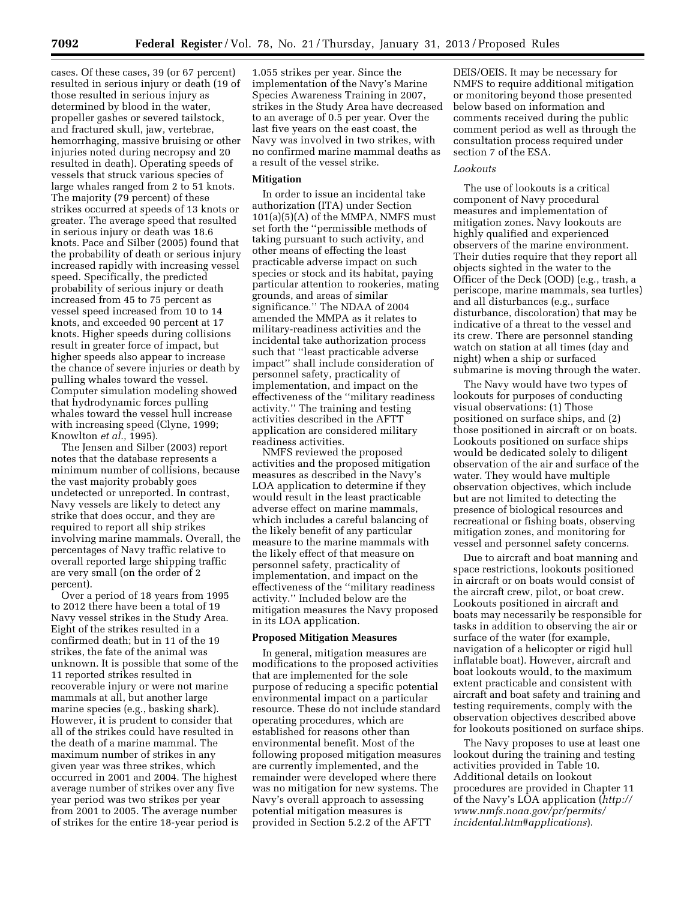cases. Of these cases, 39 (or 67 percent) resulted in serious injury or death (19 of those resulted in serious injury as determined by blood in the water, propeller gashes or severed tailstock, and fractured skull, jaw, vertebrae, hemorrhaging, massive bruising or other injuries noted during necropsy and 20 resulted in death). Operating speeds of vessels that struck various species of large whales ranged from 2 to 51 knots. The majority (79 percent) of these strikes occurred at speeds of 13 knots or greater. The average speed that resulted in serious injury or death was 18.6 knots. Pace and Silber (2005) found that the probability of death or serious injury increased rapidly with increasing vessel speed. Specifically, the predicted probability of serious injury or death increased from 45 to 75 percent as vessel speed increased from 10 to 14 knots, and exceeded 90 percent at 17 knots. Higher speeds during collisions result in greater force of impact, but higher speeds also appear to increase the chance of severe injuries or death by pulling whales toward the vessel. Computer simulation modeling showed that hydrodynamic forces pulling whales toward the vessel hull increase with increasing speed (Clyne, 1999; Knowlton *et al.,* 1995).

The Jensen and Silber (2003) report notes that the database represents a minimum number of collisions, because the vast majority probably goes undetected or unreported. In contrast, Navy vessels are likely to detect any strike that does occur, and they are required to report all ship strikes involving marine mammals. Overall, the percentages of Navy traffic relative to overall reported large shipping traffic are very small (on the order of 2 percent).

Over a period of 18 years from 1995 to 2012 there have been a total of 19 Navy vessel strikes in the Study Area. Eight of the strikes resulted in a confirmed death; but in 11 of the 19 strikes, the fate of the animal was unknown. It is possible that some of the 11 reported strikes resulted in recoverable injury or were not marine mammals at all, but another large marine species (e.g., basking shark). However, it is prudent to consider that all of the strikes could have resulted in the death of a marine mammal. The maximum number of strikes in any given year was three strikes, which occurred in 2001 and 2004. The highest average number of strikes over any five year period was two strikes per year from 2001 to 2005. The average number of strikes for the entire 18-year period is 1.055 strikes per year. Since the implementation of the Navy's Marine Species Awareness Training in 2007, strikes in the Study Area have decreased to an average of 0.5 per year. Over the last five years on the east coast, the Navy was involved in two strikes, with no confirmed marine mammal deaths as a result of the vessel strike.

## Mitigation

In order to issue an incidental take authorization (ITA) under Section 101(a)(5)(A) of the MMPA, NMFS must set forth the ''permissible methods of taking pursuant to such activity, and other means of effecting the least practicable adverse impact on such species or stock and its habitat, paying particular attention to rookeries, mating grounds, and areas of similar significance.'' The NDAA of 2004 amended the MMPA as it relates to military-readiness activities and the incidental take authorization process such that ''least practicable adverse impact'' shall include consideration of personnel safety, practicality of implementation, and impact on the effectiveness of the ''military readiness activity.'' The training and testing activities described in the AFTT application are considered military readiness activities.

NMFS reviewed the proposed activities and the proposed mitigation measures as described in the Navy's LOA application to determine if they would result in the least practicable adverse effect on marine mammals, which includes a careful balancing of the likely benefit of any particular measure to the marine mammals with the likely effect of that measure on personnel safety, practicality of implementation, and impact on the effectiveness of the ''military readiness activity.'' Included below are the mitigation measures the Navy proposed in its LOA application.

## Proposed Mitigation Measures

In general, mitigation measures are modifications to the proposed activities that are implemented for the sole purpose of reducing a specific potential environmental impact on a particular resource. These do not include standard operating procedures, which are established for reasons other than environmental benefit. Most of the following proposed mitigation measures are currently implemented, and the remainder were developed where there was no mitigation for new systems. The Navy's overall approach to assessing potential mitigation measures is provided in Section 5.2.2 of the AFTT DEIS/OEIS. It may be necessary for NMFS to require additional mitigation or monitoring beyond those presented below based on information and comments received during the public comment period as well as through the consultation process required under section 7 of the ESA.

### *Lookouts*

The use of lookouts is a critical component of Navy procedural measures and implementation of mitigation zones. Navy lookouts are highly qualified and experienced observers of the marine environment. Their duties require that they report all objects sighted in the water to the Officer of the Deck (OOD) (e.g., trash, a periscope, marine mammals, sea turtles) and all disturbances (e.g., surface disturbance, discoloration) that may be indicative of a threat to the vessel and its crew. There are personnel standing watch on station at all times (day and night) when a ship or surfaced submarine is moving through the water.

The Navy would have two types of lookouts for purposes of conducting visual observations: (1) Those positioned on surface ships, and (2) those positioned in aircraft or on boats. Lookouts positioned on surface ships would be dedicated solely to diligent observation of the air and surface of the water. They would have multiple observation objectives, which include but are not limited to detecting the presence of biological resources and recreational or fishing boats, observing mitigation zones, and monitoring for vessel and personnel safety concerns.

Due to aircraft and boat manning and space restrictions, lookouts positioned in aircraft or on boats would consist of the aircraft crew, pilot, or boat crew. Lookouts positioned in aircraft and boats may necessarily be responsible for tasks in addition to observing the air or surface of the water (for example, navigation of a helicopter or rigid hull inflatable boat). However, aircraft and boat lookouts would, to the maximum extent practicable and consistent with aircraft and boat safety and training and testing requirements, comply with the observation objectives described above for lookouts positioned on surface ships.

The Navy proposes to use at least one lookout during the training and testing activities provided in Table 10. Additional details on lookout procedures are provided in Chapter 11 of the Navy's LOA application (*http://www.nmfs.noaa.gov/pr/permits/incidental.htm#applications*).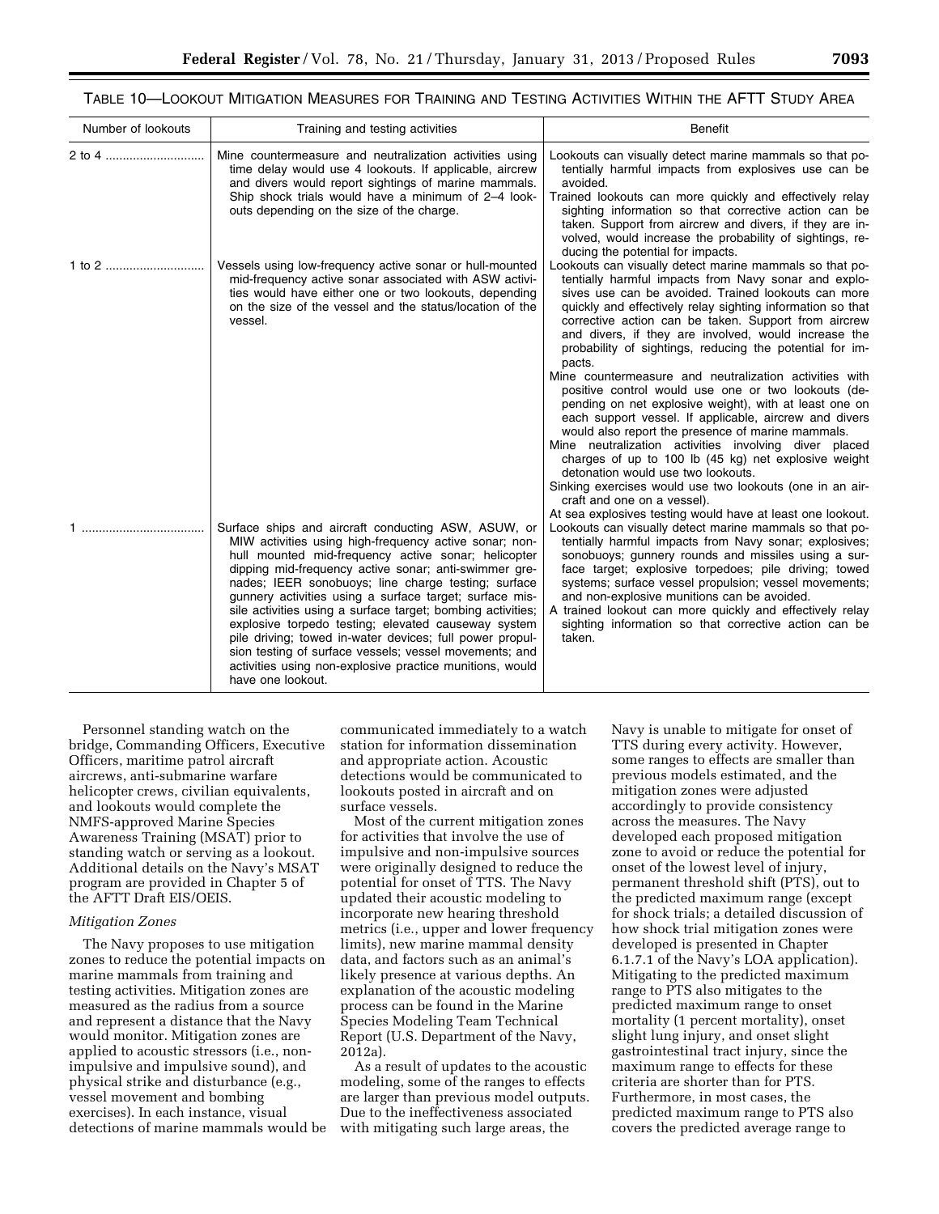TABLE 10—LOOKOUT MITIGATION MEASURES FOR TRAINING AND TESTING ACTIVITIES WITHIN THE AFTT STUDY AREA

| Number of lookouts | Training and testing activities | Benefit |
|---|---|---|
| 2 to 4 | Mine countermeasure and neutralization activities using time delay would use 4 lookouts. If applicable, aircrew and divers would report sightings of marine mammals. Ship shock trials would have a minimum of 2–4 lookouts depending on the size of the charge. | Lookouts can visually detect marine mammals so that potentially harmful impacts from explosives use can be avoided. Trained lookouts can more quickly and effectively relay sighting information so that corrective action can be taken. Support from aircrew and divers, if they are involved, would increase the probability of sightings, reducing the potential for impacts. |
| 1 to 2 | Vessels using low-frequency active sonar or hull-mounted mid-frequency active sonar associated with ASW activities would have either one or two lookouts, depending on the size of the vessel and the status/location of the vessel. | Lookouts can visually detect marine mammals so that potentially harmful impacts from Navy sonar and explosives use can be avoided. Trained lookouts can more quickly and effectively relay sighting information so that corrective action can be taken. Support from aircrew and divers, if they are involved, would increase the probability of sightings, reducing the potential for impacts. Mine countermeasure and neutralization activities with positive control would use one or two lookouts (depending on net explosive weight), with at least one on each support vessel. If applicable, aircrew and divers would also report the presence of marine mammals. Mine neutralization activities involving diver placed charges of up to 100 lb (45 kg) net explosive weight detonation would use two lookouts. Sinking exercises would use two lookouts (one in an aircraft and one on a vessel). At sea explosives testing would have at least one lookout. |
| 1 | Surface ships and aircraft conducting ASW, ASUW, or MIW activities using high-frequency active sonar; non-hull mounted mid-frequency active sonar; helicopter dipping mid-frequency active sonar; anti-swimmer grenades; IEER sonobuoys; line charge testing; surface gunnery activities using a surface target; surface missile activities using a surface target; bombing activities; explosive torpedo testing; elevated causeway system pile driving; towed in-water devices; full power propulsion testing of surface vessels; vessel movements; and activities using non-explosive practice munitions, would have one lookout. | Lookouts can visually detect marine mammals so that potentially harmful impacts from Navy sonar; explosives; sonobuoys; gunnery rounds and missiles using a surface target; explosive torpedoes; pile driving; towed systems; surface vessel propulsion; vessel movements; and non-explosive munitions can be avoided. A trained lookout can more quickly and effectively relay sighting information so that corrective action can be taken. |

Personnel standing watch on the bridge, Commanding Officers, Executive Officers, maritime patrol aircraft aircrews, anti-submarine warfare helicopter crews, civilian equivalents, and lookouts would complete the NMFS-approved Marine Species Awareness Training (MSAT) prior to standing watch or serving as a lookout. Additional details on the Navy's MSAT program are provided in Chapter 5 of the AFTT Draft EIS/OEIS.

*Mitigation Zones*

The Navy proposes to use mitigation zones to reduce the potential impacts on marine mammals from training and testing activities. Mitigation zones are measured as the radius from a source and represent a distance that the Navy would monitor. Mitigation zones are applied to acoustic stressors (i.e., non-impulsive and impulsive sound), and physical strike and disturbance (e.g., vessel movement and bombing exercises). In each instance, visual detections of marine mammals would be communicated immediately to a watch station for information dissemination and appropriate action. Acoustic detections would be communicated to lookouts posted in aircraft and on surface vessels.

Most of the current mitigation zones for activities that involve the use of impulsive and non-impulsive sources were originally designed to reduce the potential for onset of TTS. The Navy updated their acoustic modeling to incorporate new hearing threshold metrics (i.e., upper and lower frequency limits), new marine mammal density data, and factors such as an animal's likely presence at various depths. An explanation of the acoustic modeling process can be found in the Marine Species Modeling Team Technical Report (U.S. Department of the Navy, 2012a).

As a result of updates to the acoustic modeling, some of the ranges to effects are larger than previous model outputs. Due to the ineffectiveness associated with mitigating such large areas, the Navy is unable to mitigate for onset of TTS during every activity. However, some ranges to effects are smaller than previous models estimated, and the mitigation zones were adjusted accordingly to provide consistency across the measures. The Navy developed each proposed mitigation zone to avoid or reduce the potential for onset of the lowest level of injury, permanent threshold shift (PTS), out to the predicted maximum range (except for shock trials; a detailed discussion of how shock trial mitigation zones were developed is presented in Chapter 6.1.7.1 of the Navy's LOA application). Mitigating to the predicted maximum range to PTS also mitigates to the predicted maximum range to onset mortality (1 percent mortality), onset slight lung injury, and onset slight gastrointestinal tract injury, since the maximum range to effects for these criteria are shorter than for PTS. Furthermore, in most cases, the predicted maximum range to PTS also covers the predicted average range to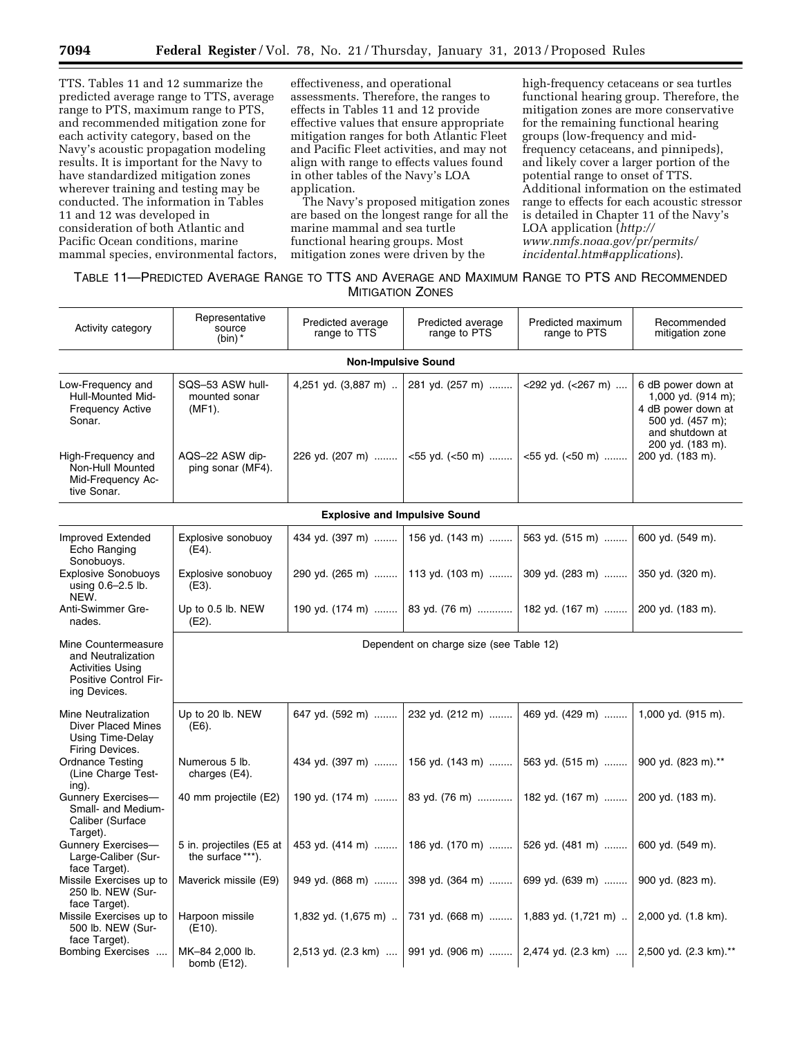TTS. Tables 11 and 12 summarize the predicted average range to TTS, average range to PTS, maximum range to PTS, and recommended mitigation zone for each activity category, based on the Navy's acoustic propagation modeling results. It is important for the Navy to have standardized mitigation zones wherever training and testing may be conducted. The information in Tables 11 and 12 was developed in consideration of both Atlantic and Pacific Ocean conditions, marine mammal species, environmental factors, effectiveness, and operational assessments. Therefore, the ranges to effects in Tables 11 and 12 provide effective values that ensure appropriate mitigation ranges for both Atlantic Fleet and Pacific Fleet activities, and may not align with range to effects values found in other tables of the Navy's LOA application.

The Navy's proposed mitigation zones are based on the longest range for all the marine mammal and sea turtle functional hearing groups. Most mitigation zones were driven by the high-frequency cetaceans or sea turtles functional hearing group. Therefore, the mitigation zones are more conservative for the remaining functional hearing groups (low-frequency and mid-frequency cetaceans, and pinnipeds), and likely cover a larger portion of the potential range to onset of TTS. Additional information on the estimated range to effects for each acoustic stressor is detailed in Chapter 11 of the Navy's LOA application (*http://www.nmfs.noaa.gov/pr/permits/incidental.htm#applications*).

TABLE 11—PREDICTED AVERAGE RANGE TO TTS AND AVERAGE AND MAXIMUM RANGE TO PTS AND RECOMMENDED MITIGATION ZONES

| Activity category | Representative source (bin)* | Predicted average range to TTS | Predicted average range to PTS | Predicted maximum range to PTS | Recommended mitigation zone |
|---|---|---|---|---|---|
| **Non-Impulsive Sound** | | | | | |
| Low-Frequency and Hull-Mounted Mid-Frequency Active Sonar. | SQS–53 ASW hull-mounted sonar (MF1). | 4,251 yd. (3,887 m) | 281 yd. (257 m) | <292 yd. (<267 m) | 6 dB power down at 1,000 yd. (914 m); 4 dB power down at 500 yd. (457 m); and shutdown at 200 yd. (183 m). |
| High-Frequency and Non-Hull Mounted Mid-Frequency Active Sonar. | AQS–22 ASW dipping sonar (MF4). | 226 yd. (207 m) | <55 yd. (<50 m) | <55 yd. (<50 m) | 200 yd. (183 m). |
| **Explosive and Impulsive Sound** | | | | | |
| Improved Extended Echo Ranging Sonobuoys. | Explosive sonobuoy (E4). | 434 yd. (397 m) | 156 yd. (143 m) | 563 yd. (515 m) | 600 yd. (549 m). |
| Explosive Sonobuoys using 0.6–2.5 lb. NEW. | Explosive sonobuoy (E3). | 290 yd. (265 m) | 113 yd. (103 m) | 309 yd. (283 m) | 350 yd. (320 m). |
| Anti-Swimmer Grenades. | Up to 0.5 lb. NEW (E2). | 190 yd. (174 m) | 83 yd. (76 m) | 182 yd. (167 m) | 200 yd. (183 m). |
| Mine Countermeasure and Neutralization Activities Using Positive Control Firing Devices. | Dependent on charge size (see Table 12) | | | | |
| Mine Neutralization Diver Placed Mines Using Time-Delay Firing Devices. | Up to 20 lb. NEW (E6). | 647 yd. (592 m) | 232 yd. (212 m) | 469 yd. (429 m) | 1,000 yd. (915 m). |
| Ordnance Testing (Line Charge Testing). | Numerous 5 lb. charges (E4). | 434 yd. (397 m) | 156 yd. (143 m) | 563 yd. (515 m) | 900 yd. (823 m).** |
| Gunnery Exercises—Small- and Medium-Caliber (Surface Target). | 40 mm projectile (E2) | 190 yd. (174 m) | 83 yd. (76 m) | 182 yd. (167 m) | 200 yd. (183 m). |
| Gunnery Exercises—Large-Caliber (Surface Target). | 5 in. projectiles (E5 at the surface***). | 453 yd. (414 m) | 186 yd. (170 m) | 526 yd. (481 m) | 600 yd. (549 m). |
| Missile Exercises up to 250 lb. NEW (Surface Target). | Maverick missile (E9) | 949 yd. (868 m) | 398 yd. (364 m) | 699 yd. (639 m) | 900 yd. (823 m). |
| Missile Exercises up to 500 lb. NEW (Surface Target). | Harpoon missile (E10). | 1,832 yd. (1,675 m) | 731 yd. (668 m) | 1,883 yd. (1,721 m) | 2,000 yd. (1.8 km). |
| Bombing Exercises | MK–84 2,000 lb. bomb (E12). | 2,513 yd. (2.3 km) | 991 yd. (906 m) | 2,474 yd. (2.3 km) | 2,500 yd. (2.3 km).** |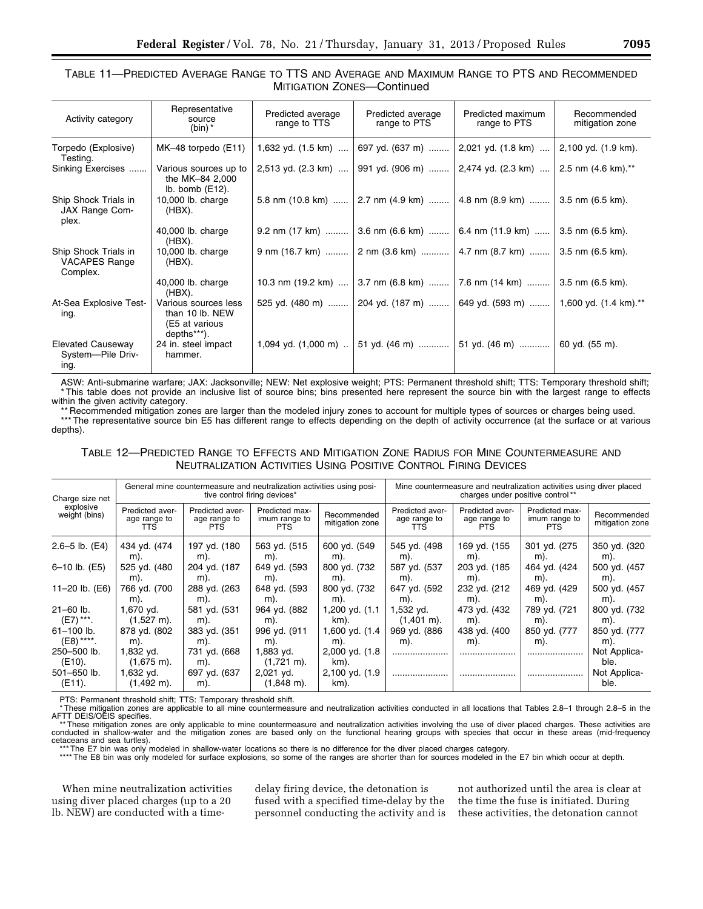TABLE 11—PREDICTED AVERAGE RANGE TO TTS AND AVERAGE AND MAXIMUM RANGE TO PTS AND RECOMMENDED MITIGATION ZONES—Continued

| Activity category | Representative source (bin)* | Predicted average range to TTS | Predicted average range to PTS | Predicted maximum range to PTS | Recommended mitigation zone |
|---|---|---|---|---|---|
| Torpedo (Explosive) Testing. | MK–48 torpedo (E11) | 1,632 yd. (1.5 km) | 697 yd. (637 m) | 2,021 yd. (1.8 km) | 2,100 yd. (1.9 km). |
| Sinking Exercises | Various sources up to the MK–84 2,000 lb. bomb (E12). | 2,513 yd. (2.3 km) | 991 yd. (906 m) | 2,474 yd. (2.3 km) | 2.5 nm (4.6 km).** |
| Ship Shock Trials in JAX Range Complex. | 10,000 lb. charge (HBX). | 5.8 nm (10.8 km) | 2.7 nm (4.9 km) | 4.8 nm (8.9 km) | 3.5 nm (6.5 km). |
| | 40,000 lb. charge (HBX). | 9.2 nm (17 km) | 3.6 nm (6.6 km) | 6.4 nm (11.9 km) | 3.5 nm (6.5 km). |
| Ship Shock Trials in VACAPES Range Complex. | 10,000 lb. charge (HBX). | 9 nm (16.7 km) | 2 nm (3.6 km) | 4.7 nm (8.7 km) | 3.5 nm (6.5 km). |
| | 40,000 lb. charge (HBX). | 10.3 nm (19.2 km) | 3.7 nm (6.8 km) | 7.6 nm (14 km) | 3.5 nm (6.5 km). |
| At-Sea Explosive Testing. | Various sources less than 10 lb. NEW (E5 at various depths***). | 525 yd. (480 m) | 204 yd. (187 m) | 649 yd. (593 m) | 1,600 yd. (1.4 km).** |
| Elevated Causeway System—Pile Driving. | 24 in. steel impact hammer. | 1,094 yd. (1,000 m) | 51 yd. (46 m) | 51 yd. (46 m) | 60 yd. (55 m). |

ASW: Anti-submarine warfare; JAX: Jacksonville; NEW: Net explosive weight; PTS: Permanent threshold shift; TTS: Temporary threshold shift;
* This table does not provide an inclusive list of source bins; bins presented here represent the source bin with the largest range to effects within the given activity category.
** Recommended mitigation zones are larger than the modeled injury zones to account for multiple types of sources or charges being used.
*** The representative source bin E5 has different range to effects depending on the depth of activity occurrence (at the surface or at various depths).

TABLE 12—PREDICTED RANGE TO EFFECTS AND MITIGATION ZONE RADIUS FOR MINE COUNTERMEASURE AND NEUTRALIZATION ACTIVITIES USING POSITIVE CONTROL FIRING DEVICES

| Charge size net explosive weight (bins) | General mine countermeasure and neutralization activities using positive control firing devices* | | | | Mine countermeasure and neutralization activities using diver placed charges under positive control** | | | |
|---|---|---|---|---|---|---|---|---|
| | Predicted average range to TTS | Predicted average range to PTS | Predicted maximum range to PTS | Recommended mitigation zone | Predicted average range to TTS | Predicted average range to PTS | Predicted maximum range to PTS | Recommended mitigation zone |
| 2.6–5 lb. (E4) | 434 yd. (474 m). | 197 yd. (180 m). | 563 yd. (515 m). | 600 yd. (549 m). | 545 yd. (498 m). | 169 yd. (155 m). | 301 yd. (275 m). | 350 yd. (320 m). |
| 6–10 lb. (E5) | 525 yd. (480 m). | 204 yd. (187 m). | 649 yd. (593 m). | 800 yd. (732 m). | 587 yd. (537 m). | 203 yd. (185 m). | 464 yd. (424 m). | 500 yd. (457 m). |
| 11–20 lb. (E6) | 766 yd. (700 m). | 288 yd. (263 m). | 648 yd. (593 m). | 800 yd. (732 m). | 647 yd. (592 m). | 232 yd. (212 m). | 469 yd. (429 m). | 500 yd. (457 m). |
| 21–60 lb. (E7)***. | 1,670 yd. (1,527 m). | 581 yd. (531 m). | 964 yd. (882 m). | 1,200 yd. (1.1 km). | 1,532 yd. (1,401 m). | 473 yd. (432 m). | 789 yd. (721 m). | 800 yd. (732 m). |
| 61–100 lb. (E8)****. | 878 yd. (802 m). | 383 yd. (351 m). | 996 yd. (911 m). | 1,600 yd. (1.4 m). | 969 yd. (886 m). | 438 yd. (400 m). | 850 yd. (777 m). | 850 yd. (777 m). |
| 250–500 lb. (E10). | 1,832 yd. (1,675 m). | 731 yd. (668 m). | 1,883 yd. (1,721 m). | 2,000 yd. (1.8 km). | | | | Not Applicable. |
| 501–650 lb. (E11). | 1,632 yd. (1,492 m). | 697 yd. (637 m). | 2,021 yd. (1,848 m). | 2,100 yd. (1.9 km). | | | | Not Applicable. |

PTS: Permanent threshold shift; TTS: Temporary threshold shift.
* These mitigation zones are applicable to all mine countermeasure and neutralization activities conducted in all locations that Tables 2.8–1 through 2.8–5 in the AFTT DEIS/OEIS specifies.
** These mitigation zones are only applicable to mine countermeasure and neutralization activities involving the use of diver placed charges. These activities are conducted in shallow-water and the mitigation zones are based only on the functional hearing groups with species that occur in these areas (mid-frequency cetaceans and sea turtles).
*** The E7 bin was only modeled in shallow-water locations so there is no difference for the diver placed charges category.
**** The E8 bin was only modeled for surface explosions, so some of the ranges are shorter than for sources modeled in the E7 bin which occur at depth.

When mine neutralization activities using diver placed charges (up to a 20 lb. NEW) are conducted with a time-delay firing device, the detonation is fused with a specified time-delay by the personnel conducting the activity and is not authorized until the area is clear at the time the fuse is initiated. During these activities, the detonation cannot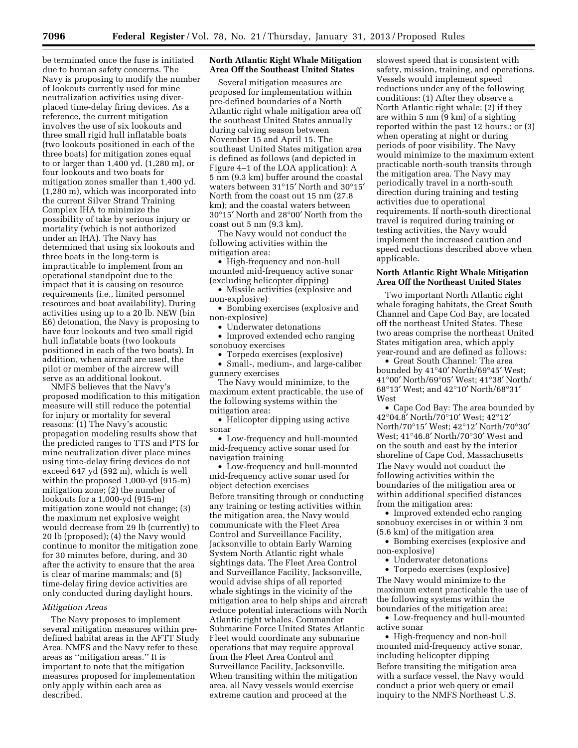be terminated once the fuse is initiated due to human safety concerns. The Navy is proposing to modify the number of lookouts currently used for mine neutralization activities using diver-placed time-delay firing devices. As a reference, the current mitigation involves the use of six lookouts and three small rigid hull inflatable boats (two lookouts positioned in each of the three boats) for mitigation zones equal to or larger than 1,400 yd. (1,280 m), or four lookouts and two boats for mitigation zones smaller than 1,400 yd. (1,280 m), which was incorporated into the current Silver Strand Training Complex IHA to minimize the possibility of take by serious injury or mortality (which is not authorized under an IHA). The Navy has determined that using six lookouts and three boats in the long-term is impracticable to implement from an operational standpoint due to the impact that it is causing on resource requirements (i.e., limited personnel resources and boat availability). During activities using up to a 20 lb. NEW (bin E6) detonation, the Navy is proposing to have four lookouts and two small rigid hull inflatable boats (two lookouts positioned in each of the two boats). In addition, when aircraft are used, the pilot or member of the aircrew will serve as an additional lookout.

NMFS believes that the Navy's proposed modification to this mitigation measure will still reduce the potential for injury or mortality for several reasons: (1) The Navy's acoustic propagation modeling results show that the predicted ranges to TTS and PTS for mine neutralization diver place mines using time-delay firing devices do not exceed 647 yd (592 m), which is well within the proposed 1,000-yd (915-m) mitigation zone; (2) the number of lookouts for a 1,000-yd (915-m) mitigation zone would not change; (3) the maximum net explosive weight would decrease from 29 lb (currently) to 20 lb (proposed); (4) the Navy would continue to monitor the mitigation zone for 30 minutes before, during, and 30 after the activity to ensure that the area is clear of marine mammals; and (5) time-delay firing device activities are only conducted during daylight hours.

*Mitigation Areas*

The Navy proposes to implement several mitigation measures within pre-defined habitat areas in the AFTT Study Area. NMFS and the Navy refer to these areas as ''mitigation areas.'' It is important to note that the mitigation measures proposed for implementation only apply within each area as described.

**North Atlantic Right Whale Mitigation Area Off the Southeast United States**

Several mitigation measures are proposed for implementation within pre-defined boundaries of a North Atlantic right whale mitigation area off the southeast United States annually during calving season between November 15 and April 15. The southeast United States mitigation area is defined as follows (and depicted in Figure 4–1 of the LOA application): A 5 nm (9.3 km) buffer around the coastal waters between 31°15′ North and 30°15′ North from the coast out 15 nm (27.8 km); and the coastal waters between 30°15′ North and 28°00′ North from the coast out 5 nm (9.3 km).

The Navy would not conduct the following activities within the mitigation area:

- High-frequency and non-hull mounted mid-frequency active sonar (excluding helicopter dipping)
- Missile activities (explosive and non-explosive)
- Bombing exercises (explosive and non-explosive)
- Underwater detonations
- Improved extended echo ranging sonobuoy exercises
- Torpedo exercises (explosive)
- Small-, medium-, and large-caliber gunnery exercises

The Navy would minimize, to the maximum extent practicable, the use of the following systems within the mitigation area:

- Helicopter dipping using active sonar
- Low-frequency and hull-mounted mid-frequency active sonar used for navigation training
- Low-frequency and hull-mounted mid-frequency active sonar used for object detection exercises

Before transiting through or conducting any training or testing activities within the mitigation area, the Navy would communicate with the Fleet Area Control and Surveillance Facility, Jacksonville to obtain Early Warning System North Atlantic right whale sightings data. The Fleet Area Control and Surveillance Facility, Jacksonville, would advise ships of all reported whale sightings in the vicinity of the mitigation area to help ships and aircraft reduce potential interactions with North Atlantic right whales. Commander Submarine Force United States Atlantic Fleet would coordinate any submarine operations that may require approval from the Fleet Area Control and Surveillance Facility, Jacksonville. When transiting within the mitigation area, all Navy vessels would exercise extreme caution and proceed at the slowest speed that is consistent with safety, mission, training, and operations. Vessels would implement speed reductions under any of the following conditions: (1) After they observe a North Atlantic right whale; (2) if they are within 5 nm (9 km) of a sighting reported within the past 12 hours.; or (3) when operating at night or during periods of poor visibility. The Navy would minimize to the maximum extent practicable north-south transits through the mitigation area. The Navy may periodically travel in a north-south direction during training and testing activities due to operational requirements. If north-south directional travel is required during training or testing activities, the Navy would implement the increased caution and speed reductions described above when applicable.

**North Atlantic Right Whale Mitigation Area Off the Northeast United States**

Two important North Atlantic right whale foraging habitats, the Great South Channel and Cape Cod Bay, are located off the northeast United States. These two areas comprise the northeast United States mitigation area, which apply year-round and are defined as follows:

- Great South Channel: The area bounded by 41°40′ North/69°45′ West; 41°00′ North/69°05′ West; 41°38′ North/68°13′ West; and 42°10′ North/68°31′ West
- Cape Cod Bay: The area bounded by 42°04.8′ North/70°10′ West; 42°12′ North/70°15′ West; 42°12′ North/70°30′ West; 41°46.8′ North/70°30′ West and on the south and east by the interior shoreline of Cape Cod, Massachusetts

The Navy would not conduct the following activities within the boundaries of the mitigation area or within additional specified distances from the mitigation area:

- Improved extended echo ranging sonobuoy exercises in or within 3 nm (5.6 km) of the mitigation area
- Bombing exercises (explosive and non-explosive)
- Underwater detonations
- Torpedo exercises (explosive)

The Navy would minimize to the maximum extent practicable the use of the following systems within the boundaries of the mitigation area:

- Low-frequency and hull-mounted active sonar
- High-frequency and non-hull mounted mid-frequency active sonar, including helicopter dipping

Before transiting the mitigation area with a surface vessel, the Navy would conduct a prior web query or email inquiry to the NMFS Northeast U.S.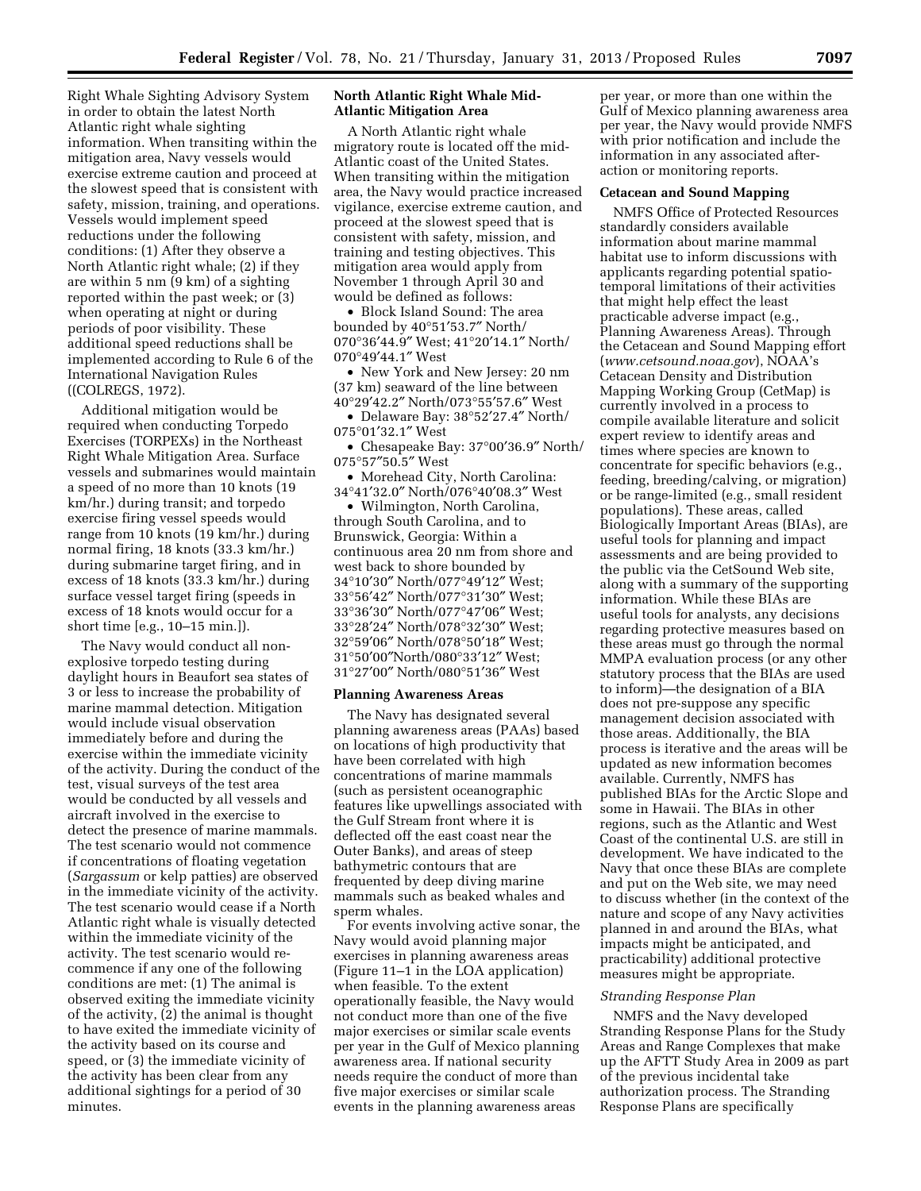Right Whale Sighting Advisory System in order to obtain the latest North Atlantic right whale sighting information. When transiting within the mitigation area, Navy vessels would exercise extreme caution and proceed at the slowest speed that is consistent with safety, mission, training, and operations. Vessels would implement speed reductions under the following conditions: (1) After they observe a North Atlantic right whale; (2) if they are within 5 nm (9 km) of a sighting reported within the past week; or (3) when operating at night or during periods of poor visibility. These additional speed reductions shall be implemented according to Rule 6 of the International Navigation Rules ((COLREGS, 1972).

Additional mitigation would be required when conducting Torpedo Exercises (TORPEXs) in the Northeast Right Whale Mitigation Area. Surface vessels and submarines would maintain a speed of no more than 10 knots (19 km/hr.) during transit; and torpedo exercise firing vessel speeds would range from 10 knots (19 km/hr.) during normal firing, 18 knots (33.3 km/hr.) during submarine target firing, and in excess of 18 knots (33.3 km/hr.) during surface vessel target firing (speeds in excess of 18 knots would occur for a short time [e.g., 10–15 min.]).

The Navy would conduct all non-explosive torpedo testing during daylight hours in Beaufort sea states of 3 or less to increase the probability of marine mammal detection. Mitigation would include visual observation immediately before and during the exercise within the immediate vicinity of the activity. During the conduct of the test, visual surveys of the test area would be conducted by all vessels and aircraft involved in the exercise to detect the presence of marine mammals. The test scenario would not commence if concentrations of floating vegetation (*Sargassum* or kelp patties) are observed in the immediate vicinity of the activity. The test scenario would cease if a North Atlantic right whale is visually detected within the immediate vicinity of the activity. The test scenario would re-commence if any one of the following conditions are met: (1) The animal is observed exiting the immediate vicinity of the activity, (2) the animal is thought to have exited the immediate vicinity of the activity based on its course and speed, or (3) the immediate vicinity of the activity has been clear from any additional sightings for a period of 30 minutes.

**North Atlantic Right Whale Mid-Atlantic Mitigation Area**

A North Atlantic right whale migratory route is located off the mid-Atlantic coast of the United States. When transiting within the mitigation area, the Navy would practice increased vigilance, exercise extreme caution, and proceed at the slowest speed that is consistent with safety, mission, and training and testing objectives. This mitigation area would apply from November 1 through April 30 and would be defined as follows:

- Block Island Sound: The area bounded by 40°51′53.7″ North/070°36′44.9″ West; 41°20′14.1″ North/070°49′44.1″ West
- New York and New Jersey: 20 nm (37 km) seaward of the line between 40°29′42.2″ North/073°55′57.6″ West
- Delaware Bay: 38°52′27.4″ North/075°01′32.1″ West
- Chesapeake Bay: 37°00′36.9″ North/075°57″50.5″ West
- Morehead City, North Carolina: 34°41′32.0″ North/076°40′08.3″ West
- Wilmington, North Carolina, through South Carolina, and to Brunswick, Georgia: Within a continuous area 20 nm from shore and west back to shore bounded by 34°10′30″ North/077°49′12″ West; 33°56′42″ North/077°31′30″ West; 33°36′30″ North/077°47′06″ West; 33°28′24″ North/078°32′30″ West; 32°59′06″ North/078°50′18″ West; 31°50′00″North/080°33′12″ West; 31°27′00″ North/080°51′36″ West

**Planning Awareness Areas**

The Navy has designated several planning awareness areas (PAAs) based on locations of high productivity that have been correlated with high concentrations of marine mammals (such as persistent oceanographic features like upwellings associated with the Gulf Stream front where it is deflected off the east coast near the Outer Banks), and areas of steep bathymetric contours that are frequented by deep diving marine mammals such as beaked whales and sperm whales.

For events involving active sonar, the Navy would avoid planning major exercises in planning awareness areas (Figure 11–1 in the LOA application) when feasible. To the extent operationally feasible, the Navy would not conduct more than one of the five major exercises or similar scale events per year in the Gulf of Mexico planning awareness area. If national security needs require the conduct of more than five major exercises or similar scale events in the planning awareness areas per year, or more than one within the Gulf of Mexico planning awareness area per year, the Navy would provide NMFS with prior notification and include the information in any associated after-action or monitoring reports.

**Cetacean and Sound Mapping**

NMFS Office of Protected Resources standardly considers available information about marine mammal habitat use to inform discussions with applicants regarding potential spatio-temporal limitations of their activities that might help effect the least practicable adverse impact (e.g., Planning Awareness Areas). Through the Cetacean and Sound Mapping effort (*www.cetsound.noaa.gov*), NOAA's Cetacean Density and Distribution Mapping Working Group (CetMap) is currently involved in a process to compile available literature and solicit expert review to identify areas and times where species are known to concentrate for specific behaviors (e.g., feeding, breeding/calving, or migration) or be range-limited (e.g., small resident populations). These areas, called Biologically Important Areas (BIAs), are useful tools for planning and impact assessments and are being provided to the public via the CetSound Web site, along with a summary of the supporting information. While these BIAs are useful tools for analysts, any decisions regarding protective measures based on these areas must go through the normal MMPA evaluation process (or any other statutory process that the BIAs are used to inform)—the designation of a BIA does not pre-suppose any specific management decision associated with those areas. Additionally, the BIA process is iterative and the areas will be updated as new information becomes available. Currently, NMFS has published BIAs for the Arctic Slope and some in Hawaii. The BIAs in other regions, such as the Atlantic and West Coast of the continental U.S. are still in development. We have indicated to the Navy that once these BIAs are complete and put on the Web site, we may need to discuss whether (in the context of the nature and scope of any Navy activities planned in and around the BIAs, what impacts might be anticipated, and practicability) additional protective measures might be appropriate.

*Stranding Response Plan*

NMFS and the Navy developed Stranding Response Plans for the Study Areas and Range Complexes that make up the AFTT Study Area in 2009 as part of the previous incidental take authorization process. The Stranding Response Plans are specifically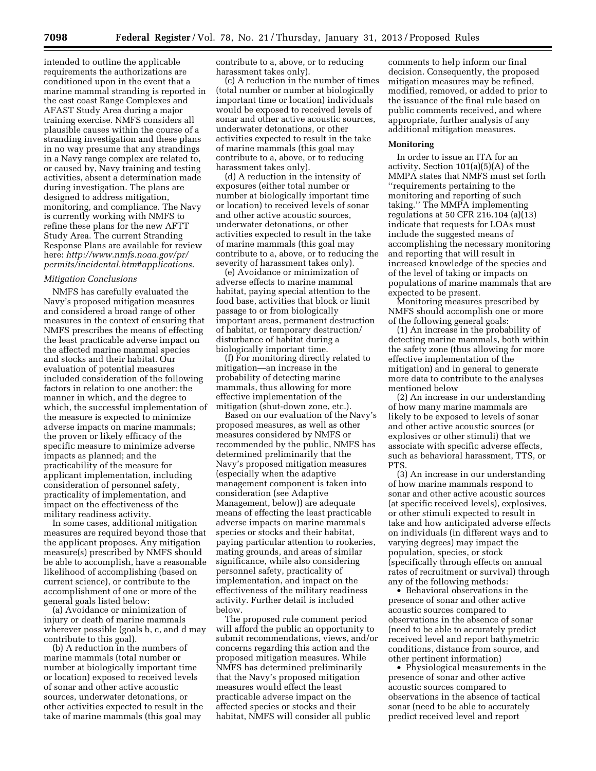intended to outline the applicable requirements the authorizations are conditioned upon in the event that a marine mammal stranding is reported in the east coast Range Complexes and AFAST Study Area during a major training exercise. NMFS considers all plausible causes within the course of a stranding investigation and these plans in no way presume that any strandings in a Navy range complex are related to, or caused by, Navy training and testing activities, absent a determination made during investigation. The plans are designed to address mitigation, monitoring, and compliance. The Navy is currently working with NMFS to refine these plans for the new AFTT Study Area. The current Stranding Response Plans are available for review here: *http://www.nmfs.noaa.gov/pr/permits/incidental.htm#applications.*

*Mitigation Conclusions*

NMFS has carefully evaluated the Navy's proposed mitigation measures and considered a broad range of other measures in the context of ensuring that NMFS prescribes the means of effecting the least practicable adverse impact on the affected marine mammal species and stocks and their habitat. Our evaluation of potential measures included consideration of the following factors in relation to one another: the manner in which, and the degree to which, the successful implementation of the measure is expected to minimize adverse impacts on marine mammals; the proven or likely efficacy of the specific measure to minimize adverse impacts as planned; and the practicability of the measure for applicant implementation, including consideration of personnel safety, practicality of implementation, and impact on the effectiveness of the military readiness activity.

In some cases, additional mitigation measures are required beyond those that the applicant proposes. Any mitigation measure(s) prescribed by NMFS should be able to accomplish, have a reasonable likelihood of accomplishing (based on current science), or contribute to the accomplishment of one or more of the general goals listed below:

(a) Avoidance or minimization of injury or death of marine mammals wherever possible (goals b, c, and d may contribute to this goal).

(b) A reduction in the numbers of marine mammals (total number or number at biologically important time or location) exposed to received levels of sonar and other active acoustic sources, underwater detonations, or other activities expected to result in the take of marine mammals (this goal may contribute to a, above, or to reducing harassment takes only).

(c) A reduction in the number of times (total number or number at biologically important time or location) individuals would be exposed to received levels of sonar and other active acoustic sources, underwater detonations, or other activities expected to result in the take of marine mammals (this goal may contribute to a, above, or to reducing harassment takes only).

(d) A reduction in the intensity of exposures (either total number or number at biologically important time or location) to received levels of sonar and other active acoustic sources, underwater detonations, or other activities expected to result in the take of marine mammals (this goal may contribute to a, above, or to reducing the severity of harassment takes only).

(e) Avoidance or minimization of adverse effects to marine mammal habitat, paying special attention to the food base, activities that block or limit passage to or from biologically important areas, permanent destruction of habitat, or temporary destruction/disturbance of habitat during a biologically important time.

(f) For monitoring directly related to mitigation—an increase in the probability of detecting marine mammals, thus allowing for more effective implementation of the mitigation (shut-down zone, etc.).

Based on our evaluation of the Navy's proposed measures, as well as other measures considered by NMFS or recommended by the public, NMFS has determined preliminarily that the Navy's proposed mitigation measures (especially when the adaptive management component is taken into consideration (see Adaptive Management, below)) are adequate means of effecting the least practicable adverse impacts on marine mammals species or stocks and their habitat, paying particular attention to rookeries, mating grounds, and areas of similar significance, while also considering personnel safety, practicality of implementation, and impact on the effectiveness of the military readiness activity. Further detail is included below.

The proposed rule comment period will afford the public an opportunity to submit recommendations, views, and/or concerns regarding this action and the proposed mitigation measures. While NMFS has determined preliminarily that the Navy's proposed mitigation measures would effect the least practicable adverse impact on the affected species or stocks and their habitat, NMFS will consider all public comments to help inform our final decision. Consequently, the proposed mitigation measures may be refined, modified, removed, or added to prior to the issuance of the final rule based on public comments received, and where appropriate, further analysis of any additional mitigation measures.

**Monitoring**

In order to issue an ITA for an activity, Section 101(a)(5)(A) of the MMPA states that NMFS must set forth "requirements pertaining to the monitoring and reporting of such taking." The MMPA implementing regulations at 50 CFR 216.104 (a)(13) indicate that requests for LOAs must include the suggested means of accomplishing the necessary monitoring and reporting that will result in increased knowledge of the species and of the level of taking or impacts on populations of marine mammals that are expected to be present.

Monitoring measures prescribed by NMFS should accomplish one or more of the following general goals:

(1) An increase in the probability of detecting marine mammals, both within the safety zone (thus allowing for more effective implementation of the mitigation) and in general to generate more data to contribute to the analyses mentioned below

(2) An increase in our understanding of how many marine mammals are likely to be exposed to levels of sonar and other active acoustic sources (or explosives or other stimuli) that we associate with specific adverse effects, such as behavioral harassment, TTS, or PTS.

(3) An increase in our understanding of how marine mammals respond to sonar and other active acoustic sources (at specific received levels), explosives, or other stimuli expected to result in take and how anticipated adverse effects on individuals (in different ways and to varying degrees) may impact the population, species, or stock (specifically through effects on annual rates of recruitment or survival) through any of the following methods:

- Behavioral observations in the presence of sonar and other active acoustic sources compared to observations in the absence of sonar (need to be able to accurately predict received level and report bathymetric conditions, distance from source, and other pertinent information)
- Physiological measurements in the presence of sonar and other active acoustic sources compared to observations in the absence of tactical sonar (need to be able to accurately predict received level and report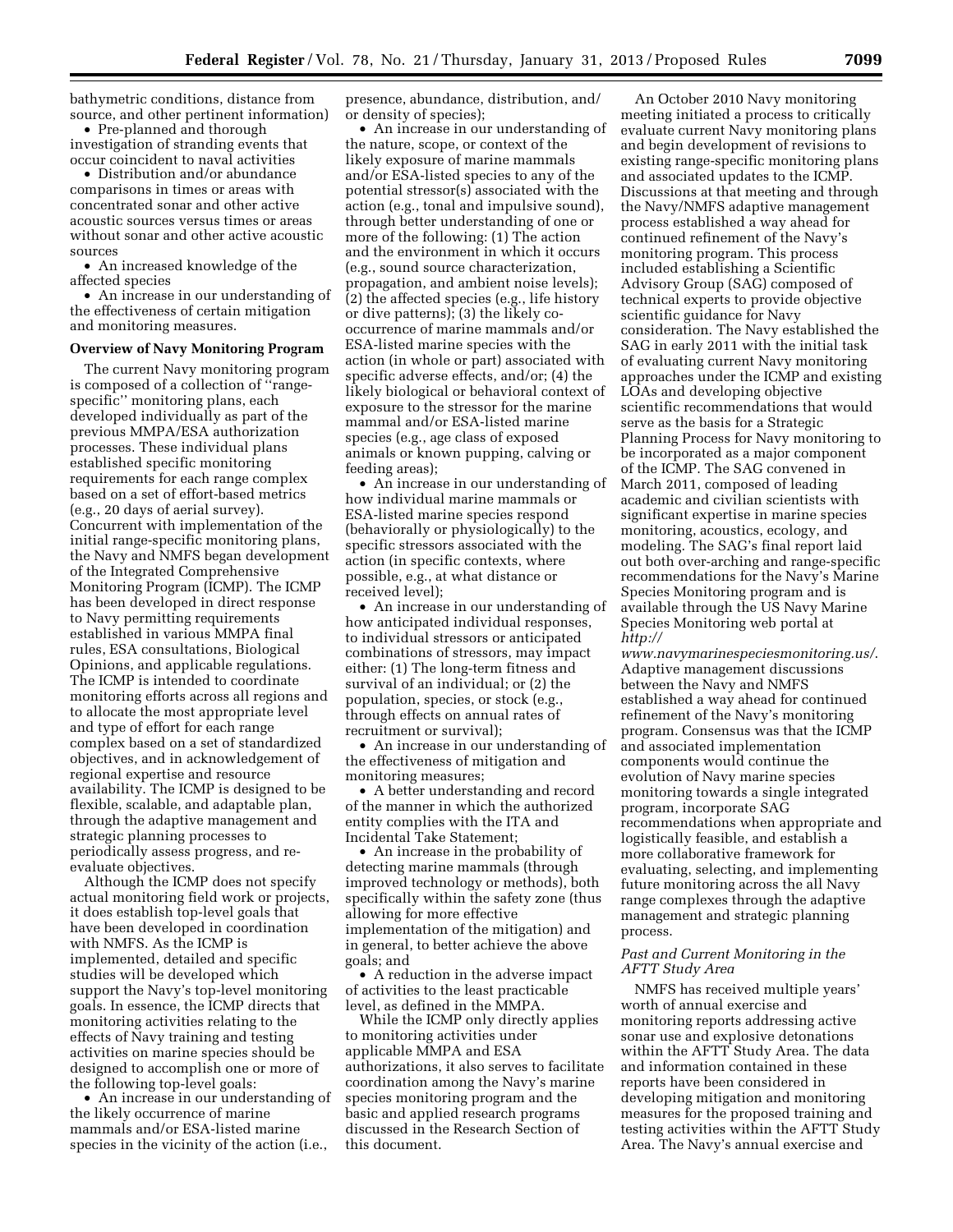bathymetric conditions, distance from source, and other pertinent information)

- Pre-planned and thorough investigation of stranding events that occur coincident to naval activities
- Distribution and/or abundance comparisons in times or areas with concentrated sonar and other active acoustic sources versus times or areas without sonar and other active acoustic sources
- An increased knowledge of the affected species
- An increase in our understanding of the effectiveness of certain mitigation and monitoring measures.

**Overview of Navy Monitoring Program**

The current Navy monitoring program is composed of a collection of ''range-specific'' monitoring plans, each developed individually as part of the previous MMPA/ESA authorization processes. These individual plans established specific monitoring requirements for each range complex based on a set of effort-based metrics (e.g., 20 days of aerial survey). Concurrent with implementation of the initial range-specific monitoring plans, the Navy and NMFS began development of the Integrated Comprehensive Monitoring Program (ICMP). The ICMP has been developed in direct response to Navy permitting requirements established in various MMPA final rules, ESA consultations, Biological Opinions, and applicable regulations. The ICMP is intended to coordinate monitoring efforts across all regions and to allocate the most appropriate level and type of effort for each range complex based on a set of standardized objectives, and in acknowledgement of regional expertise and resource availability. The ICMP is designed to be flexible, scalable, and adaptable plan, through the adaptive management and strategic planning processes to periodically assess progress, and re-evaluate objectives.

Although the ICMP does not specify actual monitoring field work or projects, it does establish top-level goals that have been developed in coordination with NMFS. As the ICMP is implemented, detailed and specific studies will be developed which support the Navy's top-level monitoring goals. In essence, the ICMP directs that monitoring activities relating to the effects of Navy training and testing activities on marine species should be designed to accomplish one or more of the following top-level goals:

- An increase in our understanding of the likely occurrence of marine mammals and/or ESA-listed marine species in the vicinity of the action (i.e., presence, abundance, distribution, and/or density of species);
- An increase in our understanding of the nature, scope, or context of the likely exposure of marine mammals and/or ESA-listed species to any of the potential stressor(s) associated with the action (e.g., tonal and impulsive sound), through better understanding of one or more of the following: (1) The action and the environment in which it occurs (e.g., sound source characterization, propagation, and ambient noise levels); (2) the affected species (e.g., life history or dive patterns); (3) the likely co-occurrence of marine mammals and/or ESA-listed marine species with the action (in whole or part) associated with specific adverse effects, and/or; (4) the likely biological or behavioral context of exposure to the stressor for the marine mammal and/or ESA-listed marine species (e.g., age class of exposed animals or known pupping, calving or feeding areas);
- An increase in our understanding of how individual marine mammals or ESA-listed marine species respond (behaviorally or physiologically) to the specific stressors associated with the action (in specific contexts, where possible, e.g., at what distance or received level);
- An increase in our understanding of how anticipated individual responses, to individual stressors or anticipated combinations of stressors, may impact either: (1) The long-term fitness and survival of an individual; or (2) the population, species, or stock (e.g., through effects on annual rates of recruitment or survival);
- An increase in our understanding of the effectiveness of mitigation and monitoring measures;
- A better understanding and record of the manner in which the authorized entity complies with the ITA and Incidental Take Statement;
- An increase in the probability of detecting marine mammals (through improved technology or methods), both specifically within the safety zone (thus allowing for more effective implementation of the mitigation) and in general, to better achieve the above goals; and
- A reduction in the adverse impact of activities to the least practicable level, as defined in the MMPA.

While the ICMP only directly applies to monitoring activities under applicable MMPA and ESA authorizations, it also serves to facilitate coordination among the Navy's marine species monitoring program and the basic and applied research programs discussed in the Research Section of this document.

An October 2010 Navy monitoring meeting initiated a process to critically evaluate current Navy monitoring plans and begin development of revisions to existing range-specific monitoring plans and associated updates to the ICMP. Discussions at that meeting and through the Navy/NMFS adaptive management process established a way ahead for continued refinement of the Navy's monitoring program. This process included establishing a Scientific Advisory Group (SAG) composed of technical experts to provide objective scientific guidance for Navy consideration. The Navy established the SAG in early 2011 with the initial task of evaluating current Navy monitoring approaches under the ICMP and existing LOAs and developing objective scientific recommendations that would serve as the basis for a Strategic Planning Process for Navy monitoring to be incorporated as a major component of the ICMP. The SAG convened in March 2011, composed of leading academic and civilian scientists with significant expertise in marine species monitoring, acoustics, ecology, and modeling. The SAG's final report laid out both over-arching and range-specific recommendations for the Navy's Marine Species Monitoring program and is available through the US Navy Marine Species Monitoring web portal at *http://www.navymarinespeciesmonitoring.us/*. Adaptive management discussions between the Navy and NMFS established a way ahead for continued refinement of the Navy's monitoring program. Consensus was that the ICMP and associated implementation components would continue the evolution of Navy marine species monitoring towards a single integrated program, incorporate SAG recommendations when appropriate and logistically feasible, and establish a more collaborative framework for evaluating, selecting, and implementing future monitoring across the all Navy range complexes through the adaptive management and strategic planning process.

*Past and Current Monitoring in the AFTT Study Area*

NMFS has received multiple years' worth of annual exercise and monitoring reports addressing active sonar use and explosive detonations within the AFTT Study Area. The data and information contained in these reports have been considered in developing mitigation and monitoring measures for the proposed training and testing activities within the AFTT Study Area. The Navy's annual exercise and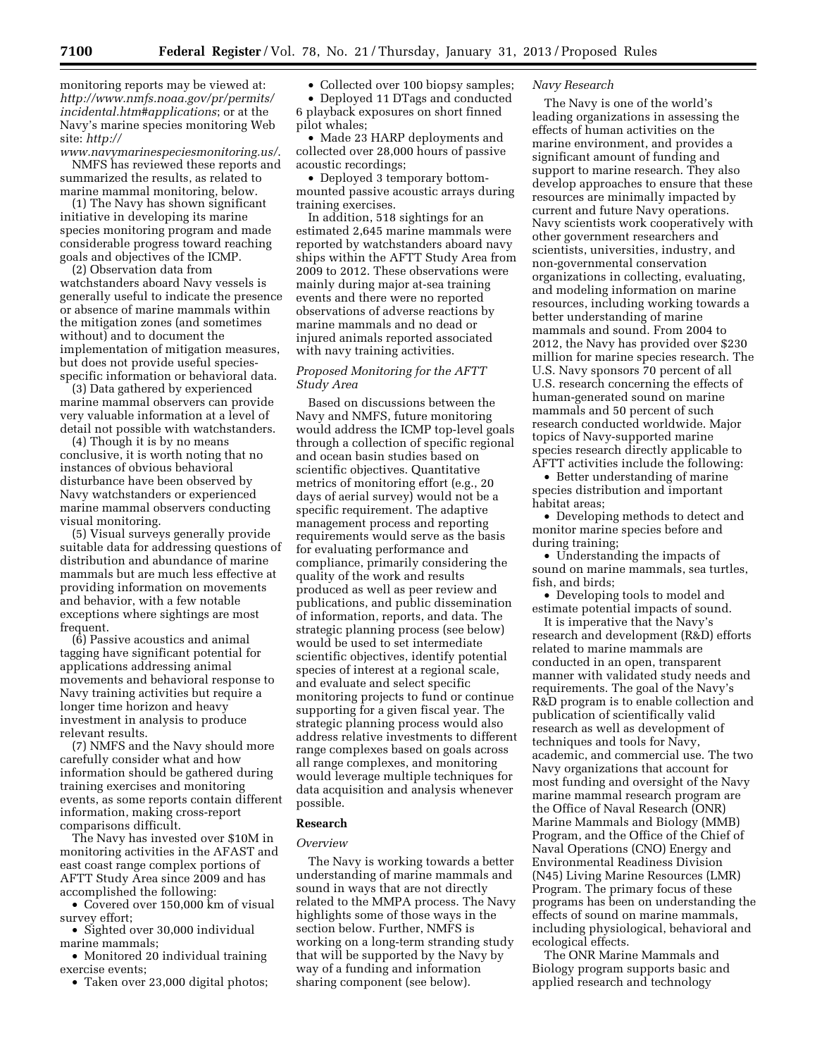monitoring reports may be viewed at: *http://www.nmfs.noaa.gov/pr/permits/incidental.htm#applications*; or at the Navy's marine species monitoring Web site: *http://www.navymarinespeciesmonitoring.us/*.

NMFS has reviewed these reports and summarized the results, as related to marine mammal monitoring, below.

(1) The Navy has shown significant initiative in developing its marine species monitoring program and made considerable progress toward reaching goals and objectives of the ICMP.

(2) Observation data from watchstanders aboard Navy vessels is generally useful to indicate the presence or absence of marine mammals within the mitigation zones (and sometimes without) and to document the implementation of mitigation measures, but does not provide useful species-specific information or behavioral data.

(3) Data gathered by experienced marine mammal observers can provide very valuable information at a level of detail not possible with watchstanders.

(4) Though it is by no means conclusive, it is worth noting that no instances of obvious behavioral disturbance have been observed by Navy watchstanders or experienced marine mammal observers conducting visual monitoring.

(5) Visual surveys generally provide suitable data for addressing questions of distribution and abundance of marine mammals but are much less effective at providing information on movements and behavior, with a few notable exceptions where sightings are most frequent.

(6) Passive acoustics and animal tagging have significant potential for applications addressing animal movements and behavioral response to Navy training activities but require a longer time horizon and heavy investment in analysis to produce relevant results.

(7) NMFS and the Navy should more carefully consider what and how information should be gathered during training exercises and monitoring events, as some reports contain different information, making cross-report comparisons difficult.

The Navy has invested over $10M in monitoring activities in the AFAST and east coast range complex portions of AFTT Study Area since 2009 and has accomplished the following:

- Covered over 150,000 km of visual survey effort;
- Sighted over 30,000 individual marine mammals;
- Monitored 20 individual training exercise events;
- Taken over 23,000 digital photos;
- Collected over 100 biopsy samples;
- Deployed 11 DTags and conducted 6 playback exposures on short finned pilot whales;
- Made 23 HARP deployments and collected over 28,000 hours of passive acoustic recordings;
- Deployed 3 temporary bottom-mounted passive acoustic arrays during training exercises.

In addition, 518 sightings for an estimated 2,645 marine mammals were reported by watchstanders aboard navy ships within the AFTT Study Area from 2009 to 2012. These observations were mainly during major at-sea training events and there were no reported observations of adverse reactions by marine mammals and no dead or injured animals reported associated with navy training activities.

*Proposed Monitoring for the AFTT Study Area*

Based on discussions between the Navy and NMFS, future monitoring would address the ICMP top-level goals through a collection of specific regional and ocean basin studies based on scientific objectives. Quantitative metrics of monitoring effort (e.g., 20 days of aerial survey) would not be a specific requirement. The adaptive management process and reporting requirements would serve as the basis for evaluating performance and compliance, primarily considering the quality of the work and results produced as well as peer review and publications, and public dissemination of information, reports, and data. The strategic planning process (see below) would be used to set intermediate scientific objectives, identify potential species of interest at a regional scale, and evaluate and select specific monitoring projects to fund or continue supporting for a given fiscal year. The strategic planning process would also address relative investments to different range complexes based on goals across all range complexes, and monitoring would leverage multiple techniques for data acquisition and analysis whenever possible.

## Research

*Overview*

The Navy is working towards a better understanding of marine mammals and sound in ways that are not directly related to the MMPA process. The Navy highlights some of those ways in the section below. Further, NMFS is working on a long-term stranding study that will be supported by the Navy by way of a funding and information sharing component (see below).

*Navy Research*

The Navy is one of the world's leading organizations in assessing the effects of human activities on the marine environment, and provides a significant amount of funding and support to marine research. They also develop approaches to ensure that these resources are minimally impacted by current and future Navy operations. Navy scientists work cooperatively with other government researchers and scientists, universities, industry, and non-governmental conservation organizations in collecting, evaluating, and modeling information on marine resources, including working towards a better understanding of marine mammals and sound. From 2004 to 2012, the Navy has provided over $230 million for marine species research. The U.S. Navy sponsors 70 percent of all U.S. research concerning the effects of human-generated sound on marine mammals and 50 percent of such research conducted worldwide. Major topics of Navy-supported marine species research directly applicable to AFTT activities include the following:

- Better understanding of marine species distribution and important habitat areas;
- Developing methods to detect and monitor marine species before and during training;
- Understanding the impacts of sound on marine mammals, sea turtles, fish, and birds;
- Developing tools to model and estimate potential impacts of sound.

It is imperative that the Navy's research and development (R&D) efforts related to marine mammals are conducted in an open, transparent manner with validated study needs and requirements. The goal of the Navy's R&D program is to enable collection and publication of scientifically valid research as well as development of techniques and tools for Navy, academic, and commercial use. The two Navy organizations that account for most funding and oversight of the Navy marine mammal research program are the Office of Naval Research (ONR) Marine Mammals and Biology (MMB) Program, and the Office of the Chief of Naval Operations (CNO) Energy and Environmental Readiness Division (N45) Living Marine Resources (LMR) Program. The primary focus of these programs has been on understanding the effects of sound on marine mammals, including physiological, behavioral and ecological effects.

The ONR Marine Mammals and Biology program supports basic and applied research and technology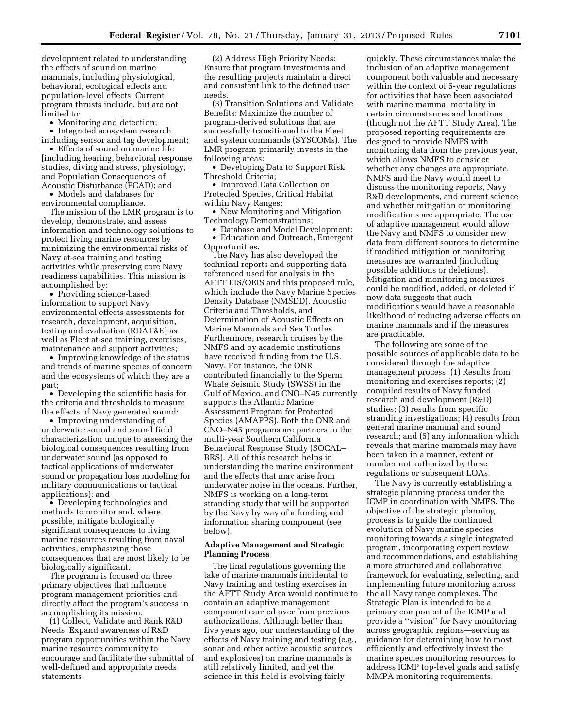development related to understanding the effects of sound on marine mammals, including physiological, behavioral, ecological effects and population-level effects. Current program thrusts include, but are not limited to:

- Monitoring and detection;
- Integrated ecosystem research including sensor and tag development;
- Effects of sound on marine life [including hearing, behavioral response studies, diving and stress, physiology, and Population Consequences of Acoustic Disturbance (PCAD); and
- Models and databases for environmental compliance.

The mission of the LMR program is to develop, demonstrate, and assess information and technology solutions to protect living marine resources by minimizing the environmental risks of Navy at-sea training and testing activities while preserving core Navy readiness capabilities. This mission is accomplished by:

- Providing science-based information to support Navy environmental effects assessments for research, development, acquisition, testing and evaluation (RDAT&E) as well as Fleet at-sea training, exercises, maintenance and support activities;
- Improving knowledge of the status and trends of marine species of concern and the ecosystems of which they are a part;
- Developing the scientific basis for the criteria and thresholds to measure the effects of Navy generated sound;
- Improving understanding of underwater sound and sound field characterization unique to assessing the biological consequences resulting from underwater sound (as opposed to tactical applications of underwater sound or propagation loss modeling for military communications or tactical applications); and
- Developing technologies and methods to monitor and, where possible, mitigate biologically significant consequences to living marine resources resulting from naval activities, emphasizing those consequences that are most likely to be biologically significant.

The program is focused on three primary objectives that influence program management priorities and directly affect the program's success in accomplishing its mission:

(1) Collect, Validate and Rank R&D Needs: Expand awareness of R&D program opportunities within the Navy marine resource community to encourage and facilitate the submittal of well-defined and appropriate needs statements.

(2) Address High Priority Needs: Ensure that program investments and the resulting projects maintain a direct and consistent link to the defined user needs.

(3) Transition Solutions and Validate Benefits: Maximize the number of program-derived solutions that are successfully transitioned to the Fleet and system commands (SYSCOMs). The LMR program primarily invests in the following areas:

- Developing Data to Support Risk Threshold Criteria;
- Improved Data Collection on Protected Species, Critical Habitat within Navy Ranges;
- New Monitoring and Mitigation Technology Demonstrations;
- Database and Model Development;
- Education and Outreach, Emergent Opportunities.

The Navy has also developed the technical reports and supporting data referenced used for analysis in the AFTT EIS/OEIS and this proposed rule, which include the Navy Marine Species Density Database (NMSDD), Acoustic Criteria and Thresholds, and Determination of Acoustic Effects on Marine Mammals and Sea Turtles. Furthermore, research cruises by the NMFS and by academic institutions have received funding from the U.S. Navy. For instance, the ONR contributed financially to the Sperm Whale Seismic Study (SWSS) in the Gulf of Mexico, and CNO–N45 currently supports the Atlantic Marine Assessment Program for Protected Species (AMAPPS). Both the ONR and CNO–N45 programs are partners in the multi-year Southern California Behavioral Response Study (SOCAL–BRS). All of this research helps in understanding the marine environment and the effects that may arise from underwater noise in the oceans. Further, NMFS is working on a long-term stranding study that will be supported by the Navy by way of a funding and information sharing component (see below).

**Adaptive Management and Strategic Planning Process**

The final regulations governing the take of marine mammals incidental to Navy training and testing exercises in the AFTT Study Area would continue to contain an adaptive management component carried over from previous authorizations. Although better than five years ago, our understanding of the effects of Navy training and testing (e.g., sonar and other active acoustic sources and explosives) on marine mammals is still relatively limited, and yet the science in this field is evolving fairly quickly. These circumstances make the inclusion of an adaptive management component both valuable and necessary within the context of 5-year regulations for activities that have been associated with marine mammal mortality in certain circumstances and locations (though not the AFTT Study Area). The proposed reporting requirements are designed to provide NMFS with monitoring data from the previous year, which allows NMFS to consider whether any changes are appropriate. NMFS and the Navy would meet to discuss the monitoring reports, Navy R&D developments, and current science and whether mitigation or monitoring modifications are appropriate. The use of adaptive management would allow the Navy and NMFS to consider new data from different sources to determine if modified mitigation or monitoring measures are warranted (including possible additions or deletions). Mitigation and monitoring measures could be modified, added, or deleted if new data suggests that such modifications would have a reasonable likelihood of reducing adverse effects on marine mammals and if the measures are practicable.

The following are some of the possible sources of applicable data to be considered through the adaptive management process: (1) Results from monitoring and exercises reports; (2) compiled results of Navy funded research and development (R&D) studies; (3) results from specific stranding investigations; (4) results from general marine mammal and sound research; and (5) any information which reveals that marine mammals may have been taken in a manner, extent or number not authorized by these regulations or subsequent LOAs.

The Navy is currently establishing a strategic planning process under the ICMP in coordination with NMFS. The objective of the strategic planning process is to guide the continued evolution of Navy marine species monitoring towards a single integrated program, incorporating expert review and recommendations, and establishing a more structured and collaborative framework for evaluating, selecting, and implementing future monitoring across the all Navy range complexes. The Strategic Plan is intended to be a primary component of the ICMP and provide a ''vision'' for Navy monitoring across geographic regions—serving as guidance for determining how to most efficiently and effectively invest the marine species monitoring resources to address ICMP top-level goals and satisfy MMPA monitoring requirements.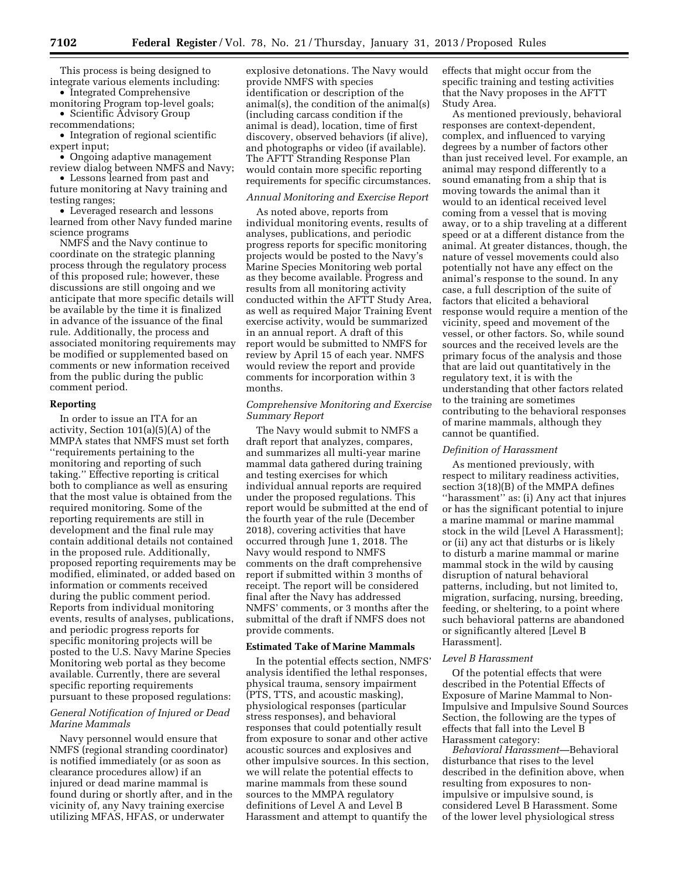This process is being designed to integrate various elements including:

- Integrated Comprehensive monitoring Program top-level goals;
- Scientific Advisory Group recommendations;
- Integration of regional scientific expert input;
- Ongoing adaptive management review dialog between NMFS and Navy;
- Lessons learned from past and future monitoring at Navy training and testing ranges;
- Leveraged research and lessons learned from other Navy funded marine science programs

NMFS and the Navy continue to coordinate on the strategic planning process through the regulatory process of this proposed rule; however, these discussions are still ongoing and we anticipate that more specific details will be available by the time it is finalized in advance of the issuance of the final rule. Additionally, the process and associated monitoring requirements may be modified or supplemented based on comments or new information received from the public during the public comment period.

**Reporting**

In order to issue an ITA for an activity, Section 101(a)(5)(A) of the MMPA states that NMFS must set forth ''requirements pertaining to the monitoring and reporting of such taking.'' Effective reporting is critical both to compliance as well as ensuring that the most value is obtained from the required monitoring. Some of the reporting requirements are still in development and the final rule may contain additional details not contained in the proposed rule. Additionally, proposed reporting requirements may be modified, eliminated, or added based on information or comments received during the public comment period. Reports from individual monitoring events, results of analyses, publications, and periodic progress reports for specific monitoring projects will be posted to the U.S. Navy Marine Species Monitoring web portal as they become available. Currently, there are several specific reporting requirements pursuant to these proposed regulations:

*General Notification of Injured or Dead Marine Mammals*

Navy personnel would ensure that NMFS (regional stranding coordinator) is notified immediately (or as soon as clearance procedures allow) if an injured or dead marine mammal is found during or shortly after, and in the vicinity of, any Navy training exercise utilizing MFAS, HFAS, or underwater explosive detonations. The Navy would provide NMFS with species identification or description of the animal(s), the condition of the animal(s) (including carcass condition if the animal is dead), location, time of first discovery, observed behaviors (if alive), and photographs or video (if available). The AFTT Stranding Response Plan would contain more specific reporting requirements for specific circumstances.

*Annual Monitoring and Exercise Report*

As noted above, reports from individual monitoring events, results of analyses, publications, and periodic progress reports for specific monitoring projects would be posted to the Navy's Marine Species Monitoring web portal as they become available. Progress and results from all monitoring activity conducted within the AFTT Study Area, as well as required Major Training Event exercise activity, would be summarized in an annual report. A draft of this report would be submitted to NMFS for review by April 15 of each year. NMFS would review the report and provide comments for incorporation within 3 months.

*Comprehensive Monitoring and Exercise Summary Report*

The Navy would submit to NMFS a draft report that analyzes, compares, and summarizes all multi-year marine mammal data gathered during training and testing exercises for which individual annual reports are required under the proposed regulations. This report would be submitted at the end of the fourth year of the rule (December 2018), covering activities that have occurred through June 1, 2018. The Navy would respond to NMFS comments on the draft comprehensive report if submitted within 3 months of receipt. The report will be considered final after the Navy has addressed NMFS' comments, or 3 months after the submittal of the draft if NMFS does not provide comments.

**Estimated Take of Marine Mammals**

In the potential effects section, NMFS' analysis identified the lethal responses, physical trauma, sensory impairment (PTS, TTS, and acoustic masking), physiological responses (particular stress responses), and behavioral responses that could potentially result from exposure to sonar and other active acoustic sources and explosives and other impulsive sources. In this section, we will relate the potential effects to marine mammals from these sound sources to the MMPA regulatory definitions of Level A and Level B Harassment and attempt to quantify the effects that might occur from the specific training and testing activities that the Navy proposes in the AFTT Study Area.

As mentioned previously, behavioral responses are context-dependent, complex, and influenced to varying degrees by a number of factors other than just received level. For example, an animal may respond differently to a sound emanating from a ship that is moving towards the animal than it would to an identical received level coming from a vessel that is moving away, or to a ship traveling at a different speed or at a different distance from the animal. At greater distances, though, the nature of vessel movements could also potentially not have any effect on the animal's response to the sound. In any case, a full description of the suite of factors that elicited a behavioral response would require a mention of the vicinity, speed and movement of the vessel, or other factors. So, while sound sources and the received levels are the primary focus of the analysis and those that are laid out quantitatively in the regulatory text, it is with the understanding that other factors related to the training are sometimes contributing to the behavioral responses of marine mammals, although they cannot be quantified.

*Definition of Harassment*

As mentioned previously, with respect to military readiness activities, section 3(18)(B) of the MMPA defines ''harassment'' as: (i) Any act that injures or has the significant potential to injure a marine mammal or marine mammal stock in the wild [Level A Harassment]; or (ii) any act that disturbs or is likely to disturb a marine mammal or marine mammal stock in the wild by causing disruption of natural behavioral patterns, including, but not limited to, migration, surfacing, nursing, breeding, feeding, or sheltering, to a point where such behavioral patterns are abandoned or significantly altered [Level B Harassment].

*Level B Harassment*

Of the potential effects that were described in the Potential Effects of Exposure of Marine Mammal to Non-Impulsive and Impulsive Sound Sources Section, the following are the types of effects that fall into the Level B Harassment category:

*Behavioral Harassment*—Behavioral disturbance that rises to the level described in the definition above, when resulting from exposures to non-impulsive or impulsive sound, is considered Level B Harassment. Some of the lower level physiological stress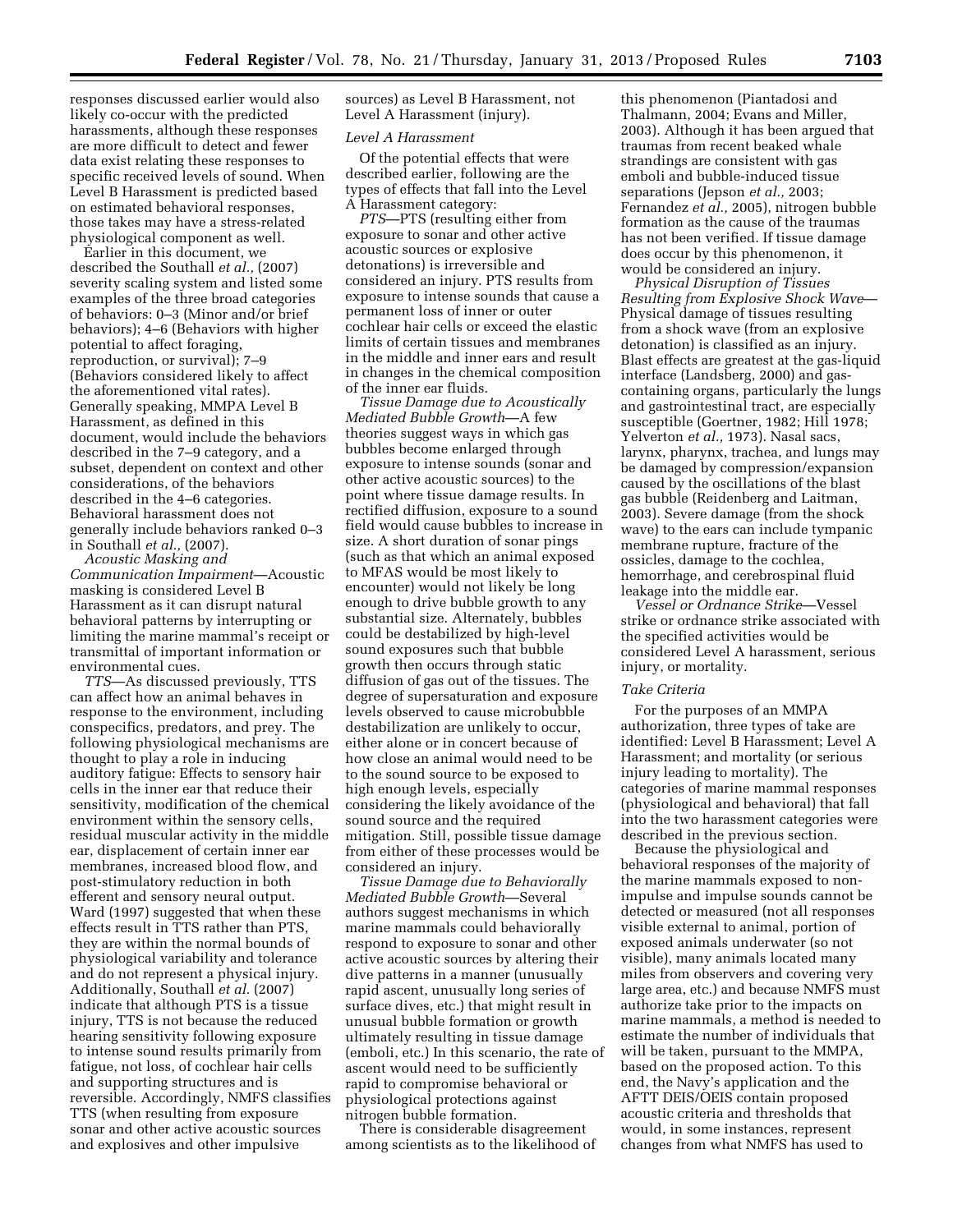responses discussed earlier would also likely co-occur with the predicted harassments, although these responses are more difficult to detect and fewer data exist relating these responses to specific received levels of sound. When Level B Harassment is predicted based on estimated behavioral responses, those takes may have a stress-related physiological component as well.

Earlier in this document, we described the Southall *et al.,* (2007) severity scaling system and listed some examples of the three broad categories of behaviors: 0–3 (Minor and/or brief behaviors); 4–6 (Behaviors with higher potential to affect foraging, reproduction, or survival); 7–9 (Behaviors considered likely to affect the aforementioned vital rates). Generally speaking, MMPA Level B Harassment, as defined in this document, would include the behaviors described in the 7–9 category, and a subset, dependent on context and other considerations, of the behaviors described in the 4–6 categories. Behavioral harassment does not generally include behaviors ranked 0–3 in Southall *et al.,* (2007).

*Acoustic Masking and Communication Impairment*—Acoustic masking is considered Level B Harassment as it can disrupt natural behavioral patterns by interrupting or limiting the marine mammal's receipt or transmittal of important information or environmental cues.

*TTS*—As discussed previously, TTS can affect how an animal behaves in response to the environment, including conspecifics, predators, and prey. The following physiological mechanisms are thought to play a role in inducing auditory fatigue: Effects to sensory hair cells in the inner ear that reduce their sensitivity, modification of the chemical environment within the sensory cells, residual muscular activity in the middle ear, displacement of certain inner ear membranes, increased blood flow, and post-stimulatory reduction in both efferent and sensory neural output. Ward (1997) suggested that when these effects result in TTS rather than PTS, they are within the normal bounds of physiological variability and tolerance and do not represent a physical injury. Additionally, Southall *et al.* (2007) indicate that although PTS is a tissue injury, TTS is not because the reduced hearing sensitivity following exposure to intense sound results primarily from fatigue, not loss, of cochlear hair cells and supporting structures and is reversible. Accordingly, NMFS classifies TTS (when resulting from exposure sonar and other active acoustic sources and explosives and other impulsive sources) as Level B Harassment, not Level A Harassment (injury).

*Level A Harassment*

Of the potential effects that were described earlier, following are the types of effects that fall into the Level A Harassment category:

*PTS*—PTS (resulting either from exposure to sonar and other active acoustic sources or explosive detonations) is irreversible and considered an injury. PTS results from exposure to intense sounds that cause a permanent loss of inner or outer cochlear hair cells or exceed the elastic limits of certain tissues and membranes in the middle and inner ears and result in changes in the chemical composition of the inner ear fluids.

*Tissue Damage due to Acoustically Mediated Bubble Growth*—A few theories suggest ways in which gas bubbles become enlarged through exposure to intense sounds (sonar and other active acoustic sources) to the point where tissue damage results. In rectified diffusion, exposure to a sound field would cause bubbles to increase in size. A short duration of sonar pings (such as that which an animal exposed to MFAS would be most likely to encounter) would not likely be long enough to drive bubble growth to any substantial size. Alternately, bubbles could be destabilized by high-level sound exposures such that bubble growth then occurs through static diffusion of gas out of the tissues. The degree of supersaturation and exposure levels observed to cause microbubble destabilization are unlikely to occur, either alone or in concert because of how close an animal would need to be to the sound source to be exposed to high enough levels, especially considering the likely avoidance of the sound source and the required mitigation. Still, possible tissue damage from either of these processes would be considered an injury.

*Tissue Damage due to Behaviorally Mediated Bubble Growth*—Several authors suggest mechanisms in which marine mammals could behaviorally respond to exposure to sonar and other active acoustic sources by altering their dive patterns in a manner (unusually rapid ascent, unusually long series of surface dives, etc.) that might result in unusual bubble formation or growth ultimately resulting in tissue damage (emboli, etc.) In this scenario, the rate of ascent would need to be sufficiently rapid to compromise behavioral or physiological protections against nitrogen bubble formation.

There is considerable disagreement among scientists as to the likelihood of this phenomenon (Piantadosi and Thalmann, 2004; Evans and Miller, 2003). Although it has been argued that traumas from recent beaked whale strandings are consistent with gas emboli and bubble-induced tissue separations (Jepson *et al.,* 2003; Fernandez *et al.,* 2005), nitrogen bubble formation as the cause of the traumas has not been verified. If tissue damage does occur by this phenomenon, it would be considered an injury.

*Physical Disruption of Tissues Resulting from Explosive Shock Wave*—Physical damage of tissues resulting from a shock wave (from an explosive detonation) is classified as an injury. Blast effects are greatest at the gas-liquid interface (Landsberg, 2000) and gas-containing organs, particularly the lungs and gastrointestinal tract, are especially susceptible (Goertner, 1982; Hill 1978; Yelverton *et al.,* 1973). Nasal sacs, larynx, pharynx, trachea, and lungs may be damaged by compression/expansion caused by the oscillations of the blast gas bubble (Reidenberg and Laitman, 2003). Severe damage (from the shock wave) to the ears can include tympanic membrane rupture, fracture of the ossicles, damage to the cochlea, hemorrhage, and cerebrospinal fluid leakage into the middle ear.

*Vessel or Ordnance Strike*—Vessel strike or ordnance strike associated with the specified activities would be considered Level A harassment, serious injury, or mortality.

*Take Criteria*

For the purposes of an MMPA authorization, three types of take are identified: Level B Harassment; Level A Harassment; and mortality (or serious injury leading to mortality). The categories of marine mammal responses (physiological and behavioral) that fall into the two harassment categories were described in the previous section.

Because the physiological and behavioral responses of the majority of the marine mammals exposed to non-impulse and impulse sounds cannot be detected or measured (not all responses visible external to animal, portion of exposed animals underwater (so not visible), many animals located many miles from observers and covering very large area, etc.) and because NMFS must authorize take prior to the impacts on marine mammals, a method is needed to estimate the number of individuals that will be taken, pursuant to the MMPA, based on the proposed action. To this end, the Navy's application and the AFTT DEIS/OEIS contain proposed acoustic criteria and thresholds that would, in some instances, represent changes from what NMFS has used to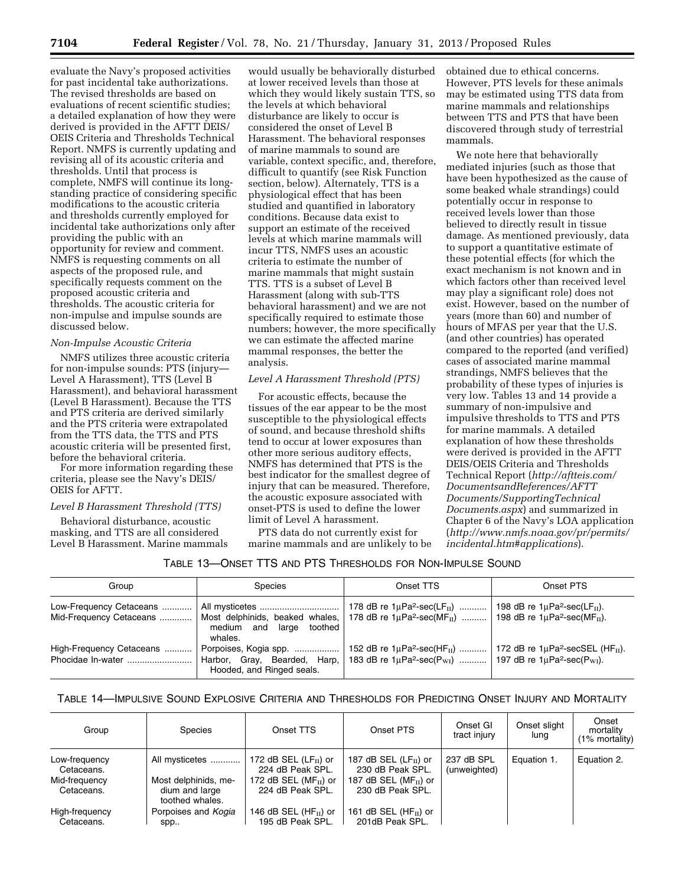evaluate the Navy's proposed activities for past incidental take authorizations. The revised thresholds are based on evaluations of recent scientific studies; a detailed explanation of how they were derived is provided in the AFTT DEIS/OEIS Criteria and Thresholds Technical Report. NMFS is currently updating and revising all of its acoustic criteria and thresholds. Until that process is complete, NMFS will continue its long-standing practice of considering specific modifications to the acoustic criteria and thresholds currently employed for incidental take authorizations only after providing the public with an opportunity for review and comment. NMFS is requesting comments on all aspects of the proposed rule, and specifically requests comment on the proposed acoustic criteria and thresholds. The acoustic criteria for non-impulse and impulse sounds are discussed below.

*Non-Impulse Acoustic Criteria*

NMFS utilizes three acoustic criteria for non-impulse sounds: PTS (injury—Level A Harassment), TTS (Level B Harassment), and behavioral harassment (Level B Harassment). Because the TTS and PTS criteria are derived similarly and the PTS criteria were extrapolated from the TTS data, the TTS and PTS acoustic criteria will be presented first, before the behavioral criteria.

For more information regarding these criteria, please see the Navy's DEIS/OEIS for AFTT.

*Level B Harassment Threshold (TTS)*

Behavioral disturbance, acoustic masking, and TTS are all considered Level B Harassment. Marine mammals would usually be behaviorally disturbed at lower received levels than those at which they would likely sustain TTS, so the levels at which behavioral disturbance are likely to occur is considered the onset of Level B Harassment. The behavioral responses of marine mammals to sound are variable, context specific, and, therefore, difficult to quantify (see Risk Function section, below). Alternately, TTS is a physiological effect that has been studied and quantified in laboratory conditions. Because data exist to support an estimate of the received levels at which marine mammals will incur TTS, NMFS uses an acoustic criteria to estimate the number of marine mammals that might sustain TTS. TTS is a subset of Level B Harassment (along with sub-TTS behavioral harassment) and we are not specifically required to estimate those numbers; however, the more specifically we can estimate the affected marine mammal responses, the better the analysis.

*Level A Harassment Threshold (PTS)*

For acoustic effects, because the tissues of the ear appear to be the most susceptible to the physiological effects of sound, and because threshold shifts tend to occur at lower exposures than other more serious auditory effects, NMFS has determined that PTS is the best indicator for the smallest degree of injury that can be measured. Therefore, the acoustic exposure associated with onset-PTS is used to define the lower limit of Level A harassment.

PTS data do not currently exist for marine mammals and are unlikely to be obtained due to ethical concerns. However, PTS levels for these animals may be estimated using TTS data from marine mammals and relationships between TTS and PTS that have been discovered through study of terrestrial mammals.

We note here that behaviorally mediated injuries (such as those that have been hypothesized as the cause of some beaked whale strandings) could potentially occur in response to received levels lower than those believed to directly result in tissue damage. As mentioned previously, data to support a quantitative estimate of these potential effects (for which the exact mechanism is not known and in which factors other than received level may play a significant role) does not exist. However, based on the number of years (more than 60) and number of hours of MFAS per year that the U.S. (and other countries) has operated compared to the reported (and verified) cases of associated marine mammal strandings, NMFS believes that the probability of these types of injuries is very low. Tables 13 and 14 provide a summary of non-impulsive and impulsive thresholds to TTS and PTS for marine mammals. A detailed explanation of how these thresholds were derived is provided in the AFTT DEIS/OEIS Criteria and Thresholds Technical Report (*http://aftteis.com/DocumentsandReferences/AFTTDocuments/SupportingTechnicalDocuments.aspx*) and summarized in Chapter 6 of the Navy's LOA application (*http://www.nmfs.noaa.gov/pr/permits/incidental.htm#applications*).

TABLE 13—ONSET TTS AND PTS THRESHOLDS FOR NON-IMPULSE SOUND

| Group | Species | Onset TTS | Onset PTS |
|---|---|---|---|
| Low-Frequency Cetaceans | All mysticetes | 178 dB re 1μPa$^2$-sec($LF_{II}$) | 198 dB re 1μPa$^2$-sec($LF_{II}$). |
| Mid-Frequency Cetaceans | Most delphinids, beaked whales, medium and large toothed whales. | 178 dB re 1μPa$^2$-sec($MF_{II}$) | 198 dB re 1μPa$^2$-sec($MF_{II}$). |
| High-Frequency Cetaceans | Porpoises, Kogia spp. | 152 dB re 1μPa$^2$-sec($HF_{II}$) | 172 dB re 1μPa$^2$-secSEL ($HF_{II}$). |
| Phocidae In-water | Harbor, Gray, Bearded, Harp, Hooded, and Ringed seals. | 183 dB re 1μPa$^2$-sec($P_{WI}$) | 197 dB re 1μPa$^2$-sec($P_{WI}$). |

TABLE 14—IMPULSIVE SOUND EXPLOSIVE CRITERIA AND THRESHOLDS FOR PREDICTING ONSET INJURY AND MORTALITY

| Group | Species | Onset TTS | Onset PTS | Onset GI tract injury | Onset slight lung | Onset mortality (1% mortality) |
|---|---|---|---|---|---|---|
| Low-frequency Cetaceans. | All mysticetes | 172 dB SEL ($LF_{II}$) or 224 dB Peak SPL. | 187 dB SEL ($LF_{II}$) or 230 dB Peak SPL. | 237 dB SPL (unweighted) | Equation 1. | Equation 2. |
| Mid-frequency Cetaceans. | Most delphinids, medium and large toothed whales. | 172 dB SEL ($MF_{II}$) or 224 dB Peak SPL. | 187 dB SEL ($MF_{II}$) or 230 dB Peak SPL. | | | |
| High-frequency Cetaceans. | Porpoises and *Kogia* spp.. | 146 dB SEL ($HF_{II}$) or 195 dB Peak SPL. | 161 dB SEL ($HF_{II}$) or 201dB Peak SPL. | | | |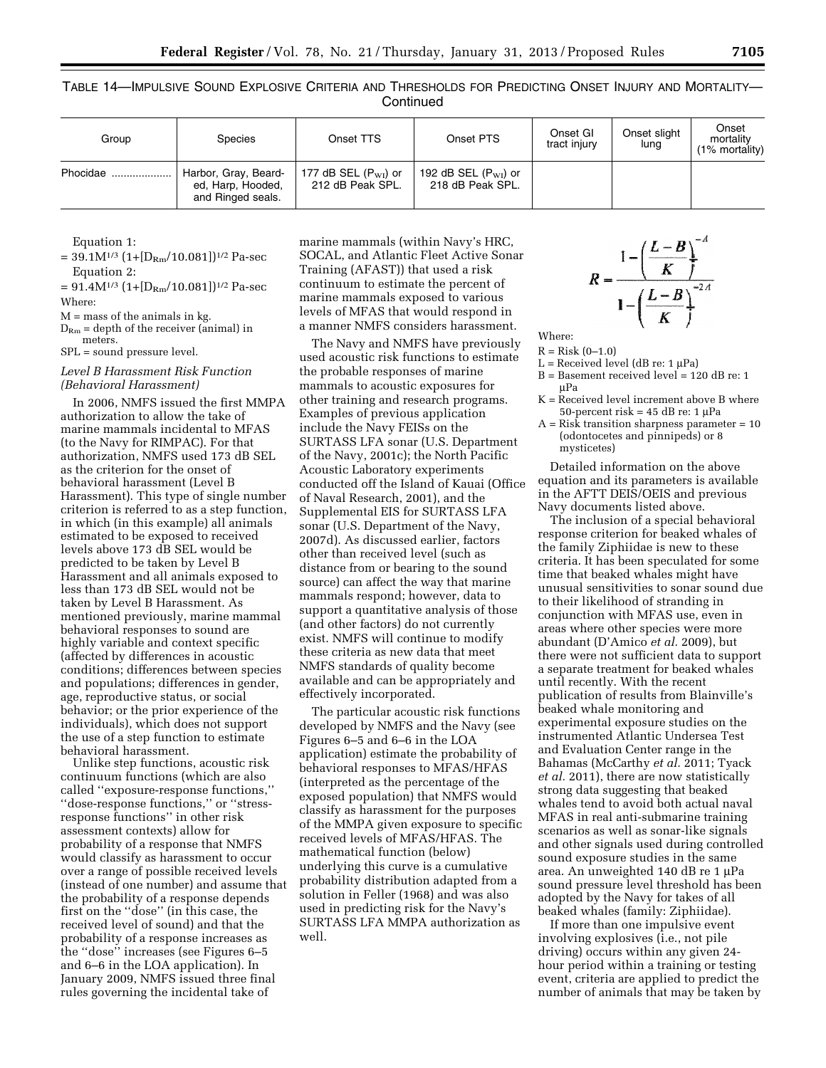TABLE 14—IMPULSIVE SOUND EXPLOSIVE CRITERIA AND THRESHOLDS FOR PREDICTING ONSET INJURY AND MORTALITY—Continued

| Group | Species | Onset TTS | Onset PTS | Onset GI tract injury | Onset slight lung | Onset mortality (1% mortality) |
|---|---|---|---|---|---|---|
| Phocidae | Harbor, Gray, Bearded, Harp, Hooded, and Ringed seals. | 177 dB SEL ($P_{WI}$) or 212 dB Peak SPL. | 192 dB SEL ($P_{WI}$) or 218 dB Peak SPL. | | | |

Equation 1:

$= 39.1M^{1/3} (1+[D_{Rm}/10.081])^{1/2}$ Pa-sec

Equation 2:

$= 91.4M^{1/3} (1+[D_{Rm}/10.081])^{1/2}$ Pa-sec

Where:

M = mass of the animals in kg.

$D_{Rm}$ = depth of the receiver (animal) in meters.

SPL = sound pressure level.

*Level B Harassment Risk Function (Behavioral Harassment)*

In 2006, NMFS issued the first MMPA authorization to allow the take of marine mammals incidental to MFAS (to the Navy for RIMPAC). For that authorization, NMFS used 173 dB SEL as the criterion for the onset of behavioral harassment (Level B Harassment). This type of single number criterion is referred to as a step function, in which (in this example) all animals estimated to be exposed to received levels above 173 dB SEL would be predicted to be taken by Level B Harassment and all animals exposed to less than 173 dB SEL would not be taken by Level B Harassment. As mentioned previously, marine mammal behavioral responses to sound are highly variable and context specific (affected by differences in acoustic conditions; differences between species and populations; differences in gender, age, reproductive status, or social behavior; or the prior experience of the individuals), which does not support the use of a step function to estimate behavioral harassment.

Unlike step functions, acoustic risk continuum functions (which are also called ''exposure-response functions,'' ''dose-response functions,'' or ''stress-response functions'' in other risk assessment contexts) allow for probability of a response that NMFS would classify as harassment to occur over a range of possible received levels (instead of one number) and assume that the probability of a response depends first on the ''dose'' (in this case, the received level of sound) and that the probability of a response increases as the ''dose'' increases (see Figures 6–5 and 6–6 in the LOA application). In January 2009, NMFS issued three final rules governing the incidental take of marine mammals (within Navy's HRC, SOCAL, and Atlantic Fleet Active Sonar Training (AFAST)) that used a risk continuum to estimate the percent of marine mammals exposed to various levels of MFAS that would respond in a manner NMFS considers harassment.

The Navy and NMFS have previously used acoustic risk functions to estimate the probable responses of marine mammals to acoustic exposures for other training and research programs. Examples of previous application include the Navy FEISs on the SURTASS LFA sonar (U.S. Department of the Navy, 2001c); the North Pacific Acoustic Laboratory experiments conducted off the Island of Kauai (Office of Naval Research, 2001), and the Supplemental EIS for SURTASS LFA sonar (U.S. Department of the Navy, 2007d). As discussed earlier, factors other than received level (such as distance from or bearing to the sound source) can affect the way that marine mammals respond; however, data to support a quantitative analysis of those (and other factors) do not currently exist. NMFS will continue to modify these criteria as new data that meet NMFS standards of quality become available and can be appropriately and effectively incorporated.

The particular acoustic risk functions developed by NMFS and the Navy (see Figures 6–5 and 6–6 in the LOA application) estimate the probability of behavioral responses to MFAS/HFAS (interpreted as the percentage of the exposed population) that NMFS would classify as harassment for the purposes of the MMPA given exposure to specific received levels of MFAS/HFAS. The mathematical function (below) underlying this curve is a cumulative probability distribution adapted from a solution in Feller (1968) and was also used in predicting risk for the Navy's SURTASS LFA MMPA authorization as well.

$$R = \frac{1 - \left(\frac{L-B}{K}\right)^{-A}}{1 - \left(\frac{L-B}{K}\right)^{-2A}}$$

Where:

R = Risk (0–1.0)

L = Received level (dB re: 1 μPa)

B = Basement received level = 120 dB re: 1 μPa

K = Received level increment above B where 50-percent risk = 45 dB re: 1 μPa

A = Risk transition sharpness parameter = 10 (odontocetes and pinnipeds) or 8 mysticetes)

Detailed information on the above equation and its parameters is available in the AFTT DEIS/OEIS and previous Navy documents listed above.

The inclusion of a special behavioral response criterion for beaked whales of the family Ziphiidae is new to these criteria. It has been speculated for some time that beaked whales might have unusual sensitivities to sonar sound due to their likelihood of stranding in conjunction with MFAS use, even in areas where other species were more abundant (D'Amico *et al.* 2009), but there were not sufficient data to support a separate treatment for beaked whales until recently. With the recent publication of results from Blainville's beaked whale monitoring and experimental exposure studies on the instrumented Atlantic Undersea Test and Evaluation Center range in the Bahamas (McCarthy *et al.* 2011; Tyack *et al.* 2011), there are now statistically strong data suggesting that beaked whales tend to avoid both actual naval MFAS in real anti-submarine training scenarios as well as sonar-like signals and other signals used during controlled sound exposure studies in the same area. An unweighted 140 dB re 1 μPa sound pressure level threshold has been adopted by the Navy for takes of all beaked whales (family: Ziphiidae).

If more than one impulsive event involving explosives (i.e., not pile driving) occurs within any given 24-hour period within a training or testing event, criteria are applied to predict the number of animals that may be taken by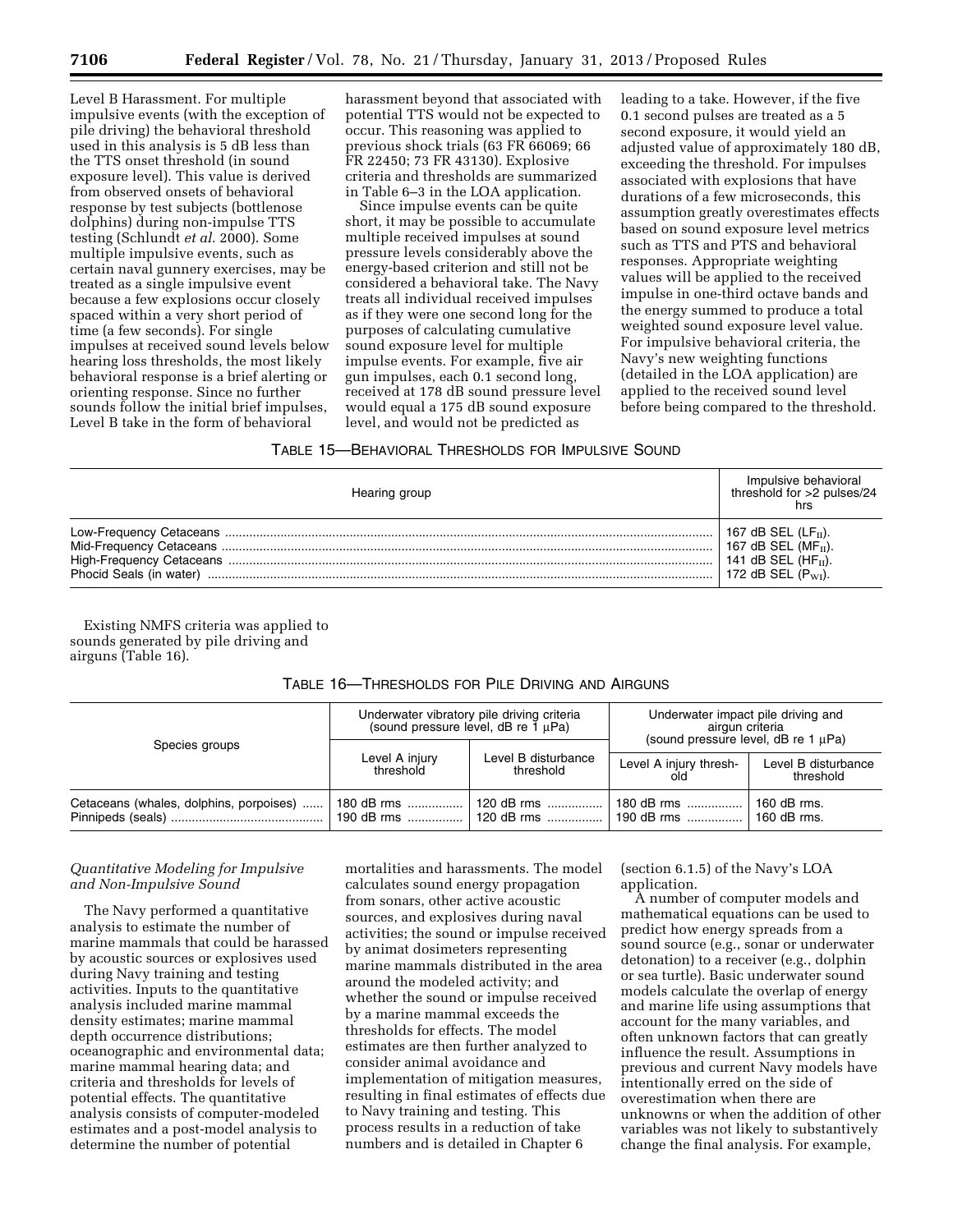Level B Harassment. For multiple impulsive events (with the exception of pile driving) the behavioral threshold used in this analysis is 5 dB less than the TTS onset threshold (in sound exposure level). This value is derived from observed onsets of behavioral response by test subjects (bottlenose dolphins) during non-impulse TTS testing (Schlundt *et al.* 2000). Some multiple impulsive events, such as certain naval gunnery exercises, may be treated as a single impulsive event because a few explosions occur closely spaced within a very short period of time (a few seconds). For single impulses at received sound levels below hearing loss thresholds, the most likely behavioral response is a brief alerting or orienting response. Since no further sounds follow the initial brief impulses, Level B take in the form of behavioral harassment beyond that associated with potential TTS would not be expected to occur. This reasoning was applied to previous shock trials (63 FR 66069; 66 FR 22450; 73 FR 43130). Explosive criteria and thresholds are summarized in Table 6–3 in the LOA application.

Since impulse events can be quite short, it may be possible to accumulate multiple received impulses at sound pressure levels considerably above the energy-based criterion and still not be considered a behavioral take. The Navy treats all individual received impulses as if they were one second long for the purposes of calculating cumulative sound exposure level for multiple impulse events. For example, five air gun impulses, each 0.1 second long, received at 178 dB sound pressure level would equal a 175 dB sound exposure level, and would not be predicted as leading to a take. However, if the five 0.1 second pulses are treated as a 5 second exposure, it would yield an adjusted value of approximately 180 dB, exceeding the threshold. For impulses associated with explosions that have durations of a few microseconds, this assumption greatly overestimates effects based on sound exposure level metrics such as TTS and PTS and behavioral responses. Appropriate weighting values will be applied to the received impulse in one-third octave bands and the energy summed to produce a total weighted sound exposure level value. For impulsive behavioral criteria, the Navy's new weighting functions (detailed in the LOA application) are applied to the received sound level before being compared to the threshold.

TABLE 15—BEHAVIORAL THRESHOLDS FOR IMPULSIVE SOUND

| Hearing group | Impulsive behavioral threshold for >2 pulses/24 hrs |
|---|---|
| Low-Frequency Cetaceans | 167 dB SEL ($LF_{II}$). |
| Mid-Frequency Cetaceans | 167 dB SEL ($MF_{II}$). |
| High-Frequency Cetaceans | 141 dB SEL ($HF_{II}$). |
| Phocid Seals (in water) | 172 dB SEL ($P_{WI}$). |

Existing NMFS criteria was applied to sounds generated by pile driving and airguns (Table 16).

TABLE 16—THRESHOLDS FOR PILE DRIVING AND AIRGUNS

| Species groups | Underwater vibratory pile driving criteria (sound pressure level, dB re 1 µPa) | | Underwater impact pile driving and airgun criteria (sound pressure level, dB re 1 µPa) | |
|---|---|---|---|---|
| | Level A injury threshold | Level B disturbance threshold | Level A injury threshold | Level B disturbance threshold |
| Cetaceans (whales, dolphins, porpoises) | 180 dB rms | 120 dB rms | 180 dB rms | 160 dB rms. |
| Pinnipeds (seals) | 190 dB rms | 120 dB rms | 190 dB rms | 160 dB rms. |

*Quantitative Modeling for Impulsive and Non-Impulsive Sound*

The Navy performed a quantitative analysis to estimate the number of marine mammals that could be harassed by acoustic sources or explosives used during Navy training and testing activities. Inputs to the quantitative analysis included marine mammal density estimates; marine mammal depth occurrence distributions; oceanographic and environmental data; marine mammal hearing data; and criteria and thresholds for levels of potential effects. The quantitative analysis consists of computer-modeled estimates and a post-model analysis to determine the number of potential mortalities and harassments. The model calculates sound energy propagation from sonars, other active acoustic sources, and explosives during naval activities; the sound or impulse received by animat dosimeters representing marine mammals distributed in the area around the modeled activity; and whether the sound or impulse received by a marine mammal exceeds the thresholds for effects. The model estimates are then further analyzed to consider animal avoidance and implementation of mitigation measures, resulting in final estimates of effects due to Navy training and testing. This process results in a reduction of take numbers and is detailed in Chapter 6 (section 6.1.5) of the Navy's LOA application.

A number of computer models and mathematical equations can be used to predict how energy spreads from a sound source (e.g., sonar or underwater detonation) to a receiver (e.g., dolphin or sea turtle). Basic underwater sound models calculate the overlap of energy and marine life using assumptions that account for the many variables, and often unknown factors that can greatly influence the result. Assumptions in previous and current Navy models have intentionally erred on the side of overestimation when there are unknowns or when the addition of other variables was not likely to substantively change the final analysis. For example,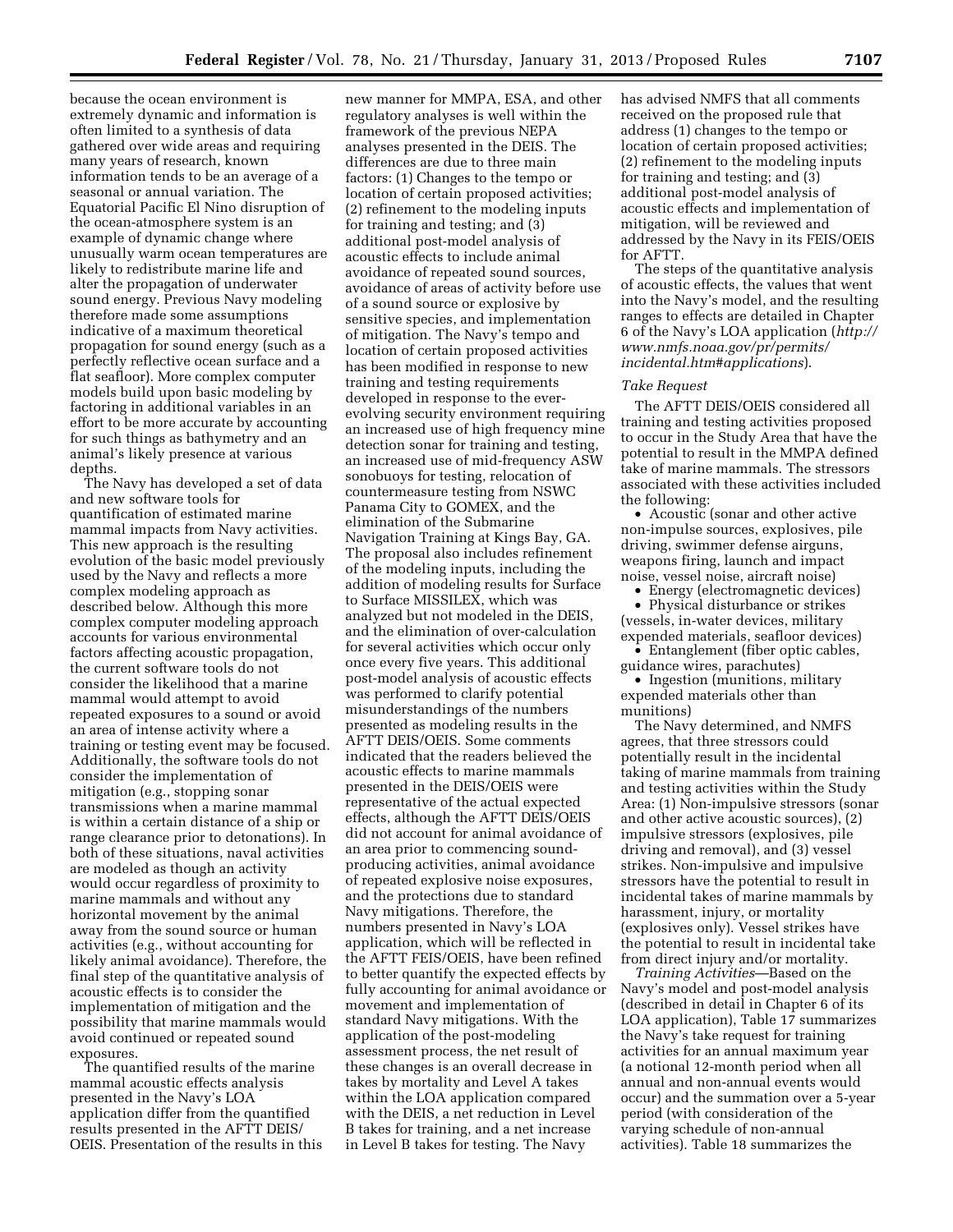because the ocean environment is extremely dynamic and information is often limited to a synthesis of data gathered over wide areas and requiring many years of research, known information tends to be an average of a seasonal or annual variation. The Equatorial Pacific El Nino disruption of the ocean-atmosphere system is an example of dynamic change where unusually warm ocean temperatures are likely to redistribute marine life and alter the propagation of underwater sound energy. Previous Navy modeling therefore made some assumptions indicative of a maximum theoretical propagation for sound energy (such as a perfectly reflective ocean surface and a flat seafloor). More complex computer models build upon basic modeling by factoring in additional variables in an effort to be more accurate by accounting for such things as bathymetry and an animal's likely presence at various depths.

The Navy has developed a set of data and new software tools for quantification of estimated marine mammal impacts from Navy activities. This new approach is the resulting evolution of the basic model previously used by the Navy and reflects a more complex modeling approach as described below. Although this more complex computer modeling approach accounts for various environmental factors affecting acoustic propagation, the current software tools do not consider the likelihood that a marine mammal would attempt to avoid repeated exposures to a sound or avoid an area of intense activity where a training or testing event may be focused. Additionally, the software tools do not consider the implementation of mitigation (e.g., stopping sonar transmissions when a marine mammal is within a certain distance of a ship or range clearance prior to detonations). In both of these situations, naval activities are modeled as though an activity would occur regardless of proximity to marine mammals and without any horizontal movement by the animal away from the sound source or human activities (e.g., without accounting for likely animal avoidance). Therefore, the final step of the quantitative analysis of acoustic effects is to consider the implementation of mitigation and the possibility that marine mammals would avoid continued or repeated sound exposures.

The quantified results of the marine mammal acoustic effects analysis presented in the Navy's LOA application differ from the quantified results presented in the AFTT DEIS/OEIS. Presentation of the results in this new manner for MMPA, ESA, and other regulatory analyses is well within the framework of the previous NEPA analyses presented in the DEIS. The differences are due to three main factors: (1) Changes to the tempo or location of certain proposed activities; (2) refinement to the modeling inputs for training and testing; and (3) additional post-model analysis of acoustic effects to include animal avoidance of repeated sound sources, avoidance of areas of activity before use of a sound source or explosive by sensitive species, and implementation of mitigation. The Navy's tempo and location of certain proposed activities has been modified in response to new training and testing requirements developed in response to the ever-evolving security environment requiring an increased use of high frequency mine detection sonar for training and testing, an increased use of mid-frequency ASW sonobuoys for testing, relocation of countermeasure testing from NSWC Panama City to GOMEX, and the elimination of the Submarine Navigation Training at Kings Bay, GA. The proposal also includes refinement of the modeling inputs, including the addition of modeling results for Surface to Surface MISSILEX, which was analyzed but not modeled in the DEIS, and the elimination of over-calculation for several activities which occur only once every five years. This additional post-model analysis of acoustic effects was performed to clarify potential misunderstandings of the numbers presented as modeling results in the AFTT DEIS/OEIS. Some comments indicated that the readers believed the acoustic effects to marine mammals presented in the DEIS/OEIS were representative of the actual expected effects, although the AFTT DEIS/OEIS did not account for animal avoidance of an area prior to commencing sound-producing activities, animal avoidance of repeated explosive noise exposures, and the protections due to standard Navy mitigations. Therefore, the numbers presented in Navy's LOA application, which will be reflected in the AFTT FEIS/OEIS, have been refined to better quantify the expected effects by fully accounting for animal avoidance or movement and implementation of standard Navy mitigations. With the application of the post-modeling assessment process, the net result of these changes is an overall decrease in takes by mortality and Level A takes within the LOA application compared with the DEIS, a net reduction in Level B takes for training, and a net increase in Level B takes for testing. The Navy has advised NMFS that all comments received on the proposed rule that address (1) changes to the tempo or location of certain proposed activities; (2) refinement to the modeling inputs for training and testing; and (3) additional post-model analysis of acoustic effects and implementation of mitigation, will be reviewed and addressed by the Navy in its FEIS/OEIS for AFTT.

The steps of the quantitative analysis of acoustic effects, the values that went into the Navy's model, and the resulting ranges to effects are detailed in Chapter 6 of the Navy's LOA application (*http://www.nmfs.noaa.gov/pr/permits/incidental.htm#applications*).

*Take Request*

The AFTT DEIS/OEIS considered all training and testing activities proposed to occur in the Study Area that have the potential to result in the MMPA defined take of marine mammals. The stressors associated with these activities included the following:

- Acoustic (sonar and other active non-impulse sources, explosives, pile driving, swimmer defense airguns, weapons firing, launch and impact noise, vessel noise, aircraft noise)
- Energy (electromagnetic devices)
- Physical disturbance or strikes (vessels, in-water devices, military expended materials, seafloor devices)
- Entanglement (fiber optic cables, guidance wires, parachutes)
- Ingestion (munitions, military expended materials other than munitions)

The Navy determined, and NMFS agrees, that three stressors could potentially result in the incidental taking of marine mammals from training and testing activities within the Study Area: (1) Non-impulsive stressors (sonar and other active acoustic sources), (2) impulsive stressors (explosives, pile driving and removal), and (3) vessel strikes. Non-impulsive and impulsive stressors have the potential to result in incidental takes of marine mammals by harassment, injury, or mortality (explosives only). Vessel strikes have the potential to result in incidental take from direct injury and/or mortality.

*Training Activities*—Based on the Navy's model and post-model analysis (described in detail in Chapter 6 of its LOA application), Table 17 summarizes the Navy's take request for training activities for an annual maximum year (a notional 12-month period when all annual and non-annual events would occur) and the summation over a 5-year period (with consideration of the varying schedule of non-annual activities). Table 18 summarizes the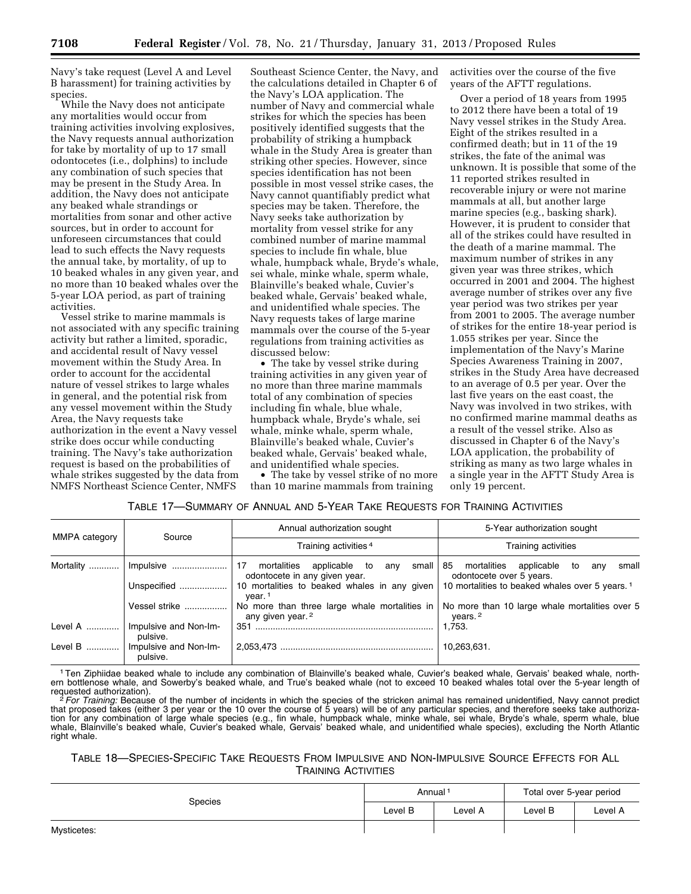Navy's take request (Level A and Level B harassment) for training activities by species.

While the Navy does not anticipate any mortalities would occur from training activities involving explosives, the Navy requests annual authorization for take by mortality of up to 17 small odontocetes (i.e., dolphins) to include any combination of such species that may be present in the Study Area. In addition, the Navy does not anticipate any beaked whale strandings or mortalities from sonar and other active sources, but in order to account for unforeseen circumstances that could lead to such effects the Navy requests the annual take, by mortality, of up to 10 beaked whales in any given year, and no more than 10 beaked whales over the 5-year LOA period, as part of training activities.

Vessel strike to marine mammals is not associated with any specific training activity but rather a limited, sporadic, and accidental result of Navy vessel movement within the Study Area. In order to account for the accidental nature of vessel strikes to large whales in general, and the potential risk from any vessel movement within the Study Area, the Navy requests take authorization in the event a Navy vessel strike does occur while conducting training. The Navy's take authorization request is based on the probabilities of whale strikes suggested by the data from NMFS Northeast Science Center, NMFS Southeast Science Center, the Navy, and the calculations detailed in Chapter 6 of the Navy's LOA application. The number of Navy and commercial whale strikes for which the species has been positively identified suggests that the probability of striking a humpback whale in the Study Area is greater than striking other species. However, since species identification has not been possible in most vessel strike cases, the Navy cannot quantifiably predict what species may be taken. Therefore, the Navy seeks take authorization by mortality from vessel strike for any combined number of marine mammal species to include fin whale, blue whale, humpback whale, Bryde's whale, sei whale, minke whale, sperm whale, Blainville's beaked whale, Cuvier's beaked whale, Gervais' beaked whale, and unidentified whale species. The Navy requests takes of large marine mammals over the course of the 5-year regulations from training activities as discussed below:

- The take by vessel strike during training activities in any given year of no more than three marine mammals total of any combination of species including fin whale, blue whale, humpback whale, Bryde's whale, sei whale, minke whale, sperm whale, Blainville's beaked whale, Cuvier's beaked whale, Gervais' beaked whale, and unidentified whale species.
- The take by vessel strike of no more than 10 marine mammals from training activities over the course of the five years of the AFTT regulations.

Over a period of 18 years from 1995 to 2012 there have been a total of 19 Navy vessel strikes in the Study Area. Eight of the strikes resulted in a confirmed death; but in 11 of the 19 strikes, the fate of the animal was unknown. It is possible that some of the 11 reported strikes resulted in recoverable injury or were not marine mammals at all, but another large marine species (e.g., basking shark). However, it is prudent to consider that all of the strikes could have resulted in the death of a marine mammal. The maximum number of strikes in any given year was three strikes, which occurred in 2001 and 2004. The highest average number of strikes over any five year period was two strikes per year from 2001 to 2005. The average number of strikes for the entire 18-year period is 1.055 strikes per year. Since the implementation of the Navy's Marine Species Awareness Training in 2007, strikes in the Study Area have decreased to an average of 0.5 per year. Over the last five years on the east coast, the Navy was involved in two strikes, with no confirmed marine mammal deaths as a result of the vessel strike. Also as discussed in Chapter 6 of the Navy's LOA application, the probability of striking as many as two large whales in a single year in the AFTT Study Area is only 19 percent.

TABLE 17—SUMMARY OF ANNUAL AND 5-YEAR TAKE REQUESTS FOR TRAINING ACTIVITIES

| MMPA category | Source | Annual authorization sought | 5-Year authorization sought |
|---|---|---|---|
| | | Training activities [4] | Training activities |
| Mortality | Impulsive | 17 mortalities applicable to any small odontocete in any given year. | 85 mortalities applicable to any small odontocete over 5 years. |
| | Unspecified | 10 mortalities to beaked whales in any given year. [1] | 10 mortalities to beaked whales over 5 years. [1] |
| | Vessel strike | No more than three large whale mortalities in any given year. [2] | No more than 10 large whale mortalities over 5 years. [2] |
| Level A | Impulsive and Non-Impulsive. | 351 | 1,753. |
| Level B | Impulsive and Non-Impulsive. | 2,053,473 | 10,263,631. |

[1] Ten Ziphiidae beaked whale to include any combination of Blainville's beaked whale, Cuvier's beaked whale, Gervais' beaked whale, northern bottlenose whale, and Sowerby's beaked whale, and True's beaked whale (not to exceed 10 beaked whales total over the 5-year length of requested authorization).

[2] *For Training:* Because of the number of incidents in which the species of the stricken animal has remained unidentified, Navy cannot predict that proposed takes (either 3 per year or the 10 over the course of 5 years) will be of any particular species, and therefore seeks take authorization for any combination of large whale species (e.g., fin whale, humpback whale, minke whale, sei whale, Bryde's whale, sperm whale, blue whale, Blainville's beaked whale, Cuvier's beaked whale, Gervais' beaked whale, and unidentified whale species), excluding the North Atlantic right whale.

TABLE 18—SPECIES-SPECIFIC TAKE REQUESTS FROM IMPULSIVE AND NON-IMPULSIVE SOURCE EFFECTS FOR ALL TRAINING ACTIVITIES

| Species | Annual [1] | | Total over 5-year period | |
|---|---|---|---|---|
| | Level B | Level A | Level B | Level A |
| Mysticetes: | | | | |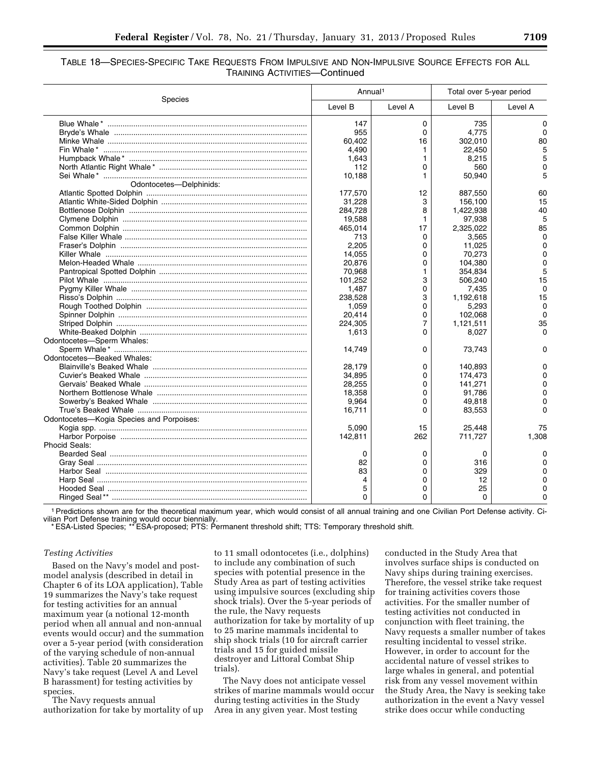TABLE 18—SPECIES-SPECIFIC TAKE REQUESTS FROM IMPULSIVE AND NON-IMPULSIVE SOURCE EFFECTS FOR ALL TRAINING ACTIVITIES—Continued

| Species | Annual[1] | | Total over 5-year period | |
|---|---|---|---|---|
| | Level B | Level A | Level B | Level A |
| Blue Whale* | 147 | 0 | 735 | 0 |
| Bryde's Whale | 955 | 0 | 4,775 | 0 |
| Minke Whale | 60,402 | 16 | 302,010 | 80 |
| Fin Whale* | 4,490 | 1 | 22,450 | 5 |
| Humpback Whale* | 1,643 | 1 | 8,215 | 5 |
| North Atlantic Right Whale* | 112 | 0 | 560 | 0 |
| Sei Whale* | 10,188 | 1 | 50,940 | 5 |
| Odontocetes—Delphinids: | | | | |
| Atlantic Spotted Dolphin | 177,570 | 12 | 887,550 | 60 |
| Atlantic White-Sided Dolphin | 31,228 | 3 | 156,100 | 15 |
| Bottlenose Dolphin | 284,728 | 8 | 1,422,938 | 40 |
| Clymene Dolphin | 19,588 | 1 | 97,938 | 5 |
| Common Dolphin | 465,014 | 17 | 2,325,022 | 85 |
| False Killer Whale | 713 | 0 | 3,565 | 0 |
| Fraser's Dolphin | 2,205 | 0 | 11,025 | 0 |
| Killer Whale | 14,055 | 0 | 70,273 | 0 |
| Melon-Headed Whale | 20,876 | 0 | 104,380 | 0 |
| Pantropical Spotted Dolphin | 70,968 | 1 | 354,834 | 5 |
| Pilot Whale | 101,252 | 3 | 506,240 | 15 |
| Pygmy Killer Whale | 1,487 | 0 | 7,435 | 0 |
| Risso's Dolphin | 238,528 | 3 | 1,192,618 | 15 |
| Rough Toothed Dolphin | 1,059 | 0 | 5,293 | 0 |
| Spinner Dolphin | 20,414 | 0 | 102,068 | 0 |
| Striped Dolphin | 224,305 | 7 | 1,121,511 | 35 |
| White-Beaked Dolphin | 1,613 | 0 | 8,027 | 0 |
| Odontocetes—Sperm Whales: | | | | |
| Sperm Whale* | 14,749 | 0 | 73,743 | 0 |
| Odontocetes—Beaked Whales: | | | | |
| Blainville's Beaked Whale | 28,179 | 0 | 140,893 | 0 |
| Cuvier's Beaked Whale | 34,895 | 0 | 174,473 | 0 |
| Gervais' Beaked Whale | 28,255 | 0 | 141,271 | 0 |
| Northern Bottlenose Whale | 18,358 | 0 | 91,786 | 0 |
| Sowerby's Beaked Whale | 9,964 | 0 | 49,818 | 0 |
| True's Beaked Whale | 16,711 | 0 | 83,553 | 0 |
| Odontocetes—Kogia Species and Porpoises: | | | | |
| Kogia spp. | 5,090 | 15 | 25,448 | 75 |
| Harbor Porpoise | 142,811 | 262 | 711,727 | 1,308 |
| Phocid Seals: | | | | |
| Bearded Seal | 0 | 0 | 0 | 0 |
| Gray Seal | 82 | 0 | 316 | 0 |
| Harbor Seal | 83 | 0 | 329 | 0 |
| Harp Seal | 4 | 0 | 12 | 0 |
| Hooded Seal | 5 | 0 | 25 | 0 |
| Ringed Seal** | 0 | 0 | 0 | 0 |

[1] Predictions shown are for the theoretical maximum year, which would consist of all annual training and one Civilian Port Defense activity. Civilian Port Defense training would occur biennially.

* ESA-Listed Species; ** ESA-proposed; PTS: Permanent threshold shift; TTS: Temporary threshold shift.

*Testing Activities*

Based on the Navy's model and post-model analysis (described in detail in Chapter 6 of its LOA application), Table 19 summarizes the Navy's take request for testing activities for an annual maximum year (a notional 12-month period when all annual and non-annual events would occur) and the summation over a 5-year period (with consideration of the varying schedule of non-annual activities). Table 20 summarizes the Navy's take request (Level A and Level B harassment) for testing activities by species.

The Navy requests annual authorization for take by mortality of up to 11 small odontocetes (i.e., dolphins) to include any combination of such species with potential presence in the Study Area as part of testing activities using impulsive sources (excluding ship shock trials). Over the 5-year periods of the rule, the Navy requests authorization for take by mortality of up to 25 marine mammals incidental to ship shock trials (10 for aircraft carrier trials and 15 for guided missile destroyer and Littoral Combat Ship trials).

The Navy does not anticipate vessel strikes of marine mammals would occur during testing activities in the Study Area in any given year. Most testing conducted in the Study Area that involves surface ships is conducted on Navy ships during training exercises. Therefore, the vessel strike take request for training activities covers those activities. For the smaller number of testing activities not conducted in conjunction with fleet training, the Navy requests a smaller number of takes resulting incidental to vessel strike. However, in order to account for the accidental nature of vessel strikes to large whales in general, and potential risk from any vessel movement within the Study Area, the Navy is seeking take authorization in the event a Navy vessel strike does occur while conducting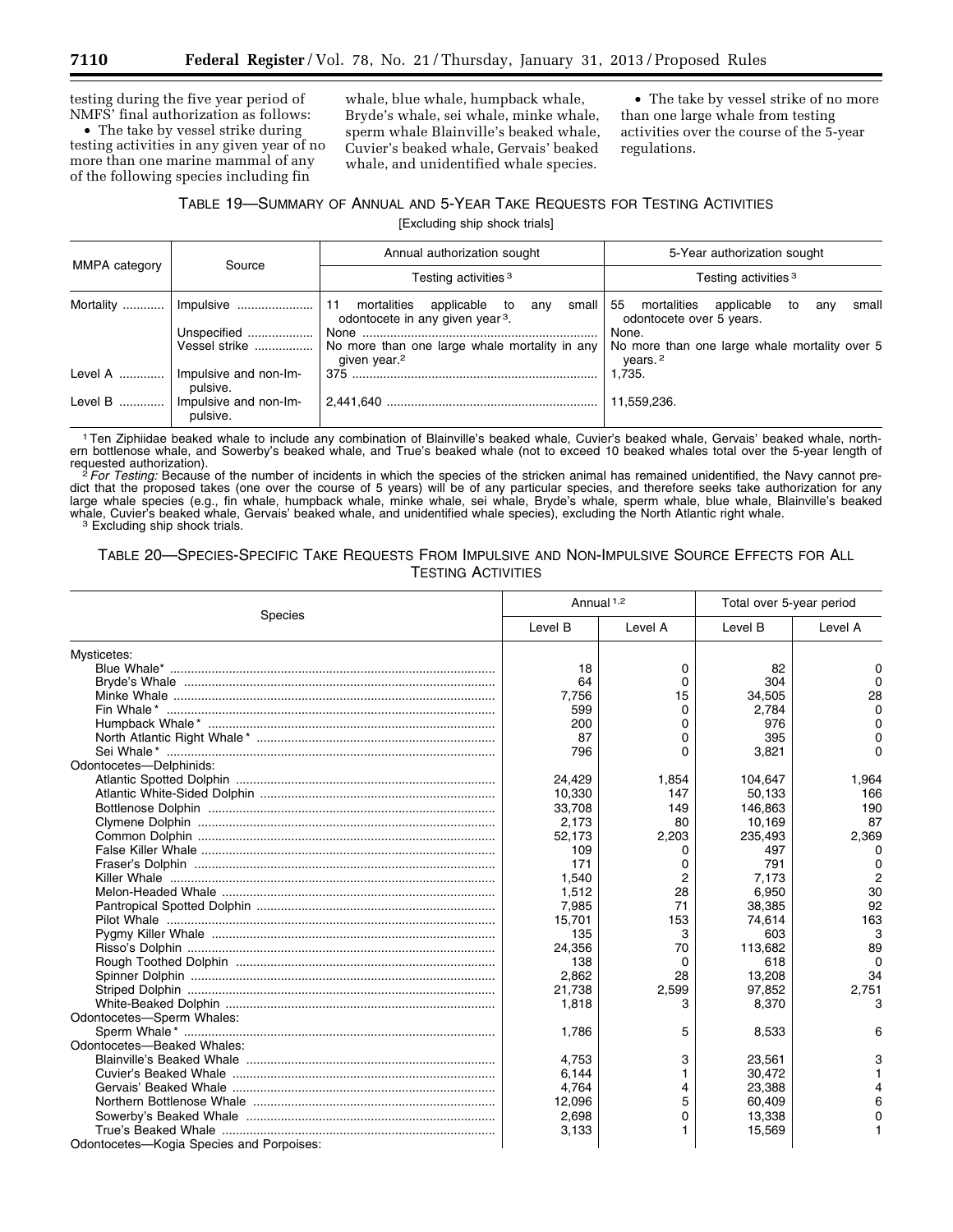testing during the five year period of NMFS' final authorization as follows:

- The take by vessel strike during testing activities in any given year of no more than one marine mammal of any of the following species including fin whale, blue whale, humpback whale, Bryde's whale, sei whale, minke whale, sperm whale Blainville's beaked whale, Cuvier's beaked whale, Gervais' beaked whale, and unidentified whale species.
- The take by vessel strike of no more than one large whale from testing activities over the course of the 5-year regulations.

TABLE 19—SUMMARY OF ANNUAL AND 5-YEAR TAKE REQUESTS FOR TESTING ACTIVITIES

[Excluding ship shock trials]

| MMPA category | Source | Annual authorization sought | 5-Year authorization sought |
|---|---|---|---|
| | | Testing activities [3] | Testing activities [3] |
| Mortality | Impulsive | 11 mortalities applicable to any small odontocete in any given year [3]. | 55 mortalities applicable to any small odontocete over 5 years. |
| | Unspecified | None | None. |
| | Vessel strike | No more than one large whale mortality in any given year.[2] | No more than one large whale mortality over 5 years.[2] |
| Level A | Impulsive and non-Impulsive. | 375 | 1,735. |
| Level B | Impulsive and non-Impulsive. | 2,441,640 | 11,559,236. |

[1] Ten Ziphiidae beaked whale to include any combination of Blainville's beaked whale, Cuvier's beaked whale, Gervais' beaked whale, northern bottlenose whale, and Sowerby's beaked whale, and True's beaked whale (not to exceed 10 beaked whales total over the 5-year length of requested authorization).

[2] *For Testing:* Because of the number of incidents in which the species of the stricken animal has remained unidentified, the Navy cannot predict that the proposed takes (one over the course of 5 years) will be of any particular species, and therefore seeks take authorization for any large whale species (e.g., fin whale, humpback whale, minke whale, sei whale, Bryde's whale, sperm whale, blue whale, Blainville's beaked whale, Cuvier's beaked whale, Gervais' beaked whale, and unidentified whale species), excluding the North Atlantic right whale.

[3] Excluding ship shock trials.

TABLE 20—SPECIES-SPECIFIC TAKE REQUESTS FROM IMPULSIVE AND NON-IMPULSIVE SOURCE EFFECTS FOR ALL TESTING ACTIVITIES

| Species | Annual [1,2] | | Total over 5-year period | |
|---|---|---|---|---|
| | Level B | Level A | Level B | Level A |
| Mysticetes: | | | | |
| Blue Whale* | 18 | 0 | 82 | 0 |
| Bryde's Whale | 64 | 0 | 304 | 0 |
| Minke Whale | 7,756 | 15 | 34,505 | 28 |
| Fin Whale* | 599 | 0 | 2,784 | 0 |
| Humpback Whale* | 200 | 0 | 976 | 0 |
| North Atlantic Right Whale* | 87 | 0 | 395 | 0 |
| Sei Whale* | 796 | 0 | 3,821 | 0 |
| Odontocetes—Delphinids: | | | | |
| Atlantic Spotted Dolphin | 24,429 | 1,854 | 104,647 | 1,964 |
| Atlantic White-Sided Dolphin | 10,330 | 147 | 50,133 | 166 |
| Bottlenose Dolphin | 33,708 | 149 | 146,863 | 190 |
| Clymene Dolphin | 2,173 | 80 | 10,169 | 87 |
| Common Dolphin | 52,173 | 2,203 | 235,493 | 2,369 |
| False Killer Whale | 109 | 0 | 497 | 0 |
| Fraser's Dolphin | 171 | 0 | 791 | 0 |
| Killer Whale | 1,540 | 2 | 7,173 | 2 |
| Melon-Headed Whale | 1,512 | 28 | 6,950 | 30 |
| Pantropical Spotted Dolphin | 7,985 | 71 | 38,385 | 92 |
| Pilot Whale | 15,701 | 153 | 74,614 | 163 |
| Pygmy Killer Whale | 135 | 3 | 603 | 3 |
| Risso's Dolphin | 24,356 | 70 | 113,682 | 89 |
| Rough Toothed Dolphin | 138 | 0 | 618 | 0 |
| Spinner Dolphin | 2,862 | 28 | 13,208 | 34 |
| Striped Dolphin | 21,738 | 2,599 | 97,852 | 2,751 |
| White-Beaked Dolphin | 1,818 | 3 | 8,370 | 3 |
| Odontocetes—Sperm Whales: | | | | |
| Sperm Whale* | 1,786 | 5 | 8,533 | 6 |
| Odontocetes—Beaked Whales: | | | | |
| Blainville's Beaked Whale | 4,753 | 3 | 23,561 | 3 |
| Cuvier's Beaked Whale | 6,144 | 1 | 30,472 | 1 |
| Gervais' Beaked Whale | 4,764 | 4 | 23,388 | 4 |
| Northern Bottlenose Whale | 12,096 | 5 | 60,409 | 6 |
| Sowerby's Beaked Whale | 2,698 | 0 | 13,338 | 0 |
| True's Beaked Whale | 3,133 | 1 | 15,569 | 1 |
| Odontocetes—Kogia Species and Porpoises: | | | | |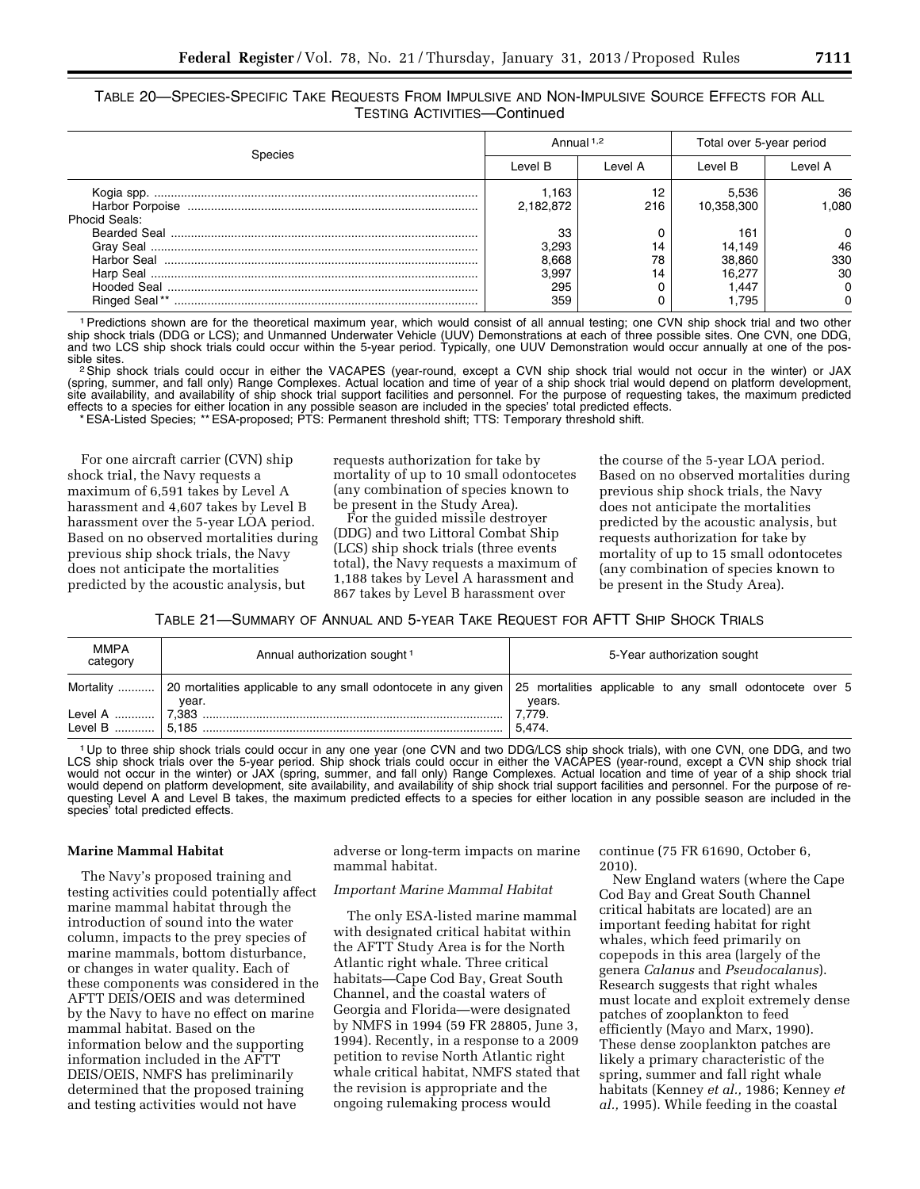TABLE 20—SPECIES-SPECIFIC TAKE REQUESTS FROM IMPULSIVE AND NON-IMPULSIVE SOURCE EFFECTS FOR ALL TESTING ACTIVITIES—Continued

| Species | Annual [1,2] | | Total over 5-year period | |
|---|---|---|---|---|
| | Level B | Level A | Level B | Level A |
| Kogia spp. | 1,163 | 12 | 5,536 | 36 |
| Harbor Porpoise | 2,182,872 | 216 | 10,358,300 | 1,080 |
| Phocid Seals: | | | | |
| Bearded Seal | 33 | 0 | 161 | 0 |
| Gray Seal | 3,293 | 14 | 14,149 | 46 |
| Harbor Seal | 8,668 | 78 | 38,860 | 330 |
| Harp Seal | 3,997 | 14 | 16,277 | 30 |
| Hooded Seal | 295 | 0 | 1,447 | 0 |
| Ringed Seal ** | 359 | 0 | 1,795 | 0 |

[1] Predictions shown are for the theoretical maximum year, which would consist of all annual testing; one CVN ship shock trial and two other ship shock trials (DDG or LCS); and Unmanned Underwater Vehicle (UUV) Demonstrations at each of three possible sites. One CVN, one DDG, and two LCS ship shock trials could occur within the 5-year period. Typically, one UUV Demonstration would occur annually at one of the possible sites.

[2] Ship shock trials could occur in either the VACAPES (year-round, except a CVN ship shock trial would not occur in the winter) or JAX (spring, summer, and fall only) Range Complexes. Actual location and time of year of a ship shock trial would depend on platform development, site availability, and availability of ship shock trial support facilities and personnel. For the purpose of requesting takes, the maximum predicted effects to a species for either location in any possible season are included in the species' total predicted effects.

* ESA-Listed Species; ** ESA-proposed; PTS: Permanent threshold shift; TTS: Temporary threshold shift.

For one aircraft carrier (CVN) ship shock trial, the Navy requests a maximum of 6,591 takes by Level A harassment and 4,607 takes by Level B harassment over the 5-year LOA period. Based on no observed mortalities during previous ship shock trials, the Navy does not anticipate the mortalities predicted by the acoustic analysis, but requests authorization for take by mortality of up to 10 small odontocetes (any combination of species known to be present in the Study Area).

For the guided missile destroyer (DDG) and two Littoral Combat Ship (LCS) ship shock trials (three events total), the Navy requests a maximum of 1,188 takes by Level A harassment and 867 takes by Level B harassment over the course of the 5-year LOA period. Based on no observed mortalities during previous ship shock trials, the Navy does not anticipate the mortalities predicted by the acoustic analysis, but requests authorization for take by mortality of up to 15 small odontocetes (any combination of species known to be present in the Study Area).

TABLE 21—SUMMARY OF ANNUAL AND 5-YEAR TAKE REQUEST FOR AFTT SHIP SHOCK TRIALS

| MMPA category | Annual authorization sought [1] | 5-Year authorization sought |
|---|---|---|
| Mortality | 20 mortalities applicable to any small odontocete in any given year. | 25 mortalities applicable to any small odontocete over 5 years. |
| Level A | 7,383 | 7,779. |
| Level B | 5,185 | 5,474. |

[1] Up to three ship shock trials could occur in any one year (one CVN and two DDG/LCS ship shock trials), with one CVN, one DDG, and two LCS ship shock trials over the 5-year period. Ship shock trials could occur in either the VACAPES (year-round, except a CVN ship shock trial would not occur in the winter) or JAX (spring, summer, and fall only) Range Complexes. Actual location and time of year of a ship shock trial would depend on platform development, site availability, and availability of ship shock trial support facilities and personnel. For the purpose of requesting Level A and Level B takes, the maximum predicted effects to a species for either location in any possible season are included in the species' total predicted effects.

**Marine Mammal Habitat**

The Navy's proposed training and testing activities could potentially affect marine mammal habitat through the introduction of sound into the water column, impacts to the prey species of marine mammals, bottom disturbance, or changes in water quality. Each of these components was considered in the AFTT DEIS/OEIS and was determined by the Navy to have no effect on marine mammal habitat. Based on the information below and the supporting information included in the AFTT DEIS/OEIS, NMFS has preliminarily determined that the proposed training and testing activities would not have adverse or long-term impacts on marine mammal habitat.

*Important Marine Mammal Habitat*

The only ESA-listed marine mammal with designated critical habitat within the AFTT Study Area is for the North Atlantic right whale. Three critical habitats—Cape Cod Bay, Great South Channel, and the coastal waters of Georgia and Florida—were designated by NMFS in 1994 (59 FR 28805, June 3, 1994). Recently, in a response to a 2009 petition to revise North Atlantic right whale critical habitat, NMFS stated that the revision is appropriate and the ongoing rulemaking process would continue (75 FR 61690, October 6, 2010).

New England waters (where the Cape Cod Bay and Great South Channel critical habitats are located) are an important feeding habitat for right whales, which feed primarily on copepods in this area (largely of the genera *Calanus* and *Pseudocalanus*). Research suggests that right whales must locate and exploit extremely dense patches of zooplankton to feed efficiently (Mayo and Marx, 1990). These dense zooplankton patches are likely a primary characteristic of the spring, summer and fall right whale habitats (Kenney *et al.,* 1986; Kenney *et al.,* 1995). While feeding in the coastal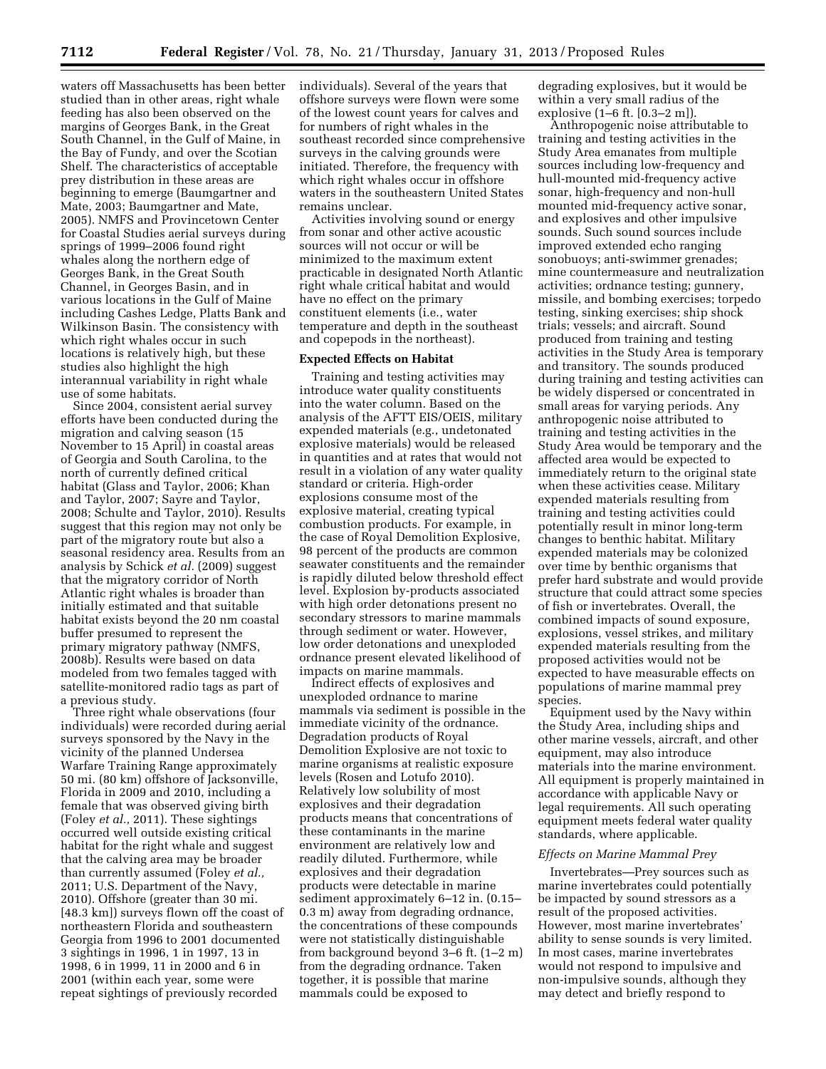waters off Massachusetts has been better studied than in other areas, right whale feeding has also been observed on the margins of Georges Bank, in the Great South Channel, in the Gulf of Maine, in the Bay of Fundy, and over the Scotian Shelf. The characteristics of acceptable prey distribution in these areas are beginning to emerge (Baumgartner and Mate, 2003; Baumgartner and Mate, 2005). NMFS and Provincetown Center for Coastal Studies aerial surveys during springs of 1999–2006 found right whales along the northern edge of Georges Bank, in the Great South Channel, in Georges Basin, and in various locations in the Gulf of Maine including Cashes Ledge, Platts Bank and Wilkinson Basin. The consistency with which right whales occur in such locations is relatively high, but these studies also highlight the high interannual variability in right whale use of some habitats.

Since 2004, consistent aerial survey efforts have been conducted during the migration and calving season (15 November to 15 April) in coastal areas of Georgia and South Carolina, to the north of currently defined critical habitat (Glass and Taylor, 2006; Khan and Taylor, 2007; Sayre and Taylor, 2008; Schulte and Taylor, 2010). Results suggest that this region may not only be part of the migratory route but also a seasonal residency area. Results from an analysis by Schick *et al.* (2009) suggest that the migratory corridor of North Atlantic right whales is broader than initially estimated and that suitable habitat exists beyond the 20 nm coastal buffer presumed to represent the primary migratory pathway (NMFS, 2008b). Results were based on data modeled from two females tagged with satellite-monitored radio tags as part of a previous study.

Three right whale observations (four individuals) were recorded during aerial surveys sponsored by the Navy in the vicinity of the planned Undersea Warfare Training Range approximately 50 mi. (80 km) offshore of Jacksonville, Florida in 2009 and 2010, including a female that was observed giving birth (Foley *et al.,* 2011). These sightings occurred well outside existing critical habitat for the right whale and suggest that the calving area may be broader than currently assumed (Foley *et al.,* 2011; U.S. Department of the Navy, 2010). Offshore (greater than 30 mi. [48.3 km]) surveys flown off the coast of northeastern Florida and southeastern Georgia from 1996 to 2001 documented 3 sightings in 1996, 1 in 1997, 13 in 1998, 6 in 1999, 11 in 2000 and 6 in 2001 (within each year, some were repeat sightings of previously recorded individuals). Several of the years that offshore surveys were flown were some of the lowest count years for calves and for numbers of right whales in the southeast recorded since comprehensive surveys in the calving grounds were initiated. Therefore, the frequency with which right whales occur in offshore waters in the southeastern United States remains unclear.

Activities involving sound or energy from sonar and other active acoustic sources will not occur or will be minimized to the maximum extent practicable in designated North Atlantic right whale critical habitat and would have no effect on the primary constituent elements (i.e., water temperature and depth in the southeast and copepods in the northeast).

**Expected Effects on Habitat**

Training and testing activities may introduce water quality constituents into the water column. Based on the analysis of the AFTT EIS/OEIS, military expended materials (e.g., undetonated explosive materials) would be released in quantities and at rates that would not result in a violation of any water quality standard or criteria. High-order explosions consume most of the explosive material, creating typical combustion products. For example, in the case of Royal Demolition Explosive, 98 percent of the products are common seawater constituents and the remainder is rapidly diluted below threshold effect level. Explosion by-products associated with high order detonations present no secondary stressors to marine mammals through sediment or water. However, low order detonations and unexploded ordnance present elevated likelihood of impacts on marine mammals.

Indirect effects of explosives and unexploded ordnance to marine mammals via sediment is possible in the immediate vicinity of the ordnance. Degradation products of Royal Demolition Explosive are not toxic to marine organisms at realistic exposure levels (Rosen and Lotufo 2010). Relatively low solubility of most explosives and their degradation products means that concentrations of these contaminants in the marine environment are relatively low and readily diluted. Furthermore, while explosives and their degradation products were detectable in marine sediment approximately 6–12 in. (0.15–0.3 m) away from degrading ordnance, the concentrations of these compounds were not statistically distinguishable from background beyond 3–6 ft. (1–2 m) from the degrading ordnance. Taken together, it is possible that marine mammals could be exposed to degrading explosives, but it would be within a very small radius of the explosive (1–6 ft. [0.3–2 m]).

Anthropogenic noise attributable to training and testing activities in the Study Area emanates from multiple sources including low-frequency and hull-mounted mid-frequency active sonar, high-frequency and non-hull mounted mid-frequency active sonar, and explosives and other impulsive sounds. Such sound sources include improved extended echo ranging sonobuoys; anti-swimmer grenades; mine countermeasure and neutralization activities; ordnance testing; gunnery, missile, and bombing exercises; torpedo testing, sinking exercises; ship shock trials; vessels; and aircraft. Sound produced from training and testing activities in the Study Area is temporary and transitory. The sounds produced during training and testing activities can be widely dispersed or concentrated in small areas for varying periods. Any anthropogenic noise attributed to training and testing activities in the Study Area would be temporary and the affected area would be expected to immediately return to the original state when these activities cease. Military expended materials resulting from training and testing activities could potentially result in minor long-term changes to benthic habitat. Military expended materials may be colonized over time by benthic organisms that prefer hard substrate and would provide structure that could attract some species of fish or invertebrates. Overall, the combined impacts of sound exposure, explosions, vessel strikes, and military expended materials resulting from the proposed activities would not be expected to have measurable effects on populations of marine mammal prey species.

Equipment used by the Navy within the Study Area, including ships and other marine vessels, aircraft, and other equipment, may also introduce materials into the marine environment. All equipment is properly maintained in accordance with applicable Navy or legal requirements. All such operating equipment meets federal water quality standards, where applicable.

*Effects on Marine Mammal Prey*

Invertebrates—Prey sources such as marine invertebrates could potentially be impacted by sound stressors as a result of the proposed activities. However, most marine invertebrates' ability to sense sounds is very limited. In most cases, marine invertebrates would not respond to impulsive and non-impulsive sounds, although they may detect and briefly respond to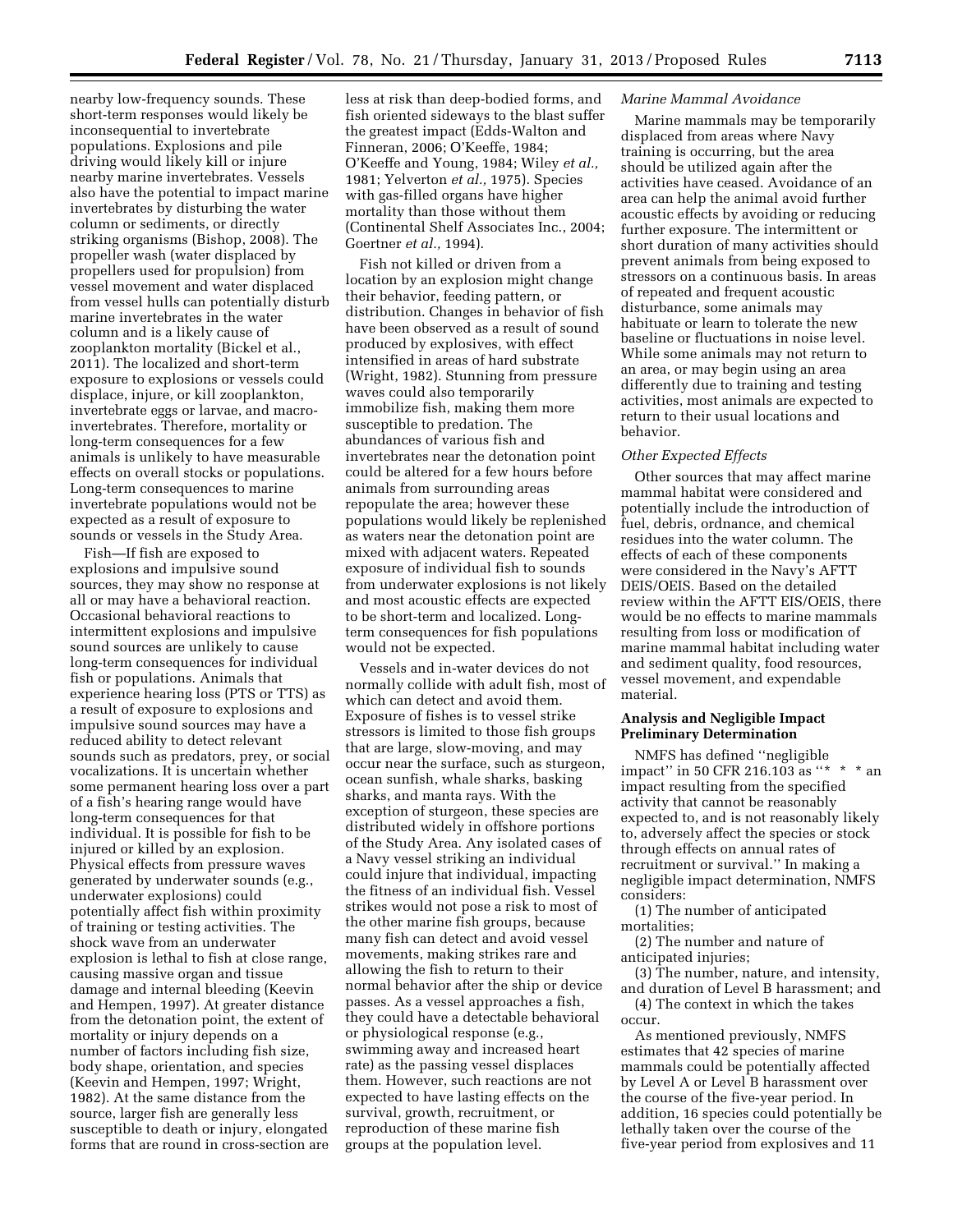nearby low-frequency sounds. These short-term responses would likely be inconsequential to invertebrate populations. Explosions and pile driving would likely kill or injure nearby marine invertebrates. Vessels also have the potential to impact marine invertebrates by disturbing the water column or sediments, or directly striking organisms (Bishop, 2008). The propeller wash (water displaced by propellers used for propulsion) from vessel movement and water displaced from vessel hulls can potentially disturb marine invertebrates in the water column and is a likely cause of zooplankton mortality (Bickel et al., 2011). The localized and short-term exposure to explosions or vessels could displace, injure, or kill zooplankton, invertebrate eggs or larvae, and macro-invertebrates. Therefore, mortality or long-term consequences for a few animals is unlikely to have measurable effects on overall stocks or populations. Long-term consequences to marine invertebrate populations would not be expected as a result of exposure to sounds or vessels in the Study Area.

Fish—If fish are exposed to explosions and impulsive sound sources, they may show no response at all or may have a behavioral reaction. Occasional behavioral reactions to intermittent explosions and impulsive sound sources are unlikely to cause long-term consequences for individual fish or populations. Animals that experience hearing loss (PTS or TTS) as a result of exposure to explosions and impulsive sound sources may have a reduced ability to detect relevant sounds such as predators, prey, or social vocalizations. It is uncertain whether some permanent hearing loss over a part of a fish's hearing range would have long-term consequences for that individual. It is possible for fish to be injured or killed by an explosion. Physical effects from pressure waves generated by underwater sounds (e.g., underwater explosions) could potentially affect fish within proximity of training or testing activities. The shock wave from an underwater explosion is lethal to fish at close range, causing massive organ and tissue damage and internal bleeding (Keevin and Hempen, 1997). At greater distance from the detonation point, the extent of mortality or injury depends on a number of factors including fish size, body shape, orientation, and species (Keevin and Hempen, 1997; Wright, 1982). At the same distance from the source, larger fish are generally less susceptible to death or injury, elongated forms that are round in cross-section are less at risk than deep-bodied forms, and fish oriented sideways to the blast suffer the greatest impact (Edds-Walton and Finneran, 2006; O'Keeffe, 1984; O'Keeffe and Young, 1984; Wiley *et al.,* 1981; Yelverton *et al.,* 1975). Species with gas-filled organs have higher mortality than those without them (Continental Shelf Associates Inc., 2004; Goertner *et al.,* 1994).

Fish not killed or driven from a location by an explosion might change their behavior, feeding pattern, or distribution. Changes in behavior of fish have been observed as a result of sound produced by explosives, with effect intensified in areas of hard substrate (Wright, 1982). Stunning from pressure waves could also temporarily immobilize fish, making them more susceptible to predation. The abundances of various fish and invertebrates near the detonation point could be altered for a few hours before animals from surrounding areas repopulate the area; however these populations would likely be replenished as waters near the detonation point are mixed with adjacent waters. Repeated exposure of individual fish to sounds from underwater explosions is not likely and most acoustic effects are expected to be short-term and localized. Long-term consequences for fish populations would not be expected.

Vessels and in-water devices do not normally collide with adult fish, most of which can detect and avoid them. Exposure of fishes to vessel strike stressors is limited to those fish groups that are large, slow-moving, and may occur near the surface, such as sturgeon, ocean sunfish, whale sharks, basking sharks, and manta rays. With the exception of sturgeon, these species are distributed widely in offshore portions of the Study Area. Any isolated cases of a Navy vessel striking an individual could injure that individual, impacting the fitness of an individual fish. Vessel strikes would not pose a risk to most of the other marine fish groups, because many fish can detect and avoid vessel movements, making strikes rare and allowing the fish to return to their normal behavior after the ship or device passes. As a vessel approaches a fish, they could have a detectable behavioral or physiological response (e.g., swimming away and increased heart rate) as the passing vessel displaces them. However, such reactions are not expected to have lasting effects on the survival, growth, recruitment, or reproduction of these marine fish groups at the population level.

*Marine Mammal Avoidance*

Marine mammals may be temporarily displaced from areas where Navy training is occurring, but the area should be utilized again after the activities have ceased. Avoidance of an area can help the animal avoid further acoustic effects by avoiding or reducing further exposure. The intermittent or short duration of many activities should prevent animals from being exposed to stressors on a continuous basis. In areas of repeated and frequent acoustic disturbance, some animals may habituate or learn to tolerate the new baseline or fluctuations in noise level. While some animals may not return to an area, or may begin using an area differently due to training and testing activities, most animals are expected to return to their usual locations and behavior.

*Other Expected Effects*

Other sources that may affect marine mammal habitat were considered and potentially include the introduction of fuel, debris, ordnance, and chemical residues into the water column. The effects of each of these components were considered in the Navy's AFTT DEIS/OEIS. Based on the detailed review within the AFTT EIS/OEIS, there would be no effects to marine mammals resulting from loss or modification of marine mammal habitat including water and sediment quality, food resources, vessel movement, and expendable material.

**Analysis and Negligible Impact Preliminary Determination**

NMFS has defined ''negligible impact'' in 50 CFR 216.103 as ''* * * an impact resulting from the specified activity that cannot be reasonably expected to, and is not reasonably likely to, adversely affect the species or stock through effects on annual rates of recruitment or survival.'' In making a negligible impact determination, NMFS considers:

(1) The number of anticipated mortalities;

(2) The number and nature of anticipated injuries;

(3) The number, nature, and intensity, and duration of Level B harassment; and

(4) The context in which the takes occur.

As mentioned previously, NMFS estimates that 42 species of marine mammals could be potentially affected by Level A or Level B harassment over the course of the five-year period. In addition, 16 species could potentially be lethally taken over the course of the five-year period from explosives and 11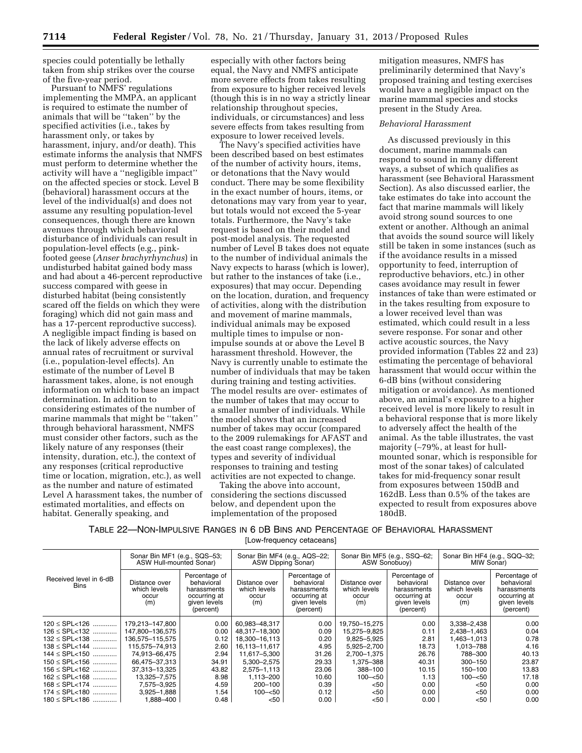species could potentially be lethally taken from ship strikes over the course of the five-year period.

Pursuant to NMFS' regulations implementing the MMPA, an applicant is required to estimate the number of animals that will be "taken" by the specified activities (i.e., takes by harassment only, or takes by harassment, injury, and/or death). This estimate informs the analysis that NMFS must perform to determine whether the activity will have a "negligible impact" on the affected species or stock. Level B (behavioral) harassment occurs at the level of the individual(s) and does not assume any resulting population-level consequences, though there are known avenues through which behavioral disturbance of individuals can result in population-level effects (e.g., pink-footed geese (*Anser brachyrhynchus*) in undisturbed habitat gained body mass and had about a 46-percent reproductive success compared with geese in disturbed habitat (being consistently scared off the fields on which they were foraging) which did not gain mass and has a 17-percent reproductive success). A negligible impact finding is based on the lack of likely adverse effects on annual rates of recruitment or survival (i.e., population-level effects). An estimate of the number of Level B harassment takes, alone, is not enough information on which to base an impact determination. In addition to considering estimates of the number of marine mammals that might be "taken" through behavioral harassment, NMFS must consider other factors, such as the likely nature of any responses (their intensity, duration, etc.), the context of any responses (critical reproductive time or location, migration, etc.), as well as the number and nature of estimated Level A harassment takes, the number of estimated mortalities, and effects on habitat. Generally speaking, and especially with other factors being equal, the Navy and NMFS anticipate more severe effects from takes resulting from exposure to higher received levels (though this is in no way a strictly linear relationship throughout species, individuals, or circumstances) and less severe effects from takes resulting from exposure to lower received levels.

The Navy's specified activities have been described based on best estimates of the number of activity hours, items, or detonations that the Navy would conduct. There may be some flexibility in the exact number of hours, items, or detonations may vary from year to year, but totals would not exceed the 5-year totals. Furthermore, the Navy's take request is based on their model and post-model analysis. The requested number of Level B takes does not equate to the number of individual animals the Navy expects to harass (which is lower), but rather to the instances of take (i.e., exposures) that may occur. Depending on the location, duration, and frequency of activities, along with the distribution and movement of marine mammals, individual animals may be exposed multiple times to impulse or non-impulse sounds at or above the Level B harassment threshold. However, the Navy is currently unable to estimate the number of individuals that may be taken during training and testing activities. The model results are over- estimates of the number of takes that may occur to a smaller number of individuals. While the model shows that an increased number of takes may occur (compared to the 2009 rulemakings for AFAST and the east coast range complexes), the types and severity of individual responses to training and testing activities are not expected to change.

Taking the above into account, considering the sections discussed below, and dependent upon the implementation of the proposed mitigation measures, NMFS has preliminarily determined that Navy's proposed training and testing exercises would have a negligible impact on the marine mammal species and stocks present in the Study Area.

*Behavioral Harassment*

As discussed previously in this document, marine mammals can respond to sound in many different ways, a subset of which qualifies as harassment (see Behavioral Harassment Section). As also discussed earlier, the take estimates do take into account the fact that marine mammals will likely avoid strong sound sources to one extent or another. Although an animal that avoids the sound source will likely still be taken in some instances (such as if the avoidance results in a missed opportunity to feed, interruption of reproductive behaviors, etc.) in other cases avoidance may result in fewer instances of take than were estimated or in the takes resulting from exposure to a lower received level than was estimated, which could result in a less severe response. For sonar and other active acoustic sources, the Navy provided information (Tables 22 and 23) estimating the percentage of behavioral harassment that would occur within the 6-dB bins (without considering mitigation or avoidance). As mentioned above, an animal's exposure to a higher received level is more likely to result in a behavioral response that is more likely to adversely affect the health of the animal. As the table illustrates, the vast majority (~79%, at least for hull-mounted sonar, which is responsible for most of the sonar takes) of calculated takes for mid-frequency sonar result from exposures between 150dB and 162dB. Less than 0.5% of the takes are expected to result from exposures above 180dB.

TABLE 22—NON-IMPULSIVE RANGES IN 6 DB BINS AND PERCENTAGE OF BEHAVIORAL HARASSMENT
[Low-frequency cetaceans]

| Received level in 6-dB Bins | Sonar Bin MF1 (e.g., SQS–53; ASW Hull-mounted Sonar) | | Sonar Bin MF4 (e.g., AQS–22; ASW Dipping Sonar) | | Sonar Bin MF5 (e.g., SSQ–62; ASW Sonobuoy) | | Sonar Bin HF4 (e.g., SQQ–32; MIW Sonar) | |
|---|---|---|---|---|---|---|---|---|
| | Distance over which levels occur (m) | Percentage of behavioral harassments occurring at given levels (percent) | Distance over which levels occur (m) | Percentage of behavioral harassments occurring at given levels (percent) | Distance over which levels occur (m) | Percentage of behavioral harassments occurring at given levels (percent) | Distance over which levels occur (m) | Percentage of behavioral harassments occurring at given levels (percent) |
| 120 ≤ SPL<126 | 179,213–147,800 | 0.00 | 60,983–48,317 | 0.00 | 19,750–15,275 | 0.00 | 3,338–2,438 | 0.00 |
| 126 ≤ SPL<132 | 147,800–136,575 | 0.00 | 48,317–18,300 | 0.09 | 15,275–9,825 | 0.11 | 2,438–1,463 | 0.04 |
| 132 ≤ SPL<138 | 136,575–115,575 | 0.12 | 18,300–16,113 | 0.20 | 9,825–5,925 | 2.81 | 1,463–1,013 | 0.78 |
| 138 ≤ SPL<144 | 115,575–74,913 | 2.60 | 16,113–11,617 | 4.95 | 5,925–2,700 | 18.73 | 1,013–788 | 4.16 |
| 144 ≤ SPL<150 | 74,913–66,475 | 2.94 | 11,617–5,300 | 31.26 | 2,700–1,375 | 26.76 | 788–300 | 40.13 |
| 150 ≤ SPL<156 | 66,475–37,313 | 34.91 | 5,300–2,575 | 29.33 | 1,375–388 | 40.31 | 300–150 | 23.87 |
| 156 ≤ SPL<162 | 37,313–13,325 | 43.82 | 2,575–1,113 | 23.06 | 388–100 | 10.15 | 150–100 | 13.83 |
| 162 ≤ SPL<168 | 13,325–7,575 | 8.98 | 1,113–200 | 10.60 | 100–<50 | 1.13 | 100–<50 | 17.18 |
| 168 ≤ SPL<174 | 7,575–3,925 | 4.59 | 200–100 | 0.39 | <50 | 0.00 | <50 | 0.00 |
| 174 ≤ SPL<180 | 3,925–1,888 | 1.54 | 100–<50 | 0.12 | <50 | 0.00 | <50 | 0.00 |
| 180 ≤ SPL<186 | 1,888–400 | 0.48 | <50 | 0.00 | <50 | 0.00 | <50 | 0.00 |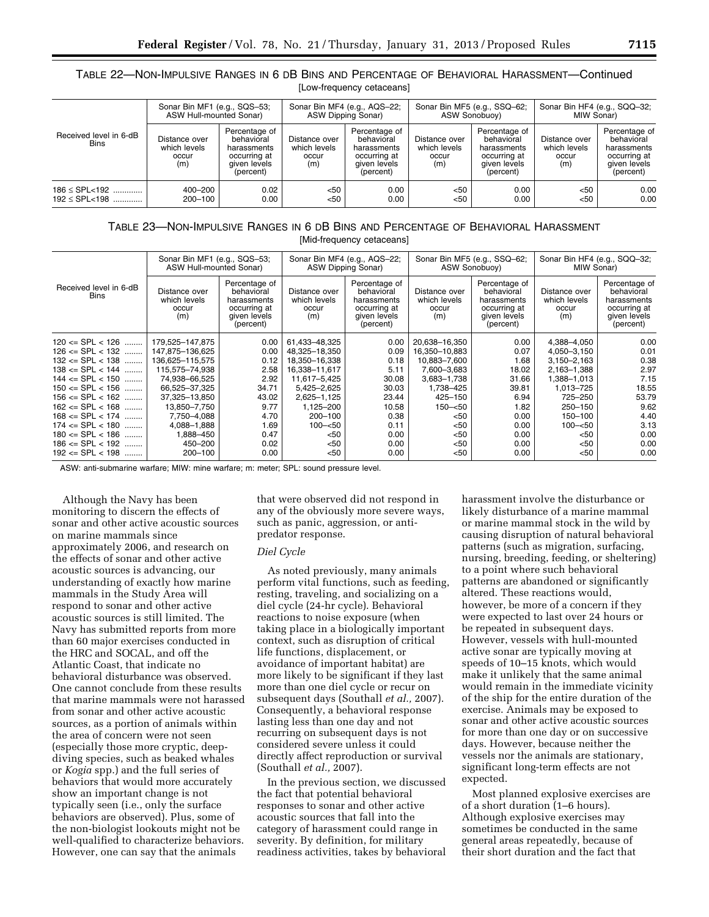TABLE 22—NON-IMPULSIVE RANGES IN 6 DB BINS AND PERCENTAGE OF BEHAVIORAL HARASSMENT—Continued

[Low-frequency cetaceans]

| Received level in 6-dB Bins | Sonar Bin MF1 (e.g., SQS–53; ASW Hull-mounted Sonar) | | Sonar Bin MF4 (e.g., AQS–22; ASW Dipping Sonar) | | Sonar Bin MF5 (e.g., SSQ–62; ASW Sonobuoy) | | Sonar Bin HF4 (e.g., SQQ–32; MIW Sonar) | |
|---|---|---|---|---|---|---|---|---|
| | Distance over which levels occur (m) | Percentage of behavioral harassments occurring at given levels (percent) | Distance over which levels occur (m) | Percentage of behavioral harassments occurring at given levels (percent) | Distance over which levels occur (m) | Percentage of behavioral harassments occurring at given levels (percent) | Distance over which levels occur (m) | Percentage of behavioral harassments occurring at given levels (percent) |
| 186 ≤ SPL<192 | 400–200 | 0.02 | <50 | 0.00 | <50 | 0.00 | <50 | 0.00 |
| 192 ≤ SPL<198 | 200–100 | 0.00 | <50 | 0.00 | <50 | 0.00 | <50 | 0.00 |

TABLE 23—NON-IMPULSIVE RANGES IN 6 DB BINS AND PERCENTAGE OF BEHAVIORAL HARASSMENT

[Mid-frequency cetaceans]

| Received level in 6-dB Bins | Sonar Bin MF1 (e.g., SQS–53; ASW Hull-mounted Sonar) | | Sonar Bin MF4 (e.g., AQS–22; ASW Dipping Sonar) | | Sonar Bin MF5 (e.g., SSQ–62; ASW Sonobuoy) | | Sonar Bin HF4 (e.g., SQQ–32; MIW Sonar) | |
|---|---|---|---|---|---|---|---|---|
| | Distance over which levels occur (m) | Percentage of behavioral harassments occurring at given levels (percent) | Distance over which levels occur (m) | Percentage of behavioral harassments occurring at given levels (percent) | Distance over which levels occur (m) | Percentage of behavioral harassments occurring at given levels (percent) | Distance over which levels occur (m) | Percentage of behavioral harassments occurring at given levels (percent) |
| 120 <= SPL < 126 | 179,525–147,875 | 0.00 | 61,433–48,325 | 0.00 | 20,638–16,350 | 0.00 | 4,388–4,050 | 0.00 |
| 126 <= SPL < 132 | 147,875–136,625 | 0.00 | 48,325–18,350 | 0.09 | 16,350–10,883 | 0.07 | 4,050–3,150 | 0.01 |
| 132 <= SPL < 138 | 136,625–115,575 | 0.12 | 18,350–16,338 | 0.18 | 10,883–7,600 | 1.68 | 3,150–2,163 | 0.38 |
| 138 <= SPL < 144 | 115,575–74,938 | 2.58 | 16,338–11,617 | 5.11 | 7,600–3,683 | 18.02 | 2,163–1,388 | 2.97 |
| 144 <= SPL < 150 | 74,938–66,525 | 2.92 | 11,617–5,425 | 30.08 | 3,683–1,738 | 31.66 | 1,388–1,013 | 7.15 |
| 150 <= SPL < 156 | 66,525–37,325 | 34.71 | 5,425–2,625 | 30.03 | 1,738–425 | 39.81 | 1,013–725 | 18.55 |
| 156 <= SPL < 162 | 37,325–13,850 | 43.02 | 2,625–1,125 | 23.44 | 425–150 | 6.94 | 725–250 | 53.79 |
| 162 <= SPL < 168 | 13,850–7,750 | 9.77 | 1,125–200 | 10.58 | 150–<50 | 1.82 | 250–150 | 9.62 |
| 168 <= SPL < 174 | 7,750–4,088 | 4.70 | 200–100 | 0.38 | <50 | 0.00 | 150–100 | 4.40 |
| 174 <= SPL < 180 | 4,088–1,888 | 1.69 | 100–<50 | 0.11 | <50 | 0.00 | 100–<50 | 3.13 |
| 180 <= SPL < 186 | 1,888–450 | 0.47 | <50 | 0.00 | <50 | 0.00 | <50 | 0.00 |
| 186 <= SPL < 192 | 450–200 | 0.02 | <50 | 0.00 | <50 | 0.00 | <50 | 0.00 |
| 192 <= SPL < 198 | 200–100 | 0.00 | <50 | 0.00 | <50 | 0.00 | <50 | 0.00 |

ASW: anti-submarine warfare; MIW: mine warfare; m: meter; SPL: sound pressure level.

Although the Navy has been monitoring to discern the effects of sonar and other active acoustic sources on marine mammals since approximately 2006, and research on the effects of sonar and other active acoustic sources is advancing, our understanding of exactly how marine mammals in the Study Area will respond to sonar and other active acoustic sources is still limited. The Navy has submitted reports from more than 60 major exercises conducted in the HRC and SOCAL, and off the Atlantic Coast, that indicate no behavioral disturbance was observed. One cannot conclude from these results that marine mammals were not harassed from sonar and other active acoustic sources, as a portion of animals within the area of concern were not seen (especially those more cryptic, deep-diving species, such as beaked whales or *Kogia* spp.) and the full series of behaviors that would more accurately show an important change is not typically seen (i.e., only the surface behaviors are observed). Plus, some of the non-biologist lookouts might not be well-qualified to characterize behaviors. However, one can say that the animals that were observed did not respond in any of the obviously more severe ways, such as panic, aggression, or anti-predator response.

*Diel Cycle*

As noted previously, many animals perform vital functions, such as feeding, resting, traveling, and socializing on a diel cycle (24-hr cycle). Behavioral reactions to noise exposure (when taking place in a biologically important context, such as disruption of critical life functions, displacement, or avoidance of important habitat) are more likely to be significant if they last more than one diel cycle or recur on subsequent days (Southall *et al.,* 2007). Consequently, a behavioral response lasting less than one day and not recurring on subsequent days is not considered severe unless it could directly affect reproduction or survival (Southall *et al.,* 2007).

In the previous section, we discussed the fact that potential behavioral responses to sonar and other active acoustic sources that fall into the category of harassment could range in severity. By definition, for military readiness activities, takes by behavioral harassment involve the disturbance or likely disturbance of a marine mammal or marine mammal stock in the wild by causing disruption of natural behavioral patterns (such as migration, surfacing, nursing, breeding, feeding, or sheltering) to a point where such behavioral patterns are abandoned or significantly altered. These reactions would, however, be more of a concern if they were expected to last over 24 hours or be repeated in subsequent days. However, vessels with hull-mounted active sonar are typically moving at speeds of 10–15 knots, which would make it unlikely that the same animal would remain in the immediate vicinity of the ship for the entire duration of the exercise. Animals may be exposed to sonar and other active acoustic sources for more than one day or on successive days. However, because neither the vessels nor the animals are stationary, significant long-term effects are not expected.

Most planned explosive exercises are of a short duration (1–6 hours). Although explosive exercises may sometimes be conducted in the same general areas repeatedly, because of their short duration and the fact that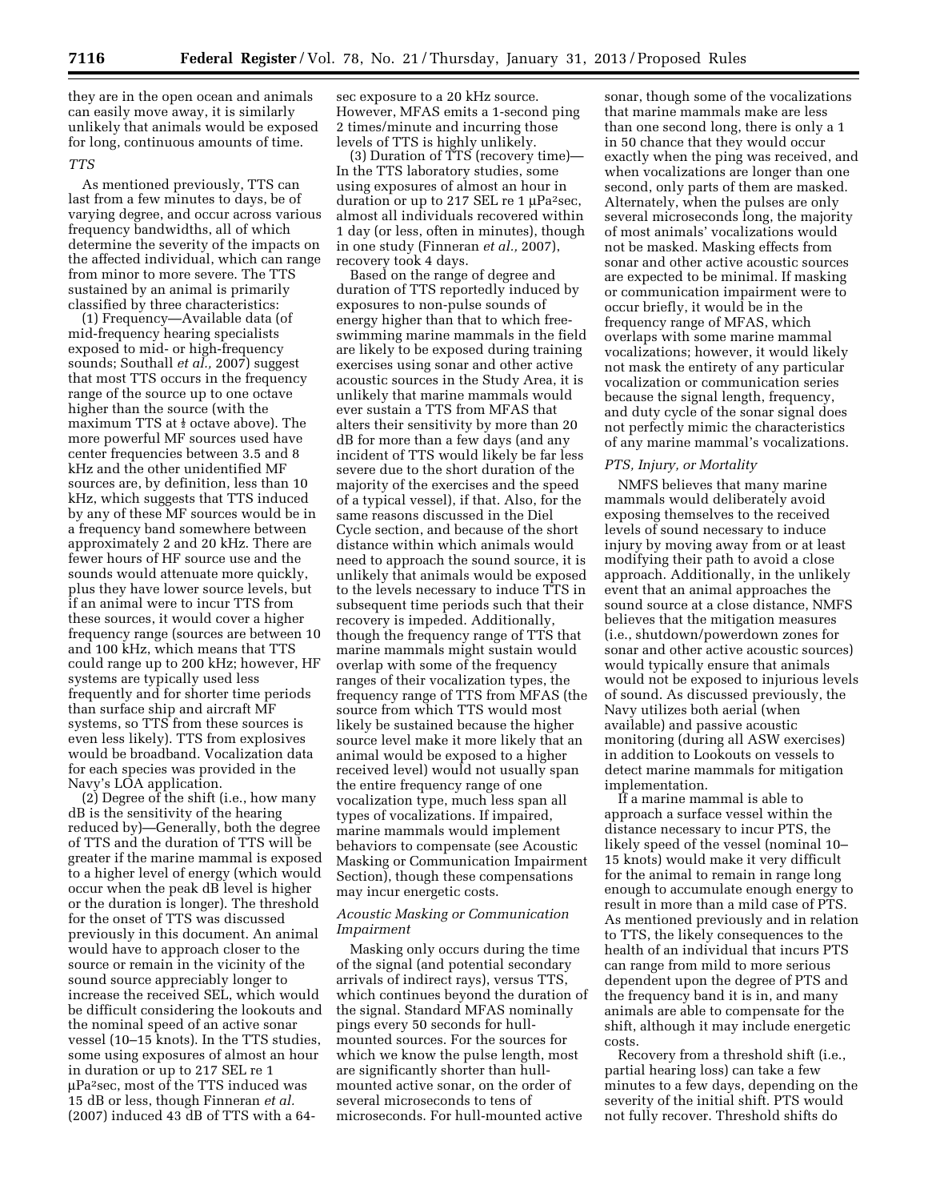they are in the open ocean and animals can easily move away, it is similarly unlikely that animals would be exposed for long, continuous amounts of time.

*TTS*

As mentioned previously, TTS can last from a few minutes to days, be of varying degree, and occur across various frequency bandwidths, all of which determine the severity of the impacts on the affected individual, which can range from minor to more severe. The TTS sustained by an animal is primarily classified by three characteristics:

(1) Frequency—Available data (of mid-frequency hearing specialists exposed to mid- or high-frequency sounds; Southall *et al.,* 2007) suggest that most TTS occurs in the frequency range of the source up to one octave higher than the source (with the maximum TTS at ½ octave above). The more powerful MF sources used have center frequencies between 3.5 and 8 kHz and the other unidentified MF sources are, by definition, less than 10 kHz, which suggests that TTS induced by any of these MF sources would be in a frequency band somewhere between approximately 2 and 20 kHz. There are fewer hours of HF source use and the sounds would attenuate more quickly, plus they have lower source levels, but if an animal were to incur TTS from these sources, it would cover a higher frequency range (sources are between 10 and 100 kHz, which means that TTS could range up to 200 kHz; however, HF systems are typically used less frequently and for shorter time periods than surface ship and aircraft MF systems, so TTS from these sources is even less likely). TTS from explosives would be broadband. Vocalization data for each species was provided in the Navy's LOA application.

(2) Degree of the shift (i.e., how many dB is the sensitivity of the hearing reduced by)—Generally, both the degree of TTS and the duration of TTS will be greater if the marine mammal is exposed to a higher level of energy (which would occur when the peak dB level is higher or the duration is longer). The threshold for the onset of TTS was discussed previously in this document. An animal would have to approach closer to the source or remain in the vicinity of the sound source appreciably longer to increase the received SEL, which would be difficult considering the lookouts and the nominal speed of an active sonar vessel (10–15 knots). In the TTS studies, some using exposures of almost an hour in duration or up to 217 SEL re 1 $\mu Pa^2sec$, most of the TTS induced was 15 dB or less, though Finneran *et al.* (2007) induced 43 dB of TTS with a 64-sec exposure to a 20 kHz source. However, MFAS emits a 1-second ping 2 times/minute and incurring those levels of TTS is highly unlikely.

(3) Duration of TTS (recovery time)—In the TTS laboratory studies, some using exposures of almost an hour in duration or up to 217 SEL re 1 $\mu Pa^2sec$, almost all individuals recovered within 1 day (or less, often in minutes), though in one study (Finneran *et al.,* 2007), recovery took 4 days.

Based on the range of degree and duration of TTS reportedly induced by exposures to non-pulse sounds of energy higher than that to which free-swimming marine mammals in the field are likely to be exposed during training exercises using sonar and other active acoustic sources in the Study Area, it is unlikely that marine mammals would ever sustain a TTS from MFAS that alters their sensitivity by more than 20 dB for more than a few days (and any incident of TTS would likely be far less severe due to the short duration of the majority of the exercises and the speed of a typical vessel), if that. Also, for the same reasons discussed in the Diel Cycle section, and because of the short distance within which animals would need to approach the sound source, it is unlikely that animals would be exposed to the levels necessary to induce TTS in subsequent time periods such that their recovery is impeded. Additionally, though the frequency range of TTS that marine mammals might sustain would overlap with some of the frequency ranges of their vocalization types, the frequency range of TTS from MFAS (the source from which TTS would most likely be sustained because the higher source level make it more likely that an animal would be exposed to a higher received level) would not usually span the entire frequency range of one vocalization type, much less span all types of vocalizations. If impaired, marine mammals would implement behaviors to compensate (see Acoustic Masking or Communication Impairment Section), though these compensations may incur energetic costs.

*Acoustic Masking or Communication Impairment*

Masking only occurs during the time of the signal (and potential secondary arrivals of indirect rays), versus TTS, which continues beyond the duration of the signal. Standard MFAS nominally pings every 50 seconds for hull-mounted sources. For the sources for which we know the pulse length, most are significantly shorter than hull-mounted active sonar, on the order of several microseconds to tens of microseconds. For hull-mounted active sonar, though some of the vocalizations that marine mammals make are less than one second long, there is only a 1 in 50 chance that they would occur exactly when the ping was received, and when vocalizations are longer than one second, only parts of them are masked. Alternately, when the pulses are only several microseconds long, the majority of most animals' vocalizations would not be masked. Masking effects from sonar and other active acoustic sources are expected to be minimal. If masking or communication impairment were to occur briefly, it would be in the frequency range of MFAS, which overlaps with some marine mammal vocalizations; however, it would likely not mask the entirety of any particular vocalization or communication series because the signal length, frequency, and duty cycle of the sonar signal does not perfectly mimic the characteristics of any marine mammal's vocalizations.

*PTS, Injury, or Mortality*

NMFS believes that many marine mammals would deliberately avoid exposing themselves to the received levels of sound necessary to induce injury by moving away from or at least modifying their path to avoid a close approach. Additionally, in the unlikely event that an animal approaches the sound source at a close distance, NMFS believes that the mitigation measures (i.e., shutdown/powerdown zones for sonar and other active acoustic sources) would typically ensure that animals would not be exposed to injurious levels of sound. As discussed previously, the Navy utilizes both aerial (when available) and passive acoustic monitoring (during all ASW exercises) in addition to Lookouts on vessels to detect marine mammals for mitigation implementation.

If a marine mammal is able to approach a surface vessel within the distance necessary to incur PTS, the likely speed of the vessel (nominal 10–15 knots) would make it very difficult for the animal to remain in range long enough to accumulate enough energy to result in more than a mild case of PTS. As mentioned previously and in relation to TTS, the likely consequences to the health of an individual that incurs PTS can range from mild to more serious dependent upon the degree of PTS and the frequency band it is in, and many animals are able to compensate for the shift, although it may include energetic costs.

Recovery from a threshold shift (i.e., partial hearing loss) can take a few minutes to a few days, depending on the severity of the initial shift. PTS would not fully recover. Threshold shifts do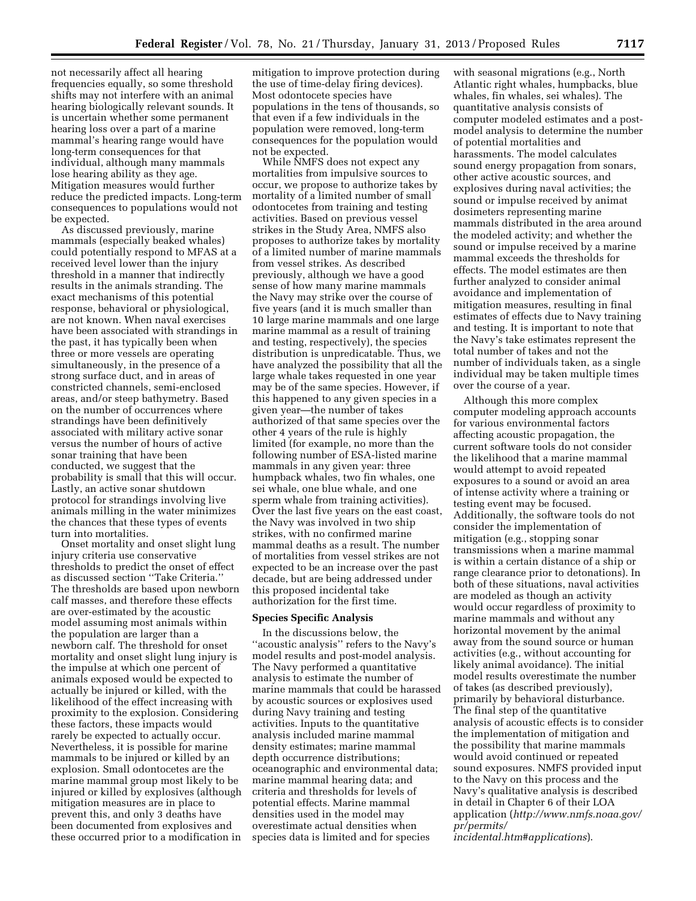not necessarily affect all hearing frequencies equally, so some threshold shifts may not interfere with an animal hearing biologically relevant sounds. It is uncertain whether some permanent hearing loss over a part of a marine mammal's hearing range would have long-term consequences for that individual, although many mammals lose hearing ability as they age. Mitigation measures would further reduce the predicted impacts. Long-term consequences to populations would not be expected.

As discussed previously, marine mammals (especially beaked whales) could potentially respond to MFAS at a received level lower than the injury threshold in a manner that indirectly results in the animals stranding. The exact mechanisms of this potential response, behavioral or physiological, are not known. When naval exercises have been associated with strandings in the past, it has typically been when three or more vessels are operating simultaneously, in the presence of a strong surface duct, and in areas of constricted channels, semi-enclosed areas, and/or steep bathymetry. Based on the number of occurrences where strandings have been definitively associated with military active sonar versus the number of hours of active sonar training that have been conducted, we suggest that the probability is small that this will occur. Lastly, an active sonar shutdown protocol for strandings involving live animals milling in the water minimizes the chances that these types of events turn into mortalities.

Onset mortality and onset slight lung injury criteria use conservative thresholds to predict the onset of effect as discussed section "Take Criteria." The thresholds are based upon newborn calf masses, and therefore these effects are over-estimated by the acoustic model assuming most animals within the population are larger than a newborn calf. The threshold for onset mortality and onset slight lung injury is the impulse at which one percent of animals exposed would be expected to actually be injured or killed, with the likelihood of the effect increasing with proximity to the explosion. Considering these factors, these impacts would rarely be expected to actually occur. Nevertheless, it is possible for marine mammals to be injured or killed by an explosion. Small odontocetes are the marine mammal group most likely to be injured or killed by explosives (although mitigation measures are in place to prevent this, and only 3 deaths have been documented from explosives and these occurred prior to a modification in mitigation to improve protection during the use of time-delay firing devices). Most odontocete species have populations in the tens of thousands, so that even if a few individuals in the population were removed, long-term consequences for the population would not be expected.

While NMFS does not expect any mortalities from impulsive sources to occur, we propose to authorize takes by mortality of a limited number of small odontocetes from training and testing activities. Based on previous vessel strikes in the Study Area, NMFS also proposes to authorize takes by mortality of a limited number of marine mammals from vessel strikes. As described previously, although we have a good sense of how many marine mammals the Navy may strike over the course of five years (and it is much smaller than 10 large marine mammals and one large marine mammal as a result of training and testing, respectively), the species distribution is unpredicatable. Thus, we have analyzed the possibility that all the large whale takes requested in one year may be of the same species. However, if this happened to any given species in a given year—the number of takes authorized of that same species over the other 4 years of the rule is highly limited (for example, no more than the following number of ESA-listed marine mammals in any given year: three humpback whales, two fin whales, one sei whale, one blue whale, and one sperm whale from training activities). Over the last five years on the east coast, the Navy was involved in two ship strikes, with no confirmed marine mammal deaths as a result. The number of mortalities from vessel strikes are not expected to be an increase over the past decade, but are being addressed under this proposed incidental take authorization for the first time.

**Species Specific Analysis**

In the discussions below, the "acoustic analysis" refers to the Navy's model results and post-model analysis. The Navy performed a quantitative analysis to estimate the number of marine mammals that could be harassed by acoustic sources or explosives used during Navy training and testing activities. Inputs to the quantitative analysis included marine mammal density estimates; marine mammal depth occurrence distributions; oceanographic and environmental data; marine mammal hearing data; and criteria and thresholds for levels of potential effects. Marine mammal densities used in the model may overestimate actual densities when species data is limited and for species with seasonal migrations (e.g., North Atlantic right whales, humpbacks, blue whales, fin whales, sei whales). The quantitative analysis consists of computer modeled estimates and a post-model analysis to determine the number of potential mortalities and harassments. The model calculates sound energy propagation from sonars, other active acoustic sources, and explosives during naval activities; the sound or impulse received by animat dosimeters representing marine mammals distributed in the area around the modeled activity; and whether the sound or impulse received by a marine mammal exceeds the thresholds for effects. The model estimates are then further analyzed to consider animal avoidance and implementation of mitigation measures, resulting in final estimates of effects due to Navy training and testing. It is important to note that the Navy's take estimates represent the total number of takes and not the number of individuals taken, as a single individual may be taken multiple times over the course of a year.

Although this more complex computer modeling approach accounts for various environmental factors affecting acoustic propagation, the current software tools do not consider the likelihood that a marine mammal would attempt to avoid repeated exposures to a sound or avoid an area of intense activity where a training or testing event may be focused. Additionally, the software tools do not consider the implementation of mitigation (e.g., stopping sonar transmissions when a marine mammal is within a certain distance of a ship or range clearance prior to detonations). In both of these situations, naval activities are modeled as though an activity would occur regardless of proximity to marine mammals and without any horizontal movement by the animal away from the sound source or human activities (e.g., without accounting for likely animal avoidance). The initial model results overestimate the number of takes (as described previously), primarily by behavioral disturbance. The final step of the quantitative analysis of acoustic effects is to consider the implementation of mitigation and the possibility that marine mammals would avoid continued or repeated sound exposures. NMFS provided input to the Navy on this process and the Navy's qualitative analysis is described in detail in Chapter 6 of their LOA application (*http://www.nmfs.noaa.gov/pr/permits/incidental.htm#applications*).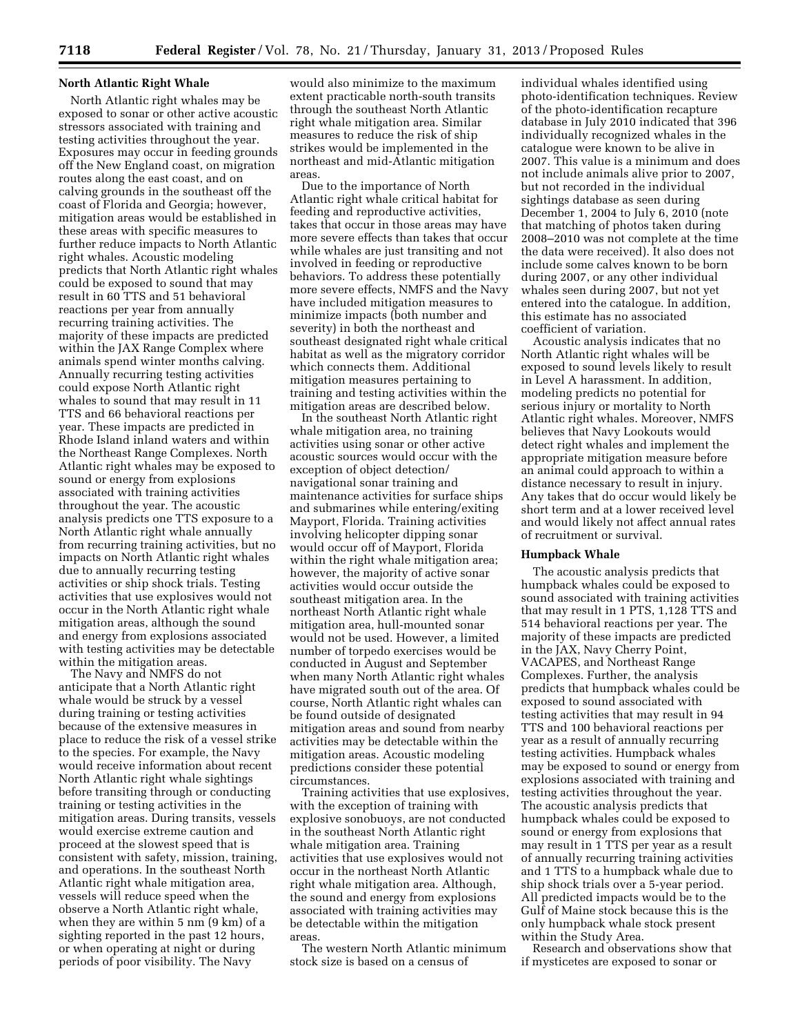### North Atlantic Right Whale

North Atlantic right whales may be exposed to sonar or other active acoustic stressors associated with training and testing activities throughout the year. Exposures may occur in feeding grounds off the New England coast, on migration routes along the east coast, and on calving grounds in the southeast off the coast of Florida and Georgia; however, mitigation areas would be established in these areas with specific measures to further reduce impacts to North Atlantic right whales. Acoustic modeling predicts that North Atlantic right whales could be exposed to sound that may result in 60 TTS and 51 behavioral reactions per year from annually recurring training activities. The majority of these impacts are predicted within the JAX Range Complex where animals spend winter months calving. Annually recurring testing activities could expose North Atlantic right whales to sound that may result in 11 TTS and 66 behavioral reactions per year. These impacts are predicted in Rhode Island inland waters and within the Northeast Range Complexes. North Atlantic right whales may be exposed to sound or energy from explosions associated with training activities throughout the year. The acoustic analysis predicts one TTS exposure to a North Atlantic right whale annually from recurring training activities, but no impacts on North Atlantic right whales due to annually recurring testing activities or ship shock trials. Testing activities that use explosives would not occur in the North Atlantic right whale mitigation areas, although the sound and energy from explosions associated with testing activities may be detectable within the mitigation areas.

The Navy and NMFS do not anticipate that a North Atlantic right whale would be struck by a vessel during training or testing activities because of the extensive measures in place to reduce the risk of a vessel strike to the species. For example, the Navy would receive information about recent North Atlantic right whale sightings before transiting through or conducting training or testing activities in the mitigation areas. During transits, vessels would exercise extreme caution and proceed at the slowest speed that is consistent with safety, mission, training, and operations. In the southeast North Atlantic right whale mitigation area, vessels will reduce speed when the observe a North Atlantic right whale, when they are within 5 nm (9 km) of a sighting reported in the past 12 hours, or when operating at night or during periods of poor visibility. The Navy would also minimize to the maximum extent practicable north-south transits through the southeast North Atlantic right whale mitigation area. Similar measures to reduce the risk of ship strikes would be implemented in the northeast and mid-Atlantic mitigation areas.

Due to the importance of North Atlantic right whale critical habitat for feeding and reproductive activities, takes that occur in those areas may have more severe effects than takes that occur while whales are just transiting and not involved in feeding or reproductive behaviors. To address these potentially more severe effects, NMFS and the Navy have included mitigation measures to minimize impacts (both number and severity) in both the northeast and southeast designated right whale critical habitat as well as the migratory corridor which connects them. Additional mitigation measures pertaining to training and testing activities within the mitigation areas are described below.

In the southeast North Atlantic right whale mitigation area, no training activities using sonar or other active acoustic sources would occur with the exception of object detection/navigational sonar training and maintenance activities for surface ships and submarines while entering/exiting Mayport, Florida. Training activities involving helicopter dipping sonar would occur off of Mayport, Florida within the right whale mitigation area; however, the majority of active sonar activities would occur outside the southeast mitigation area. In the northeast North Atlantic right whale mitigation area, hull-mounted sonar would not be used. However, a limited number of torpedo exercises would be conducted in August and September when many North Atlantic right whales have migrated south out of the area. Of course, North Atlantic right whales can be found outside of designated mitigation areas and sound from nearby activities may be detectable within the mitigation areas. Acoustic modeling predictions consider these potential circumstances.

Training activities that use explosives, with the exception of training with explosive sonobuoys, are not conducted in the southeast North Atlantic right whale mitigation area. Training activities that use explosives would not occur in the northeast North Atlantic right whale mitigation area. Although, the sound and energy from explosions associated with training activities may be detectable within the mitigation areas.

The western North Atlantic minimum stock size is based on a census of individual whales identified using photo-identification techniques. Review of the photo-identification recapture database in July 2010 indicated that 396 individually recognized whales in the catalogue were known to be alive in 2007. This value is a minimum and does not include animals alive prior to 2007, but not recorded in the individual sightings database as seen during December 1, 2004 to July 6, 2010 (note that matching of photos taken during 2008–2010 was not complete at the time the data were received). It also does not include some calves known to be born during 2007, or any other individual whales seen during 2007, but not yet entered into the catalogue. In addition, this estimate has no associated coefficient of variation.

Acoustic analysis indicates that no North Atlantic right whales will be exposed to sound levels likely to result in Level A harassment. In addition, modeling predicts no potential for serious injury or mortality to North Atlantic right whales. Moreover, NMFS believes that Navy Lookouts would detect right whales and implement the appropriate mitigation measure before an animal could approach to within a distance necessary to result in injury. Any takes that do occur would likely be short term and at a lower received level and would likely not affect annual rates of recruitment or survival.

### Humpback Whale

The acoustic analysis predicts that humpback whales could be exposed to sound associated with training activities that may result in 1 PTS, 1,128 TTS and 514 behavioral reactions per year. The majority of these impacts are predicted in the JAX, Navy Cherry Point, VACAPES, and Northeast Range Complexes. Further, the analysis predicts that humpback whales could be exposed to sound associated with testing activities that may result in 94 TTS and 100 behavioral reactions per year as a result of annually recurring testing activities. Humpback whales may be exposed to sound or energy from explosions associated with training and testing activities throughout the year. The acoustic analysis predicts that humpback whales could be exposed to sound or energy from explosions that may result in 1 TTS per year as a result of annually recurring training activities and 1 TTS to a humpback whale due to ship shock trials over a 5-year period. All predicted impacts would be to the Gulf of Maine stock because this is the only humpback whale stock present within the Study Area.

Research and observations show that if mysticetes are exposed to sonar or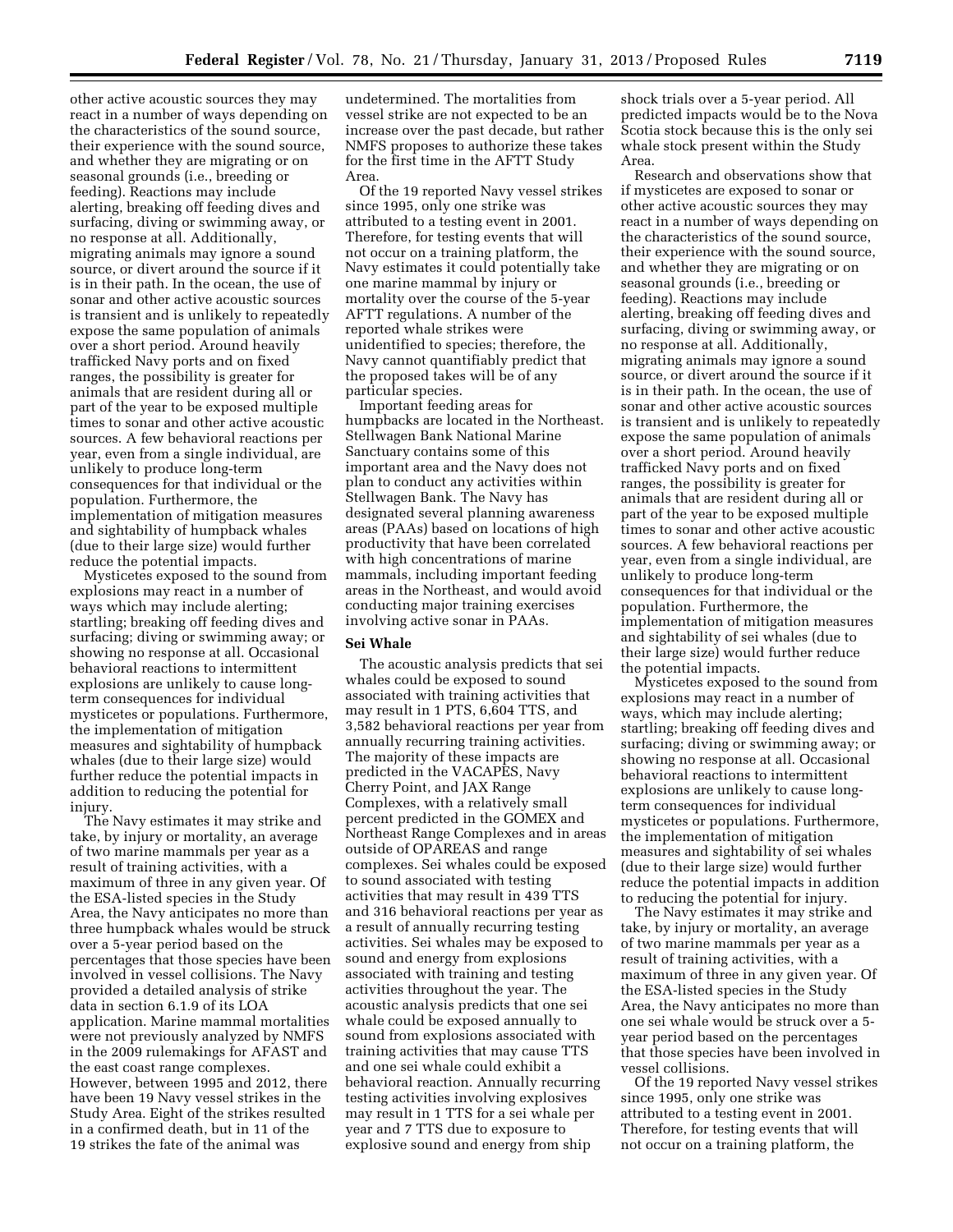other active acoustic sources they may react in a number of ways depending on the characteristics of the sound source, their experience with the sound source, and whether they are migrating or on seasonal grounds (i.e., breeding or feeding). Reactions may include alerting, breaking off feeding dives and surfacing, diving or swimming away, or no response at all. Additionally, migrating animals may ignore a sound source, or divert around the source if it is in their path. In the ocean, the use of sonar and other active acoustic sources is transient and is unlikely to repeatedly expose the same population of animals over a short period. Around heavily trafficked Navy ports and on fixed ranges, the possibility is greater for animals that are resident during all or part of the year to be exposed multiple times to sonar and other active acoustic sources. A few behavioral reactions per year, even from a single individual, are unlikely to produce long-term consequences for that individual or the population. Furthermore, the implementation of mitigation measures and sightability of humpback whales (due to their large size) would further reduce the potential impacts.

Mysticetes exposed to the sound from explosions may react in a number of ways which may include alerting; startling; breaking off feeding dives and surfacing; diving or swimming away; or showing no response at all. Occasional behavioral reactions to intermittent explosions are unlikely to cause long-term consequences for individual mysticetes or populations. Furthermore, the implementation of mitigation measures and sightability of humpback whales (due to their large size) would further reduce the potential impacts in addition to reducing the potential for injury.

The Navy estimates it may strike and take, by injury or mortality, an average of two marine mammals per year as a result of training activities, with a maximum of three in any given year. Of the ESA-listed species in the Study Area, the Navy anticipates no more than three humpback whales would be struck over a 5-year period based on the percentages that those species have been involved in vessel collisions. The Navy provided a detailed analysis of strike data in section 6.1.9 of its LOA application. Marine mammal mortalities were not previously analyzed by NMFS in the 2009 rulemakings for AFAST and the east coast range complexes. However, between 1995 and 2012, there have been 19 Navy vessel strikes in the Study Area. Eight of the strikes resulted in a confirmed death, but in 11 of the 19 strikes the fate of the animal was undetermined. The mortalities from vessel strike are not expected to be an increase over the past decade, but rather NMFS proposes to authorize these takes for the first time in the AFTT Study Area.

Of the 19 reported Navy vessel strikes since 1995, only one strike was attributed to a testing event in 2001. Therefore, for testing events that will not occur on a training platform, the Navy estimates it could potentially take one marine mammal by injury or mortality over the course of the 5-year AFTT regulations. A number of the reported whale strikes were unidentified to species; therefore, the Navy cannot quantifiably predict that the proposed takes will be of any particular species.

Important feeding areas for humpbacks are located in the Northeast. Stellwagen Bank National Marine Sanctuary contains some of this important area and the Navy does not plan to conduct any activities within Stellwagen Bank. The Navy has designated several planning awareness areas (PAAs) based on locations of high productivity that have been correlated with high concentrations of marine mammals, including important feeding areas in the Northeast, and would avoid conducting major training exercises involving active sonar in PAAs.

### Sei Whale

The acoustic analysis predicts that sei whales could be exposed to sound associated with training activities that may result in 1 PTS, 6,604 TTS, and 3,582 behavioral reactions per year from annually recurring training activities. The majority of these impacts are predicted in the VACAPES, Navy Cherry Point, and JAX Range Complexes, with a relatively small percent predicted in the GOMEX and Northeast Range Complexes and in areas outside of OPAREAS and range complexes. Sei whales could be exposed to sound associated with testing activities that may result in 439 TTS and 316 behavioral reactions per year as a result of annually recurring testing activities. Sei whales may be exposed to sound and energy from explosions associated with training and testing activities throughout the year. The acoustic analysis predicts that one sei whale could be exposed annually to sound from explosions associated with training activities that may cause TTS and one sei whale could exhibit a behavioral reaction. Annually recurring testing activities involving explosives may result in 1 TTS for a sei whale per year and 7 TTS due to exposure to explosive sound and energy from ship shock trials over a 5-year period. All predicted impacts would be to the Nova Scotia stock because this is the only sei whale stock present within the Study Area.

Research and observations show that if mysticetes are exposed to sonar or other active acoustic sources they may react in a number of ways depending on the characteristics of the sound source, their experience with the sound source, and whether they are migrating or on seasonal grounds (i.e., breeding or feeding). Reactions may include alerting, breaking off feeding dives and surfacing, diving or swimming away, or no response at all. Additionally, migrating animals may ignore a sound source, or divert around the source if it is in their path. In the ocean, the use of sonar and other active acoustic sources is transient and is unlikely to repeatedly expose the same population of animals over a short period. Around heavily trafficked Navy ports and on fixed ranges, the possibility is greater for animals that are resident during all or part of the year to be exposed multiple times to sonar and other active acoustic sources. A few behavioral reactions per year, even from a single individual, are unlikely to produce long-term consequences for that individual or the population. Furthermore, the implementation of mitigation measures and sightability of sei whales (due to their large size) would further reduce the potential impacts.

Mysticetes exposed to the sound from explosions may react in a number of ways, which may include alerting; startling; breaking off feeding dives and surfacing; diving or swimming away; or showing no response at all. Occasional behavioral reactions to intermittent explosions are unlikely to cause long-term consequences for individual mysticetes or populations. Furthermore, the implementation of mitigation measures and sightability of sei whales (due to their large size) would further reduce the potential impacts in addition to reducing the potential for injury.

The Navy estimates it may strike and take, by injury or mortality, an average of two marine mammals per year as a result of training activities, with a maximum of three in any given year. Of the ESA-listed species in the Study Area, the Navy anticipates no more than one sei whale would be struck over a 5-year period based on the percentages that those species have been involved in vessel collisions.

Of the 19 reported Navy vessel strikes since 1995, only one strike was attributed to a testing event in 2001. Therefore, for testing events that will not occur on a training platform, the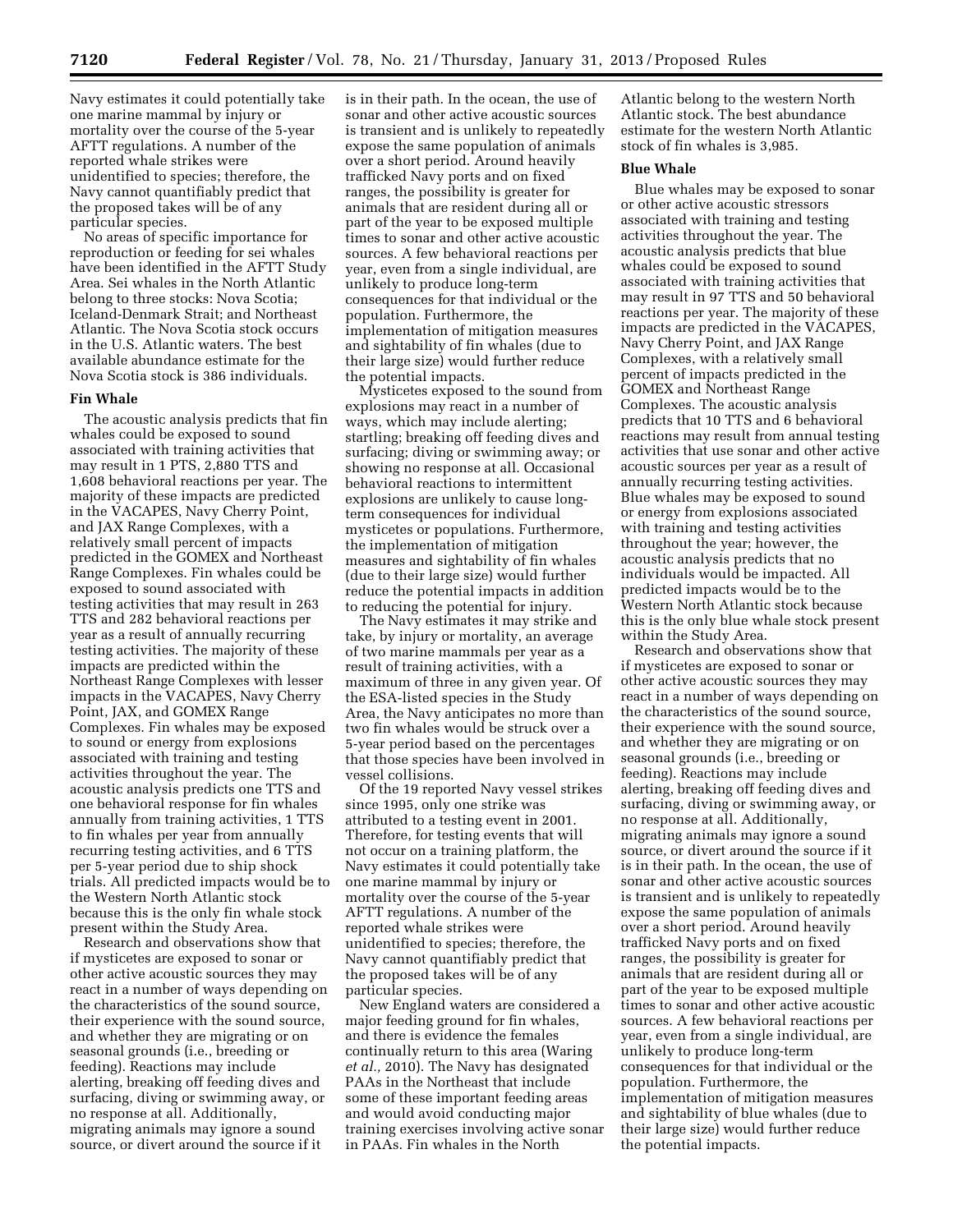Navy estimates it could potentially take one marine mammal by injury or mortality over the course of the 5-year AFTT regulations. A number of the reported whale strikes were unidentified to species; therefore, the Navy cannot quantifiably predict that the proposed takes will be of any particular species.

No areas of specific importance for reproduction or feeding for sei whales have been identified in the AFTT Study Area. Sei whales in the North Atlantic belong to three stocks: Nova Scotia; Iceland-Denmark Strait; and Northeast Atlantic. The Nova Scotia stock occurs in the U.S. Atlantic waters. The best available abundance estimate for the Nova Scotia stock is 386 individuals.

#### Fin Whale

The acoustic analysis predicts that fin whales could be exposed to sound associated with training activities that may result in 1 PTS, 2,880 TTS and 1,608 behavioral reactions per year. The majority of these impacts are predicted in the VACAPES, Navy Cherry Point, and JAX Range Complexes, with a relatively small percent of impacts predicted in the GOMEX and Northeast Range Complexes. Fin whales could be exposed to sound associated with testing activities that may result in 263 TTS and 282 behavioral reactions per year as a result of annually recurring testing activities. The majority of these impacts are predicted within the Northeast Range Complexes with lesser impacts in the VACAPES, Navy Cherry Point, JAX, and GOMEX Range Complexes. Fin whales may be exposed to sound or energy from explosions associated with training and testing activities throughout the year. The acoustic analysis predicts one TTS and one behavioral response for fin whales annually from training activities, 1 TTS to fin whales per year from annually recurring testing activities, and 6 TTS per 5-year period due to ship shock trials. All predicted impacts would be to the Western North Atlantic stock because this is the only fin whale stock present within the Study Area.

Research and observations show that if mysticetes are exposed to sonar or other active acoustic sources they may react in a number of ways depending on the characteristics of the sound source, their experience with the sound source, and whether they are migrating or on seasonal grounds (i.e., breeding or feeding). Reactions may include alerting, breaking off feeding dives and surfacing, diving or swimming away, or no response at all. Additionally, migrating animals may ignore a sound source, or divert around the source if it is in their path. In the ocean, the use of sonar and other active acoustic sources is transient and is unlikely to repeatedly expose the same population of animals over a short period. Around heavily trafficked Navy ports and on fixed ranges, the possibility is greater for animals that are resident during all or part of the year to be exposed multiple times to sonar and other active acoustic sources. A few behavioral reactions per year, even from a single individual, are unlikely to produce long-term consequences for that individual or the population. Furthermore, the implementation of mitigation measures and sightability of fin whales (due to their large size) would further reduce the potential impacts.

Mysticetes exposed to the sound from explosions may react in a number of ways, which may include alerting; startling; breaking off feeding dives and surfacing; diving or swimming away; or showing no response at all. Occasional behavioral reactions to intermittent explosions are unlikely to cause long-term consequences for individual mysticetes or populations. Furthermore, the implementation of mitigation measures and sightability of fin whales (due to their large size) would further reduce the potential impacts in addition to reducing the potential for injury.

The Navy estimates it may strike and take, by injury or mortality, an average of two marine mammals per year as a result of training activities, with a maximum of three in any given year. Of the ESA-listed species in the Study Area, the Navy anticipates no more than two fin whales would be struck over a 5-year period based on the percentages that those species have been involved in vessel collisions.

Of the 19 reported Navy vessel strikes since 1995, only one strike was attributed to a testing event in 2001. Therefore, for testing events that will not occur on a training platform, the Navy estimates it could potentially take one marine mammal by injury or mortality over the course of the 5-year AFTT regulations. A number of the reported whale strikes were unidentified to species; therefore, the Navy cannot quantifiably predict that the proposed takes will be of any particular species.

New England waters are considered a major feeding ground for fin whales, and there is evidence the females continually return to this area (Waring *et al.,* 2010). The Navy has designated PAAs in the Northeast that include some of these important feeding areas and would avoid conducting major training exercises involving active sonar in PAAs. Fin whales in the North Atlantic belong to the western North Atlantic stock. The best abundance estimate for the western North Atlantic stock of fin whales is 3,985.

#### Blue Whale

Blue whales may be exposed to sonar or other active acoustic stressors associated with training and testing activities throughout the year. The acoustic analysis predicts that blue whales could be exposed to sound associated with training activities that may result in 97 TTS and 50 behavioral reactions per year. The majority of these impacts are predicted in the VACAPES, Navy Cherry Point, and JAX Range Complexes, with a relatively small percent of impacts predicted in the GOMEX and Northeast Range Complexes. The acoustic analysis predicts that 10 TTS and 6 behavioral reactions may result from annual testing activities that use sonar and other active acoustic sources per year as a result of annually recurring testing activities. Blue whales may be exposed to sound or energy from explosions associated with training and testing activities throughout the year; however, the acoustic analysis predicts that no individuals would be impacted. All predicted impacts would be to the Western North Atlantic stock because this is the only blue whale stock present within the Study Area.

Research and observations show that if mysticetes are exposed to sonar or other active acoustic sources they may react in a number of ways depending on the characteristics of the sound source, their experience with the sound source, and whether they are migrating or on seasonal grounds (i.e., breeding or feeding). Reactions may include alerting, breaking off feeding dives and surfacing, diving or swimming away, or no response at all. Additionally, migrating animals may ignore a sound source, or divert around the source if it is in their path. In the ocean, the use of sonar and other active acoustic sources is transient and is unlikely to repeatedly expose the same population of animals over a short period. Around heavily trafficked Navy ports and on fixed ranges, the possibility is greater for animals that are resident during all or part of the year to be exposed multiple times to sonar and other active acoustic sources. A few behavioral reactions per year, even from a single individual, are unlikely to produce long-term consequences for that individual or the population. Furthermore, the implementation of mitigation measures and sightability of blue whales (due to their large size) would further reduce the potential impacts.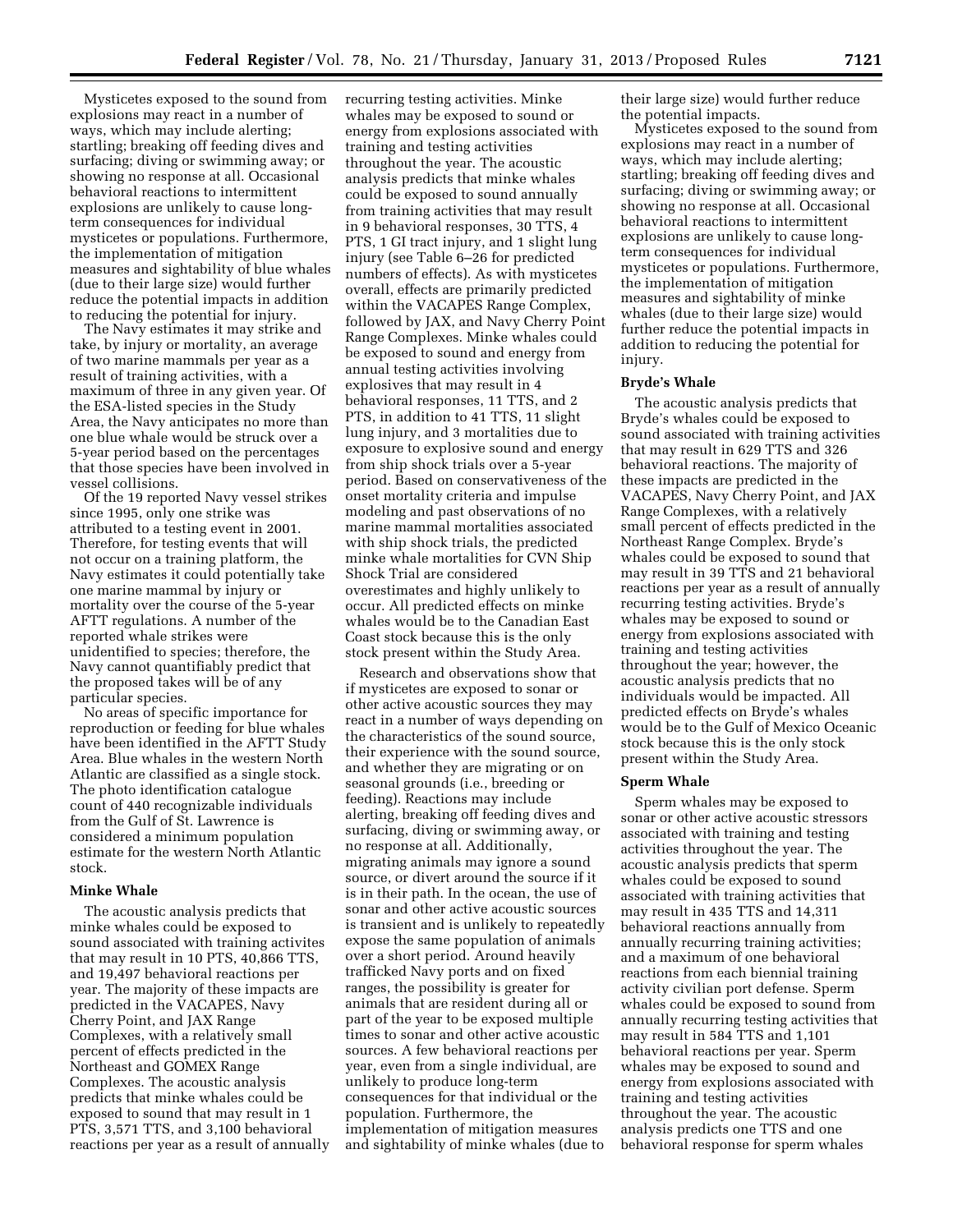Mysticetes exposed to the sound from explosions may react in a number of ways, which may include alerting; startling; breaking off feeding dives and surfacing; diving or swimming away; or showing no response at all. Occasional behavioral reactions to intermittent explosions are unlikely to cause long-term consequences for individual mysticetes or populations. Furthermore, the implementation of mitigation measures and sightability of blue whales (due to their large size) would further reduce the potential impacts in addition to reducing the potential for injury.

The Navy estimates it may strike and take, by injury or mortality, an average of two marine mammals per year as a result of training activities, with a maximum of three in any given year. Of the ESA-listed species in the Study Area, the Navy anticipates no more than one blue whale would be struck over a 5-year period based on the percentages that those species have been involved in vessel collisions.

Of the 19 reported Navy vessel strikes since 1995, only one strike was attributed to a testing event in 2001. Therefore, for testing events that will not occur on a training platform, the Navy estimates it could potentially take one marine mammal by injury or mortality over the course of the 5-year AFTT regulations. A number of the reported whale strikes were unidentified to species; therefore, the Navy cannot quantifiably predict that the proposed takes will be of any particular species.

No areas of specific importance for reproduction or feeding for blue whales have been identified in the AFTT Study Area. Blue whales in the western North Atlantic are classified as a single stock. The photo identification catalogue count of 440 recognizable individuals from the Gulf of St. Lawrence is considered a minimum population estimate for the western North Atlantic stock.

### Minke Whale

The acoustic analysis predicts that minke whales could be exposed to sound associated with training activites that may result in 10 PTS, 40,866 TTS, and 19,497 behavioral reactions per year. The majority of these impacts are predicted in the VACAPES, Navy Cherry Point, and JAX Range Complexes, with a relatively small percent of effects predicted in the Northeast and GOMEX Range Complexes. The acoustic analysis predicts that minke whales could be exposed to sound that may result in 1 PTS, 3,571 TTS, and 3,100 behavioral reactions per year as a result of annually recurring testing activities. Minke whales may be exposed to sound or energy from explosions associated with training and testing activities throughout the year. The acoustic analysis predicts that minke whales could be exposed to sound annually from training activities that may result in 9 behavioral responses, 30 TTS, 4 PTS, 1 GI tract injury, and 1 slight lung injury (see Table 6–26 for predicted numbers of effects). As with mysticetes overall, effects are primarily predicted within the VACAPES Range Complex, followed by JAX, and Navy Cherry Point Range Complexes. Minke whales could be exposed to sound and energy from annual testing activities involving explosives that may result in 4 behavioral responses, 11 TTS, and 2 PTS, in addition to 41 TTS, 11 slight lung injury, and 3 mortalities due to exposure to explosive sound and energy from ship shock trials over a 5-year period. Based on conservativeness of the onset mortality criteria and impulse modeling and past observations of no marine mammal mortalities associated with ship shock trials, the predicted minke whale mortalities for CVN Ship Shock Trial are considered overestimates and highly unlikely to occur. All predicted effects on minke whales would be to the Canadian East Coast stock because this is the only stock present within the Study Area.

Research and observations show that if mysticetes are exposed to sonar or other active acoustic sources they may react in a number of ways depending on the characteristics of the sound source, their experience with the sound source, and whether they are migrating or on seasonal grounds (i.e., breeding or feeding). Reactions may include alerting, breaking off feeding dives and surfacing, diving or swimming away, or no response at all. Additionally, migrating animals may ignore a sound source, or divert around the source if it is in their path. In the ocean, the use of sonar and other active acoustic sources is transient and is unlikely to repeatedly expose the same population of animals over a short period. Around heavily trafficked Navy ports and on fixed ranges, the possibility is greater for animals that are resident during all or part of the year to be exposed multiple times to sonar and other active acoustic sources. A few behavioral reactions per year, even from a single individual, are unlikely to produce long-term consequences for that individual or the population. Furthermore, the implementation of mitigation measures and sightability of minke whales (due to their large size) would further reduce the potential impacts.

Mysticetes exposed to the sound from explosions may react in a number of ways, which may include alerting; startling; breaking off feeding dives and surfacing; diving or swimming away; or showing no response at all. Occasional behavioral reactions to intermittent explosions are unlikely to cause long-term consequences for individual mysticetes or populations. Furthermore, the implementation of mitigation measures and sightability of minke whales (due to their large size) would further reduce the potential impacts in addition to reducing the potential for injury.

### Bryde's Whale

The acoustic analysis predicts that Bryde's whales could be exposed to sound associated with training activities that may result in 629 TTS and 326 behavioral reactions. The majority of these impacts are predicted in the VACAPES, Navy Cherry Point, and JAX Range Complexes, with a relatively small percent of effects predicted in the Northeast Range Complex. Bryde's whales could be exposed to sound that may result in 39 TTS and 21 behavioral reactions per year as a result of annually recurring testing activities. Bryde's whales may be exposed to sound or energy from explosions associated with training and testing activities throughout the year; however, the acoustic analysis predicts that no individuals would be impacted. All predicted effects on Bryde's whales would be to the Gulf of Mexico Oceanic stock because this is the only stock present within the Study Area.

### Sperm Whale

Sperm whales may be exposed to sonar or other active acoustic stressors associated with training and testing activities throughout the year. The acoustic analysis predicts that sperm whales could be exposed to sound associated with training activities that may result in 435 TTS and 14,311 behavioral reactions annually from annually recurring training activities; and a maximum of one behavioral reactions from each biennial training activity civilian port defense. Sperm whales could be exposed to sound from annually recurring testing activities that may result in 584 TTS and 1,101 behavioral reactions per year. Sperm whales may be exposed to sound and energy from explosions associated with training and testing activities throughout the year. The acoustic analysis predicts one TTS and one behavioral response for sperm whales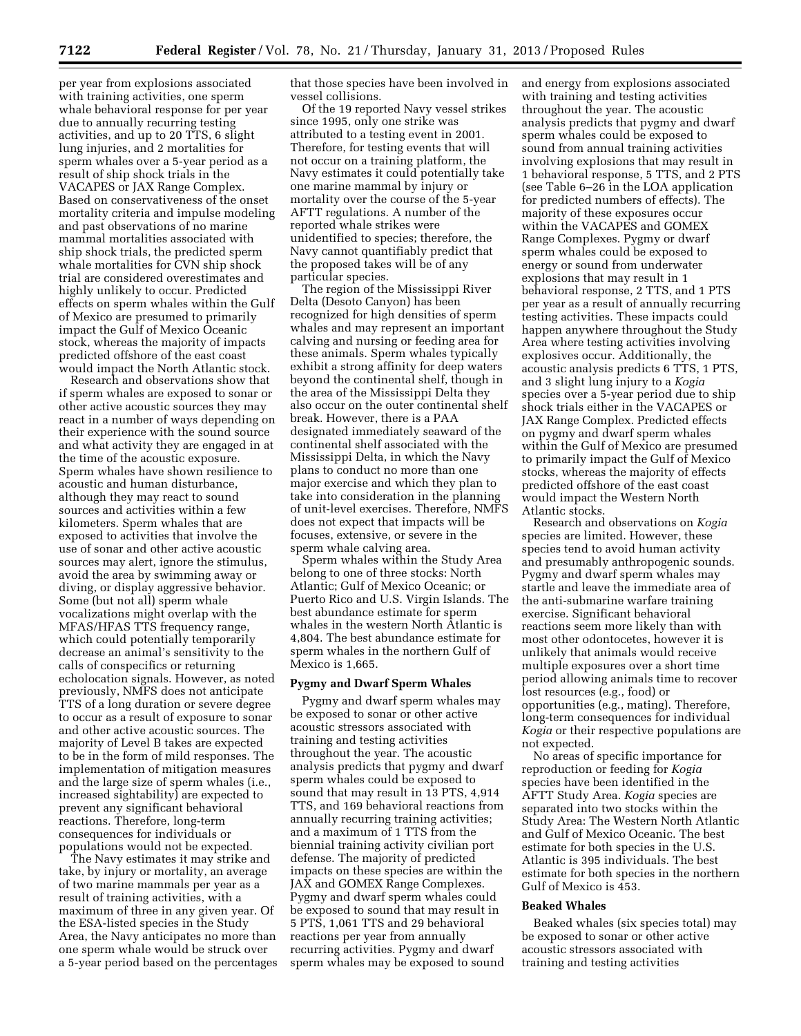per year from explosions associated with training activities, one sperm whale behavioral response for per year due to annually recurring testing activities, and up to 20 TTS, 6 slight lung injuries, and 2 mortalities for sperm whales over a 5-year period as a result of ship shock trials in the VACAPES or JAX Range Complex. Based on conservativeness of the onset mortality criteria and impulse modeling and past observations of no marine mammal mortalities associated with ship shock trials, the predicted sperm whale mortalities for CVN ship shock trial are considered overestimates and highly unlikely to occur. Predicted effects on sperm whales within the Gulf of Mexico are presumed to primarily impact the Gulf of Mexico Oceanic stock, whereas the majority of impacts predicted offshore of the east coast would impact the North Atlantic stock.

Research and observations show that if sperm whales are exposed to sonar or other active acoustic sources they may react in a number of ways depending on their experience with the sound source and what activity they are engaged in at the time of the acoustic exposure. Sperm whales have shown resilience to acoustic and human disturbance, although they may react to sound sources and activities within a few kilometers. Sperm whales that are exposed to activities that involve the use of sonar and other active acoustic sources may alert, ignore the stimulus, avoid the area by swimming away or diving, or display aggressive behavior. Some (but not all) sperm whale vocalizations might overlap with the MFAS/HFAS TTS frequency range, which could potentially temporarily decrease an animal's sensitivity to the calls of conspecifics or returning echolocation signals. However, as noted previously, NMFS does not anticipate TTS of a long duration or severe degree to occur as a result of exposure to sonar and other active acoustic sources. The majority of Level B takes are expected to be in the form of mild responses. The implementation of mitigation measures and the large size of sperm whales (i.e., increased sightability) are expected to prevent any significant behavioral reactions. Therefore, long-term consequences for individuals or populations would not be expected.

The Navy estimates it may strike and take, by injury or mortality, an average of two marine mammals per year as a result of training activities, with a maximum of three in any given year. Of the ESA-listed species in the Study Area, the Navy anticipates no more than one sperm whale would be struck over a 5-year period based on the percentages that those species have been involved in vessel collisions.

Of the 19 reported Navy vessel strikes since 1995, only one strike was attributed to a testing event in 2001. Therefore, for testing events that will not occur on a training platform, the Navy estimates it could potentially take one marine mammal by injury or mortality over the course of the 5-year AFTT regulations. A number of the reported whale strikes were unidentified to species; therefore, the Navy cannot quantifiably predict that the proposed takes will be of any particular species.

The region of the Mississippi River Delta (Desoto Canyon) has been recognized for high densities of sperm whales and may represent an important calving and nursing or feeding area for these animals. Sperm whales typically exhibit a strong affinity for deep waters beyond the continental shelf, though in the area of the Mississippi Delta they also occur on the outer continental shelf break. However, there is a PAA designated immediately seaward of the continental shelf associated with the Mississippi Delta, in which the Navy plans to conduct no more than one major exercise and which they plan to take into consideration in the planning of unit-level exercises. Therefore, NMFS does not expect that impacts will be focuses, extensive, or severe in the sperm whale calving area.

Sperm whales within the Study Area belong to one of three stocks: North Atlantic; Gulf of Mexico Oceanic; or Puerto Rico and U.S. Virgin Islands. The best abundance estimate for sperm whales in the western North Atlantic is 4,804. The best abundance estimate for sperm whales in the northern Gulf of Mexico is 1,665.

### Pygmy and Dwarf Sperm Whales

Pygmy and dwarf sperm whales may be exposed to sonar or other active acoustic stressors associated with training and testing activities throughout the year. The acoustic analysis predicts that pygmy and dwarf sperm whales could be exposed to sound that may result in 13 PTS, 4,914 TTS, and 169 behavioral reactions from annually recurring training activities; and a maximum of 1 TTS from the biennial training activity civilian port defense. The majority of predicted impacts on these species are within the JAX and GOMEX Range Complexes. Pygmy and dwarf sperm whales could be exposed to sound that may result in 5 PTS, 1,061 TTS and 29 behavioral reactions per year from annually recurring activities. Pygmy and dwarf sperm whales may be exposed to sound and energy from explosions associated with training and testing activities throughout the year. The acoustic analysis predicts that pygmy and dwarf sperm whales could be exposed to sound from annual training activities involving explosions that may result in 1 behavioral response, 5 TTS, and 2 PTS (see Table 6–26 in the LOA application for predicted numbers of effects). The majority of these exposures occur within the VACAPES and GOMEX Range Complexes. Pygmy or dwarf sperm whales could be exposed to energy or sound from underwater explosions that may result in 1 behavioral response, 2 TTS, and 1 PTS per year as a result of annually recurring testing activities. These impacts could happen anywhere throughout the Study Area where testing activities involving explosives occur. Additionally, the acoustic analysis predicts 6 TTS, 1 PTS, and 3 slight lung injury to a *Kogia* species over a 5-year period due to ship shock trials either in the VACAPES or JAX Range Complex. Predicted effects on pygmy and dwarf sperm whales within the Gulf of Mexico are presumed to primarily impact the Gulf of Mexico stocks, whereas the majority of effects predicted offshore of the east coast would impact the Western North Atlantic stocks.

Research and observations on *Kogia* species are limited. However, these species tend to avoid human activity and presumably anthropogenic sounds. Pygmy and dwarf sperm whales may startle and leave the immediate area of the anti-submarine warfare training exercise. Significant behavioral reactions seem more likely than with most other odontocetes, however it is unlikely that animals would receive multiple exposures over a short time period allowing animals time to recover lost resources (e.g., food) or opportunities (e.g., mating). Therefore, long-term consequences for individual *Kogia* or their respective populations are not expected.

No areas of specific importance for reproduction or feeding for *Kogia* species have been identified in the AFTT Study Area. *Kogia* species are separated into two stocks within the Study Area: The Western North Atlantic and Gulf of Mexico Oceanic. The best estimate for both species in the U.S. Atlantic is 395 individuals. The best estimate for both species in the northern Gulf of Mexico is 453.

### Beaked Whales

Beaked whales (six species total) may be exposed to sonar or other active acoustic stressors associated with training and testing activities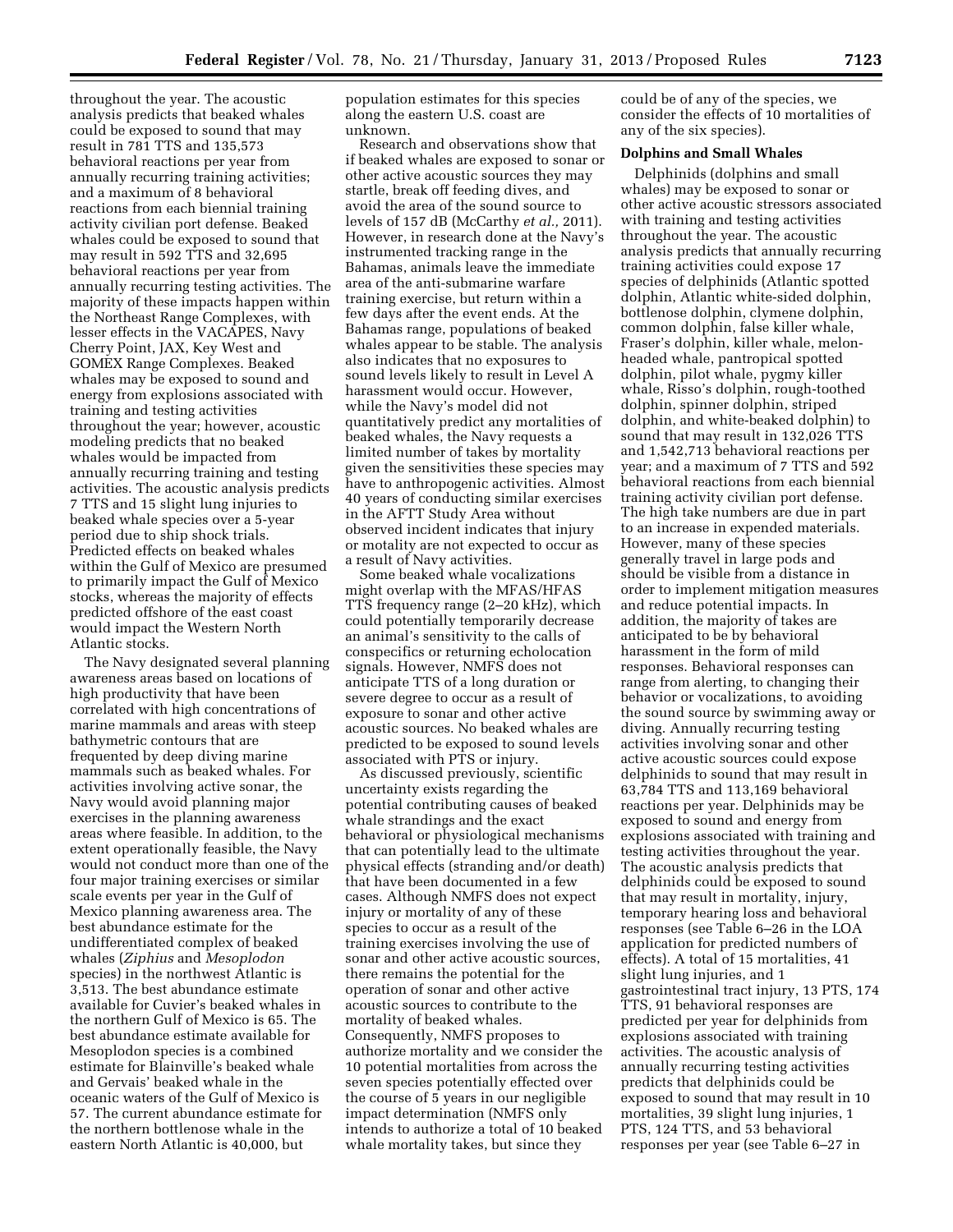throughout the year. The acoustic analysis predicts that beaked whales could be exposed to sound that may result in 781 TTS and 135,573 behavioral reactions per year from annually recurring training activities; and a maximum of 8 behavioral reactions from each biennial training activity civilian port defense. Beaked whales could be exposed to sound that may result in 592 TTS and 32,695 behavioral reactions per year from annually recurring testing activities. The majority of these impacts happen within the Northeast Range Complexes, with lesser effects in the VACAPES, Navy Cherry Point, JAX, Key West and GOMEX Range Complexes. Beaked whales may be exposed to sound and energy from explosions associated with training and testing activities throughout the year; however, acoustic modeling predicts that no beaked whales would be impacted from annually recurring training and testing activities. The acoustic analysis predicts 7 TTS and 15 slight lung injuries to beaked whale species over a 5-year period due to ship shock trials. Predicted effects on beaked whales within the Gulf of Mexico are presumed to primarily impact the Gulf of Mexico stocks, whereas the majority of effects predicted offshore of the east coast would impact the Western North Atlantic stocks.

The Navy designated several planning awareness areas based on locations of high productivity that have been correlated with high concentrations of marine mammals and areas with steep bathymetric contours that are frequented by deep diving marine mammals such as beaked whales. For activities involving active sonar, the Navy would avoid planning major exercises in the planning awareness areas where feasible. In addition, to the extent operationally feasible, the Navy would not conduct more than one of the four major training exercises or similar scale events per year in the Gulf of Mexico planning awareness area. The best abundance estimate for the undifferentiated complex of beaked whales (*Ziphius* and *Mesoplodon* species) in the northwest Atlantic is 3,513. The best abundance estimate available for Cuvier's beaked whales in the northern Gulf of Mexico is 65. The best abundance estimate available for Mesoplodon species is a combined estimate for Blainville's beaked whale and Gervais' beaked whale in the oceanic waters of the Gulf of Mexico is 57. The current abundance estimate for the northern bottlenose whale in the eastern North Atlantic is 40,000, but population estimates for this species along the eastern U.S. coast are unknown.

Research and observations show that if beaked whales are exposed to sonar or other active acoustic sources they may startle, break off feeding dives, and avoid the area of the sound source to levels of 157 dB (McCarthy *et al.,* 2011). However, in research done at the Navy's instrumented tracking range in the Bahamas, animals leave the immediate area of the anti-submarine warfare training exercise, but return within a few days after the event ends. At the Bahamas range, populations of beaked whales appear to be stable. The analysis also indicates that no exposures to sound levels likely to result in Level A harassment would occur. However, while the Navy's model did not quantitatively predict any mortalities of beaked whales, the Navy requests a limited number of takes by mortality given the sensitivities these species may have to anthropogenic activities. Almost 40 years of conducting similar exercises in the AFTT Study Area without observed incident indicates that injury or motality are not expected to occur as a result of Navy activities.

Some beaked whale vocalizations might overlap with the MFAS/HFAS TTS frequency range (2–20 kHz), which could potentially temporarily decrease an animal's sensitivity to the calls of conspecifics or returning echolocation signals. However, NMFS does not anticipate TTS of a long duration or severe degree to occur as a result of exposure to sonar and other active acoustic sources. No beaked whales are predicted to be exposed to sound levels associated with PTS or injury.

As discussed previously, scientific uncertainty exists regarding the potential contributing causes of beaked whale strandings and the exact behavioral or physiological mechanisms that can potentially lead to the ultimate physical effects (stranding and/or death) that have been documented in a few cases. Although NMFS does not expect injury or mortality of any of these species to occur as a result of the training exercises involving the use of sonar and other active acoustic sources, there remains the potential for the operation of sonar and other active acoustic sources to contribute to the mortality of beaked whales. Consequently, NMFS proposes to authorize mortality and we consider the 10 potential mortalities from across the seven species potentially effected over the course of 5 years in our negligible impact determination (NMFS only intends to authorize a total of 10 beaked whale mortality takes, but since they could be of any of the species, we consider the effects of 10 mortalities of any of the six species).

**Dolphins and Small Whales**

Delphinids (dolphins and small whales) may be exposed to sonar or other active acoustic stressors associated with training and testing activities throughout the year. The acoustic analysis predicts that annually recurring training activities could expose 17 species of delphinids (Atlantic spotted dolphin, Atlantic white-sided dolphin, bottlenose dolphin, clymene dolphin, common dolphin, false killer whale, Fraser's dolphin, killer whale, melon-headed whale, pantropical spotted dolphin, pilot whale, pygmy killer whale, Risso's dolphin, rough-toothed dolphin, spinner dolphin, striped dolphin, and white-beaked dolphin) to sound that may result in 132,026 TTS and 1,542,713 behavioral reactions per year; and a maximum of 7 TTS and 592 behavioral reactions from each biennial training activity civilian port defense. The high take numbers are due in part to an increase in expended materials. However, many of these species generally travel in large pods and should be visible from a distance in order to implement mitigation measures and reduce potential impacts. In addition, the majority of takes are anticipated to be by behavioral harassment in the form of mild responses. Behavioral responses can range from alerting, to changing their behavior or vocalizations, to avoiding the sound source by swimming away or diving. Annually recurring testing activities involving sonar and other active acoustic sources could expose delphinids to sound that may result in 63,784 TTS and 113,169 behavioral reactions per year. Delphinids may be exposed to sound and energy from explosions associated with training and testing activities throughout the year. The acoustic analysis predicts that delphinids could be exposed to sound that may result in mortality, injury, temporary hearing loss and behavioral responses (see Table 6–26 in the LOA application for predicted numbers of effects). A total of 15 mortalities, 41 slight lung injuries, and 1 gastrointestinal tract injury, 13 PTS, 174 TTS, 91 behavioral responses are predicted per year for delphinids from explosions associated with training activities. The acoustic analysis of annually recurring testing activities predicts that delphinids could be exposed to sound that may result in 10 mortalities, 39 slight lung injuries, 1 PTS, 124 TTS, and 53 behavioral responses per year (see Table 6–27 in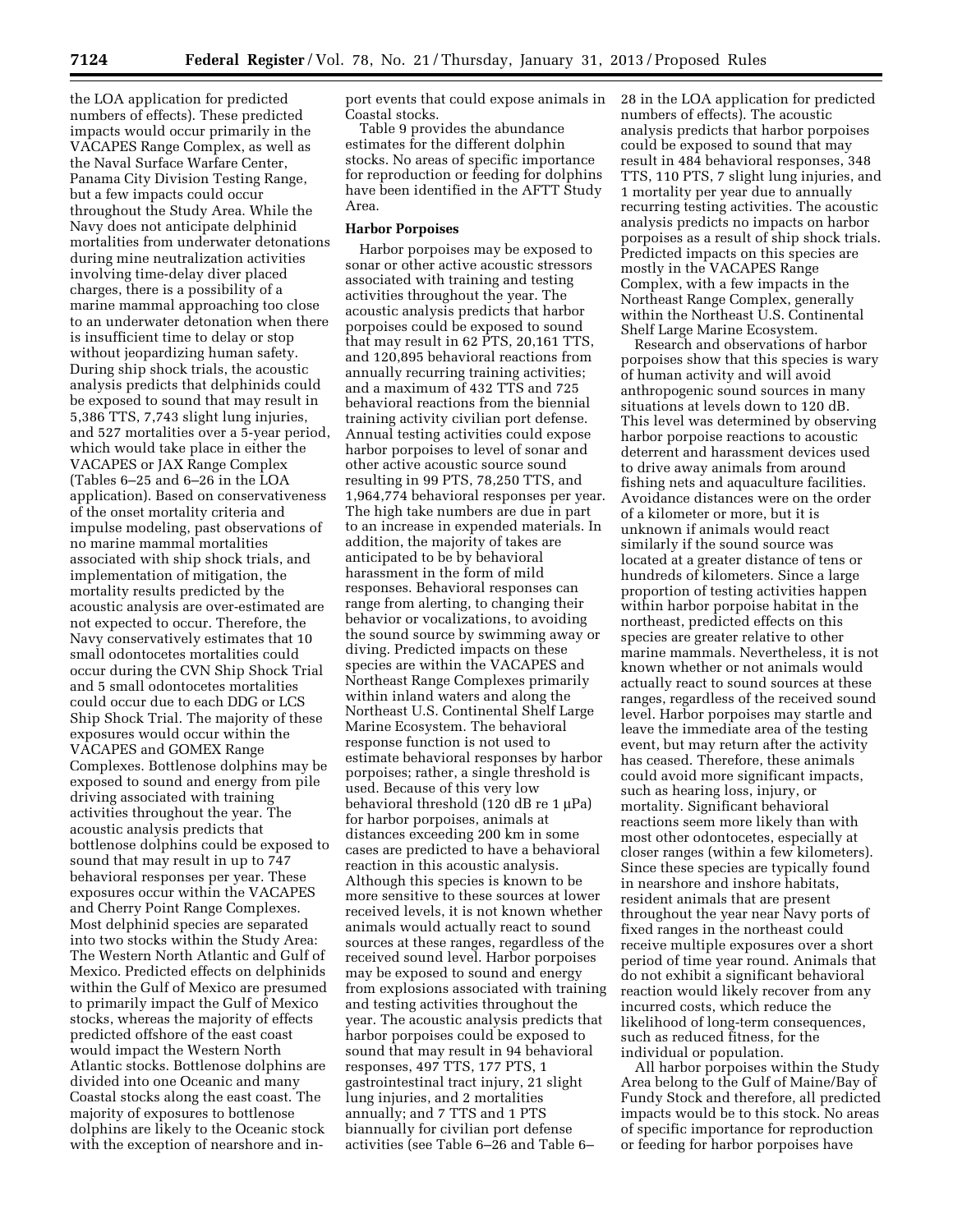the LOA application for predicted numbers of effects). These predicted impacts would occur primarily in the VACAPES Range Complex, as well as the Naval Surface Warfare Center, Panama City Division Testing Range, but a few impacts could occur throughout the Study Area. While the Navy does not anticipate delphinid mortalities from underwater detonations during mine neutralization activities involving time-delay diver placed charges, there is a possibility of a marine mammal approaching too close to an underwater detonation when there is insufficient time to delay or stop without jeopardizing human safety. During ship shock trials, the acoustic analysis predicts that delphinids could be exposed to sound that may result in 5,386 TTS, 7,743 slight lung injuries, and 527 mortalities over a 5-year period, which would take place in either the VACAPES or JAX Range Complex (Tables 6–25 and 6–26 in the LOA application). Based on conservativeness of the onset mortality criteria and impulse modeling, past observations of no marine mammal mortalities associated with ship shock trials, and implementation of mitigation, the mortality results predicted by the acoustic analysis are over-estimated are not expected to occur. Therefore, the Navy conservatively estimates that 10 small odontocetes mortalities could occur during the CVN Ship Shock Trial and 5 small odontocetes mortalities could occur due to each DDG or LCS Ship Shock Trial. The majority of these exposures would occur within the VACAPES and GOMEX Range Complexes. Bottlenose dolphins may be exposed to sound and energy from pile driving associated with training activities throughout the year. The acoustic analysis predicts that bottlenose dolphins could be exposed to sound that may result in up to 747 behavioral responses per year. These exposures occur within the VACAPES and Cherry Point Range Complexes. Most delphinid species are separated into two stocks within the Study Area: The Western North Atlantic and Gulf of Mexico. Predicted effects on delphinids within the Gulf of Mexico are presumed to primarily impact the Gulf of Mexico stocks, whereas the majority of effects predicted offshore of the east coast would impact the Western North Atlantic stocks. Bottlenose dolphins are divided into one Oceanic and many Coastal stocks along the east coast. The majority of exposures to bottlenose dolphins are likely to the Oceanic stock with the exception of nearshore and in-port events that could expose animals in Coastal stocks.

Table 9 provides the abundance estimates for the different dolphin stocks. No areas of specific importance for reproduction or feeding for dolphins have been identified in the AFTT Study Area.

## Harbor Porpoises

Harbor porpoises may be exposed to sonar or other active acoustic stressors associated with training and testing activities throughout the year. The acoustic analysis predicts that harbor porpoises could be exposed to sound that may result in 62 PTS, 20,161 TTS, and 120,895 behavioral reactions from annually recurring training activities; and a maximum of 432 TTS and 725 behavioral reactions from the biennial training activity civilian port defense. Annual testing activities could expose harbor porpoises to level of sonar and other active acoustic source sound resulting in 99 PTS, 78,250 TTS, and 1,964,774 behavioral responses per year. The high take numbers are due in part to an increase in expended materials. In addition, the majority of takes are anticipated to be by behavioral harassment in the form of mild responses. Behavioral responses can range from alerting, to changing their behavior or vocalizations, to avoiding the sound source by swimming away or diving. Predicted impacts on these species are within the VACAPES and Northeast Range Complexes primarily within inland waters and along the Northeast U.S. Continental Shelf Large Marine Ecosystem. The behavioral response function is not used to estimate behavioral responses by harbor porpoises; rather, a single threshold is used. Because of this very low behavioral threshold (120 dB re 1 µPa) for harbor porpoises, animals at distances exceeding 200 km in some cases are predicted to have a behavioral reaction in this acoustic analysis. Although this species is known to be more sensitive to these sources at lower received levels, it is not known whether animals would actually react to sound sources at these ranges, regardless of the received sound level. Harbor porpoises may be exposed to sound and energy from explosions associated with training and testing activities throughout the year. The acoustic analysis predicts that harbor porpoises could be exposed to sound that may result in 94 behavioral responses, 497 TTS, 177 PTS, 1 gastrointestinal tract injury, 21 slight lung injuries, and 2 mortalities annually; and 7 TTS and 1 PTS biannually for civilian port defense activities (see Table 6–26 and Table 6–28 in the LOA application for predicted numbers of effects). The acoustic analysis predicts that harbor porpoises could be exposed to sound that may result in 484 behavioral responses, 348 TTS, 110 PTS, 7 slight lung injuries, and 1 mortality per year due to annually recurring testing activities. The acoustic analysis predicts no impacts on harbor porpoises as a result of ship shock trials. Predicted impacts on this species are mostly in the VACAPES Range Complex, with a few impacts in the Northeast Range Complex, generally within the Northeast U.S. Continental Shelf Large Marine Ecosystem.

Research and observations of harbor porpoises show that this species is wary of human activity and will avoid anthropogenic sound sources in many situations at levels down to 120 dB. This level was determined by observing harbor porpoise reactions to acoustic deterrent and harassment devices used to drive away animals from around fishing nets and aquaculture facilities. Avoidance distances were on the order of a kilometer or more, but it is unknown if animals would react similarly if the sound source was located at a greater distance of tens or hundreds of kilometers. Since a large proportion of testing activities happen within harbor porpoise habitat in the northeast, predicted effects on this species are greater relative to other marine mammals. Nevertheless, it is not known whether or not animals would actually react to sound sources at these ranges, regardless of the received sound level. Harbor porpoises may startle and leave the immediate area of the testing event, but may return after the activity has ceased. Therefore, these animals could avoid more significant impacts, such as hearing loss, injury, or mortality. Significant behavioral reactions seem more likely than with most other odontocetes, especially at closer ranges (within a few kilometers). Since these species are typically found in nearshore and inshore habitats, resident animals that are present throughout the year near Navy ports of fixed ranges in the northeast could receive multiple exposures over a short period of time year round. Animals that do not exhibit a significant behavioral reaction would likely recover from any incurred costs, which reduce the likelihood of long-term consequences, such as reduced fitness, for the individual or population.

All harbor porpoises within the Study Area belong to the Gulf of Maine/Bay of Fundy Stock and therefore, all predicted impacts would be to this stock. No areas of specific importance for reproduction or feeding for harbor porpoises have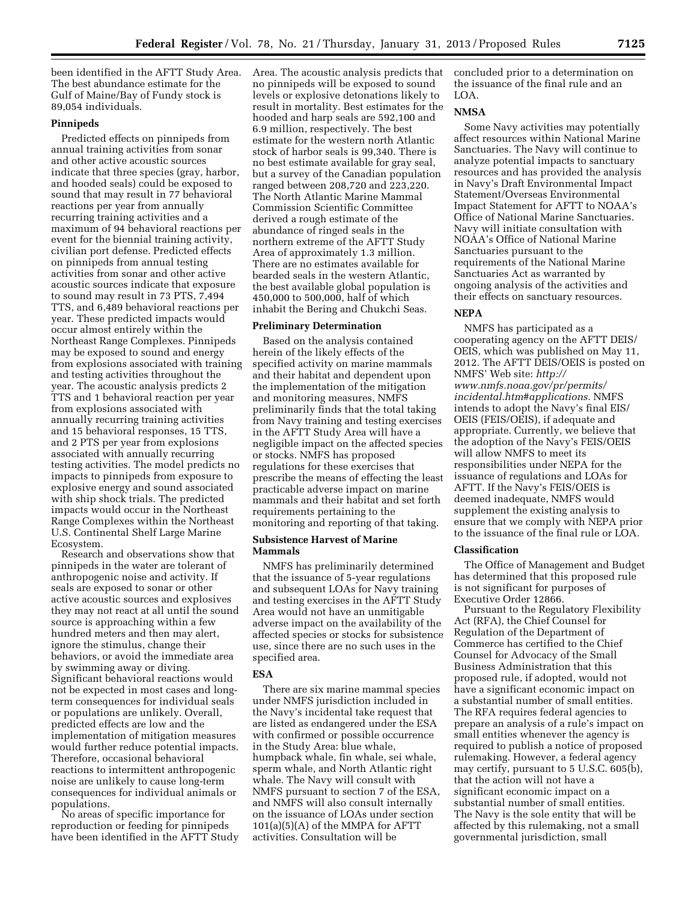been identified in the AFTT Study Area. The best abundance estimate for the Gulf of Maine/Bay of Fundy stock is 89,054 individuals.

### Pinnipeds

Predicted effects on pinnipeds from annual training activities from sonar and other active acoustic sources indicate that three species (gray, harbor, and hooded seals) could be exposed to sound that may result in 77 behavioral reactions per year from annually recurring training activities and a maximum of 94 behavioral reactions per event for the biennial training activity, civilian port defense. Predicted effects on pinnipeds from annual testing activities from sonar and other active acoustic sources indicate that exposure to sound may result in 73 PTS, 7,494 TTS, and 6,489 behavioral reactions per year. These predicted impacts would occur almost entirely within the Northeast Range Complexes. Pinnipeds may be exposed to sound and energy from explosions associated with training and testing activities throughout the year. The acoustic analysis predicts 2 TTS and 1 behavioral reaction per year from explosions associated with annually recurring training activities and 15 behavioral responses, 15 TTS, and 2 PTS per year from explosions associated with annually recurring testing activities. The model predicts no impacts to pinnipeds from exposure to explosive energy and sound associated with ship shock trials. The predicted impacts would occur in the Northeast Range Complexes within the Northeast U.S. Continental Shelf Large Marine Ecosystem.

Research and observations show that pinnipeds in the water are tolerant of anthropogenic noise and activity. If seals are exposed to sonar or other active acoustic sources and explosives they may not react at all until the sound source is approaching within a few hundred meters and then may alert, ignore the stimulus, change their behaviors, or avoid the immediate area by swimming away or diving. Significant behavioral reactions would not be expected in most cases and long-term consequences for individual seals or populations are unlikely. Overall, predicted effects are low and the implementation of mitigation measures would further reduce potential impacts. Therefore, occasional behavioral reactions to intermittent anthropogenic noise are unlikely to cause long-term consequences for individual animals or populations.

No areas of specific importance for reproduction or feeding for pinnipeds have been identified in the AFTT Study Area. The acoustic analysis predicts that no pinnipeds will be exposed to sound levels or explosive detonations likely to result in mortality. Best estimates for the hooded and harp seals are 592,100 and 6.9 million, respectively. The best estimate for the western north Atlantic stock of harbor seals is 99,340. There is no best estimate available for gray seal, but a survey of the Canadian population ranged between 208,720 and 223,220. The North Atlantic Marine Mammal Commission Scientific Committee derived a rough estimate of the abundance of ringed seals in the northern extreme of the AFTT Study Area of approximately 1.3 million. There are no estimates available for bearded seals in the western Atlantic, the best available global population is 450,000 to 500,000, half of which inhabit the Bering and Chukchi Seas.

### Preliminary Determination

Based on the analysis contained herein of the likely effects of the specified activity on marine mammals and their habitat and dependent upon the implementation of the mitigation and monitoring measures, NMFS preliminarily finds that the total taking from Navy training and testing exercises in the AFTT Study Area will have a negligible impact on the affected species or stocks. NMFS has proposed regulations for these exercises that prescribe the means of effecting the least practicable adverse impact on marine mammals and their habitat and set forth requirements pertaining to the monitoring and reporting of that taking.

### Subsistence Harvest of Marine Mammals

NMFS has preliminarily determined that the issuance of 5-year regulations and subsequent LOAs for Navy training and testing exercises in the AFTT Study Area would not have an unmitigable adverse impact on the availability of the affected species or stocks for subsistence use, since there are no such uses in the specified area.

### ESA

There are six marine mammal species under NMFS jurisdiction included in the Navy's incidental take request that are listed as endangered under the ESA with confirmed or possible occurrence in the Study Area: blue whale, humpback whale, fin whale, sei whale, sperm whale, and North Atlantic right whale. The Navy will consult with NMFS pursuant to section 7 of the ESA, and NMFS will also consult internally on the issuance of LOAs under section 101(a)(5)(A) of the MMPA for AFTT activities. Consultation will be concluded prior to a determination on the issuance of the final rule and an LOA.

### NMSA

Some Navy activities may potentially affect resources within National Marine Sanctuaries. The Navy will continue to analyze potential impacts to sanctuary resources and has provided the analysis in Navy's Draft Environmental Impact Statement/Overseas Environmental Impact Statement for AFTT to NOAA's Office of National Marine Sanctuaries. Navy will initiate consultation with NOAA's Office of National Marine Sanctuaries pursuant to the requirements of the National Marine Sanctuaries Act as warranted by ongoing analysis of the activities and their effects on sanctuary resources.

### NEPA

NMFS has participated as a cooperating agency on the AFTT DEIS/OEIS, which was published on May 11, 2012. The AFTT DEIS/OEIS is posted on NMFS' Web site: *http://www.nmfs.noaa.gov/pr/permits/incidental.htm#applications*. NMFS intends to adopt the Navy's final EIS/OEIS (FEIS/OEIS), if adequate and appropriate. Currently, we believe that the adoption of the Navy's FEIS/OEIS will allow NMFS to meet its responsibilities under NEPA for the issuance of regulations and LOAs for AFTT. If the Navy's FEIS/OEIS is deemed inadequate, NMFS would supplement the existing analysis to ensure that we comply with NEPA prior to the issuance of the final rule or LOA.

### Classification

The Office of Management and Budget has determined that this proposed rule is not significant for purposes of Executive Order 12866.

Pursuant to the Regulatory Flexibility Act (RFA), the Chief Counsel for Regulation of the Department of Commerce has certified to the Chief Counsel for Advocacy of the Small Business Administration that this proposed rule, if adopted, would not have a significant economic impact on a substantial number of small entities. The RFA requires federal agencies to prepare an analysis of a rule's impact on small entities whenever the agency is required to publish a notice of proposed rulemaking. However, a federal agency may certify, pursuant to 5 U.S.C. 605(b), that the action will not have a significant economic impact on a substantial number of small entities. The Navy is the sole entity that will be affected by this rulemaking, not a small governmental jurisdiction, small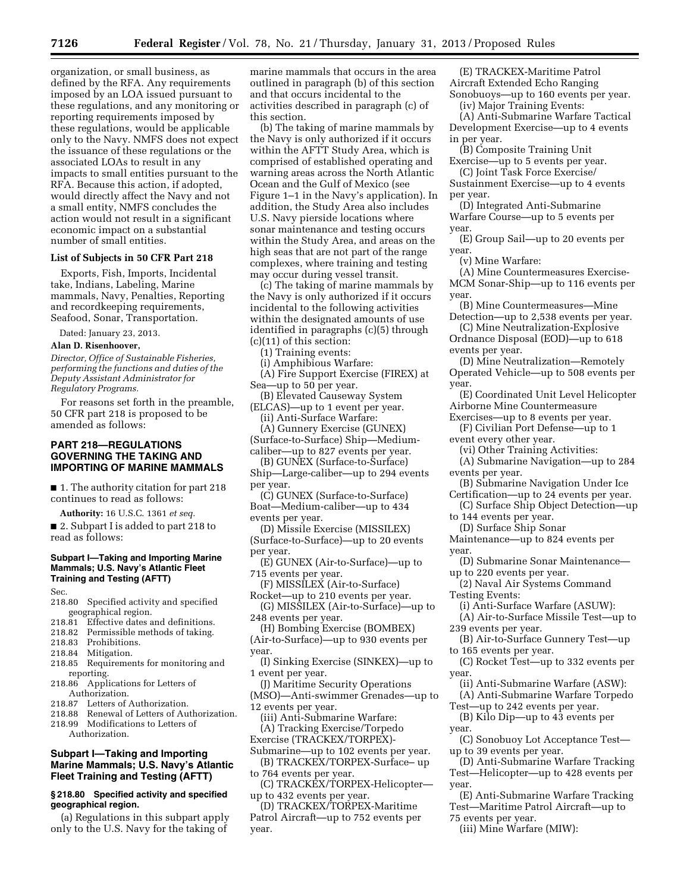organization, or small business, as defined by the RFA. Any requirements imposed by an LOA issued pursuant to these regulations, and any monitoring or reporting requirements imposed by these regulations, would be applicable only to the Navy. NMFS does not expect the issuance of these regulations or the associated LOAs to result in any impacts to small entities pursuant to the RFA. Because this action, if adopted, would directly affect the Navy and not a small entity, NMFS concludes the action would not result in a significant economic impact on a substantial number of small entities.

### List of Subjects in 50 CFR Part 218

Exports, Fish, Imports, Incidental take, Indians, Labeling, Marine mammals, Navy, Penalties, Reporting and recordkeeping requirements, Seafood, Sonar, Transportation.

Dated: January 23, 2013.

**Alan D. Risenhoover,**

*Director, Office of Sustainable Fisheries, performing the functions and duties of the Deputy Assistant Administrator for Regulatory Programs.*

For reasons set forth in the preamble, 50 CFR part 218 is proposed to be amended as follows:

## PART 218—REGULATIONS GOVERNING THE TAKING AND IMPORTING OF MARINE MAMMALS

■ 1. The authority citation for part 218 continues to read as follows:

**Authority:** 16 U.S.C. 1361 *et seq.*

■ 2. Subpart I is added to part 218 to read as follows:

### Subpart I—Taking and Importing Marine Mammals; U.S. Navy's Atlantic Fleet Training and Testing (AFTT)

Sec.
218.80 Specified activity and specified geographical region.
218.81 Effective dates and definitions.
218.82 Permissible methods of taking.
218.83 Prohibitions.
218.84 Mitigation.
218.85 Requirements for monitoring and reporting.
218.86 Applications for Letters of Authorization.
218.87 Letters of Authorization.
218.88 Renewal of Letters of Authorization.
218.99 Modifications to Letters of Authorization.

### Subpart I—Taking and Importing Marine Mammals; U.S. Navy's Atlantic Fleet Training and Testing (AFTT)

#### § 218.80 Specified activity and specified geographical region.

(a) Regulations in this subpart apply only to the U.S. Navy for the taking of marine mammals that occurs in the area outlined in paragraph (b) of this section and that occurs incidental to the activities described in paragraph (c) of this section.

(b) The taking of marine mammals by the Navy is only authorized if it occurs within the AFTT Study Area, which is comprised of established operating and warning areas across the North Atlantic Ocean and the Gulf of Mexico (see Figure 1–1 in the Navy's application). In addition, the Study Area also includes U.S. Navy pierside locations where sonar maintenance and testing occurs within the Study Area, and areas on the high seas that are not part of the range complexes, where training and testing may occur during vessel transit.

(c) The taking of marine mammals by the Navy is only authorized if it occurs incidental to the following activities within the designated amounts of use identified in paragraphs (c)(5) through (c)(11) of this section:

(1) Training events:

(i) Amphibious Warfare:

(A) Fire Support Exercise (FIREX) at Sea—up to 50 per year.

(B) Elevated Causeway System (ELCAS)—up to 1 event per year.

(ii) Anti-Surface Warfare:

(A) Gunnery Exercise (GUNEX) (Surface-to-Surface) Ship—Medium-caliber—up to 827 events per year.

(B) GUNEX (Surface-to-Surface) Ship—Large-caliber—up to 294 events per year.

(C) GUNEX (Surface-to-Surface) Boat—Medium-caliber—up to 434 events per year.

(D) Missile Exercise (MISSILEX) (Surface-to-Surface)—up to 20 events per year.

(E) GUNEX (Air-to-Surface)—up to 715 events per year.

(F) MISSILEX (Air-to-Surface) Rocket—up to 210 events per year.

(G) MISSILEX (Air-to-Surface)—up to 248 events per year.

(H) Bombing Exercise (BOMBEX) (Air-to-Surface)—up to 930 events per year.

(I) Sinking Exercise (SINKEX)—up to 1 event per year.

(J) Maritime Security Operations (MSO)—Anti-swimmer Grenades—up to 12 events per year.

(iii) Anti-Submarine Warfare:

(A) Tracking Exercise/Torpedo Exercise (TRACKEX/TORPEX)-Submarine—up to 102 events per year.

(B) TRACKEX/TORPEX-Surface– up to 764 events per year.

(C) TRACKEX/TORPEX-Helicopter—up to 432 events per year.

(D) TRACKEX/TORPEX-Maritime Patrol Aircraft—up to 752 events per year.

(E) TRACKEX-Maritime Patrol Aircraft Extended Echo Ranging Sonobuoys—up to 160 events per year.

(iv) Major Training Events:

(A) Anti-Submarine Warfare Tactical Development Exercise—up to 4 events in per year.

(B) Composite Training Unit Exercise—up to 5 events per year.

(C) Joint Task Force Exercise/Sustainment Exercise—up to 4 events per year.

(D) Integrated Anti-Submarine Warfare Course—up to 5 events per year.

(E) Group Sail—up to 20 events per year.

(v) Mine Warfare:

(A) Mine Countermeasures Exercise-MCM Sonar-Ship—up to 116 events per year.

(B) Mine Countermeasures—Mine Detection—up to 2,538 events per year.

(C) Mine Neutralization-Explosive Ordnance Disposal (EOD)—up to 618 events per year.

(D) Mine Neutralization—Remotely Operated Vehicle—up to 508 events per year.

(E) Coordinated Unit Level Helicopter Airborne Mine Countermeasure Exercises—up to 8 events per year.

(F) Civilian Port Defense—up to 1 event every other year.

(vi) Other Training Activities:

(A) Submarine Navigation—up to 284 events per year.

(B) Submarine Navigation Under Ice Certification—up to 24 events per year.

(C) Surface Ship Object Detection—up to 144 events per year.

(D) Surface Ship Sonar Maintenance—up to 824 events per year.

(D) Submarine Sonar Maintenance—up to 220 events per year.

(2) Naval Air Systems Command Testing Events:

(i) Anti-Surface Warfare (ASUW):

(A) Air-to-Surface Missile Test—up to 239 events per year.

(B) Air-to-Surface Gunnery Test—up to 165 events per year.

(C) Rocket Test—up to 332 events per year.

(ii) Anti-Submarine Warfare (ASW):

(A) Anti-Submarine Warfare Torpedo Test—up to 242 events per year.

(B) Kilo Dip—up to 43 events per year.

(C) Sonobuoy Lot Acceptance Test—up to 39 events per year.

(D) Anti-Submarine Warfare Tracking Test—Helicopter—up to 428 events per year.

(E) Anti-Submarine Warfare Tracking Test—Maritime Patrol Aircraft—up to 75 events per year.

(iii) Mine Warfare (MIW):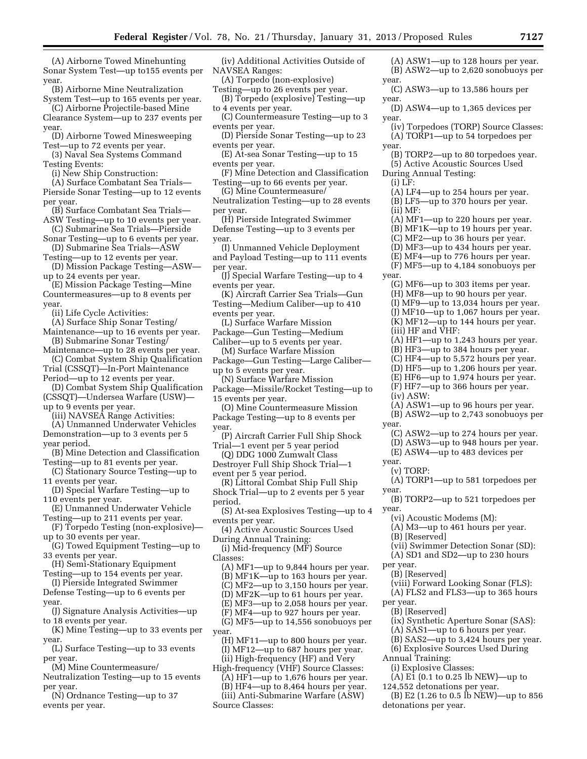(A) Airborne Towed Minehunting Sonar System Test—up to155 events per year.

(B) Airborne Mine Neutralization System Test—up to 165 events per year.

(C) Airborne Projectile-based Mine Clearance System—up to 237 events per year.

(D) Airborne Towed Minesweeping Test—up to 72 events per year.

(3) Naval Sea Systems Command Testing Events:

(i) New Ship Construction:

(A) Surface Combatant Sea Trials—Pierside Sonar Testing—up to 12 events per year.

(B) Surface Combatant Sea Trials—ASW Testing—up to 10 events per year.

(C) Submarine Sea Trials—Pierside Sonar Testing—up to 6 events per year.

(D) Submarine Sea Trials—ASW Testing—up to 12 events per year.

(D) Mission Package Testing—ASW—up to 24 events per year.

(E) Mission Package Testing—Mine Countermeasures—up to 8 events per year.

(ii) Life Cycle Activities:

(A) Surface Ship Sonar Testing/Maintenance—up to 16 events per year.

(B) Submarine Sonar Testing/Maintenance—up to 28 events per year.

(C) Combat System Ship Qualification Trial (CSSQT)—In-Port Maintenance Period—up to 12 events per year.

(D) Combat System Ship Qualification (CSSQT)—Undersea Warfare (USW)—up to 9 events per year.

(iii) NAVSEA Range Activities:

(A) Unmanned Underwater Vehicles Demonstration—up to 3 events per 5 year period.

(B) Mine Detection and Classification Testing—up to 81 events per year.

(C) Stationary Source Testing—up to 11 events per year.

(D) Special Warfare Testing—up to 110 events per year.

(E) Unmanned Underwater Vehicle Testing—up to 211 events per year.

(F) Torpedo Testing (non-explosive)—up to 30 events per year.

(G) Towed Equipment Testing—up to 33 events per year.

(H) Semi-Stationary Equipment Testing—up to 154 events per year.

(I) Pierside Integrated Swimmer Defense Testing—up to 6 events per year.

(J) Signature Analysis Activities—up to 18 events per year.

(K) Mine Testing—up to 33 events per year.

(L) Surface Testing—up to 33 events per year.

(M) Mine Countermeasure/Neutralization Testing—up to 15 events per year.

(N) Ordnance Testing—up to 37 events per year.

(iv) Additional Activities Outside of NAVSEA Ranges:

(A) Torpedo (non-explosive) Testing—up to 26 events per year.

(B) Torpedo (explosive) Testing—up to 4 events per year.

(C) Countermeasure Testing—up to 3 events per year.

(D) Pierside Sonar Testing—up to 23 events per year.

(E) At-sea Sonar Testing—up to 15 events per year.

(F) Mine Detection and Classification Testing—up to 66 events per year.

(G) Mine Countermeasure/Neutralization Testing—up to 28 events per year.

(H) Pierside Integrated Swimmer Defense Testing—up to 3 events per year.

(I) Unmanned Vehicle Deployment and Payload Testing—up to 111 events per year.

(J) Special Warfare Testing—up to 4 events per year.

(K) Aircraft Carrier Sea Trials—Gun Testing—Medium Caliber—up to 410 events per year.

(L) Surface Warfare Mission Package—Gun Testing—Medium Caliber—up to 5 events per year.

(M) Surface Warfare Mission Package—Gun Testing—Large Caliber—up to 5 events per year.

(N) Surface Warfare Mission Package—Missile/Rocket Testing—up to 15 events per year.

(O) Mine Countermeasure Mission Package Testing—up to 8 events per year.

(P) Aircraft Carrier Full Ship Shock Trial—1 event per 5 year period

(Q) DDG 1000 Zumwalt Class Destroyer Full Ship Shock Trial—1 event per 5 year period.

(R) Littoral Combat Ship Full Ship Shock Trial—up to 2 events per 5 year period.

(S) At-sea Explosives Testing—up to 4 events per year.

(4) Active Acoustic Sources Used During Annual Training:

(i) Mid-frequency (MF) Source Classes:

(A) MF1—up to 9,844 hours per year.

(B) MF1K—up to 163 hours per year.

(C) MF2—up to 3,150 hours per year.

(D) MF2K—up to 61 hours per year.

(E) MF3—up to 2,058 hours per year.

(F) MF4—up to 927 hours per year.

(G) MF5—up to 14,556 sonobuoys per year.

(H) MF11—up to 800 hours per year.

(I) MF12—up to 687 hours per year.

(ii) High-frequency (HF) and Very High-frequency (VHF) Source Classes:

(A) HF1—up to 1,676 hours per year.

(B) HF4—up to 8,464 hours per year.

(iii) Anti-Submarine Warfare (ASW) Source Classes:

(A) ASW1—up to 128 hours per year.

(B) ASW2—up to 2,620 sonobuoys per year.

(C) ASW3—up to 13,586 hours per year.

(D) ASW4—up to 1,365 devices per year.

(iv) Torpedoes (TORP) Source Classes:

(A) TORP1—up to 54 torpedoes per year.

(B) TORP2—up to 80 torpedoes year.

(5) Active Acoustic Sources Used During Annual Testing:

(i) LF:

(A) LF4—up to 254 hours per year.

(B) LF5—up to 370 hours per year.

(ii) MF:

(A) MF1—up to 220 hours per year.

(B) MF1K—up to 19 hours per year.

(C) MF2—up to 36 hours per year.

(D) MF3—up to 434 hours per year.

(E) MF4—up to 776 hours per year.

(F) MF5—up to 4,184 sonobuoys per year.

(G) MF6—up to 303 items per year.

(H) MF8—up to 90 hours per year.

(I) MF9—up to 13,034 hours per year.

(J) MF10—up to 1,067 hours per year.

(K) MF12—up to 144 hours per year.

(iii) HF and VHF:

(A) HF1—up to 1,243 hours per year.

(B) HF3—up to 384 hours per year.

(C) HF4—up to 5,572 hours per year.

(D) HF5—up to 1,206 hours per year.

(E) HF6—up to 1,974 hours per year.

(F) HF7—up to 366 hours per year.

(iv) ASW:

(A) ASW1—up to 96 hours per year.

(B) ASW2—up to 2,743 sonobuoys per year.

(C) ASW2—up to 274 hours per year.

(D) ASW3—up to 948 hours per year.

(E) ASW4—up to 483 devices per year.

(v) TORP:

(A) TORP1—up to 581 torpedoes per year.

(B) TORP2—up to 521 torpedoes per year.

(vi) Acoustic Modems (M):

(A) M3—up to 461 hours per year.

(B) [Reserved]

(vii) Swimmer Detection Sonar (SD):

(A) SD1 and SD2—up to 230 hours per year.

(B) [Reserved]

(viii) Forward Looking Sonar (FLS):

(A) FLS2 and FLS3—up to 365 hours per year.

(B) [Reserved]

(ix) Synthetic Aperture Sonar (SAS):

(A) SAS1—up to 6 hours per year.

(B) SAS2—up to 3,424 hours per year.

(6) Explosive Sources Used During Annual Training:

(i) Explosive Classes:

(A) E1 (0.1 to 0.25 lb NEW)—up to 124,552 detonations per year.

(B) E2 (1.26 to 0.5 lb NEW)—up to 856 detonations per year.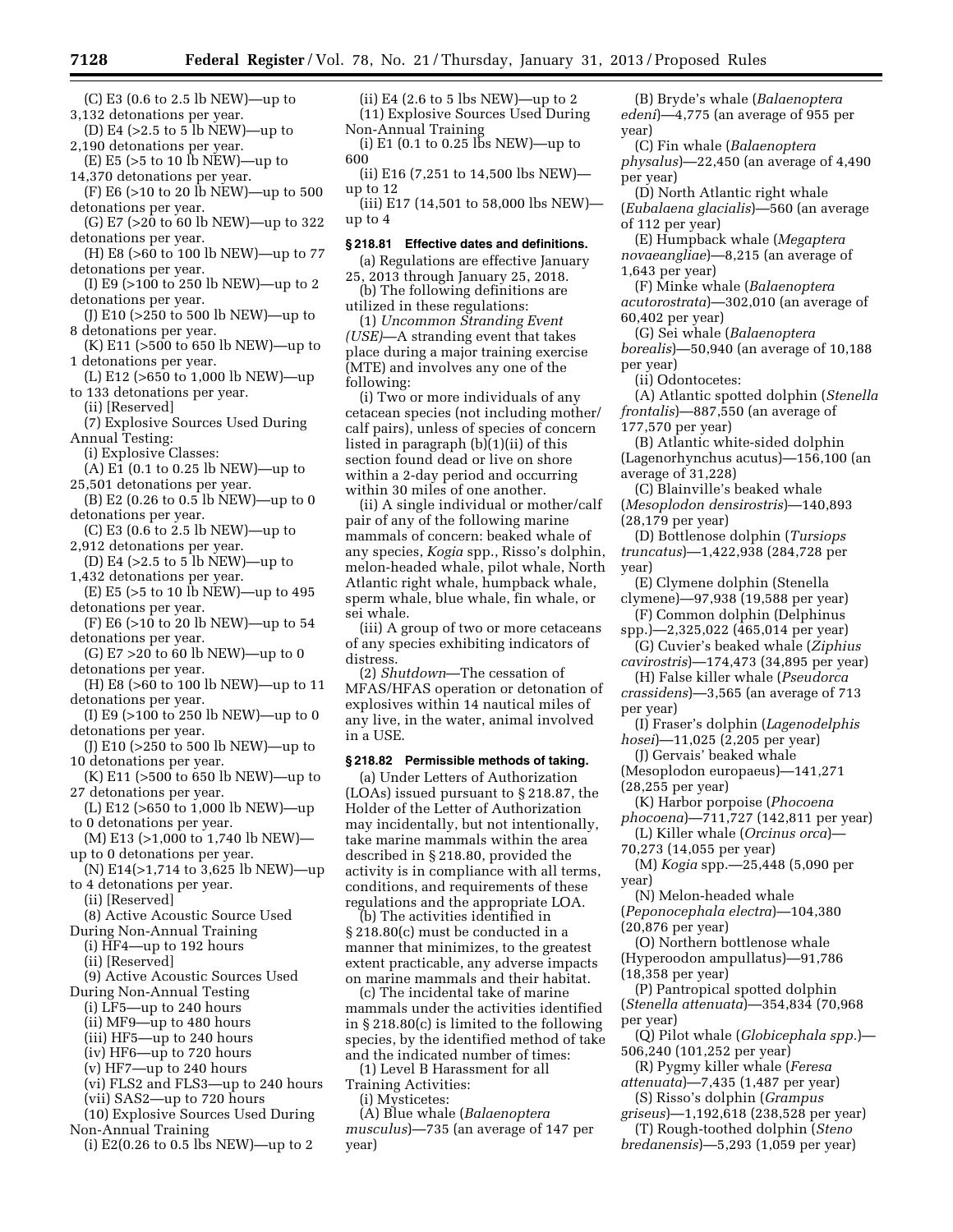(C) E3 (0.6 to 2.5 lb NEW)—up to 3,132 detonations per year.

(D) E4 (>2.5 to 5 lb NEW)—up to 2,190 detonations per year.

(E) E5 (>5 to 10 lb NEW)—up to 14,370 detonations per year.

(F) E6 (>10 to 20 lb NEW)—up to 500 detonations per year.

(G) E7 (>20 to 60 lb NEW)—up to 322 detonations per year.

(H) E8 (>60 to 100 lb NEW)—up to 77 detonations per year.

(I) E9 (>100 to 250 lb NEW)—up to 2 detonations per year.

(J) E10 (>250 to 500 lb NEW)—up to 8 detonations per year.

(K) E11 (>500 to 650 lb NEW)—up to 1 detonations per year.

(L) E12 (>650 to 1,000 lb NEW)—up to 133 detonations per year.

(ii) [Reserved]

(7) Explosive Sources Used During Annual Testing:

(i) Explosive Classes:

(A) E1 (0.1 to 0.25 lb NEW)—up to 25,501 detonations per year.

(B) E2 (0.26 to 0.5 lb NEW)—up to 0 detonations per year.

(C) E3 (0.6 to 2.5 lb NEW)—up to 2,912 detonations per year.

(D) E4 (>2.5 to 5 lb NEW)—up to 1,432 detonations per year.

(E) E5 (>5 to 10 lb NEW)—up to 495 detonations per year.

(F) E6 (>10 to 20 lb NEW)—up to 54 detonations per year.

(G) E7 >20 to 60 lb NEW)—up to 0 detonations per year.

(H) E8 (>60 to 100 lb NEW)—up to 11 detonations per year.

(I) E9 (>100 to 250 lb NEW)—up to 0 detonations per year.

(J) E10 (>250 to 500 lb NEW)—up to 10 detonations per year.

(K) E11 (>500 to 650 lb NEW)—up to 27 detonations per year.

(L) E12 (>650 to 1,000 lb NEW)—up to 0 detonations per year.

(M) E13 (>1,000 to 1,740 lb NEW)—up to 0 detonations per year.

(N) E14(>1,714 to 3,625 lb NEW)—up to 4 detonations per year.

(ii) [Reserved]

(8) Active Acoustic Source Used During Non-Annual Training

(i) HF4—up to 192 hours

(ii) [Reserved]

(9) Active Acoustic Sources Used During Non-Annual Testing

(i) LF5—up to 240 hours

(ii) MF9—up to 480 hours

(iii) HF5—up to 240 hours

(iv) HF6—up to 720 hours

(v) HF7—up to 240 hours

(vi) FLS2 and FLS3—up to 240 hours

(vii) SAS2—up to 720 hours

(10) Explosive Sources Used During Non-Annual Training

(i) E2(0.26 to 0.5 lbs NEW)—up to 2

(ii) E4 (2.6 to 5 lbs NEW)—up to 2

(11) Explosive Sources Used During Non-Annual Training

(i) E1 (0.1 to 0.25 lbs NEW)—up to 600

(ii) E16 (7,251 to 14,500 lbs NEW)—up to 12

(iii) E17 (14,501 to 58,000 lbs NEW)—up to 4

### § 218.81 Effective dates and definitions.

(a) Regulations are effective January 25, 2013 through January 25, 2018.

(b) The following definitions are utilized in these regulations:

(1) *Uncommon Stranding Event (USE)*—A stranding event that takes place during a major training exercise (MTE) and involves any one of the following:

(i) Two or more individuals of any cetacean species (not including mother/calf pairs), unless of species of concern listed in paragraph (b)(1)(ii) of this section found dead or live on shore within a 2-day period and occurring within 30 miles of one another.

(ii) A single individual or mother/calf pair of any of the following marine mammals of concern: beaked whale of any species, *Kogia* spp., Risso's dolphin, melon-headed whale, pilot whale, North Atlantic right whale, humpback whale, sperm whale, blue whale, fin whale, or sei whale.

(iii) A group of two or more cetaceans of any species exhibiting indicators of distress.

(2) *Shutdown*—The cessation of MFAS/HFAS operation or detonation of explosives within 14 nautical miles of any live, in the water, animal involved in a USE.

### § 218.82 Permissible methods of taking.

(a) Under Letters of Authorization (LOAs) issued pursuant to § 218.87, the Holder of the Letter of Authorization may incidentally, but not intentionally, take marine mammals within the area described in § 218.80, provided the activity is in compliance with all terms, conditions, and requirements of these regulations and the appropriate LOA.

(b) The activities identified in § 218.80(c) must be conducted in a manner that minimizes, to the greatest extent practicable, any adverse impacts on marine mammals and their habitat.

(c) The incidental take of marine mammals under the activities identified in § 218.80(c) is limited to the following species, by the identified method of take and the indicated number of times:

(1) Level B Harassment for all Training Activities:

(i) Mysticetes:

(A) Blue whale (*Balaenoptera musculus*)—735 (an average of 147 per year)

(B) Bryde's whale (*Balaenoptera edeni*)—4,775 (an average of 955 per year)

(C) Fin whale (*Balaenoptera physalus*)—22,450 (an average of 4,490 per year)

(D) North Atlantic right whale (*Eubalaena glacialis*)—560 (an average of 112 per year)

(E) Humpback whale (*Megaptera novaeangliae*)—8,215 (an average of 1,643 per year)

(F) Minke whale (*Balaenoptera acutorostrata*)—302,010 (an average of 60,402 per year)

(G) Sei whale (*Balaenoptera borealis*)—50,940 (an average of 10,188 per year)

(ii) Odontocetes:

(A) Atlantic spotted dolphin (*Stenella frontalis*)—887,550 (an average of 177,570 per year)

(B) Atlantic white-sided dolphin (Lagenorhynchus acutus)—156,100 (an average of 31,228)

(C) Blainville's beaked whale (*Mesoplodon densirostris*)—140,893 (28,179 per year)

(D) Bottlenose dolphin (*Tursiops truncatus*)—1,422,938 (284,728 per year)

(E) Clymene dolphin (Stenella clymene)—97,938 (19,588 per year)

(F) Common dolphin (Delphinus spp.)—2,325,022 (465,014 per year)

(G) Cuvier's beaked whale (*Ziphius cavirostris*)—174,473 (34,895 per year)

(H) False killer whale (*Pseudorca crassidens*)—3,565 (an average of 713 per year)

(I) Fraser's dolphin (*Lagenodelphis hosei*)—11,025 (2,205 per year)

(J) Gervais' beaked whale (Mesoplodon europaeus)—141,271 (28,255 per year)

(K) Harbor porpoise (*Phocoena phocoena*)—711,727 (142,811 per year)

(L) Killer whale (*Orcinus orca*)—70,273 (14,055 per year)

(M) *Kogia* spp.—25,448 (5,090 per year)

(N) Melon-headed whale (*Peponocephala electra*)—104,380 (20,876 per year)

(O) Northern bottlenose whale (Hyperoodon ampullatus)—91,786 (18,358 per year)

(P) Pantropical spotted dolphin (*Stenella attenuata*)—354,834 (70,968 per year)

(Q) Pilot whale (*Globicephala spp.*)—506,240 (101,252 per year)

(R) Pygmy killer whale (*Feresa attenuata*)—7,435 (1,487 per year)

(S) Risso's dolphin (*Grampus griseus*)—1,192,618 (238,528 per year)

(T) Rough-toothed dolphin (*Steno bredanensis*)—5,293 (1,059 per year)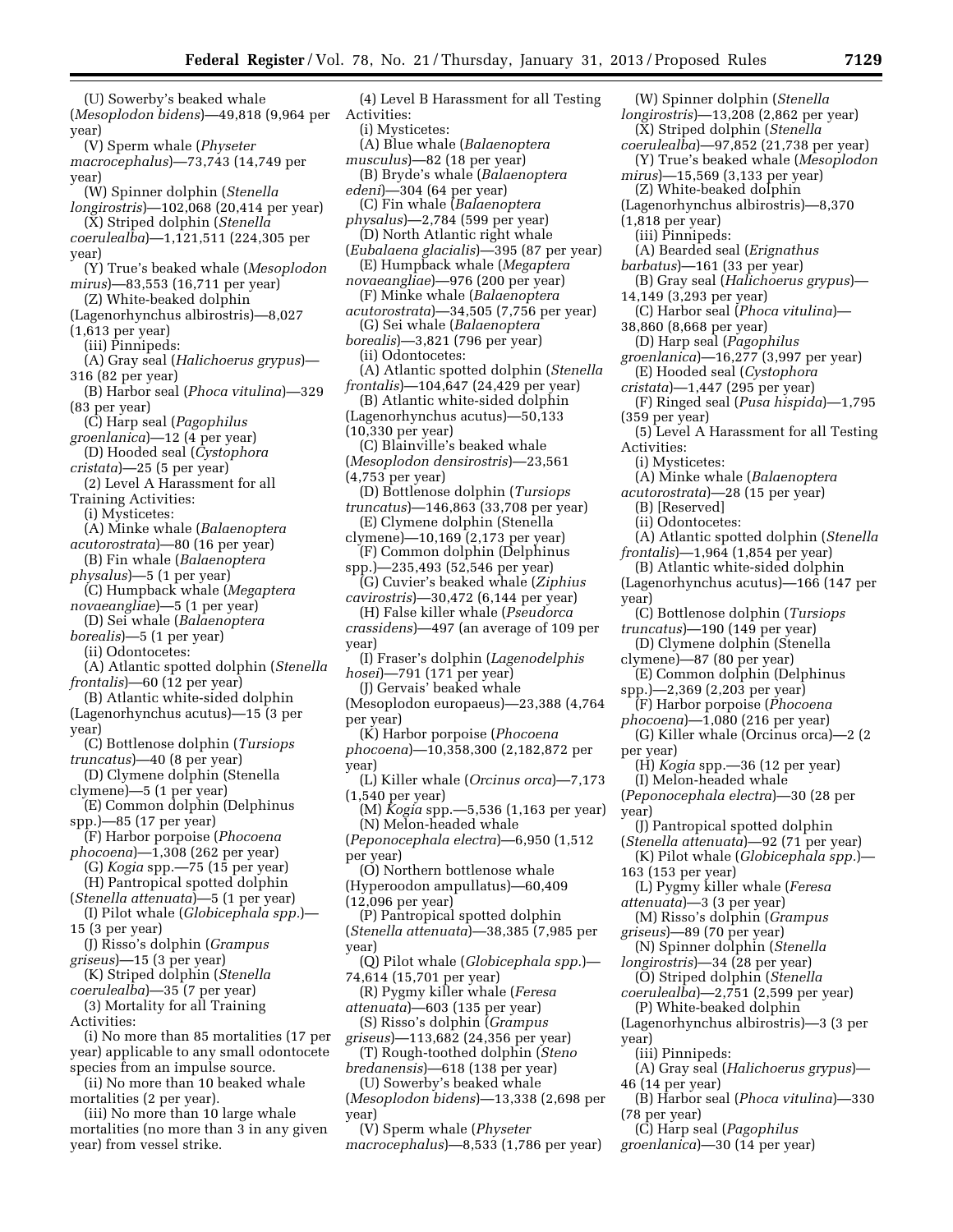(U) Sowerby's beaked whale (*Mesoplodon bidens*)—49,818 (9,964 per year)

(V) Sperm whale (*Physeter macrocephalus*)—73,743 (14,749 per year)

(W) Spinner dolphin (*Stenella longirostris*)—102,068 (20,414 per year)

(X) Striped dolphin (*Stenella coerulealba*)—1,121,511 (224,305 per year)

(Y) True's beaked whale (*Mesoplodon mirus*)—83,553 (16,711 per year)

(Z) White-beaked dolphin (Lagenorhynchus albirostris)—8,027 (1,613 per year)

(iii) Pinnipeds:

(A) Gray seal (*Halichoerus grypus*)—316 (82 per year)

(B) Harbor seal (*Phoca vitulina*)—329 (83 per year)

(C) Harp seal (*Pagophilus groenlanica*)—12 (4 per year)

(D) Hooded seal (*Cystophora cristata*)—25 (5 per year)

(2) Level A Harassment for all Training Activities:

(i) Mysticetes:

(A) Minke whale (*Balaenoptera acutorostrata*)—80 (16 per year)

(B) Fin whale (*Balaenoptera physalus*)—5 (1 per year)

(C) Humpback whale (*Megaptera novaeangliae*)—5 (1 per year)

(D) Sei whale (*Balaenoptera borealis*)—5 (1 per year)

(ii) Odontocetes:

(A) Atlantic spotted dolphin (*Stenella frontalis*)—60 (12 per year)

(B) Atlantic white-sided dolphin (Lagenorhynchus acutus)—15 (3 per year)

(C) Bottlenose dolphin (*Tursiops truncatus*)—40 (8 per year)

(D) Clymene dolphin (Stenella clymene)—5 (1 per year)

(E) Common dolphin (Delphinus spp.)—85 (17 per year)

(F) Harbor porpoise (*Phocoena phocoena*)—1,308 (262 per year)

(G) *Kogia* spp.—75 (15 per year)

(H) Pantropical spotted dolphin (*Stenella attenuata*)—5 (1 per year)

(I) Pilot whale (*Globicephala spp.*)—15 (3 per year)

(J) Risso's dolphin (*Grampus griseus*)—15 (3 per year)

(K) Striped dolphin (*Stenella coerulealba*)—35 (7 per year)

(3) Mortality for all Training Activities:

(i) No more than 85 mortalities (17 per year) applicable to any small odontocete species from an impulse source.

(ii) No more than 10 beaked whale mortalities (2 per year).

(iii) No more than 10 large whale mortalities (no more than 3 in any given year) from vessel strike.

(4) Level B Harassment for all Testing Activities:

(i) Mysticetes:

(A) Blue whale (*Balaenoptera musculus*)—82 (18 per year)

(B) Bryde's whale (*Balaenoptera edeni*)—304 (64 per year)

(C) Fin whale (*Balaenoptera physalus*)—2,784 (599 per year)

(D) North Atlantic right whale (*Eubalaena glacialis*)—395 (87 per year)

(E) Humpback whale (*Megaptera novaeangliae*)—976 (200 per year)

(F) Minke whale (*Balaenoptera acutorostrata*)—34,505 (7,756 per year)

(G) Sei whale (*Balaenoptera borealis*)—3,821 (796 per year)

(ii) Odontocetes:

(A) Atlantic spotted dolphin (*Stenella frontalis*)—104,647 (24,429 per year)

(B) Atlantic white-sided dolphin (Lagenorhynchus acutus)—50,133 (10,330 per year)

(C) Blainville's beaked whale (*Mesoplodon densirostris*)—23,561 (4,753 per year)

(D) Bottlenose dolphin (*Tursiops truncatus*)—146,863 (33,708 per year)

(E) Clymene dolphin (Stenella clymene)—10,169 (2,173 per year)

(F) Common dolphin (Delphinus spp.)—235,493 (52,546 per year)

(G) Cuvier's beaked whale (*Ziphius cavirostris*)—30,472 (6,144 per year)

(H) False killer whale (*Pseudorca crassidens*)—497 (an average of 109 per year)

(I) Fraser's dolphin (*Lagenodelphis hosei*)—791 (171 per year)

(J) Gervais' beaked whale (Mesoplodon europaeus)—23,388 (4,764 per year)

(K) Harbor porpoise (*Phocoena phocoena*)—10,358,300 (2,182,872 per year)

(L) Killer whale (*Orcinus orca*)—7,173 (1,540 per year)

(M) *Kogia* spp.—5,536 (1,163 per year)

(N) Melon-headed whale (*Peponocephala electra*)—6,950 (1,512 per year)

(O) Northern bottlenose whale (Hyperoodon ampullatus)—60,409 (12,096 per year)

(P) Pantropical spotted dolphin (*Stenella attenuata*)—38,385 (7,985 per year)

(Q) Pilot whale (*Globicephala spp.*)—74,614 (15,701 per year)

(R) Pygmy killer whale (*Feresa attenuata*)—603 (135 per year)

(S) Risso's dolphin (*Grampus griseus*)—113,682 (24,356 per year)

(T) Rough-toothed dolphin (*Steno bredanensis*)—618 (138 per year)

(U) Sowerby's beaked whale (*Mesoplodon bidens*)—13,338 (2,698 per year)

(V) Sperm whale (*Physeter macrocephalus*)—8,533 (1,786 per year)

(W) Spinner dolphin (*Stenella longirostris*)—13,208 (2,862 per year)

(X) Striped dolphin (*Stenella coerulealba*)—97,852 (21,738 per year)

(Y) True's beaked whale (*Mesoplodon mirus*)—15,569 (3,133 per year)

(Z) White-beaked dolphin (Lagenorhynchus albirostris)—8,370 (1,818 per year)

(iii) Pinnipeds:

(A) Bearded seal (*Erignathus barbatus*)—161 (33 per year)

(B) Gray seal (*Halichoerus grypus*)—14,149 (3,293 per year)

(C) Harbor seal (*Phoca vitulina*)—38,860 (8,668 per year)

(D) Harp seal (*Pagophilus groenlanica*)—16,277 (3,997 per year)

(E) Hooded seal (*Cystophora cristata*)—1,447 (295 per year)

(F) Ringed seal (*Pusa hispida*)—1,795 (359 per year)

(5) Level A Harassment for all Testing Activities:

(i) Mysticetes:

(A) Minke whale (*Balaenoptera acutorostrata*)—28 (15 per year)

(B) [Reserved]

(ii) Odontocetes:

(A) Atlantic spotted dolphin (*Stenella frontalis*)—1,964 (1,854 per year)

(B) Atlantic white-sided dolphin (Lagenorhynchus acutus)—166 (147 per year)

(C) Bottlenose dolphin (*Tursiops truncatus*)—190 (149 per year)

(D) Clymene dolphin (Stenella clymene)—87 (80 per year)

(E) Common dolphin (Delphinus spp.)—2,369 (2,203 per year)

(F) Harbor porpoise (*Phocoena phocoena*)—1,080 (216 per year)

(G) Killer whale (Orcinus orca)—2 (2 per year)

(H) *Kogia* spp.—36 (12 per year)

(I) Melon-headed whale (*Peponocephala electra*)—30 (28 per year)

(J) Pantropical spotted dolphin (*Stenella attenuata*)—92 (71 per year)

(K) Pilot whale (*Globicephala spp.*)—163 (153 per year)

(L) Pygmy killer whale (*Feresa attenuata*)—3 (3 per year)

(M) Risso's dolphin (*Grampus griseus*)—89 (70 per year)

(N) Spinner dolphin (*Stenella longirostris*)—34 (28 per year)

(O) Striped dolphin (*Stenella coerulealba*)—2,751 (2,599 per year)

(P) White-beaked dolphin (Lagenorhynchus albirostris)—3 (3 per year)

(iii) Pinnipeds:

(A) Gray seal (*Halichoerus grypus*)—46 (14 per year)

(B) Harbor seal (*Phoca vitulina*)—330 (78 per year)

(C) Harp seal (*Pagophilus groenlanica*)—30 (14 per year)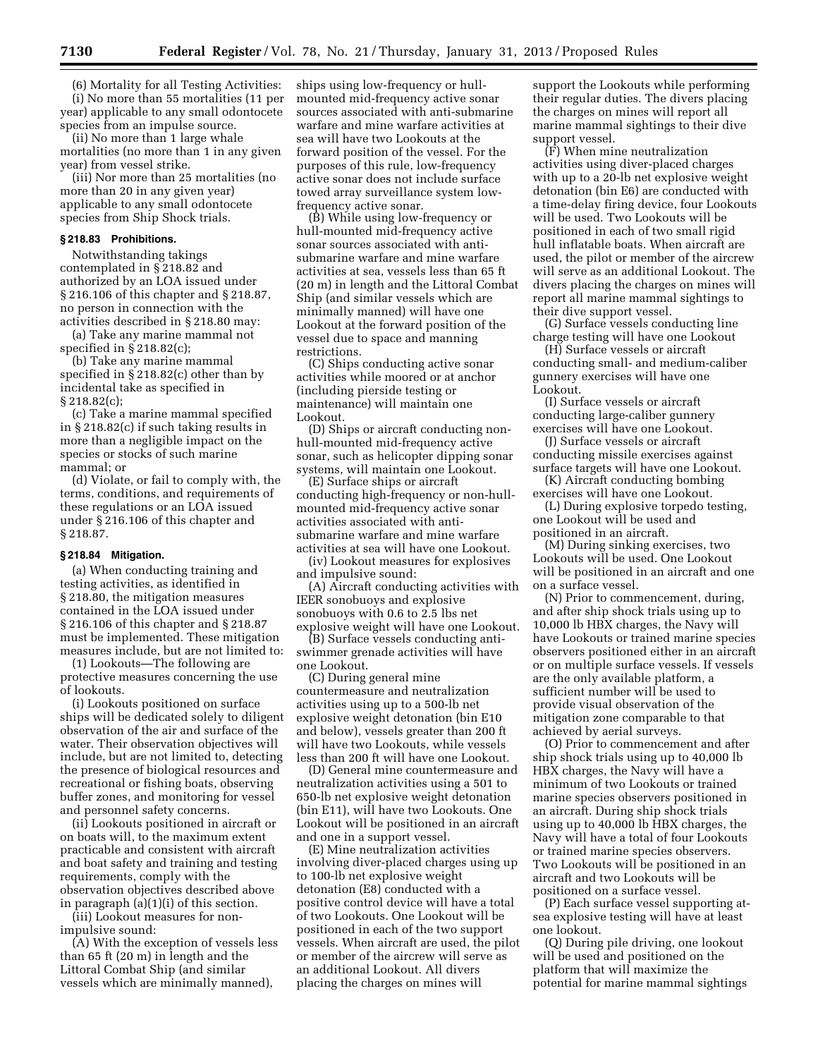(6) Mortality for all Testing Activities:

(i) No more than 55 mortalities (11 per year) applicable to any small odontocete species from an impulse source.

(ii) No more than 1 large whale mortalities (no more than 1 in any given year) from vessel strike.

(iii) Nor more than 25 mortalities (no more than 20 in any given year) applicable to any small odontocete species from Ship Shock trials.

### § 218.83 Prohibitions.

Notwithstanding takings contemplated in § 218.82 and authorized by an LOA issued under § 216.106 of this chapter and § 218.87, no person in connection with the activities described in § 218.80 may:

(a) Take any marine mammal not specified in § 218.82(c);

(b) Take any marine mammal specified in § 218.82(c) other than by incidental take as specified in § 218.82(c);

(c) Take a marine mammal specified in § 218.82(c) if such taking results in more than a negligible impact on the species or stocks of such marine mammal; or

(d) Violate, or fail to comply with, the terms, conditions, and requirements of these regulations or an LOA issued under § 216.106 of this chapter and § 218.87.

### § 218.84 Mitigation.

(a) When conducting training and testing activities, as identified in § 218.80, the mitigation measures contained in the LOA issued under § 216.106 of this chapter and § 218.87 must be implemented. These mitigation measures include, but are not limited to:

(1) Lookouts—The following are protective measures concerning the use of lookouts.

(i) Lookouts positioned on surface ships will be dedicated solely to diligent observation of the air and surface of the water. Their observation objectives will include, but are not limited to, detecting the presence of biological resources and recreational or fishing boats, observing buffer zones, and monitoring for vessel and personnel safety concerns.

(ii) Lookouts positioned in aircraft or on boats will, to the maximum extent practicable and consistent with aircraft and boat safety and training and testing requirements, comply with the observation objectives described above in paragraph (a)(1)(i) of this section.

(iii) Lookout measures for non-impulsive sound:

(A) With the exception of vessels less than 65 ft (20 m) in length and the Littoral Combat Ship (and similar vessels which are minimally manned), ships using low-frequency or hull-mounted mid-frequency active sonar sources associated with anti-submarine warfare and mine warfare activities at sea will have two Lookouts at the forward position of the vessel. For the purposes of this rule, low-frequency active sonar does not include surface towed array surveillance system low-frequency active sonar.

(B) While using low-frequency or hull-mounted mid-frequency active sonar sources associated with anti-submarine warfare and mine warfare activities at sea, vessels less than 65 ft (20 m) in length and the Littoral Combat Ship (and similar vessels which are minimally manned) will have one Lookout at the forward position of the vessel due to space and manning restrictions.

(C) Ships conducting active sonar activities while moored or at anchor (including pierside testing or maintenance) will maintain one Lookout.

(D) Ships or aircraft conducting non-hull-mounted mid-frequency active sonar, such as helicopter dipping sonar systems, will maintain one Lookout.

(E) Surface ships or aircraft conducting high-frequency or non-hull-mounted mid-frequency active sonar activities associated with anti-submarine warfare and mine warfare activities at sea will have one Lookout.

(iv) Lookout measures for explosives and impulsive sound:

(A) Aircraft conducting activities with IEER sonobuoys and explosive sonobuoys with 0.6 to 2.5 lbs net explosive weight will have one Lookout.

(B) Surface vessels conducting anti-swimmer grenade activities will have one Lookout.

(C) During general mine countermeasure and neutralization activities using up to a 500-lb net explosive weight detonation (bin E10 and below), vessels greater than 200 ft will have two Lookouts, while vessels less than 200 ft will have one Lookout.

(D) General mine countermeasure and neutralization activities using a 501 to 650-lb net explosive weight detonation (bin E11), will have two Lookouts. One Lookout will be positioned in an aircraft and one in a support vessel.

(E) Mine neutralization activities involving diver-placed charges using up to 100-lb net explosive weight detonation (E8) conducted with a positive control device will have a total of two Lookouts. One Lookout will be positioned in each of the two support vessels. When aircraft are used, the pilot or member of the aircrew will serve as an additional Lookout. All divers placing the charges on mines will support the Lookouts while performing their regular duties. The divers placing the charges on mines will report all marine mammal sightings to their dive support vessel.

(F) When mine neutralization activities using diver-placed charges with up to a 20-lb net explosive weight detonation (bin E6) are conducted with a time-delay firing device, four Lookouts will be used. Two Lookouts will be positioned in each of two small rigid hull inflatable boats. When aircraft are used, the pilot or member of the aircrew will serve as an additional Lookout. The divers placing the charges on mines will report all marine mammal sightings to their dive support vessel.

(G) Surface vessels conducting line charge testing will have one Lookout

(H) Surface vessels or aircraft conducting small- and medium-caliber gunnery exercises will have one Lookout.

(I) Surface vessels or aircraft conducting large-caliber gunnery exercises will have one Lookout.

(J) Surface vessels or aircraft conducting missile exercises against surface targets will have one Lookout.

(K) Aircraft conducting bombing exercises will have one Lookout.

(L) During explosive torpedo testing, one Lookout will be used and positioned in an aircraft.

(M) During sinking exercises, two Lookouts will be used. One Lookout will be positioned in an aircraft and one on a surface vessel.

(N) Prior to commencement, during, and after ship shock trials using up to 10,000 lb HBX charges, the Navy will have Lookouts or trained marine species observers positioned either in an aircraft or on multiple surface vessels. If vessels are the only available platform, a sufficient number will be used to provide visual observation of the mitigation zone comparable to that achieved by aerial surveys.

(O) Prior to commencement and after ship shock trials using up to 40,000 lb HBX charges, the Navy will have a minimum of two Lookouts or trained marine species observers positioned in an aircraft. During ship shock trials using up to 40,000 lb HBX charges, the Navy will have a total of four Lookouts or trained marine species observers. Two Lookouts will be positioned in an aircraft and two Lookouts will be positioned on a surface vessel.

(P) Each surface vessel supporting at-sea explosive testing will have at least one lookout.

(Q) During pile driving, one lookout will be used and positioned on the platform that will maximize the potential for marine mammal sightings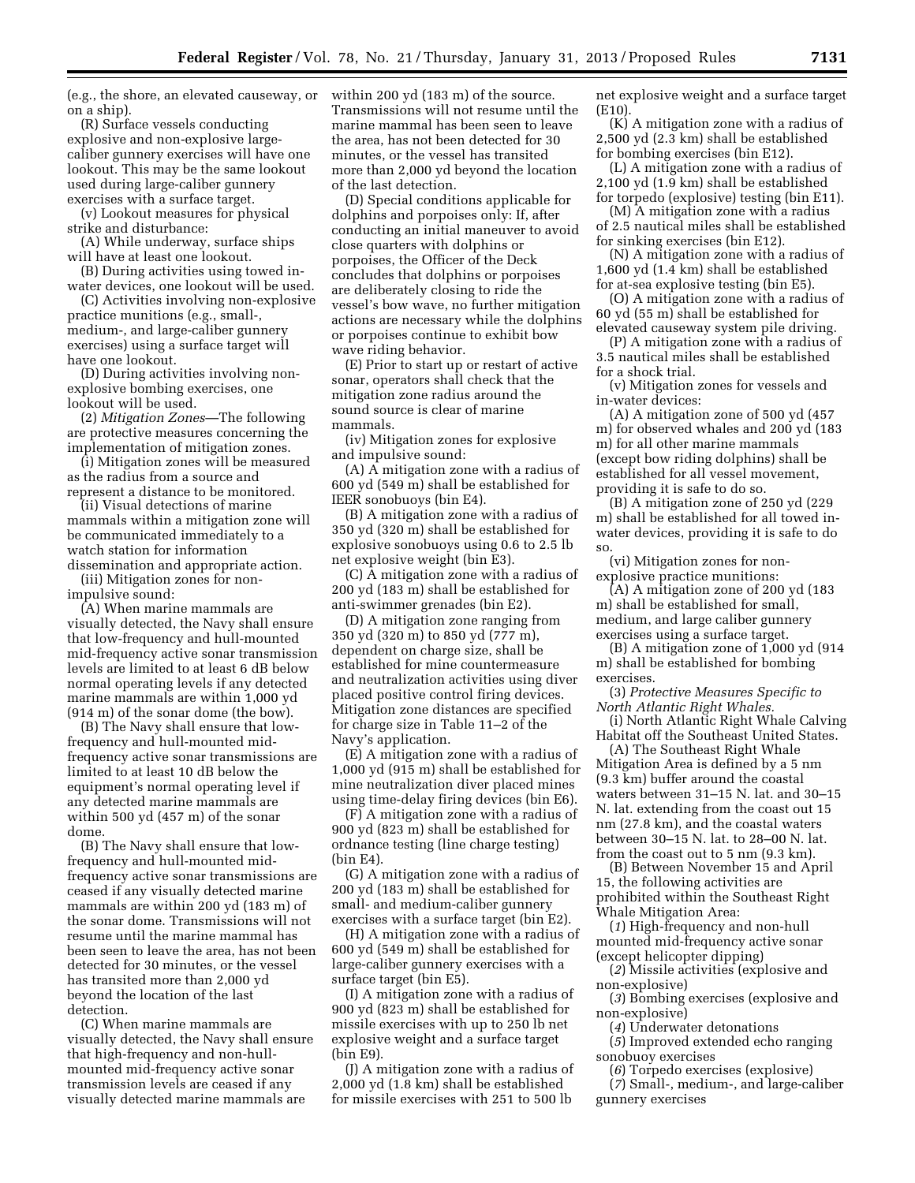(e.g., the shore, an elevated causeway, or on a ship).

(R) Surface vessels conducting explosive and non-explosive large-caliber gunnery exercises will have one lookout. This may be the same lookout used during large-caliber gunnery exercises with a surface target.

(v) Lookout measures for physical strike and disturbance:

(A) While underway, surface ships will have at least one lookout.

(B) During activities using towed in-water devices, one lookout will be used.

(C) Activities involving non-explosive practice munitions (e.g., small-, medium-, and large-caliber gunnery exercises) using a surface target will have one lookout.

(D) During activities involving non-explosive bombing exercises, one lookout will be used.

(2) *Mitigation Zones*—The following are protective measures concerning the implementation of mitigation zones.

(i) Mitigation zones will be measured as the radius from a source and represent a distance to be monitored.

(ii) Visual detections of marine mammals within a mitigation zone will be communicated immediately to a watch station for information dissemination and appropriate action.

(iii) Mitigation zones for non-impulsive sound:

(A) When marine mammals are visually detected, the Navy shall ensure that low-frequency and hull-mounted mid-frequency active sonar transmission levels are limited to at least 6 dB below normal operating levels if any detected marine mammals are within 1,000 yd (914 m) of the sonar dome (the bow).

(B) The Navy shall ensure that low-frequency and hull-mounted mid-frequency active sonar transmissions are limited to at least 10 dB below the equipment's normal operating level if any detected marine mammals are within 500 yd (457 m) of the sonar dome.

(B) The Navy shall ensure that low-frequency and hull-mounted mid-frequency active sonar transmissions are ceased if any visually detected marine mammals are within 200 yd (183 m) of the sonar dome. Transmissions will not resume until the marine mammal has been seen to leave the area, has not been detected for 30 minutes, or the vessel has transited more than 2,000 yd beyond the location of the last detection.

(C) When marine mammals are visually detected, the Navy shall ensure that high-frequency and non-hull-mounted mid-frequency active sonar transmission levels are ceased if any visually detected marine mammals are within 200 yd (183 m) of the source. Transmissions will not resume until the marine mammal has been seen to leave the area, has not been detected for 30 minutes, or the vessel has transited more than 2,000 yd beyond the location of the last detection.

(D) Special conditions applicable for dolphins and porpoises only: If, after conducting an initial maneuver to avoid close quarters with dolphins or porpoises, the Officer of the Deck concludes that dolphins or porpoises are deliberately closing to ride the vessel's bow wave, no further mitigation actions are necessary while the dolphins or porpoises continue to exhibit bow wave riding behavior.

(E) Prior to start up or restart of active sonar, operators shall check that the mitigation zone radius around the sound source is clear of marine mammals.

(iv) Mitigation zones for explosive and impulsive sound:

(A) A mitigation zone with a radius of 600 yd (549 m) shall be established for IEER sonobuoys (bin E4).

(B) A mitigation zone with a radius of 350 yd (320 m) shall be established for explosive sonobuoys using 0.6 to 2.5 lb net explosive weight (bin E3).

(C) A mitigation zone with a radius of 200 yd (183 m) shall be established for anti-swimmer grenades (bin E2).

(D) A mitigation zone ranging from 350 yd (320 m) to 850 yd (777 m), dependent on charge size, shall be established for mine countermeasure and neutralization activities using diver placed positive control firing devices. Mitigation zone distances are specified for charge size in Table 11–2 of the Navy's application.

(E) A mitigation zone with a radius of 1,000 yd (915 m) shall be established for mine neutralization diver placed mines using time-delay firing devices (bin E6).

(F) A mitigation zone with a radius of 900 yd (823 m) shall be established for ordnance testing (line charge testing) (bin E4).

(G) A mitigation zone with a radius of 200 yd (183 m) shall be established for small- and medium-caliber gunnery exercises with a surface target (bin E2).

(H) A mitigation zone with a radius of 600 yd (549 m) shall be established for large-caliber gunnery exercises with a surface target (bin E5).

(I) A mitigation zone with a radius of 900 yd (823 m) shall be established for missile exercises with up to 250 lb net explosive weight and a surface target (bin E9).

(J) A mitigation zone with a radius of 2,000 yd (1.8 km) shall be established for missile exercises with 251 to 500 lb net explosive weight and a surface target (E10).

(K) A mitigation zone with a radius of 2,500 yd (2.3 km) shall be established for bombing exercises (bin E12).

(L) A mitigation zone with a radius of 2,100 yd (1.9 km) shall be established for torpedo (explosive) testing (bin E11).

(M) A mitigation zone with a radius of 2.5 nautical miles shall be established for sinking exercises (bin E12).

(N) A mitigation zone with a radius of 1,600 yd (1.4 km) shall be established for at-sea explosive testing (bin E5).

(O) A mitigation zone with a radius of 60 yd (55 m) shall be established for elevated causeway system pile driving.

(P) A mitigation zone with a radius of 3.5 nautical miles shall be established for a shock trial.

(v) Mitigation zones for vessels and in-water devices:

(A) A mitigation zone of 500 yd (457 m) for observed whales and 200 yd (183 m) for all other marine mammals (except bow riding dolphins) shall be established for all vessel movement, providing it is safe to do so.

(B) A mitigation zone of 250 yd (229 m) shall be established for all towed in-water devices, providing it is safe to do so.

(vi) Mitigation zones for non-explosive practice munitions:

(A) A mitigation zone of 200 yd (183 m) shall be established for small, medium, and large caliber gunnery exercises using a surface target.

(B) A mitigation zone of 1,000 yd (914 m) shall be established for bombing exercises.

(3) *Protective Measures Specific to North Atlantic Right Whales.*

(i) North Atlantic Right Whale Calving Habitat off the Southeast United States.

(A) The Southeast Right Whale Mitigation Area is defined by a 5 nm (9.3 km) buffer around the coastal waters between 31–15 N. lat. and 30–15 N. lat. extending from the coast out 15 nm (27.8 km), and the coastal waters between 30–15 N. lat. to 28–00 N. lat. from the coast out to 5 nm (9.3 km).

(B) Between November 15 and April 15, the following activities are prohibited within the Southeast Right Whale Mitigation Area:

(*1*) High-frequency and non-hull mounted mid-frequency active sonar (except helicopter dipping)

(*2*) Missile activities (explosive and non-explosive)

(*3*) Bombing exercises (explosive and non-explosive)

(*4*) Underwater detonations

(*5*) Improved extended echo ranging sonobuoy exercises

(*6*) Torpedo exercises (explosive)

(*7*) Small-, medium-, and large-caliber gunnery exercises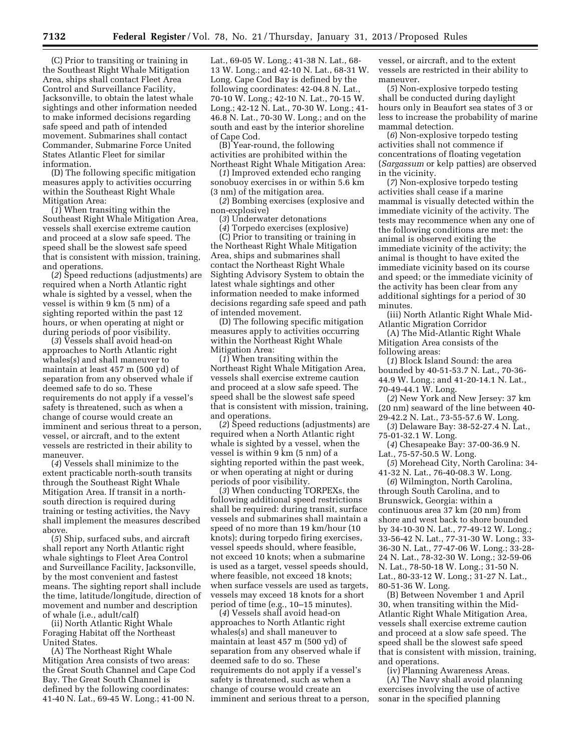(C) Prior to transiting or training in the Southeast Right Whale Mitigation Area, ships shall contact Fleet Area Control and Surveillance Facility, Jacksonville, to obtain the latest whale sightings and other information needed to make informed decisions regarding safe speed and path of intended movement. Submarines shall contact Commander, Submarine Force United States Atlantic Fleet for similar information.

(D) The following specific mitigation measures apply to activities occurring within the Southeast Right Whale Mitigation Area:

(*1*) When transiting within the Southeast Right Whale Mitigation Area, vessels shall exercise extreme caution and proceed at a slow safe speed. The speed shall be the slowest safe speed that is consistent with mission, training, and operations.

(*2*) Speed reductions (adjustments) are required when a North Atlantic right whale is sighted by a vessel, when the vessel is within 9 km (5 nm) of a sighting reported within the past 12 hours, or when operating at night or during periods of poor visibility.

(*3*) Vessels shall avoid head-on approaches to North Atlantic right whales(s) and shall maneuver to maintain at least 457 m (500 yd) of separation from any observed whale if deemed safe to do so. These requirements do not apply if a vessel's safety is threatened, such as when a change of course would create an imminent and serious threat to a person, vessel, or aircraft, and to the extent vessels are restricted in their ability to maneuver.

(*4*) Vessels shall minimize to the extent practicable north-south transits through the Southeast Right Whale Mitigation Area. If transit in a north-south direction is required during training or testing activities, the Navy shall implement the measures described above.

(*5*) Ship, surfaced subs, and aircraft shall report any North Atlantic right whale sightings to Fleet Area Control and Surveillance Facility, Jacksonville, by the most convenient and fastest means. The sighting report shall include the time, latitude/longitude, direction of movement and number and description of whale (i.e., adult/calf)

(ii) North Atlantic Right Whale Foraging Habitat off the Northeast United States.

(A) The Northeast Right Whale Mitigation Area consists of two areas: the Great South Channel and Cape Cod Bay. The Great South Channel is defined by the following coordinates: 41-40 N. Lat., 69-45 W. Long.; 41-00 N. Lat., 69-05 W. Long.; 41-38 N. Lat., 68-13 W. Long.; and 42-10 N. Lat., 68-31 W. Long. Cape Cod Bay is defined by the following coordinates: 42-04.8 N. Lat., 70-10 W. Long.; 42-10 N. Lat., 70-15 W. Long.; 42-12 N. Lat., 70-30 W. Long.; 41-46.8 N. Lat., 70-30 W. Long.; and on the south and east by the interior shoreline of Cape Cod.

(B) Year-round, the following activities are prohibited within the Northeast Right Whale Mitigation Area:

(*1*) Improved extended echo ranging sonobuoy exercises in or within 5.6 km (3 nm) of the mitigation area.

(*2*) Bombing exercises (explosive and non-explosive)

(*3*) Underwater detonations

(*4*) Torpedo exercises (explosive)

(C) Prior to transiting or training in the Northeast Right Whale Mitigation Area, ships and submarines shall contact the Northeast Right Whale Sighting Advisory System to obtain the latest whale sightings and other information needed to make informed decisions regarding safe speed and path of intended movement.

(D) The following specific mitigation measures apply to activities occurring within the Northeast Right Whale Mitigation Area:

(*1*) When transiting within the Northeast Right Whale Mitigation Area, vessels shall exercise extreme caution and proceed at a slow safe speed. The speed shall be the slowest safe speed that is consistent with mission, training, and operations.

(*2*) Speed reductions (adjustments) are required when a North Atlantic right whale is sighted by a vessel, when the vessel is within 9 km (5 nm) of a sighting reported within the past week, or when operating at night or during periods of poor visibility.

(*3*) When conducting TORPEXs, the following additional speed restrictions shall be required: during transit, surface vessels and submarines shall maintain a speed of no more than 19 km/hour (10 knots); during torpedo firing exercises, vessel speeds should, where feasible, not exceed 10 knots; when a submarine is used as a target, vessel speeds should, where feasible, not exceed 18 knots; when surface vessels are used as targets, vessels may exceed 18 knots for a short period of time (e.g., 10–15 minutes).

(*4*) Vessels shall avoid head-on approaches to North Atlantic right whales(s) and shall maneuver to maintain at least 457 m (500 yd) of separation from any observed whale if deemed safe to do so. These requirements do not apply if a vessel's safety is threatened, such as when a change of course would create an imminent and serious threat to a person, vessel, or aircraft, and to the extent vessels are restricted in their ability to maneuver.

(*5*) Non-explosive torpedo testing shall be conducted during daylight hours only in Beaufort sea states of 3 or less to increase the probability of marine mammal detection.

(*6*) Non-explosive torpedo testing activities shall not commence if concentrations of floating vegetation (*Sargassum* or kelp patties) are observed in the vicinity.

(*7*) Non-explosive torpedo testing activities shall cease if a marine mammal is visually detected within the immediate vicinity of the activity. The tests may recommence when any one of the following conditions are met: the animal is observed exiting the immediate vicinity of the activity; the animal is thought to have exited the immediate vicinity based on its course and speed; or the immediate vicinity of the activity has been clear from any additional sightings for a period of 30 minutes.

(iii) North Atlantic Right Whale Mid-Atlantic Migration Corridor

(A) The Mid-Atlantic Right Whale Mitigation Area consists of the following areas:

(*1*) Block Island Sound: the area bounded by 40-51-53.7 N. Lat., 70-36-44.9 W. Long.; and 41-20-14.1 N. Lat., 70-49-44.1 W. Long.

(*2*) New York and New Jersey: 37 km (20 nm) seaward of the line between 40-29-42.2 N. Lat., 73-55-57.6 W. Long.

(*3*) Delaware Bay: 38-52-27.4 N. Lat., 75-01-32.1 W. Long.

(*4*) Chesapeake Bay: 37-00-36.9 N. Lat., 75-57-50.5 W. Long.

(*5*) Morehead City, North Carolina: 34-41-32 N. Lat., 76-40-08.3 W. Long.

(*6*) Wilmington, North Carolina, through South Carolina, and to Brunswick, Georgia: within a continuous area 37 km (20 nm) from shore and west back to shore bounded by 34-10-30 N. Lat., 77-49-12 W. Long.; 33-56-42 N. Lat., 77-31-30 W. Long.; 33-36-30 N. Lat., 77-47-06 W. Long.; 33-28-24 N. Lat., 78-32-30 W. Long.; 32-59-06 N. Lat., 78-50-18 W. Long.; 31-50 N. Lat., 80-33-12 W. Long.; 31-27 N. Lat., 80-51-36 W. Long.

(B) Between November 1 and April 30, when transiting within the Mid-Atlantic Right Whale Mitigation Area, vessels shall exercise extreme caution and proceed at a slow safe speed. The speed shall be the slowest safe speed that is consistent with mission, training, and operations.

(iv) Planning Awareness Areas.

(A) The Navy shall avoid planning exercises involving the use of active sonar in the specified planning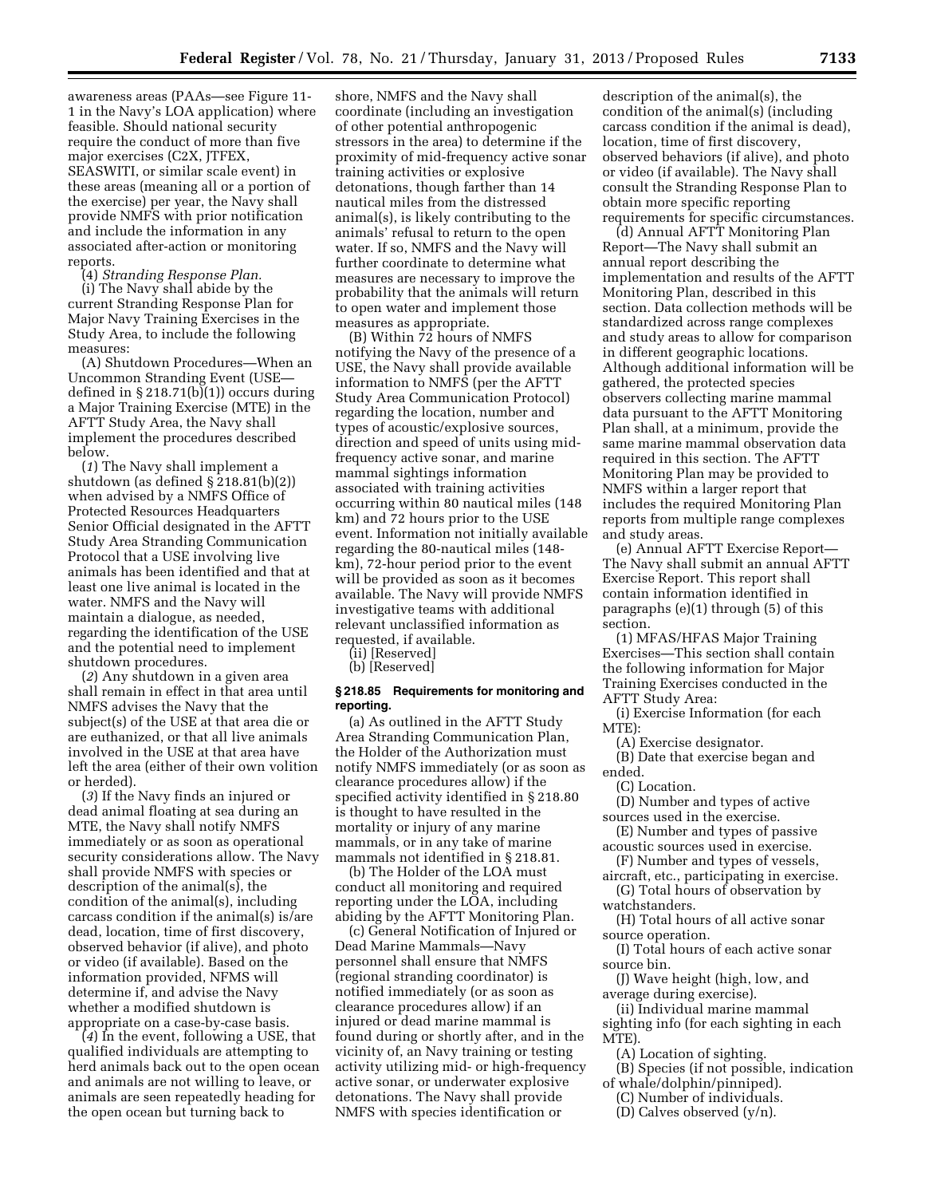awareness areas (PAAs—see Figure 11-1 in the Navy's LOA application) where feasible. Should national security require the conduct of more than five major exercises (C2X, JTFEX, SEASWITI, or similar scale event) in these areas (meaning all or a portion of the exercise) per year, the Navy shall provide NMFS with prior notification and include the information in any associated after-action or monitoring reports.

(4) *Stranding Response Plan.*

(i) The Navy shall abide by the current Stranding Response Plan for Major Navy Training Exercises in the Study Area, to include the following measures:

(A) Shutdown Procedures—When an Uncommon Stranding Event (USE—defined in § 218.71(b)(1)) occurs during a Major Training Exercise (MTE) in the AFTT Study Area, the Navy shall implement the procedures described below.

(*1*) The Navy shall implement a shutdown (as defined § 218.81(b)(2)) when advised by a NMFS Office of Protected Resources Headquarters Senior Official designated in the AFTT Study Area Stranding Communication Protocol that a USE involving live animals has been identified and that at least one live animal is located in the water. NMFS and the Navy will maintain a dialogue, as needed, regarding the identification of the USE and the potential need to implement shutdown procedures.

(*2*) Any shutdown in a given area shall remain in effect in that area until NMFS advises the Navy that the subject(s) of the USE at that area die or are euthanized, or that all live animals involved in the USE at that area have left the area (either of their own volition or herded).

(*3*) If the Navy finds an injured or dead animal floating at sea during an MTE, the Navy shall notify NMFS immediately or as soon as operational security considerations allow. The Navy shall provide NMFS with species or description of the animal(s), the condition of the animal(s), including carcass condition if the animal(s) is/are dead, location, time of first discovery, observed behavior (if alive), and photo or video (if available). Based on the information provided, NFMS will determine if, and advise the Navy whether a modified shutdown is appropriate on a case-by-case basis.

(*4*) In the event, following a USE, that qualified individuals are attempting to herd animals back out to the open ocean and animals are not willing to leave, or animals are seen repeatedly heading for the open ocean but turning back to shore, NMFS and the Navy shall coordinate (including an investigation of other potential anthropogenic stressors in the area) to determine if the proximity of mid-frequency active sonar training activities or explosive detonations, though farther than 14 nautical miles from the distressed animal(s), is likely contributing to the animals' refusal to return to the open water. If so, NMFS and the Navy will further coordinate to determine what measures are necessary to improve the probability that the animals will return to open water and implement those measures as appropriate.

(B) Within 72 hours of NMFS notifying the Navy of the presence of a USE, the Navy shall provide available information to NMFS (per the AFTT Study Area Communication Protocol) regarding the location, number and types of acoustic/explosive sources, direction and speed of units using mid-frequency active sonar, and marine mammal sightings information associated with training activities occurring within 80 nautical miles (148 km) and 72 hours prior to the USE event. Information not initially available regarding the 80-nautical miles (148-km), 72-hour period prior to the event will be provided as soon as it becomes available. The Navy will provide NMFS investigative teams with additional relevant unclassified information as requested, if available.

(ii) [Reserved]

(b) [Reserved]

### § 218.85 Requirements for monitoring and reporting.

(a) As outlined in the AFTT Study Area Stranding Communication Plan, the Holder of the Authorization must notify NMFS immediately (or as soon as clearance procedures allow) if the specified activity identified in § 218.80 is thought to have resulted in the mortality or injury of any marine mammals, or in any take of marine mammals not identified in § 218.81.

(b) The Holder of the LOA must conduct all monitoring and required reporting under the LOA, including abiding by the AFTT Monitoring Plan.

(c) General Notification of Injured or Dead Marine Mammals—Navy personnel shall ensure that NMFS (regional stranding coordinator) is notified immediately (or as soon as clearance procedures allow) if an injured or dead marine mammal is found during or shortly after, and in the vicinity of, an Navy training or testing activity utilizing mid- or high-frequency active sonar, or underwater explosive detonations. The Navy shall provide NMFS with species identification or description of the animal(s), the condition of the animal(s) (including carcass condition if the animal is dead), location, time of first discovery, observed behaviors (if alive), and photo or video (if available). The Navy shall consult the Stranding Response Plan to obtain more specific reporting requirements for specific circumstances.

(d) Annual AFTT Monitoring Plan Report—The Navy shall submit an annual report describing the implementation and results of the AFTT Monitoring Plan, described in this section. Data collection methods will be standardized across range complexes and study areas to allow for comparison in different geographic locations. Although additional information will be gathered, the protected species observers collecting marine mammal data pursuant to the AFTT Monitoring Plan shall, at a minimum, provide the same marine mammal observation data required in this section. The AFTT Monitoring Plan may be provided to NMFS within a larger report that includes the required Monitoring Plan reports from multiple range complexes and study areas.

(e) Annual AFTT Exercise Report—The Navy shall submit an annual AFTT Exercise Report. This report shall contain information identified in paragraphs (e)(1) through (5) of this section.

(1) MFAS/HFAS Major Training Exercises—This section shall contain the following information for Major Training Exercises conducted in the AFTT Study Area:

(i) Exercise Information (for each MTE):

(A) Exercise designator.

(B) Date that exercise began and ended.

(C) Location.

(D) Number and types of active sources used in the exercise.

(E) Number and types of passive acoustic sources used in exercise.

(F) Number and types of vessels, aircraft, etc., participating in exercise.

(G) Total hours of observation by watchstanders.

(H) Total hours of all active sonar source operation.

(I) Total hours of each active sonar source bin.

(J) Wave height (high, low, and average during exercise).

(ii) Individual marine mammal sighting info (for each sighting in each MTE).

(A) Location of sighting.

(B) Species (if not possible, indication of whale/dolphin/pinniped).

(C) Number of individuals.

(D) Calves observed (y/n).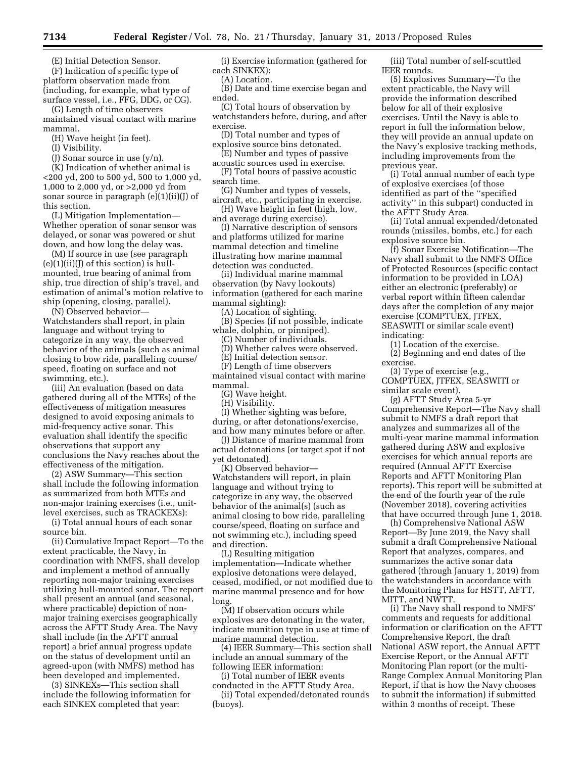(E) Initial Detection Sensor.

(F) Indication of specific type of platform observation made from (including, for example, what type of surface vessel, i.e., FFG, DDG, or CG).

(G) Length of time observers maintained visual contact with marine mammal.

(H) Wave height (in feet).

(I) Visibility.

(J) Sonar source in use (y/n).

(K) Indication of whether animal is <200 yd, 200 to 500 yd, 500 to 1,000 yd, 1,000 to 2,000 yd, or >2,000 yd from sonar source in paragraph (e)(1)(ii)(J) of this section.

(L) Mitigation Implementation—Whether operation of sonar sensor was delayed, or sonar was powered or shut down, and how long the delay was.

(M) If source in use (see paragraph (e)(1)(ii)(J) of this section) is hull-mounted, true bearing of animal from ship, true direction of ship's travel, and estimation of animal's motion relative to ship (opening, closing, parallel).

(N) Observed behavior—Watchstanders shall report, in plain language and without trying to categorize in any way, the observed behavior of the animals (such as animal closing to bow ride, paralleling course/speed, floating on surface and not swimming, etc.).

(iii) An evaluation (based on data gathered during all of the MTEs) of the effectiveness of mitigation measures designed to avoid exposing animals to mid-frequency active sonar. This evaluation shall identify the specific observations that support any conclusions the Navy reaches about the effectiveness of the mitigation.

(2) ASW Summary—This section shall include the following information as summarized from both MTEs and non-major training exercises (i.e., unit-level exercises, such as TRACKEXs):

(i) Total annual hours of each sonar source bin.

(ii) Cumulative Impact Report—To the extent practicable, the Navy, in coordination with NMFS, shall develop and implement a method of annually reporting non-major training exercises utilizing hull-mounted sonar. The report shall present an annual (and seasonal, where practicable) depiction of non-major training exercises geographically across the AFTT Study Area. The Navy shall include (in the AFTT annual report) a brief annual progress update on the status of development until an agreed-upon (with NMFS) method has been developed and implemented.

(3) SINKEXs—This section shall include the following information for each SINKEX completed that year:

(i) Exercise information (gathered for each SINKEX):

(A) Location.

(B) Date and time exercise began and ended.

(C) Total hours of observation by watchstanders before, during, and after exercise.

(D) Total number and types of explosive source bins detonated.

(E) Number and types of passive acoustic sources used in exercise.

(F) Total hours of passive acoustic search time.

(G) Number and types of vessels, aircraft, etc., participating in exercise.

(H) Wave height in feet (high, low, and average during exercise).

(I) Narrative description of sensors and platforms utilized for marine mammal detection and timeline illustrating how marine mammal detection was conducted.

(ii) Individual marine mammal observation (by Navy lookouts) information (gathered for each marine mammal sighting):

(A) Location of sighting.

(B) Species (if not possible, indicate whale, dolphin, or pinniped).

(C) Number of individuals.

(D) Whether calves were observed.

(E) Initial detection sensor.

(F) Length of time observers maintained visual contact with marine mammal.

(G) Wave height.

(H) Visibility.

(I) Whether sighting was before, during, or after detonations/exercise, and how many minutes before or after.

(J) Distance of marine mammal from actual detonations (or target spot if not yet detonated).

(K) Observed behavior—Watchstanders will report, in plain language and without trying to categorize in any way, the observed behavior of the animal(s) (such as animal closing to bow ride, paralleling course/speed, floating on surface and not swimming etc.), including speed and direction.

(L) Resulting mitigation implementation—Indicate whether explosive detonations were delayed, ceased, modified, or not modified due to marine mammal presence and for how long.

(M) If observation occurs while explosives are detonating in the water, indicate munition type in use at time of marine mammal detection.

(4) IEER Summary—This section shall include an annual summary of the following IEER information:

(i) Total number of IEER events conducted in the AFTT Study Area.

(ii) Total expended/detonated rounds (buoys).

(iii) Total number of self-scuttled IEER rounds.

(5) Explosives Summary—To the extent practicable, the Navy will provide the information described below for all of their explosive exercises. Until the Navy is able to report in full the information below, they will provide an annual update on the Navy's explosive tracking methods, including improvements from the previous year.

(i) Total annual number of each type of explosive exercises (of those identified as part of the "specified activity" in this subpart) conducted in the AFTT Study Area.

(ii) Total annual expended/detonated rounds (missiles, bombs, etc.) for each explosive source bin.

(f) Sonar Exercise Notification—The Navy shall submit to the NMFS Office of Protected Resources (specific contact information to be provided in LOA) either an electronic (preferably) or verbal report within fifteen calendar days after the completion of any major exercise (COMPTUEX, JTFEX, SEASWITI or similar scale event) indicating:

(1) Location of the exercise.

(2) Beginning and end dates of the exercise.

(3) Type of exercise (e.g., COMPTUEX, JTFEX, SEASWITI or similar scale event).

(g) AFTT Study Area 5-yr Comprehensive Report—The Navy shall submit to NMFS a draft report that analyzes and summarizes all of the multi-year marine mammal information gathered during ASW and explosive exercises for which annual reports are required (Annual AFTT Exercise Reports and AFTT Monitoring Plan reports). This report will be submitted at the end of the fourth year of the rule (November 2018), covering activities that have occurred through June 1, 2018.

(h) Comprehensive National ASW Report—By June 2019, the Navy shall submit a draft Comprehensive National Report that analyzes, compares, and summarizes the active sonar data gathered (through January 1, 2019) from the watchstanders in accordance with the Monitoring Plans for HSTT, AFTT, MITT, and NWTT.

(i) The Navy shall respond to NMFS' comments and requests for additional information or clarification on the AFTT Comprehensive Report, the draft National ASW report, the Annual AFTT Exercise Report, or the Annual AFTT Monitoring Plan report (or the multi-Range Complex Annual Monitoring Plan Report, if that is how the Navy chooses to submit the information) if submitted within 3 months of receipt. These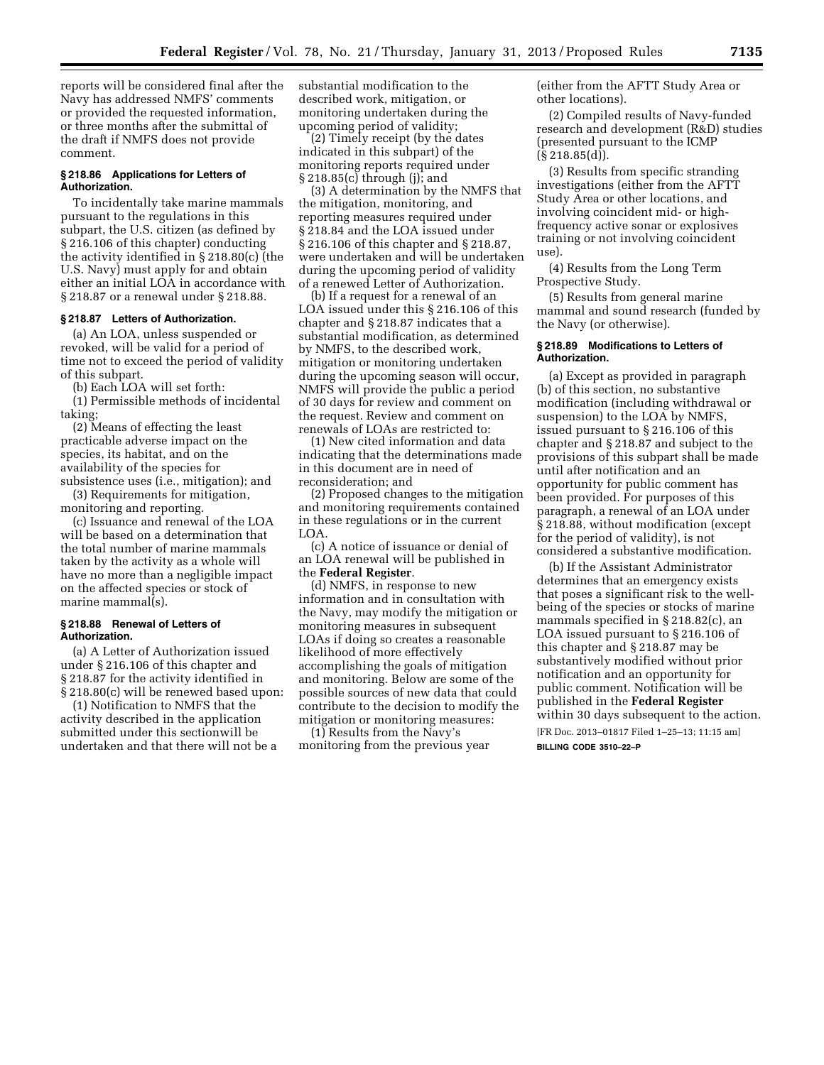reports will be considered final after the Navy has addressed NMFS' comments or provided the requested information, or three months after the submittal of the draft if NMFS does not provide comment.

#### § 218.86 Applications for Letters of Authorization.

To incidentally take marine mammals pursuant to the regulations in this subpart, the U.S. citizen (as defined by § 216.106 of this chapter) conducting the activity identified in § 218.80(c) (the U.S. Navy) must apply for and obtain either an initial LOA in accordance with § 218.87 or a renewal under § 218.88.

#### § 218.87 Letters of Authorization.

(a) An LOA, unless suspended or revoked, will be valid for a period of time not to exceed the period of validity of this subpart.

(b) Each LOA will set forth:

(1) Permissible methods of incidental taking;

(2) Means of effecting the least practicable adverse impact on the species, its habitat, and on the availability of the species for subsistence uses (i.e., mitigation); and

(3) Requirements for mitigation, monitoring and reporting.

(c) Issuance and renewal of the LOA will be based on a determination that the total number of marine mammals taken by the activity as a whole will have no more than a negligible impact on the affected species or stock of marine mammal(s).

#### § 218.88 Renewal of Letters of Authorization.

(a) A Letter of Authorization issued under § 216.106 of this chapter and § 218.87 for the activity identified in § 218.80(c) will be renewed based upon:

(1) Notification to NMFS that the activity described in the application submitted under this sectionwill be undertaken and that there will not be a substantial modification to the described work, mitigation, or monitoring undertaken during the upcoming period of validity;

(2) Timely receipt (by the dates indicated in this subpart) of the monitoring reports required under § 218.85(c) through (j); and

(3) A determination by the NMFS that the mitigation, monitoring, and reporting measures required under § 218.84 and the LOA issued under § 216.106 of this chapter and § 218.87, were undertaken and will be undertaken during the upcoming period of validity of a renewed Letter of Authorization.

(b) If a request for a renewal of an LOA issued under this § 216.106 of this chapter and § 218.87 indicates that a substantial modification, as determined by NMFS, to the described work, mitigation or monitoring undertaken during the upcoming season will occur, NMFS will provide the public a period of 30 days for review and comment on the request. Review and comment on renewals of LOAs are restricted to:

(1) New cited information and data indicating that the determinations made in this document are in need of reconsideration; and

(2) Proposed changes to the mitigation and monitoring requirements contained in these regulations or in the current LOA.

(c) A notice of issuance or denial of an LOA renewal will be published in the **Federal Register**.

(d) NMFS, in response to new information and in consultation with the Navy, may modify the mitigation or monitoring measures in subsequent LOAs if doing so creates a reasonable likelihood of more effectively accomplishing the goals of mitigation and monitoring. Below are some of the possible sources of new data that could contribute to the decision to modify the mitigation or monitoring measures:

(1) Results from the Navy's monitoring from the previous year (either from the AFTT Study Area or other locations).

(2) Compiled results of Navy-funded research and development (R&D) studies (presented pursuant to the ICMP (§ 218.85(d)).

(3) Results from specific stranding investigations (either from the AFTT Study Area or other locations, and involving coincident mid- or high-frequency active sonar or explosives training or not involving coincident use).

(4) Results from the Long Term Prospective Study.

(5) Results from general marine mammal and sound research (funded by the Navy (or otherwise).

#### § 218.89 Modifications to Letters of Authorization.

(a) Except as provided in paragraph (b) of this section, no substantive modification (including withdrawal or suspension) to the LOA by NMFS, issued pursuant to § 216.106 of this chapter and § 218.87 and subject to the provisions of this subpart shall be made until after notification and an opportunity for public comment has been provided. For purposes of this paragraph, a renewal of an LOA under § 218.88, without modification (except for the period of validity), is not considered a substantive modification.

(b) If the Assistant Administrator determines that an emergency exists that poses a significant risk to the well-being of the species or stocks of marine mammals specified in § 218.82(c), an LOA issued pursuant to § 216.106 of this chapter and § 218.87 may be substantively modified without prior notification and an opportunity for public comment. Notification will be published in the **Federal Register** within 30 days subsequent to the action.

[FR Doc. 2013–01817 Filed 1–25–13; 11:15 am]

**BILLING CODE 3510–22–P**